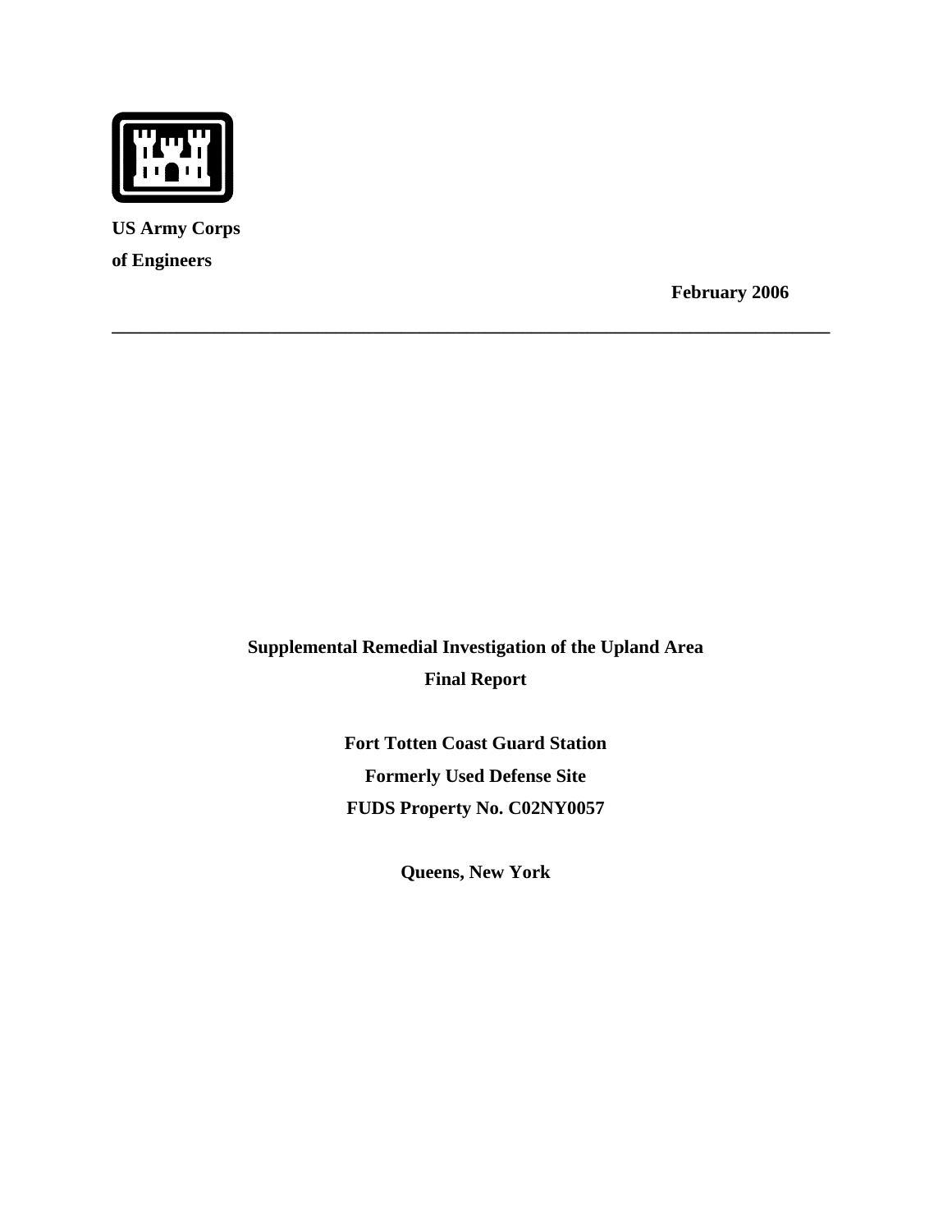**US Army Corps**

**of Engineers**

**February 2006**

---

# Supplemental Remedial Investigation of the Upland Area

## Final Report

**Fort Totten Coast Guard Station**

**Formerly Used Defense Site**

**FUDS Property No. C02NY0057**

**Queens, New York**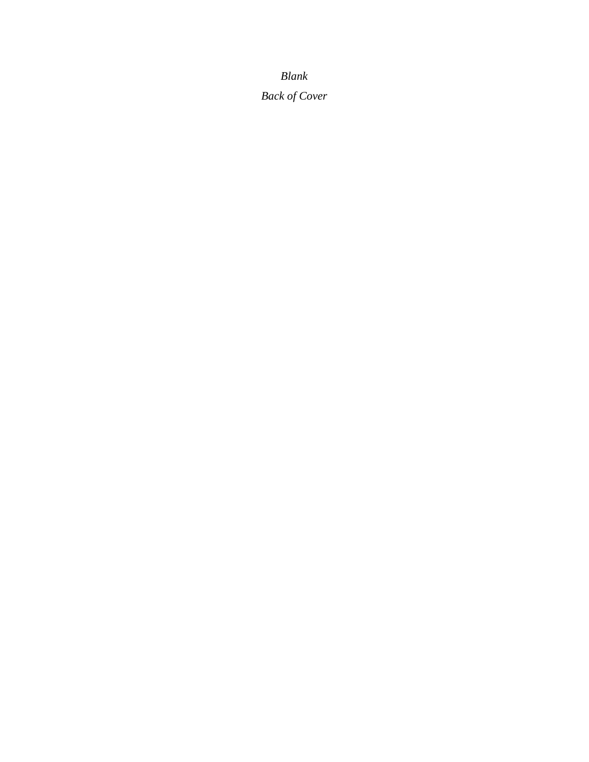*Blank*

*Back of Cover*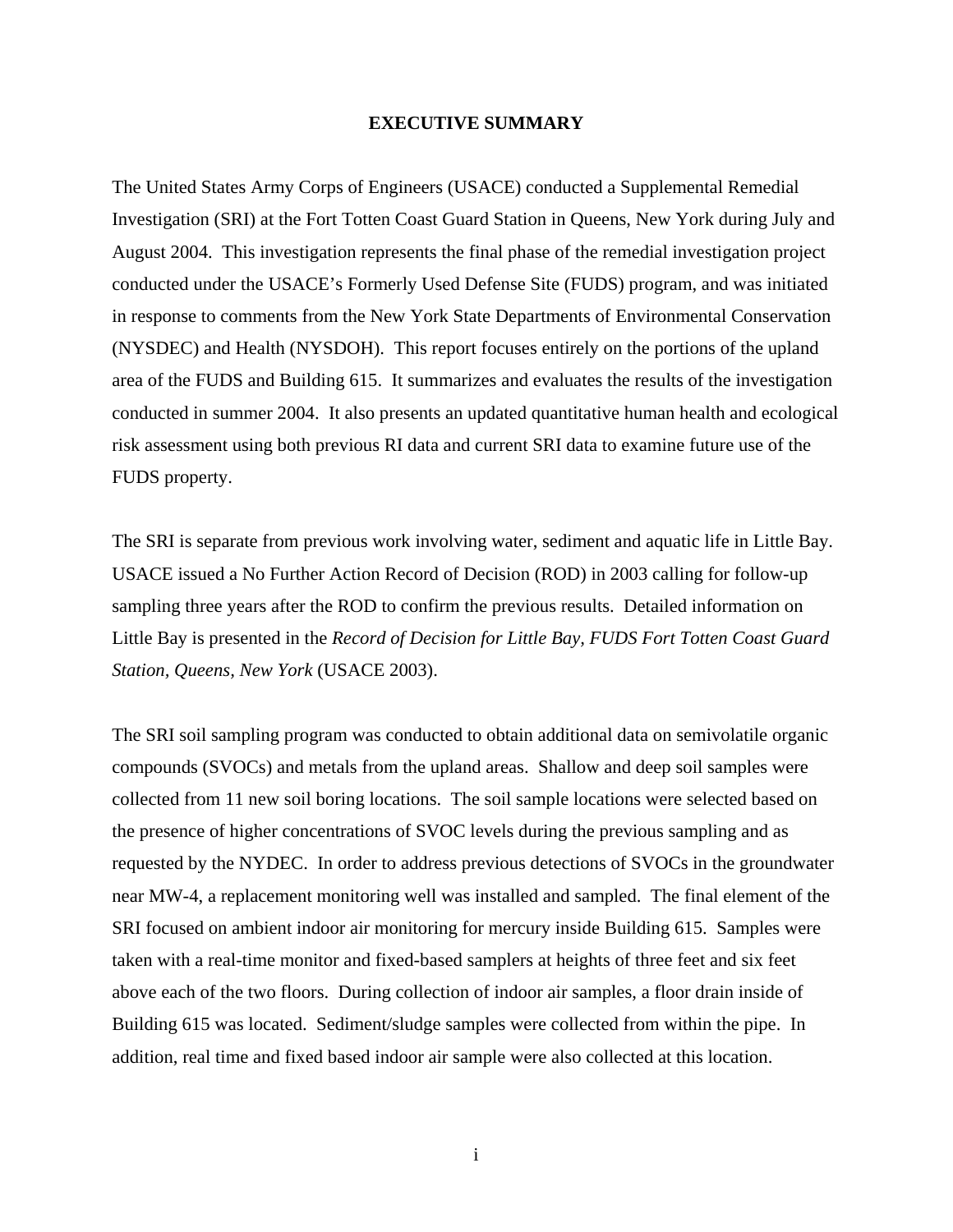# EXECUTIVE SUMMARY

The United States Army Corps of Engineers (USACE) conducted a Supplemental Remedial Investigation (SRI) at the Fort Totten Coast Guard Station in Queens, New York during July and August 2004. This investigation represents the final phase of the remedial investigation project conducted under the USACE's Formerly Used Defense Site (FUDS) program, and was initiated in response to comments from the New York State Departments of Environmental Conservation (NYSDEC) and Health (NYSDOH). This report focuses entirely on the portions of the upland area of the FUDS and Building 615. It summarizes and evaluates the results of the investigation conducted in summer 2004. It also presents an updated quantitative human health and ecological risk assessment using both previous RI data and current SRI data to examine future use of the FUDS property.

The SRI is separate from previous work involving water, sediment and aquatic life in Little Bay. USACE issued a No Further Action Record of Decision (ROD) in 2003 calling for follow-up sampling three years after the ROD to confirm the previous results. Detailed information on Little Bay is presented in the *Record of Decision for Little Bay, FUDS Fort Totten Coast Guard Station, Queens, New York* (USACE 2003).

The SRI soil sampling program was conducted to obtain additional data on semivolatile organic compounds (SVOCs) and metals from the upland areas. Shallow and deep soil samples were collected from 11 new soil boring locations. The soil sample locations were selected based on the presence of higher concentrations of SVOC levels during the previous sampling and as requested by the NYDEC. In order to address previous detections of SVOCs in the groundwater near MW-4, a replacement monitoring well was installed and sampled. The final element of the SRI focused on ambient indoor air monitoring for mercury inside Building 615. Samples were taken with a real-time monitor and fixed-based samplers at heights of three feet and six feet above each of the two floors. During collection of indoor air samples, a floor drain inside of Building 615 was located. Sediment/sludge samples were collected from within the pipe. In addition, real time and fixed based indoor air sample were also collected at this location.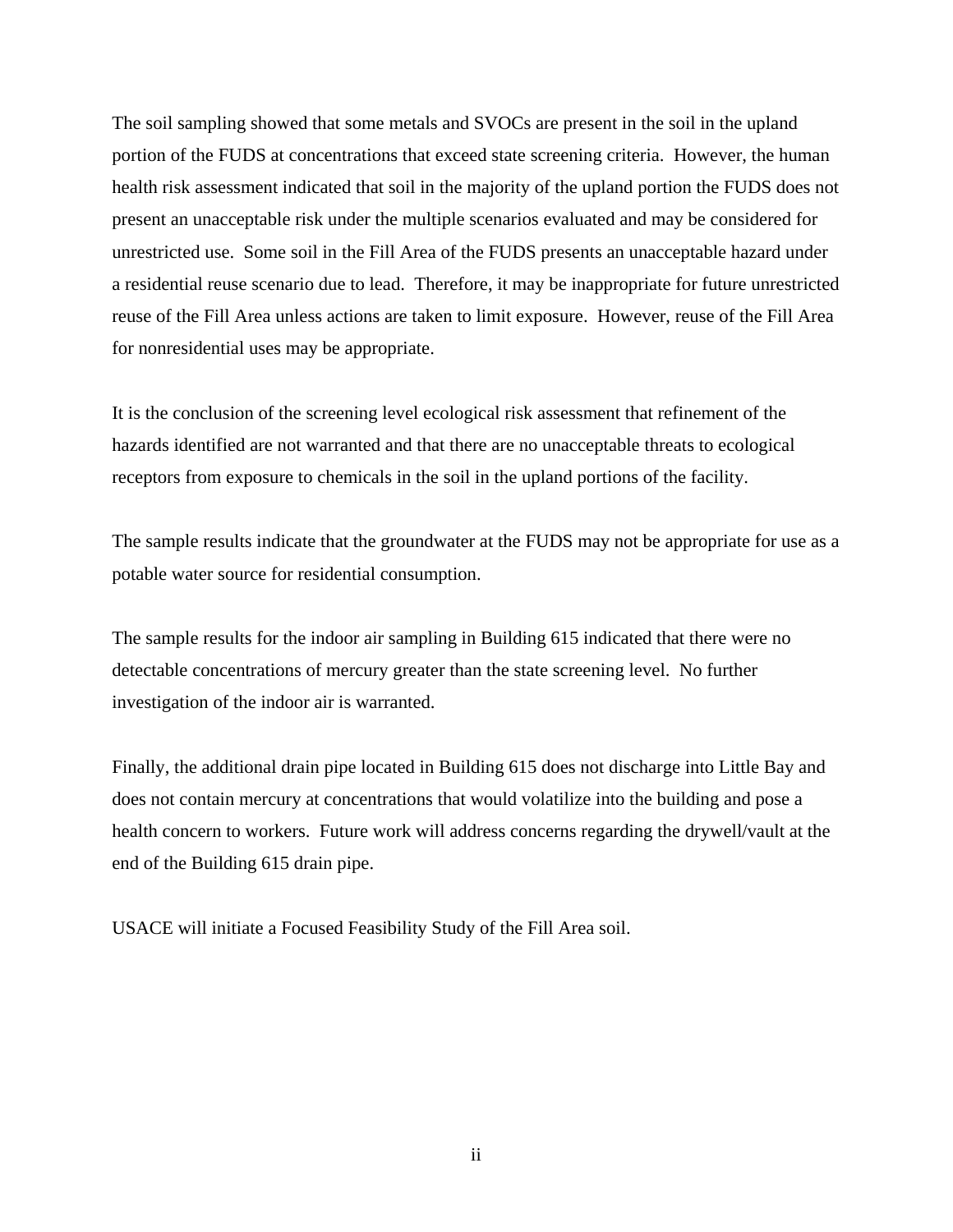The soil sampling showed that some metals and SVOCs are present in the soil in the upland portion of the FUDS at concentrations that exceed state screening criteria. However, the human health risk assessment indicated that soil in the majority of the upland portion the FUDS does not present an unacceptable risk under the multiple scenarios evaluated and may be considered for unrestricted use. Some soil in the Fill Area of the FUDS presents an unacceptable hazard under a residential reuse scenario due to lead. Therefore, it may be inappropriate for future unrestricted reuse of the Fill Area unless actions are taken to limit exposure. However, reuse of the Fill Area for nonresidential uses may be appropriate.

It is the conclusion of the screening level ecological risk assessment that refinement of the hazards identified are not warranted and that there are no unacceptable threats to ecological receptors from exposure to chemicals in the soil in the upland portions of the facility.

The sample results indicate that the groundwater at the FUDS may not be appropriate for use as a potable water source for residential consumption.

The sample results for the indoor air sampling in Building 615 indicated that there were no detectable concentrations of mercury greater than the state screening level. No further investigation of the indoor air is warranted.

Finally, the additional drain pipe located in Building 615 does not discharge into Little Bay and does not contain mercury at concentrations that would volatilize into the building and pose a health concern to workers. Future work will address concerns regarding the drywell/vault at the end of the Building 615 drain pipe.

USACE will initiate a Focused Feasibility Study of the Fill Area soil.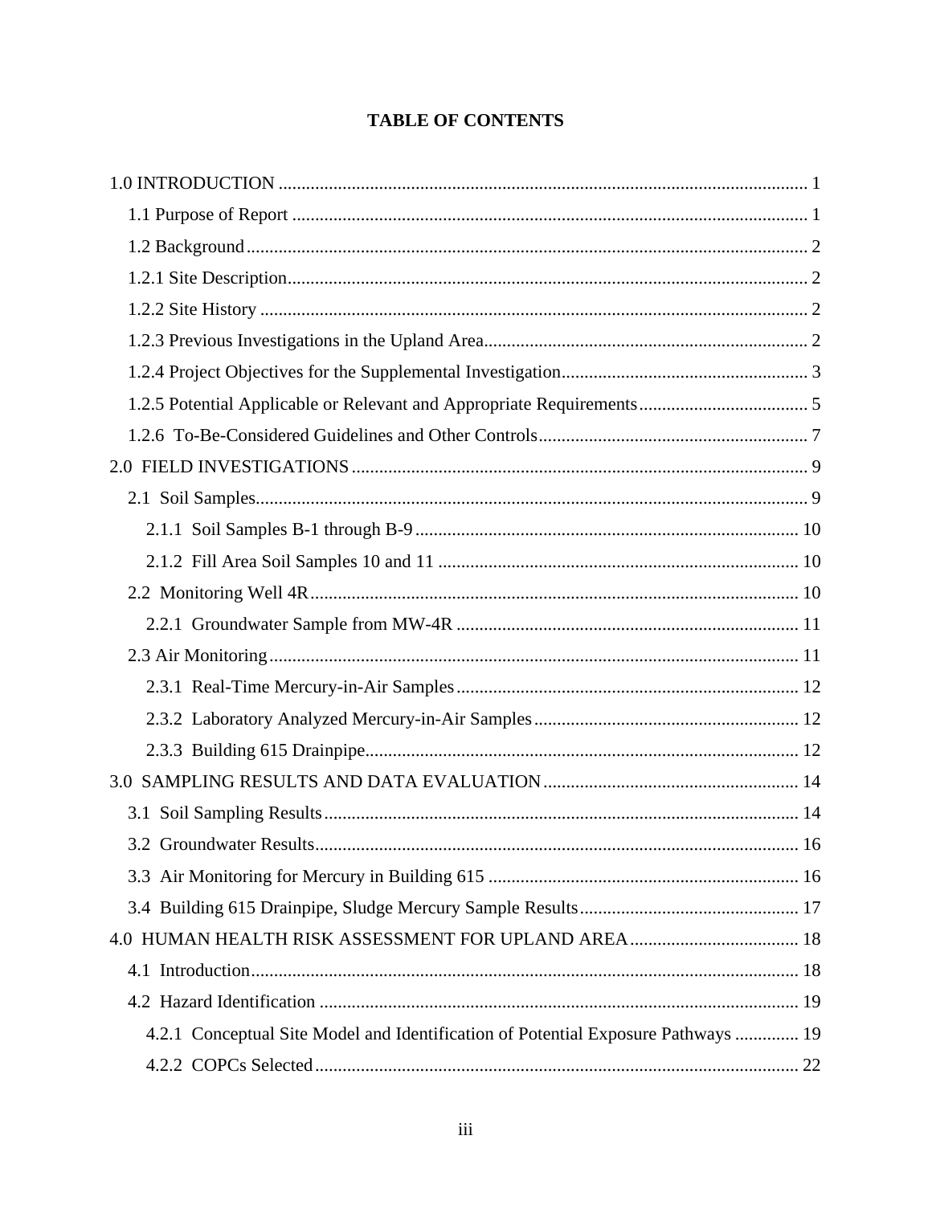# TABLE OF CONTENTS

1.0 INTRODUCTION ..... 1

- 1.1 Purpose of Report ..... 1
- 1.2 Background ..... 2
- 1.2.1 Site Description ..... 2
- 1.2.2 Site History ..... 2
- 1.2.3 Previous Investigations in the Upland Area ..... 2
- 1.2.4 Project Objectives for the Supplemental Investigation ..... 3
- 1.2.5 Potential Applicable or Relevant and Appropriate Requirements ..... 5
- 1.2.6 To-Be-Considered Guidelines and Other Controls ..... 7

2.0 FIELD INVESTIGATIONS ..... 9

- 2.1 Soil Samples ..... 9
  - 2.1.1 Soil Samples B-1 through B-9 ..... 10
  - 2.1.2 Fill Area Soil Samples 10 and 11 ..... 10
- 2.2 Monitoring Well 4R ..... 10
  - 2.2.1 Groundwater Sample from MW-4R ..... 11
- 2.3 Air Monitoring ..... 11
  - 2.3.1 Real-Time Mercury-in-Air Samples ..... 12
  - 2.3.2 Laboratory Analyzed Mercury-in-Air Samples ..... 12
  - 2.3.3 Building 615 Drainpipe ..... 12

3.0 SAMPLING RESULTS AND DATA EVALUATION ..... 14

- 3.1 Soil Sampling Results ..... 14
- 3.2 Groundwater Results ..... 16
- 3.3 Air Monitoring for Mercury in Building 615 ..... 16
- 3.4 Building 615 Drainpipe, Sludge Mercury Sample Results ..... 17

4.0 HUMAN HEALTH RISK ASSESSMENT FOR UPLAND AREA ..... 18

- 4.1 Introduction ..... 18
- 4.2 Hazard Identification ..... 19
  - 4.2.1 Conceptual Site Model and Identification of Potential Exposure Pathways ..... 19
  - 4.2.2 COPCs Selected ..... 22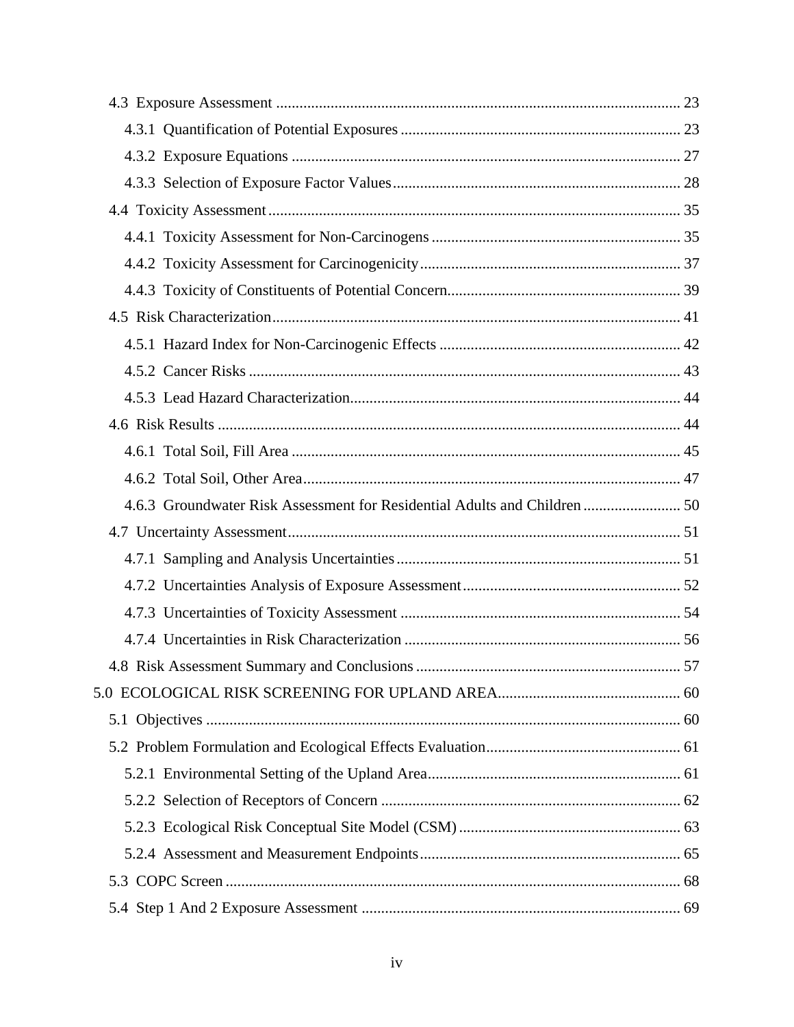4.3 Exposure Assessment ........................................................................................................ 23

4.3.1 Quantification of Potential Exposures ........................................................................ 23

4.3.2 Exposure Equations .................................................................................................... 27

4.3.3 Selection of Exposure Factor Values .......................................................................... 28

4.4 Toxicity Assessment .......................................................................................................... 35

4.4.1 Toxicity Assessment for Non-Carcinogens ................................................................ 35

4.4.2 Toxicity Assessment for Carcinogenicity ................................................................... 37

4.4.3 Toxicity of Constituents of Potential Concern ............................................................ 39

4.5 Risk Characterization ......................................................................................................... 41

4.5.1 Hazard Index for Non-Carcinogenic Effects .............................................................. 42

4.5.2 Cancer Risks ............................................................................................................... 43

4.5.3 Lead Hazard Characterization ..................................................................................... 44

4.6 Risk Results ....................................................................................................................... 44

4.6.1 Total Soil, Fill Area .................................................................................................... 45

4.6.2 Total Soil, Other Area ................................................................................................. 47

4.6.3 Groundwater Risk Assessment for Residential Adults and Children ......................... 50

4.7 Uncertainty Assessment ..................................................................................................... 51

4.7.1 Sampling and Analysis Uncertainties ......................................................................... 51

4.7.2 Uncertainties Analysis of Exposure Assessment ........................................................ 52

4.7.3 Uncertainties of Toxicity Assessment ........................................................................ 54

4.7.4 Uncertainties in Risk Characterization ....................................................................... 56

4.8 Risk Assessment Summary and Conclusions .................................................................... 57

5.0 ECOLOGICAL RISK SCREENING FOR UPLAND AREA ............................................... 60

5.1 Objectives .......................................................................................................................... 60

5.2 Problem Formulation and Ecological Effects Evaluation .................................................. 61

5.2.1 Environmental Setting of the Upland Area ................................................................. 61

5.2.2 Selection of Receptors of Concern ............................................................................. 62

5.2.3 Ecological Risk Conceptual Site Model (CSM) ......................................................... 63

5.2.4 Assessment and Measurement Endpoints ................................................................... 65

5.3 COPC Screen ..................................................................................................................... 68

5.4 Step 1 And 2 Exposure Assessment .................................................................................. 69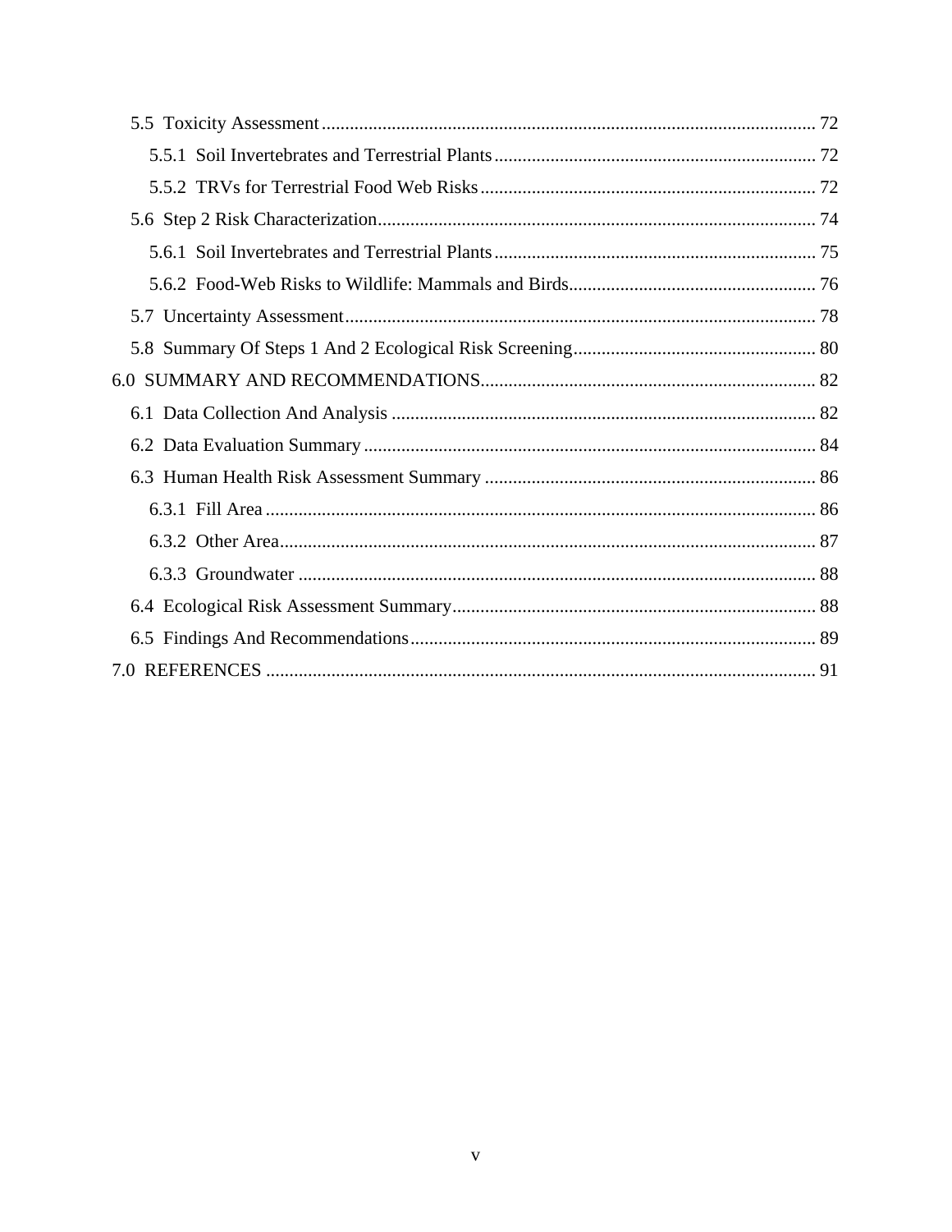5.5 Toxicity Assessment ......................................................................................................... 72

5.5.1 Soil Invertebrates and Terrestrial Plants ..................................................................... 72

5.5.2 TRVs for Terrestrial Food Web Risks ........................................................................ 72

5.6 Step 2 Risk Characterization............................................................................................. 74

5.6.1 Soil Invertebrates and Terrestrial Plants ..................................................................... 75

5.6.2 Food-Web Risks to Wildlife: Mammals and Birds..................................................... 76

5.7 Uncertainty Assessment..................................................................................................... 78

5.8 Summary Of Steps 1 And 2 Ecological Risk Screening.................................................... 80

6.0 SUMMARY AND RECOMMENDATIONS........................................................................ 82

6.1 Data Collection And Analysis ........................................................................................... 82

6.2 Data Evaluation Summary ................................................................................................. 84

6.3 Human Health Risk Assessment Summary ....................................................................... 86

6.3.1 Fill Area ...................................................................................................................... 86

6.3.2 Other Area................................................................................................................... 87

6.3.3 Groundwater ............................................................................................................... 88

6.4 Ecological Risk Assessment Summary.............................................................................. 88

6.5 Findings And Recommendations....................................................................................... 89

7.0 REFERENCES ...................................................................................................................... 91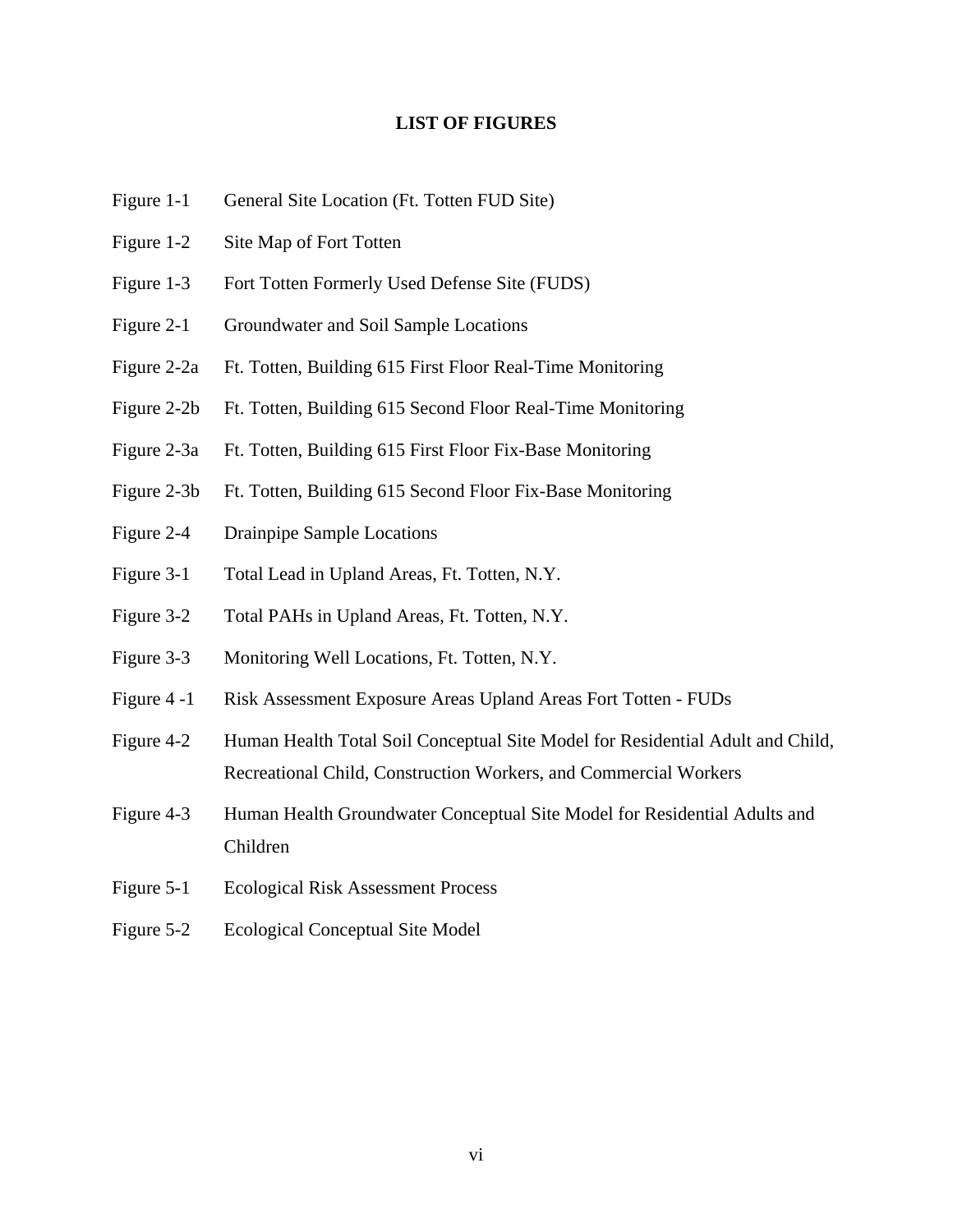# LIST OF FIGURES

| | |
|---|---|
| Figure 1-1 | General Site Location (Ft. Totten FUD Site) |
| Figure 1-2 | Site Map of Fort Totten |
| Figure 1-3 | Fort Totten Formerly Used Defense Site (FUDS) |
| Figure 2-1 | Groundwater and Soil Sample Locations |
| Figure 2-2a | Ft. Totten, Building 615 First Floor Real-Time Monitoring |
| Figure 2-2b | Ft. Totten, Building 615 Second Floor Real-Time Monitoring |
| Figure 2-3a | Ft. Totten, Building 615 First Floor Fix-Base Monitoring |
| Figure 2-3b | Ft. Totten, Building 615 Second Floor Fix-Base Monitoring |
| Figure 2-4 | Drainpipe Sample Locations |
| Figure 3-1 | Total Lead in Upland Areas, Ft. Totten, N.Y. |
| Figure 3-2 | Total PAHs in Upland Areas, Ft. Totten, N.Y. |
| Figure 3-3 | Monitoring Well Locations, Ft. Totten, N.Y. |
| Figure 4 -1 | Risk Assessment Exposure Areas Upland Areas Fort Totten - FUDs |
| Figure 4-2 | Human Health Total Soil Conceptual Site Model for Residential Adult and Child, Recreational Child, Construction Workers, and Commercial Workers |
| Figure 4-3 | Human Health Groundwater Conceptual Site Model for Residential Adults and Children |
| Figure 5-1 | Ecological Risk Assessment Process |
| Figure 5-2 | Ecological Conceptual Site Model |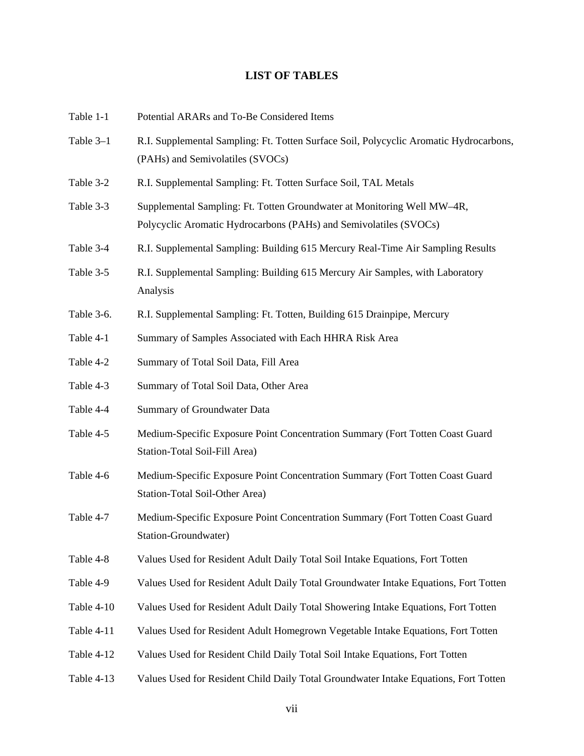# LIST OF TABLES

| | |
|---|---|
| Table 1-1 | Potential ARARs and To-Be Considered Items |
| Table 3–1 | R.I. Supplemental Sampling: Ft. Totten Surface Soil, Polycyclic Aromatic Hydrocarbons, (PAHs) and Semivolatiles (SVOCs) |
| Table 3-2 | R.I. Supplemental Sampling: Ft. Totten Surface Soil, TAL Metals |
| Table 3-3 | Supplemental Sampling: Ft. Totten Groundwater at Monitoring Well MW–4R, Polycyclic Aromatic Hydrocarbons (PAHs) and Semivolatiles (SVOCs) |
| Table 3-4 | R.I. Supplemental Sampling: Building 615 Mercury Real-Time Air Sampling Results |
| Table 3-5 | R.I. Supplemental Sampling: Building 615 Mercury Air Samples, with Laboratory Analysis |
| Table 3-6. | R.I. Supplemental Sampling: Ft. Totten, Building 615 Drainpipe, Mercury |
| Table 4-1 | Summary of Samples Associated with Each HHRA Risk Area |
| Table 4-2 | Summary of Total Soil Data, Fill Area |
| Table 4-3 | Summary of Total Soil Data, Other Area |
| Table 4-4 | Summary of Groundwater Data |
| Table 4-5 | Medium-Specific Exposure Point Concentration Summary (Fort Totten Coast Guard Station-Total Soil-Fill Area) |
| Table 4-6 | Medium-Specific Exposure Point Concentration Summary (Fort Totten Coast Guard Station-Total Soil-Other Area) |
| Table 4-7 | Medium-Specific Exposure Point Concentration Summary (Fort Totten Coast Guard Station-Groundwater) |
| Table 4-8 | Values Used for Resident Adult Daily Total Soil Intake Equations, Fort Totten |
| Table 4-9 | Values Used for Resident Adult Daily Total Groundwater Intake Equations, Fort Totten |
| Table 4-10 | Values Used for Resident Adult Daily Total Showering Intake Equations, Fort Totten |
| Table 4-11 | Values Used for Resident Adult Homegrown Vegetable Intake Equations, Fort Totten |
| Table 4-12 | Values Used for Resident Child Daily Total Soil Intake Equations, Fort Totten |
| Table 4-13 | Values Used for Resident Child Daily Total Groundwater Intake Equations, Fort Totten |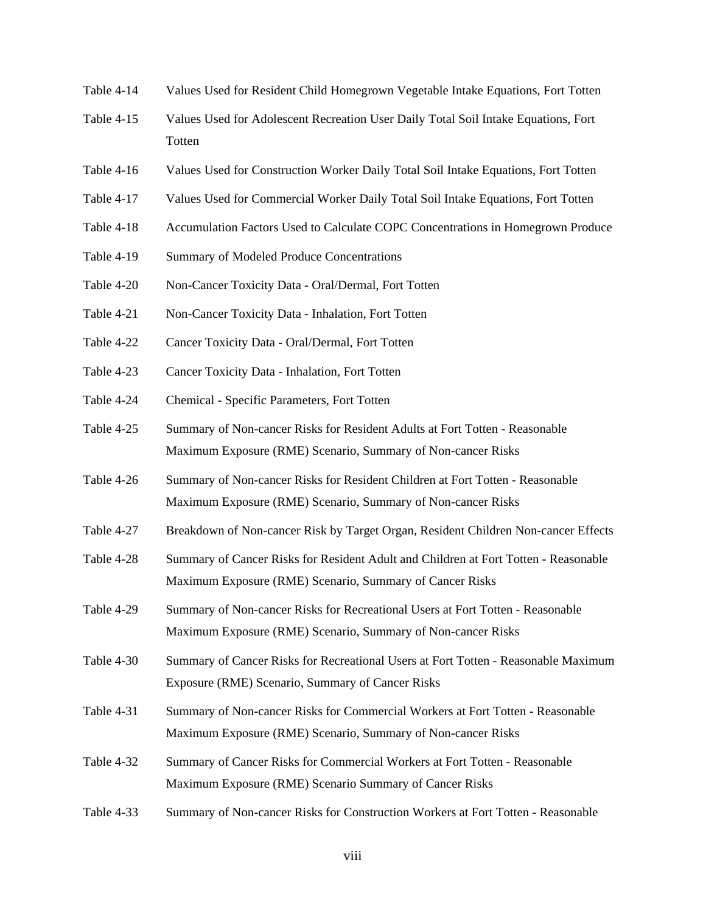Table 4-14 Values Used for Resident Child Homegrown Vegetable Intake Equations, Fort Totten

Table 4-15 Values Used for Adolescent Recreation User Daily Total Soil Intake Equations, Fort Totten

Table 4-16 Values Used for Construction Worker Daily Total Soil Intake Equations, Fort Totten

Table 4-17 Values Used for Commercial Worker Daily Total Soil Intake Equations, Fort Totten

Table 4-18 Accumulation Factors Used to Calculate COPC Concentrations in Homegrown Produce

Table 4-19 Summary of Modeled Produce Concentrations

Table 4-20 Non-Cancer Toxicity Data - Oral/Dermal, Fort Totten

Table 4-21 Non-Cancer Toxicity Data - Inhalation, Fort Totten

Table 4-22 Cancer Toxicity Data - Oral/Dermal, Fort Totten

Table 4-23 Cancer Toxicity Data - Inhalation, Fort Totten

Table 4-24 Chemical - Specific Parameters, Fort Totten

Table 4-25 Summary of Non-cancer Risks for Resident Adults at Fort Totten - Reasonable Maximum Exposure (RME) Scenario, Summary of Non-cancer Risks

Table 4-26 Summary of Non-cancer Risks for Resident Children at Fort Totten - Reasonable Maximum Exposure (RME) Scenario, Summary of Non-cancer Risks

Table 4-27 Breakdown of Non-cancer Risk by Target Organ, Resident Children Non-cancer Effects

Table 4-28 Summary of Cancer Risks for Resident Adult and Children at Fort Totten - Reasonable Maximum Exposure (RME) Scenario, Summary of Cancer Risks

Table 4-29 Summary of Non-cancer Risks for Recreational Users at Fort Totten - Reasonable Maximum Exposure (RME) Scenario, Summary of Non-cancer Risks

Table 4-30 Summary of Cancer Risks for Recreational Users at Fort Totten - Reasonable Maximum Exposure (RME) Scenario, Summary of Cancer Risks

Table 4-31 Summary of Non-cancer Risks for Commercial Workers at Fort Totten - Reasonable Maximum Exposure (RME) Scenario, Summary of Non-cancer Risks

Table 4-32 Summary of Cancer Risks for Commercial Workers at Fort Totten - Reasonable Maximum Exposure (RME) Scenario Summary of Cancer Risks

Table 4-33 Summary of Non-cancer Risks for Construction Workers at Fort Totten - Reasonable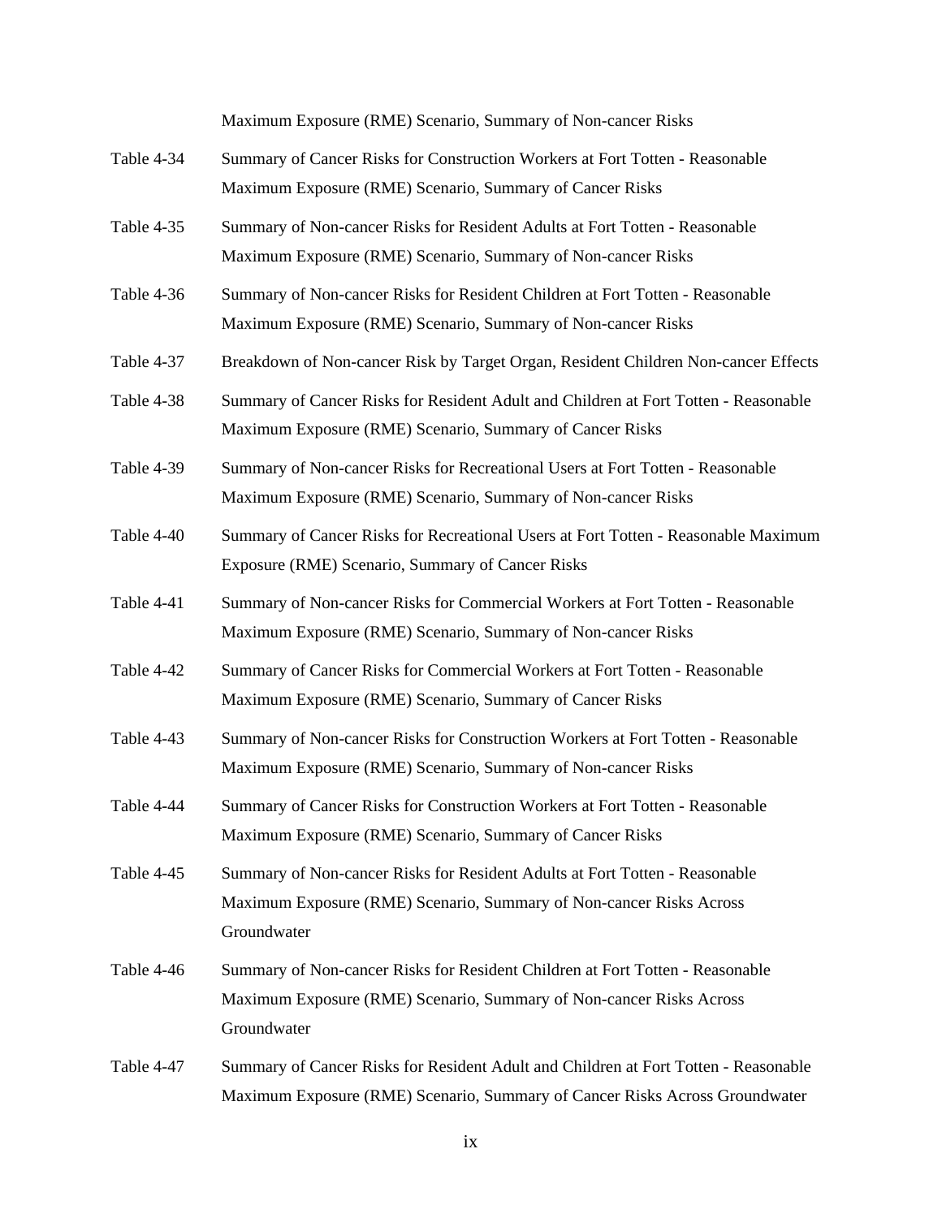Maximum Exposure (RME) Scenario, Summary of Non-cancer Risks

| | |
|---|---|
| Table 4-34 | Summary of Cancer Risks for Construction Workers at Fort Totten - Reasonable Maximum Exposure (RME) Scenario, Summary of Cancer Risks |
| Table 4-35 | Summary of Non-cancer Risks for Resident Adults at Fort Totten - Reasonable Maximum Exposure (RME) Scenario, Summary of Non-cancer Risks |
| Table 4-36 | Summary of Non-cancer Risks for Resident Children at Fort Totten - Reasonable Maximum Exposure (RME) Scenario, Summary of Non-cancer Risks |
| Table 4-37 | Breakdown of Non-cancer Risk by Target Organ, Resident Children Non-cancer Effects |
| Table 4-38 | Summary of Cancer Risks for Resident Adult and Children at Fort Totten - Reasonable Maximum Exposure (RME) Scenario, Summary of Cancer Risks |
| Table 4-39 | Summary of Non-cancer Risks for Recreational Users at Fort Totten - Reasonable Maximum Exposure (RME) Scenario, Summary of Non-cancer Risks |
| Table 4-40 | Summary of Cancer Risks for Recreational Users at Fort Totten - Reasonable Maximum Exposure (RME) Scenario, Summary of Cancer Risks |
| Table 4-41 | Summary of Non-cancer Risks for Commercial Workers at Fort Totten - Reasonable Maximum Exposure (RME) Scenario, Summary of Non-cancer Risks |
| Table 4-42 | Summary of Cancer Risks for Commercial Workers at Fort Totten - Reasonable Maximum Exposure (RME) Scenario, Summary of Cancer Risks |
| Table 4-43 | Summary of Non-cancer Risks for Construction Workers at Fort Totten - Reasonable Maximum Exposure (RME) Scenario, Summary of Non-cancer Risks |
| Table 4-44 | Summary of Cancer Risks for Construction Workers at Fort Totten - Reasonable Maximum Exposure (RME) Scenario, Summary of Cancer Risks |
| Table 4-45 | Summary of Non-cancer Risks for Resident Adults at Fort Totten - Reasonable Maximum Exposure (RME) Scenario, Summary of Non-cancer Risks Across Groundwater |
| Table 4-46 | Summary of Non-cancer Risks for Resident Children at Fort Totten - Reasonable Maximum Exposure (RME) Scenario, Summary of Non-cancer Risks Across Groundwater |
| Table 4-47 | Summary of Cancer Risks for Resident Adult and Children at Fort Totten - Reasonable Maximum Exposure (RME) Scenario, Summary of Cancer Risks Across Groundwater |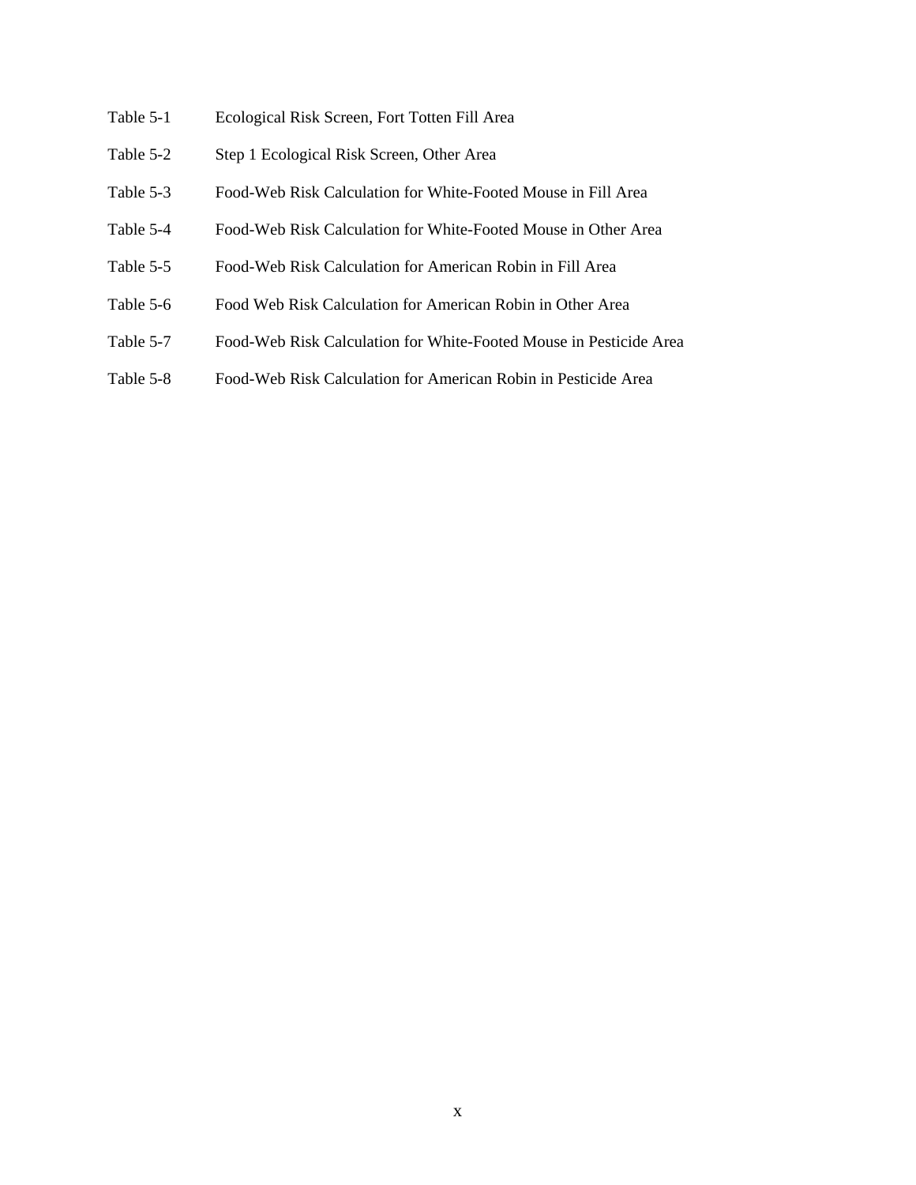Table 5-1 Ecological Risk Screen, Fort Totten Fill Area

Table 5-2 Step 1 Ecological Risk Screen, Other Area

Table 5-3 Food-Web Risk Calculation for White-Footed Mouse in Fill Area

Table 5-4 Food-Web Risk Calculation for White-Footed Mouse in Other Area

Table 5-5 Food-Web Risk Calculation for American Robin in Fill Area

Table 5-6 Food Web Risk Calculation for American Robin in Other Area

Table 5-7 Food-Web Risk Calculation for White-Footed Mouse in Pesticide Area

Table 5-8 Food-Web Risk Calculation for American Robin in Pesticide Area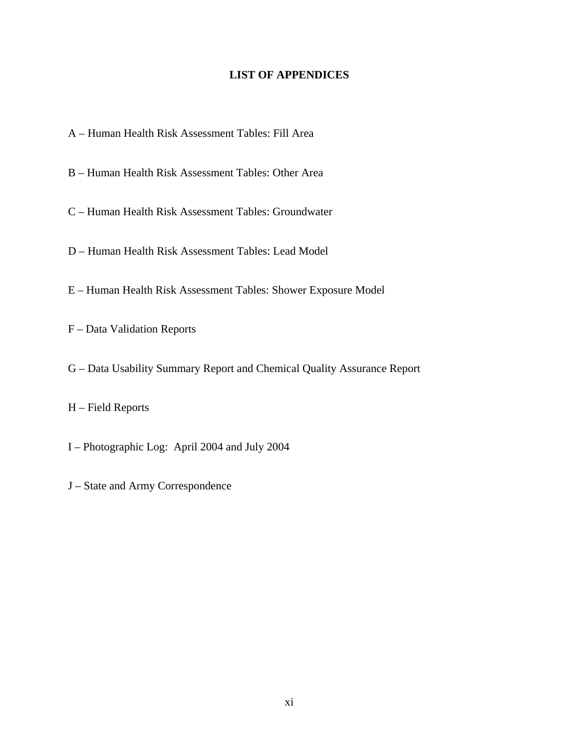# LIST OF APPENDICES

A – Human Health Risk Assessment Tables: Fill Area

B – Human Health Risk Assessment Tables: Other Area

C – Human Health Risk Assessment Tables: Groundwater

D – Human Health Risk Assessment Tables: Lead Model

E – Human Health Risk Assessment Tables: Shower Exposure Model

F – Data Validation Reports

G – Data Usability Summary Report and Chemical Quality Assurance Report

H – Field Reports

I – Photographic Log: April 2004 and July 2004

J – State and Army Correspondence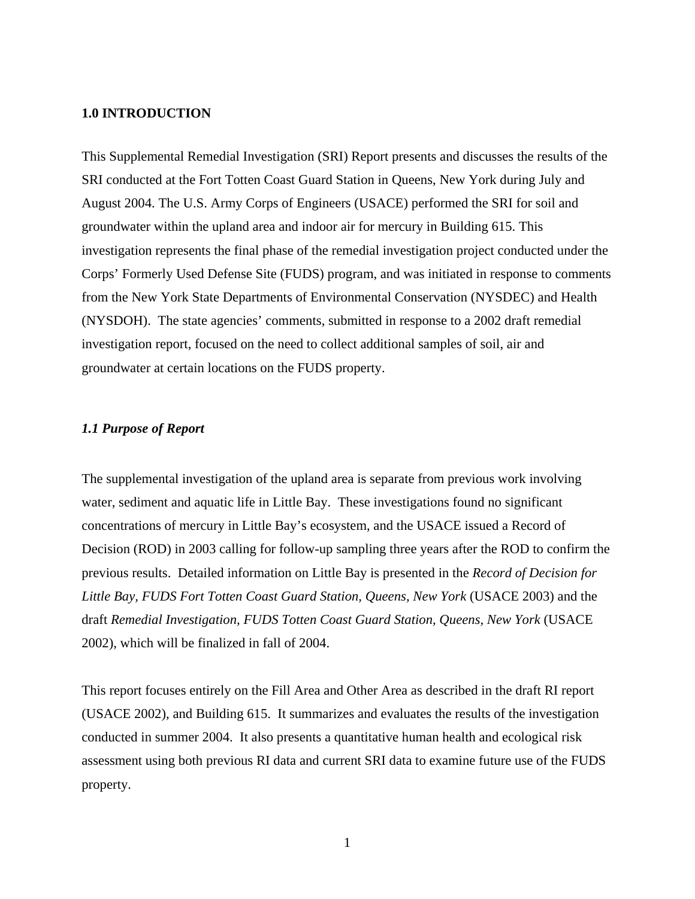## 1.0 INTRODUCTION

This Supplemental Remedial Investigation (SRI) Report presents and discusses the results of the SRI conducted at the Fort Totten Coast Guard Station in Queens, New York during July and August 2004. The U.S. Army Corps of Engineers (USACE) performed the SRI for soil and groundwater within the upland area and indoor air for mercury in Building 615. This investigation represents the final phase of the remedial investigation project conducted under the Corps' Formerly Used Defense Site (FUDS) program, and was initiated in response to comments from the New York State Departments of Environmental Conservation (NYSDEC) and Health (NYSDOH). The state agencies' comments, submitted in response to a 2002 draft remedial investigation report, focused on the need to collect additional samples of soil, air and groundwater at certain locations on the FUDS property.

### *1.1 Purpose of Report*

The supplemental investigation of the upland area is separate from previous work involving water, sediment and aquatic life in Little Bay. These investigations found no significant concentrations of mercury in Little Bay's ecosystem, and the USACE issued a Record of Decision (ROD) in 2003 calling for follow-up sampling three years after the ROD to confirm the previous results. Detailed information on Little Bay is presented in the *Record of Decision for Little Bay, FUDS Fort Totten Coast Guard Station, Queens, New York* (USACE 2003) and the draft *Remedial Investigation, FUDS Totten Coast Guard Station, Queens, New York* (USACE 2002), which will be finalized in fall of 2004.

This report focuses entirely on the Fill Area and Other Area as described in the draft RI report (USACE 2002), and Building 615. It summarizes and evaluates the results of the investigation conducted in summer 2004. It also presents a quantitative human health and ecological risk assessment using both previous RI data and current SRI data to examine future use of the FUDS property.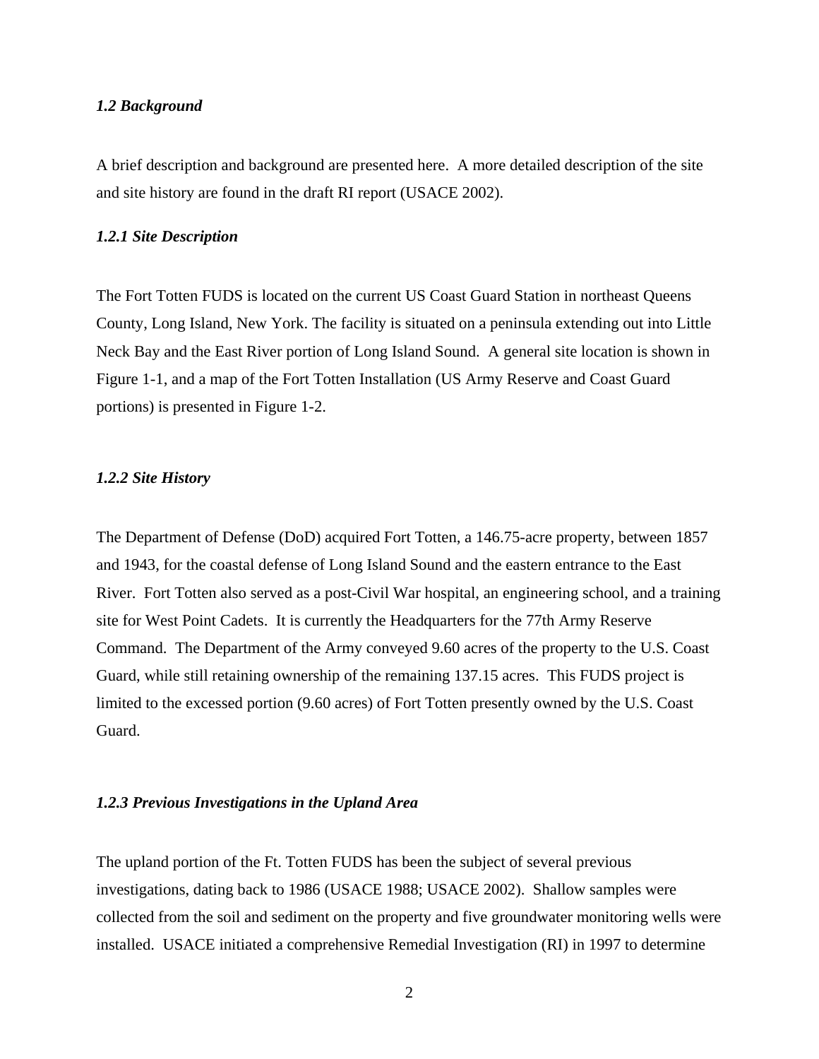### *1.2 Background*

A brief description and background are presented here. A more detailed description of the site and site history are found in the draft RI report (USACE 2002).

#### *1.2.1 Site Description*

The Fort Totten FUDS is located on the current US Coast Guard Station in northeast Queens County, Long Island, New York. The facility is situated on a peninsula extending out into Little Neck Bay and the East River portion of Long Island Sound. A general site location is shown in Figure 1-1, and a map of the Fort Totten Installation (US Army Reserve and Coast Guard portions) is presented in Figure 1-2.

#### *1.2.2 Site History*

The Department of Defense (DoD) acquired Fort Totten, a 146.75-acre property, between 1857 and 1943, for the coastal defense of Long Island Sound and the eastern entrance to the East River. Fort Totten also served as a post-Civil War hospital, an engineering school, and a training site for West Point Cadets. It is currently the Headquarters for the 77th Army Reserve Command. The Department of the Army conveyed 9.60 acres of the property to the U.S. Coast Guard, while still retaining ownership of the remaining 137.15 acres. This FUDS project is limited to the excessed portion (9.60 acres) of Fort Totten presently owned by the U.S. Coast Guard.

#### *1.2.3 Previous Investigations in the Upland Area*

The upland portion of the Ft. Totten FUDS has been the subject of several previous investigations, dating back to 1986 (USACE 1988; USACE 2002). Shallow samples were collected from the soil and sediment on the property and five groundwater monitoring wells were installed. USACE initiated a comprehensive Remedial Investigation (RI) in 1997 to determine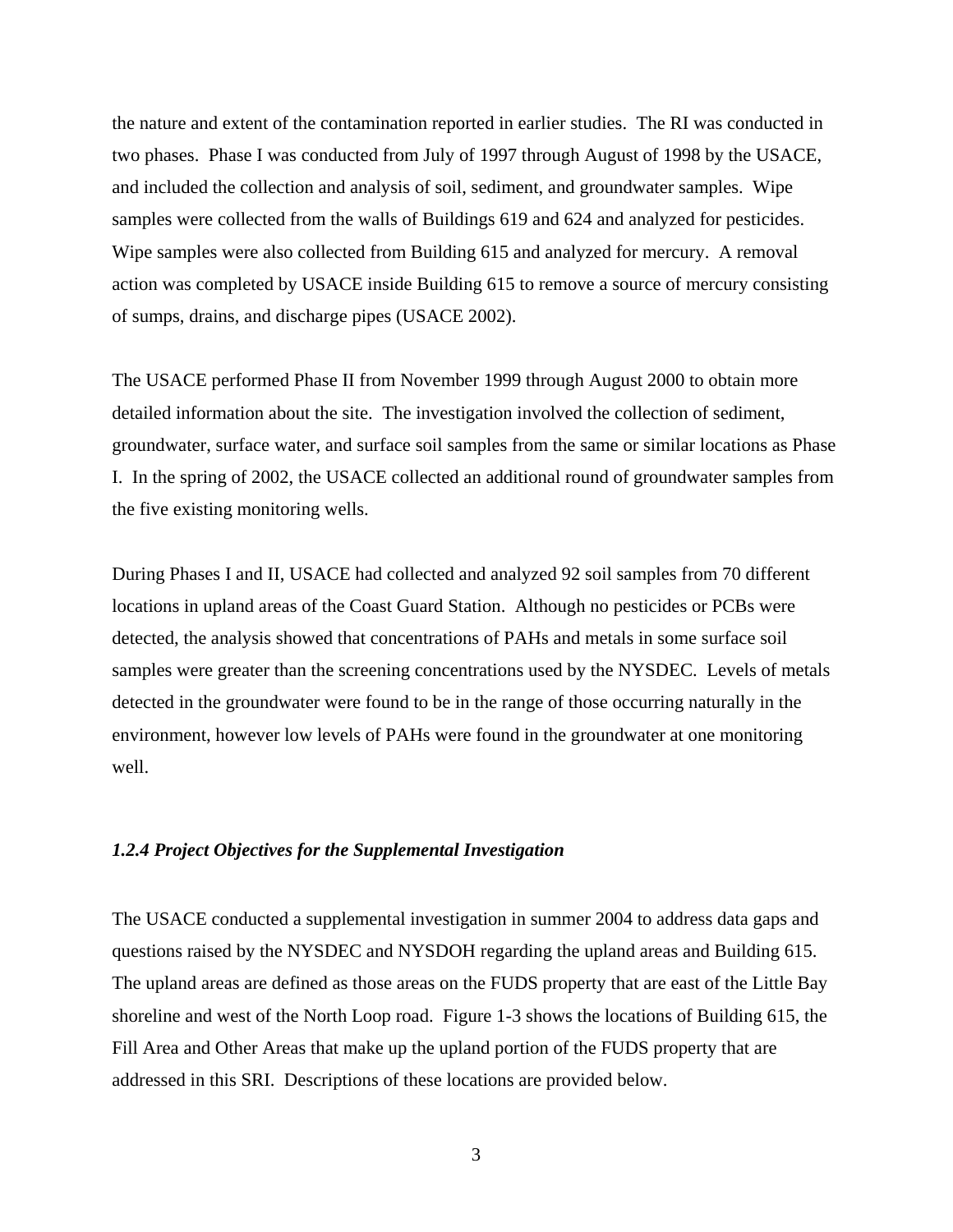the nature and extent of the contamination reported in earlier studies. The RI was conducted in two phases. Phase I was conducted from July of 1997 through August of 1998 by the USACE, and included the collection and analysis of soil, sediment, and groundwater samples. Wipe samples were collected from the walls of Buildings 619 and 624 and analyzed for pesticides. Wipe samples were also collected from Building 615 and analyzed for mercury. A removal action was completed by USACE inside Building 615 to remove a source of mercury consisting of sumps, drains, and discharge pipes (USACE 2002).

The USACE performed Phase II from November 1999 through August 2000 to obtain more detailed information about the site. The investigation involved the collection of sediment, groundwater, surface water, and surface soil samples from the same or similar locations as Phase I. In the spring of 2002, the USACE collected an additional round of groundwater samples from the five existing monitoring wells.

During Phases I and II, USACE had collected and analyzed 92 soil samples from 70 different locations in upland areas of the Coast Guard Station. Although no pesticides or PCBs were detected, the analysis showed that concentrations of PAHs and metals in some surface soil samples were greater than the screening concentrations used by the NYSDEC. Levels of metals detected in the groundwater were found to be in the range of those occurring naturally in the environment, however low levels of PAHs were found in the groundwater at one monitoring well.

### *1.2.4 Project Objectives for the Supplemental Investigation*

The USACE conducted a supplemental investigation in summer 2004 to address data gaps and questions raised by the NYSDEC and NYSDOH regarding the upland areas and Building 615. The upland areas are defined as those areas on the FUDS property that are east of the Little Bay shoreline and west of the North Loop road. Figure 1-3 shows the locations of Building 615, the Fill Area and Other Areas that make up the upland portion of the FUDS property that are addressed in this SRI. Descriptions of these locations are provided below.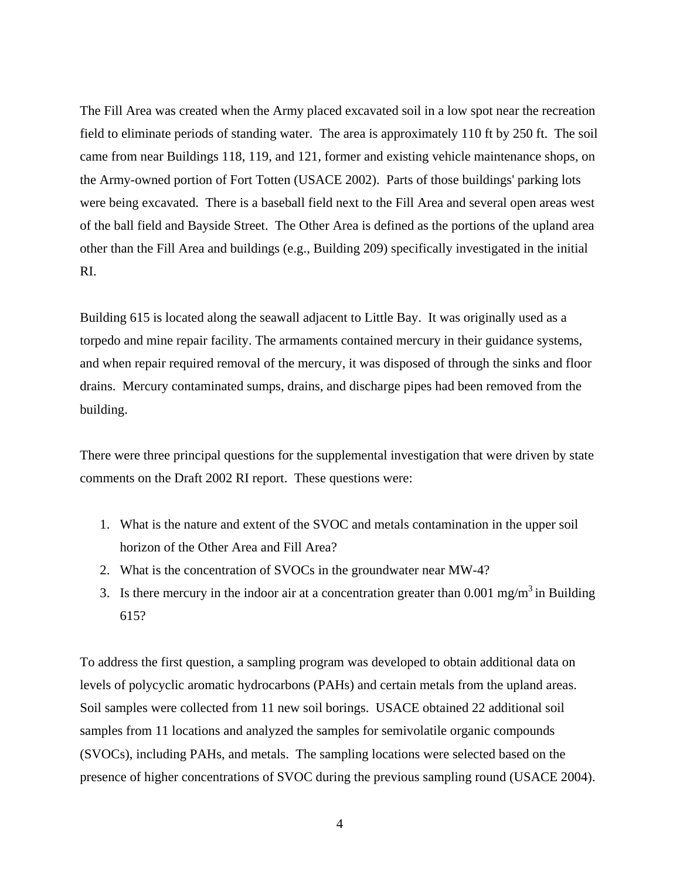The Fill Area was created when the Army placed excavated soil in a low spot near the recreation field to eliminate periods of standing water. The area is approximately 110 ft by 250 ft. The soil came from near Buildings 118, 119, and 121, former and existing vehicle maintenance shops, on the Army-owned portion of Fort Totten (USACE 2002). Parts of those buildings' parking lots were being excavated. There is a baseball field next to the Fill Area and several open areas west of the ball field and Bayside Street. The Other Area is defined as the portions of the upland area other than the Fill Area and buildings (e.g., Building 209) specifically investigated in the initial RI.

Building 615 is located along the seawall adjacent to Little Bay. It was originally used as a torpedo and mine repair facility. The armaments contained mercury in their guidance systems, and when repair required removal of the mercury, it was disposed of through the sinks and floor drains. Mercury contaminated sumps, drains, and discharge pipes had been removed from the building.

There were three principal questions for the supplemental investigation that were driven by state comments on the Draft 2002 RI report. These questions were:

1. What is the nature and extent of the SVOC and metals contamination in the upper soil horizon of the Other Area and Fill Area?
2. What is the concentration of SVOCs in the groundwater near MW-4?
3. Is there mercury in the indoor air at a concentration greater than 0.001 $mg/m^3$ in Building 615?

To address the first question, a sampling program was developed to obtain additional data on levels of polycyclic aromatic hydrocarbons (PAHs) and certain metals from the upland areas. Soil samples were collected from 11 new soil borings. USACE obtained 22 additional soil samples from 11 locations and analyzed the samples for semivolatile organic compounds (SVOCs), including PAHs, and metals. The sampling locations were selected based on the presence of higher concentrations of SVOC during the previous sampling round (USACE 2004).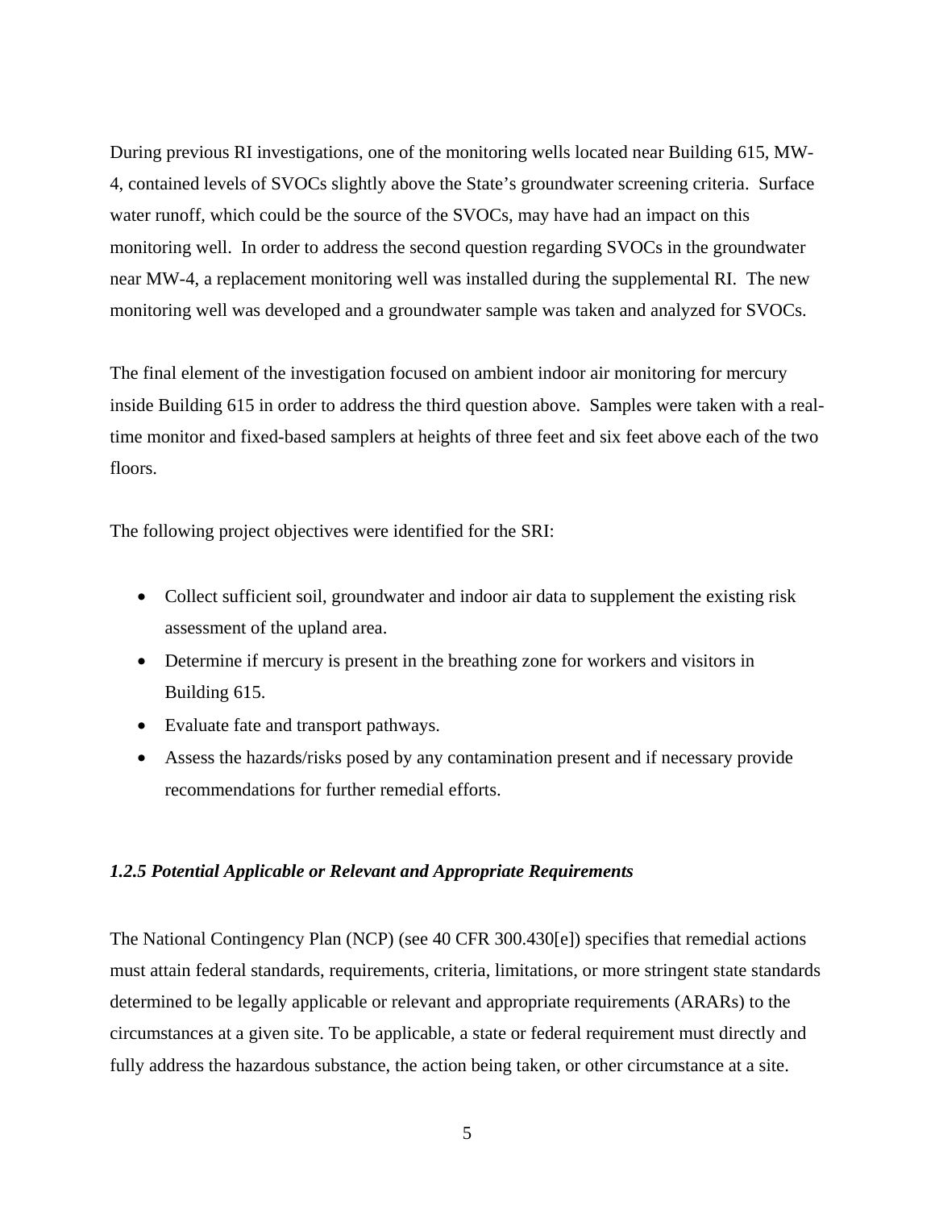During previous RI investigations, one of the monitoring wells located near Building 615, MW-4, contained levels of SVOCs slightly above the State's groundwater screening criteria. Surface water runoff, which could be the source of the SVOCs, may have had an impact on this monitoring well. In order to address the second question regarding SVOCs in the groundwater near MW-4, a replacement monitoring well was installed during the supplemental RI. The new monitoring well was developed and a groundwater sample was taken and analyzed for SVOCs.

The final element of the investigation focused on ambient indoor air monitoring for mercury inside Building 615 in order to address the third question above. Samples were taken with a real-time monitor and fixed-based samplers at heights of three feet and six feet above each of the two floors.

The following project objectives were identified for the SRI:

- Collect sufficient soil, groundwater and indoor air data to supplement the existing risk assessment of the upland area.
- Determine if mercury is present in the breathing zone for workers and visitors in Building 615.
- Evaluate fate and transport pathways.
- Assess the hazards/risks posed by any contamination present and if necessary provide recommendations for further remedial efforts.

#### *1.2.5 Potential Applicable or Relevant and Appropriate Requirements*

The National Contingency Plan (NCP) (see 40 CFR 300.430[e]) specifies that remedial actions must attain federal standards, requirements, criteria, limitations, or more stringent state standards determined to be legally applicable or relevant and appropriate requirements (ARARs) to the circumstances at a given site. To be applicable, a state or federal requirement must directly and fully address the hazardous substance, the action being taken, or other circumstance at a site.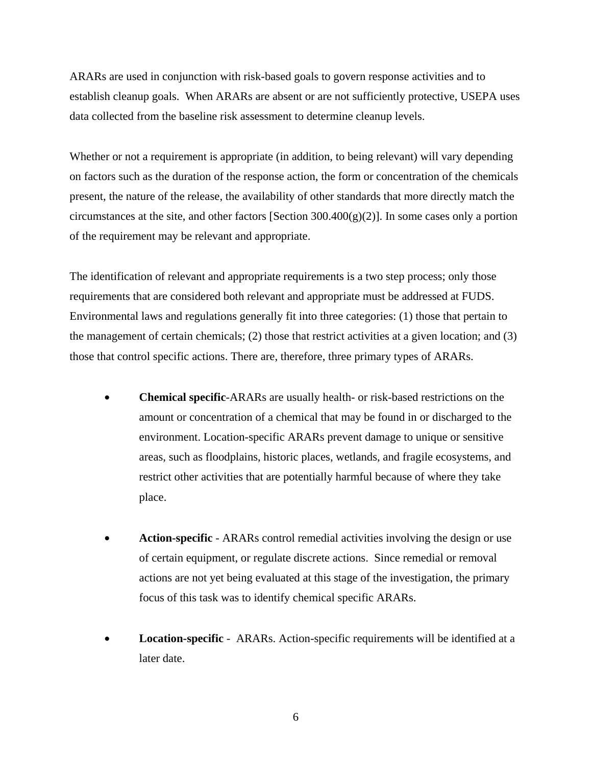ARARs are used in conjunction with risk-based goals to govern response activities and to establish cleanup goals.  When ARARs are absent or are not sufficiently protective, USEPA uses data collected from the baseline risk assessment to determine cleanup levels.

Whether or not a requirement is appropriate (in addition, to being relevant) will vary depending on factors such as the duration of the response action, the form or concentration of the chemicals present, the nature of the release, the availability of other standards that more directly match the circumstances at the site, and other factors [Section 300.400(g)(2)]. In some cases only a portion of the requirement may be relevant and appropriate.

The identification of relevant and appropriate requirements is a two step process; only those requirements that are considered both relevant and appropriate must be addressed at FUDS. Environmental laws and regulations generally fit into three categories: (1) those that pertain to the management of certain chemicals; (2) those that restrict activities at a given location; and (3) those that control specific actions. There are, therefore, three primary types of ARARs.

- **Chemical specific**-ARARs are usually health- or risk-based restrictions on the amount or concentration of a chemical that may be found in or discharged to the environment. Location-specific ARARs prevent damage to unique or sensitive areas, such as floodplains, historic places, wetlands, and fragile ecosystems, and restrict other activities that are potentially harmful because of where they take place.

- **Action-specific** - ARARs control remedial activities involving the design or use of certain equipment, or regulate discrete actions.  Since remedial or removal actions are not yet being evaluated at this stage of the investigation, the primary focus of this task was to identify chemical specific ARARs.

- **Location-specific** -  ARARs. Action-specific requirements will be identified at a later date.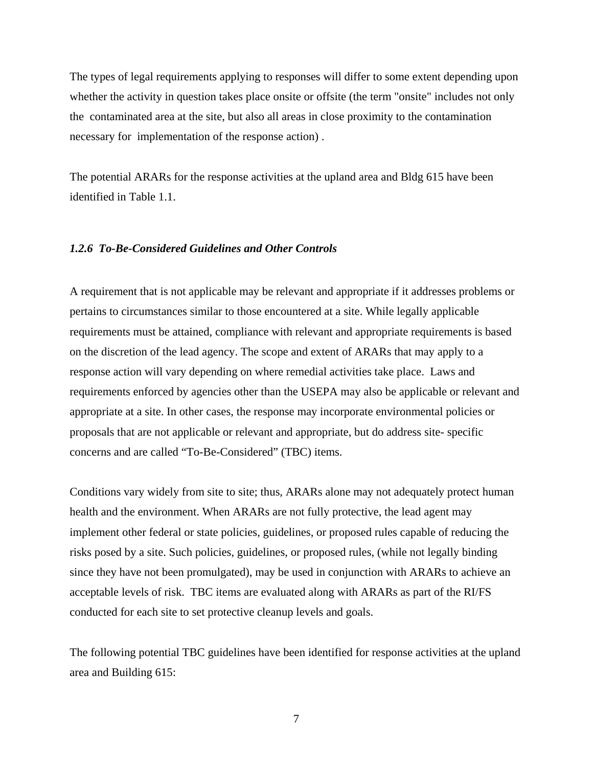The types of legal requirements applying to responses will differ to some extent depending upon whether the activity in question takes place onsite or offsite (the term "onsite" includes not only the contaminated area at the site, but also all areas in close proximity to the contamination necessary for implementation of the response action) .

The potential ARARs for the response activities at the upland area and Bldg 615 have been identified in Table 1.1.

### *1.2.6 To-Be-Considered Guidelines and Other Controls*

A requirement that is not applicable may be relevant and appropriate if it addresses problems or pertains to circumstances similar to those encountered at a site. While legally applicable requirements must be attained, compliance with relevant and appropriate requirements is based on the discretion of the lead agency. The scope and extent of ARARs that may apply to a response action will vary depending on where remedial activities take place. Laws and requirements enforced by agencies other than the USEPA may also be applicable or relevant and appropriate at a site. In other cases, the response may incorporate environmental policies or proposals that are not applicable or relevant and appropriate, but do address site- specific concerns and are called “To-Be-Considered” (TBC) items.

Conditions vary widely from site to site; thus, ARARs alone may not adequately protect human health and the environment. When ARARs are not fully protective, the lead agent may implement other federal or state policies, guidelines, or proposed rules capable of reducing the risks posed by a site. Such policies, guidelines, or proposed rules, (while not legally binding since they have not been promulgated), may be used in conjunction with ARARs to achieve an acceptable levels of risk. TBC items are evaluated along with ARARs as part of the RI/FS conducted for each site to set protective cleanup levels and goals.

The following potential TBC guidelines have been identified for response activities at the upland area and Building 615: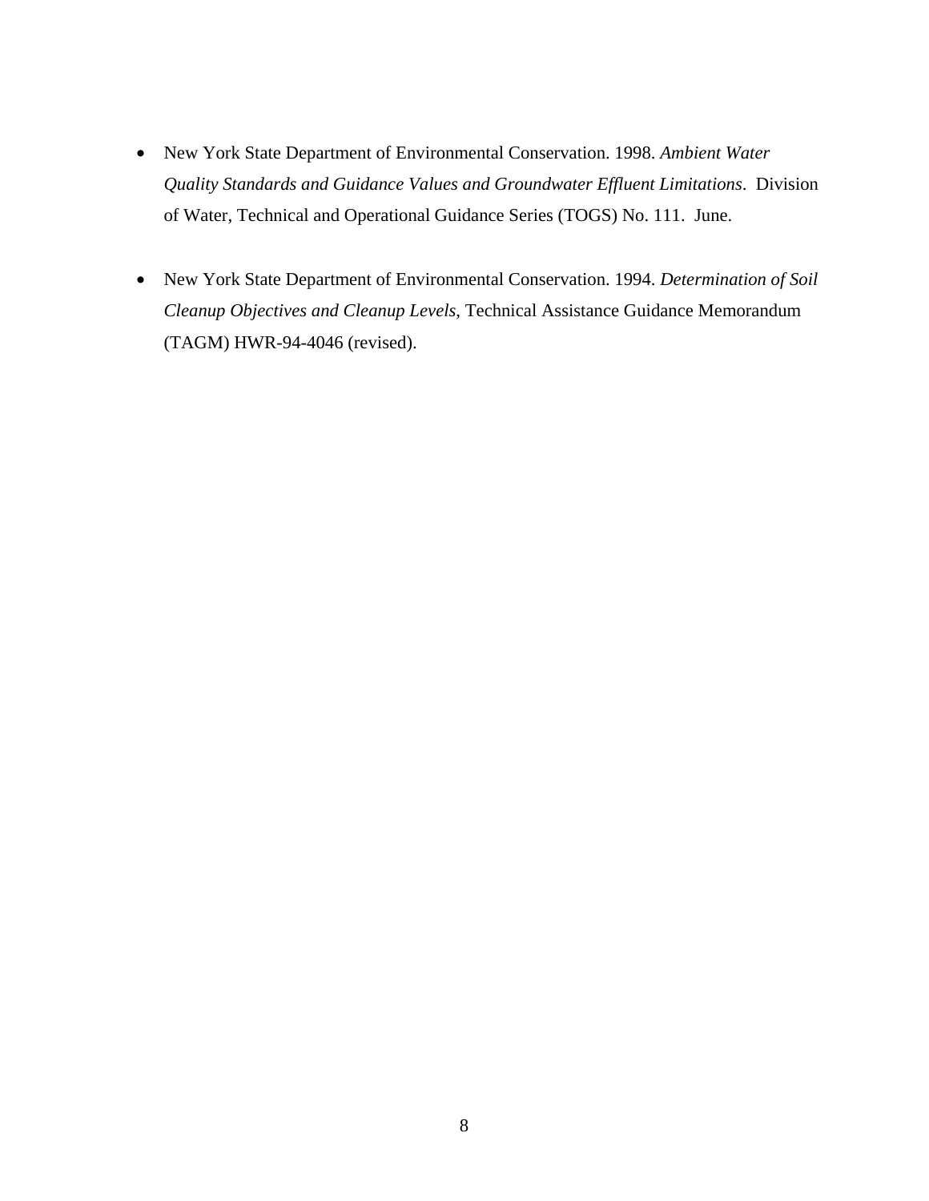- New York State Department of Environmental Conservation. 1998. *Ambient Water Quality Standards and Guidance Values and Groundwater Effluent Limitations*. Division of Water, Technical and Operational Guidance Series (TOGS) No. 111. June.

- New York State Department of Environmental Conservation. 1994. *Determination of Soil Cleanup Objectives and Cleanup Levels*, Technical Assistance Guidance Memorandum (TAGM) HWR-94-4046 (revised).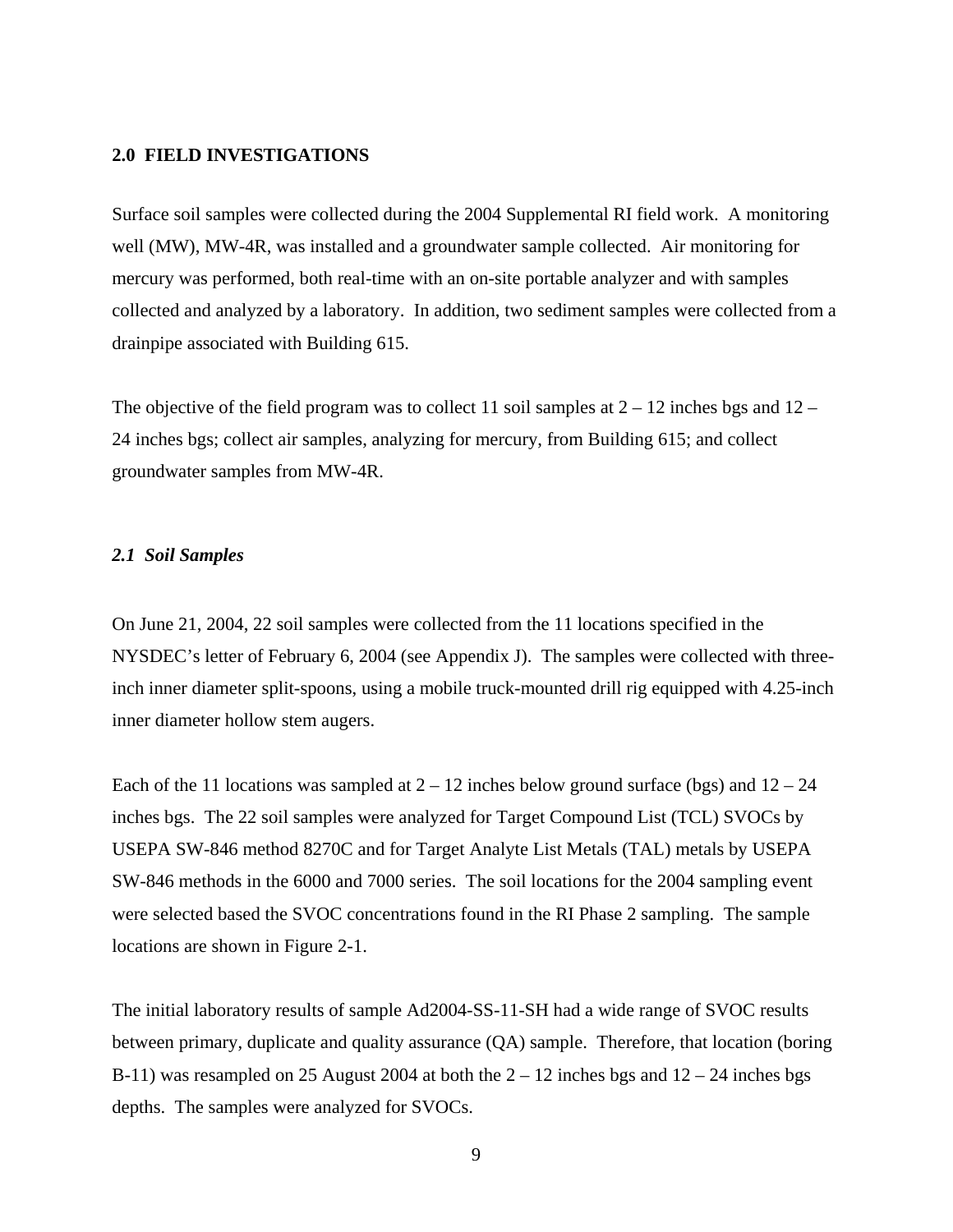## 2.0 FIELD INVESTIGATIONS

Surface soil samples were collected during the 2004 Supplemental RI field work. A monitoring well (MW), MW-4R, was installed and a groundwater sample collected. Air monitoring for mercury was performed, both real-time with an on-site portable analyzer and with samples collected and analyzed by a laboratory. In addition, two sediment samples were collected from a drainpipe associated with Building 615.

The objective of the field program was to collect 11 soil samples at 2 – 12 inches bgs and 12 – 24 inches bgs; collect air samples, analyzing for mercury, from Building 615; and collect groundwater samples from MW-4R.

### *2.1 Soil Samples*

On June 21, 2004, 22 soil samples were collected from the 11 locations specified in the NYSDEC's letter of February 6, 2004 (see Appendix J). The samples were collected with three-inch inner diameter split-spoons, using a mobile truck-mounted drill rig equipped with 4.25-inch inner diameter hollow stem augers.

Each of the 11 locations was sampled at 2 – 12 inches below ground surface (bgs) and 12 – 24 inches bgs. The 22 soil samples were analyzed for Target Compound List (TCL) SVOCs by USEPA SW-846 method 8270C and for Target Analyte List Metals (TAL) metals by USEPA SW-846 methods in the 6000 and 7000 series. The soil locations for the 2004 sampling event were selected based the SVOC concentrations found in the RI Phase 2 sampling. The sample locations are shown in Figure 2-1.

The initial laboratory results of sample Ad2004-SS-11-SH had a wide range of SVOC results between primary, duplicate and quality assurance (QA) sample. Therefore, that location (boring B-11) was resampled on 25 August 2004 at both the 2 – 12 inches bgs and 12 – 24 inches bgs depths. The samples were analyzed for SVOCs.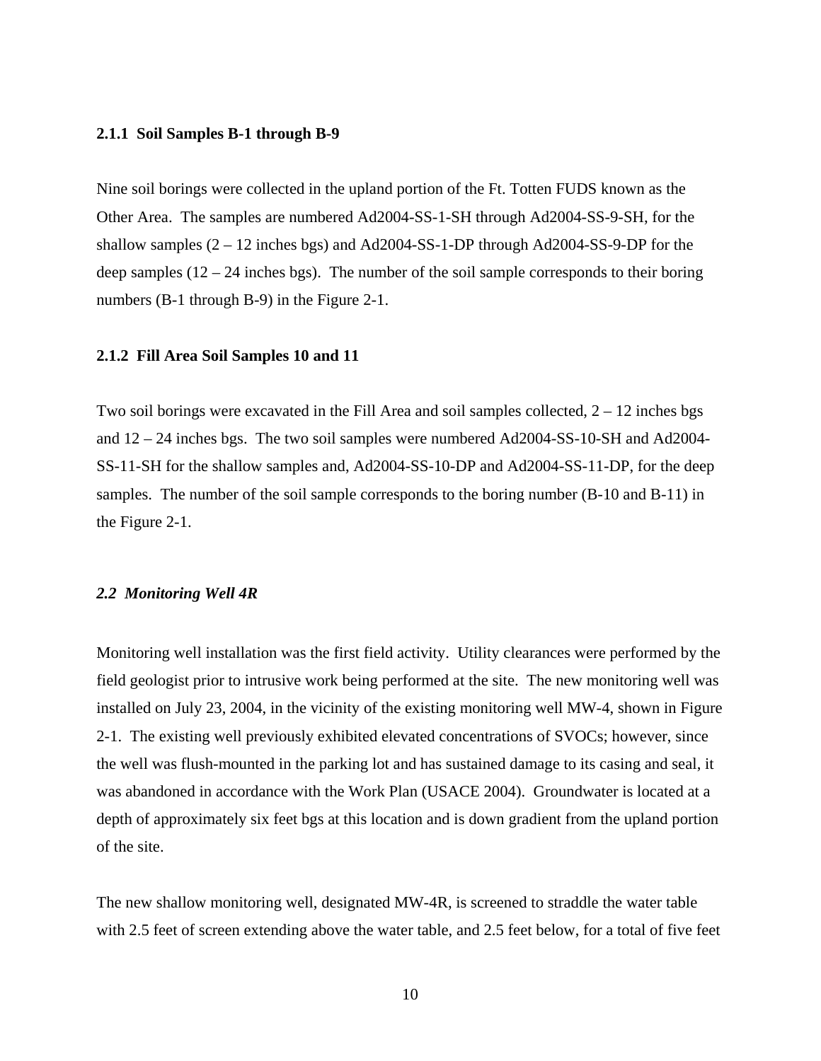### 2.1.1 Soil Samples B-1 through B-9

Nine soil borings were collected in the upland portion of the Ft. Totten FUDS known as the Other Area. The samples are numbered Ad2004-SS-1-SH through Ad2004-SS-9-SH, for the shallow samples (2 – 12 inches bgs) and Ad2004-SS-1-DP through Ad2004-SS-9-DP for the deep samples (12 – 24 inches bgs). The number of the soil sample corresponds to their boring numbers (B-1 through B-9) in the Figure 2-1.

### 2.1.2 Fill Area Soil Samples 10 and 11

Two soil borings were excavated in the Fill Area and soil samples collected, 2 – 12 inches bgs and 12 – 24 inches bgs. The two soil samples were numbered Ad2004-SS-10-SH and Ad2004-SS-11-SH for the shallow samples and, Ad2004-SS-10-DP and Ad2004-SS-11-DP, for the deep samples. The number of the soil sample corresponds to the boring number (B-10 and B-11) in the Figure 2-1.

## *2.2 Monitoring Well 4R*

Monitoring well installation was the first field activity. Utility clearances were performed by the field geologist prior to intrusive work being performed at the site. The new monitoring well was installed on July 23, 2004, in the vicinity of the existing monitoring well MW-4, shown in Figure 2-1. The existing well previously exhibited elevated concentrations of SVOCs; however, since the well was flush-mounted in the parking lot and has sustained damage to its casing and seal, it was abandoned in accordance with the Work Plan (USACE 2004). Groundwater is located at a depth of approximately six feet bgs at this location and is down gradient from the upland portion of the site.

The new shallow monitoring well, designated MW-4R, is screened to straddle the water table with 2.5 feet of screen extending above the water table, and 2.5 feet below, for a total of five feet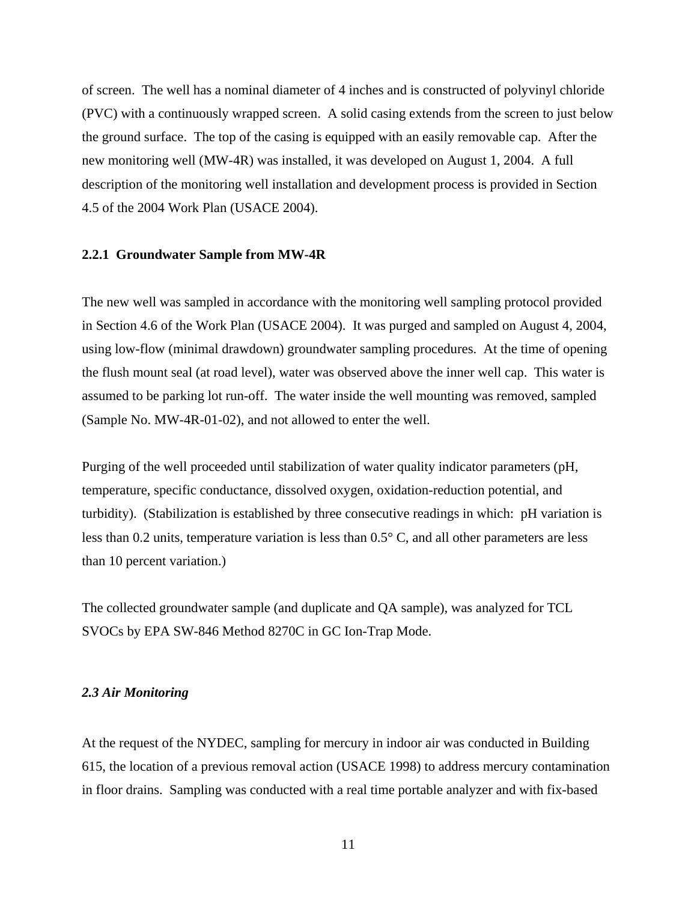of screen. The well has a nominal diameter of 4 inches and is constructed of polyvinyl chloride (PVC) with a continuously wrapped screen. A solid casing extends from the screen to just below the ground surface. The top of the casing is equipped with an easily removable cap. After the new monitoring well (MW-4R) was installed, it was developed on August 1, 2004. A full description of the monitoring well installation and development process is provided in Section 4.5 of the 2004 Work Plan (USACE 2004).

### 2.2.1 Groundwater Sample from MW-4R

The new well was sampled in accordance with the monitoring well sampling protocol provided in Section 4.6 of the Work Plan (USACE 2004). It was purged and sampled on August 4, 2004, using low-flow (minimal drawdown) groundwater sampling procedures. At the time of opening the flush mount seal (at road level), water was observed above the inner well cap. This water is assumed to be parking lot run-off. The water inside the well mounting was removed, sampled (Sample No. MW-4R-01-02), and not allowed to enter the well.

Purging of the well proceeded until stabilization of water quality indicator parameters (pH, temperature, specific conductance, dissolved oxygen, oxidation-reduction potential, and turbidity). (Stabilization is established by three consecutive readings in which: pH variation is less than 0.2 units, temperature variation is less than 0.5° C, and all other parameters are less than 10 percent variation.)

The collected groundwater sample (and duplicate and QA sample), was analyzed for TCL SVOCs by EPA SW-846 Method 8270C in GC Ion-Trap Mode.

## *2.3 Air Monitoring*

At the request of the NYDEC, sampling for mercury in indoor air was conducted in Building 615, the location of a previous removal action (USACE 1998) to address mercury contamination in floor drains. Sampling was conducted with a real time portable analyzer and with fix-based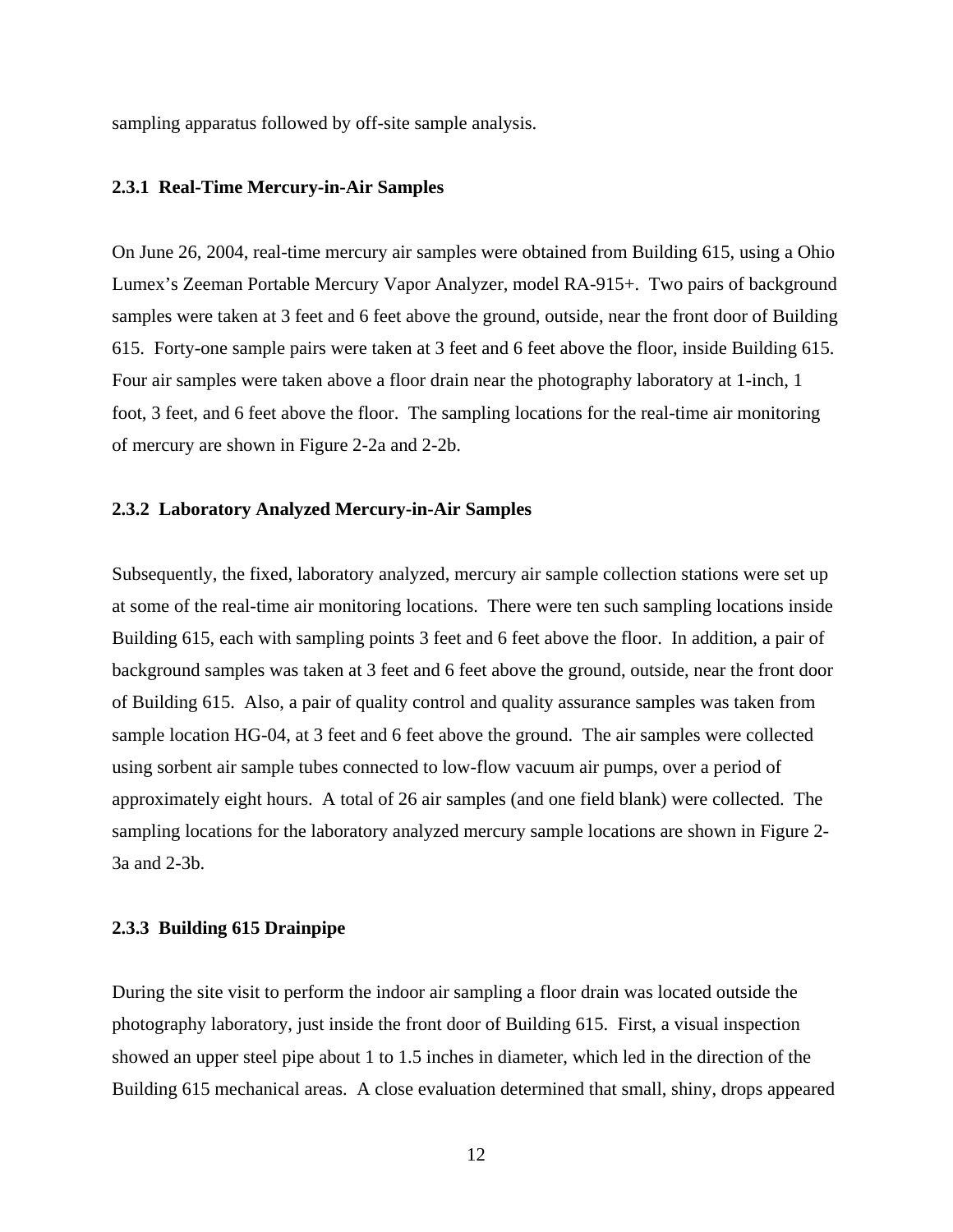sampling apparatus followed by off-site sample analysis.

### 2.3.1 Real-Time Mercury-in-Air Samples

On June 26, 2004, real-time mercury air samples were obtained from Building 615, using a Ohio Lumex's Zeeman Portable Mercury Vapor Analyzer, model RA-915+. Two pairs of background samples were taken at 3 feet and 6 feet above the ground, outside, near the front door of Building 615. Forty-one sample pairs were taken at 3 feet and 6 feet above the floor, inside Building 615. Four air samples were taken above a floor drain near the photography laboratory at 1-inch, 1 foot, 3 feet, and 6 feet above the floor. The sampling locations for the real-time air monitoring of mercury are shown in Figure 2-2a and 2-2b.

### 2.3.2 Laboratory Analyzed Mercury-in-Air Samples

Subsequently, the fixed, laboratory analyzed, mercury air sample collection stations were set up at some of the real-time air monitoring locations. There were ten such sampling locations inside Building 615, each with sampling points 3 feet and 6 feet above the floor. In addition, a pair of background samples was taken at 3 feet and 6 feet above the ground, outside, near the front door of Building 615. Also, a pair of quality control and quality assurance samples was taken from sample location HG-04, at 3 feet and 6 feet above the ground. The air samples were collected using sorbent air sample tubes connected to low-flow vacuum air pumps, over a period of approximately eight hours. A total of 26 air samples (and one field blank) were collected. The sampling locations for the laboratory analyzed mercury sample locations are shown in Figure 2-3a and 2-3b.

### 2.3.3 Building 615 Drainpipe

During the site visit to perform the indoor air sampling a floor drain was located outside the photography laboratory, just inside the front door of Building 615. First, a visual inspection showed an upper steel pipe about 1 to 1.5 inches in diameter, which led in the direction of the Building 615 mechanical areas. A close evaluation determined that small, shiny, drops appeared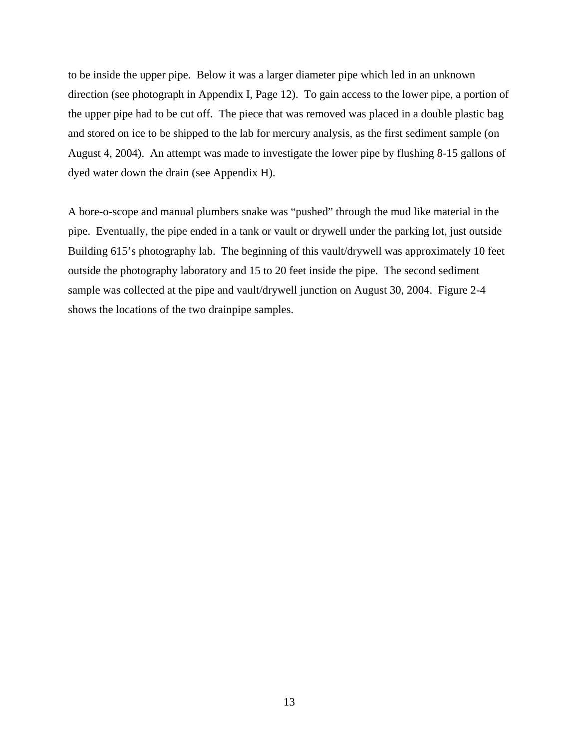to be inside the upper pipe. Below it was a larger diameter pipe which led in an unknown direction (see photograph in Appendix I, Page 12). To gain access to the lower pipe, a portion of the upper pipe had to be cut off. The piece that was removed was placed in a double plastic bag and stored on ice to be shipped to the lab for mercury analysis, as the first sediment sample (on August 4, 2004). An attempt was made to investigate the lower pipe by flushing 8-15 gallons of dyed water down the drain (see Appendix H).

A bore-o-scope and manual plumbers snake was "pushed" through the mud like material in the pipe. Eventually, the pipe ended in a tank or vault or drywell under the parking lot, just outside Building 615's photography lab. The beginning of this vault/drywell was approximately 10 feet outside the photography laboratory and 15 to 20 feet inside the pipe. The second sediment sample was collected at the pipe and vault/drywell junction on August 30, 2004. Figure 2-4 shows the locations of the two drainpipe samples.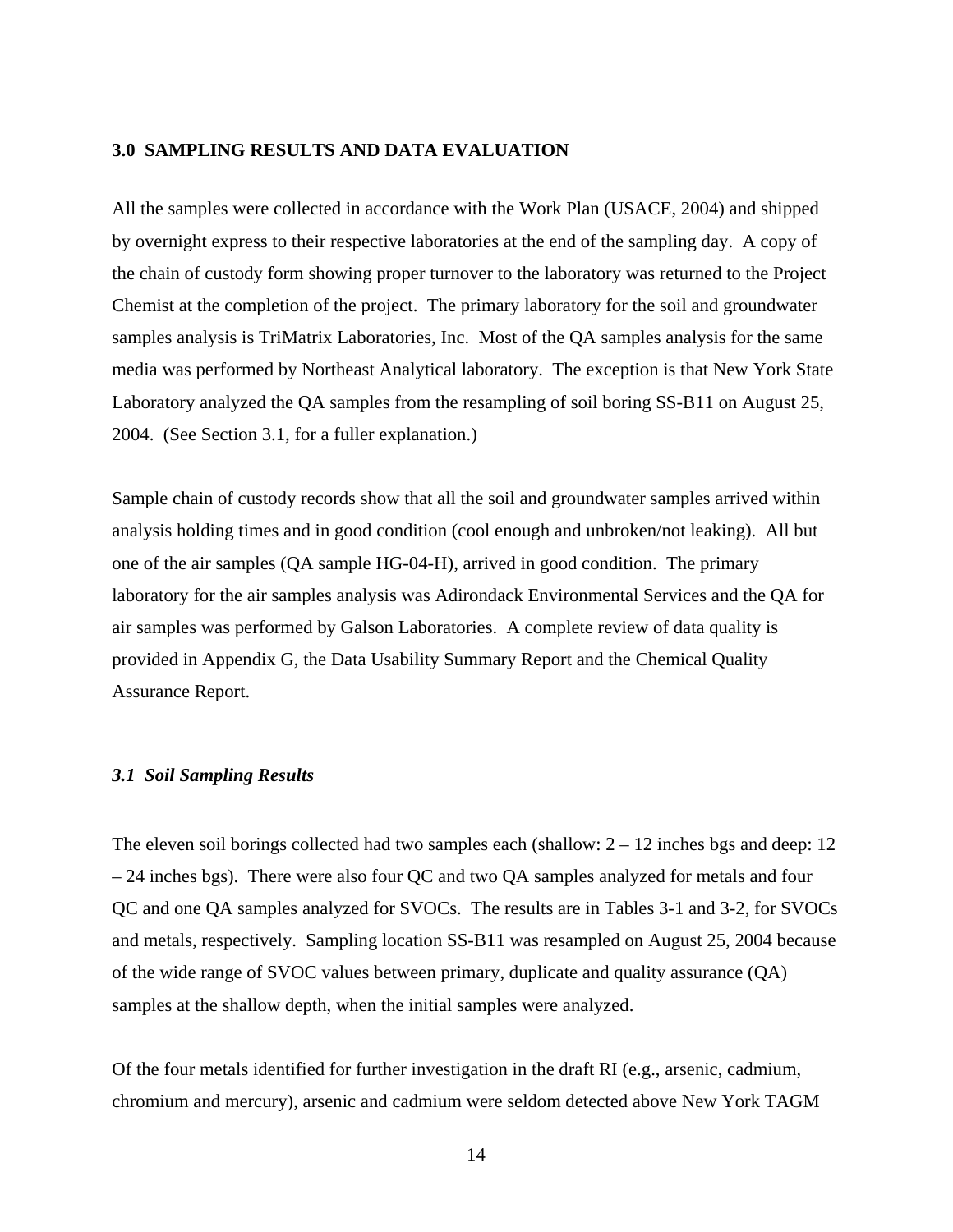## 3.0 SAMPLING RESULTS AND DATA EVALUATION

All the samples were collected in accordance with the Work Plan (USACE, 2004) and shipped by overnight express to their respective laboratories at the end of the sampling day. A copy of the chain of custody form showing proper turnover to the laboratory was returned to the Project Chemist at the completion of the project. The primary laboratory for the soil and groundwater samples analysis is TriMatrix Laboratories, Inc. Most of the QA samples analysis for the same media was performed by Northeast Analytical laboratory. The exception is that New York State Laboratory analyzed the QA samples from the resampling of soil boring SS-B11 on August 25, 2004. (See Section 3.1, for a fuller explanation.)

Sample chain of custody records show that all the soil and groundwater samples arrived within analysis holding times and in good condition (cool enough and unbroken/not leaking). All but one of the air samples (QA sample HG-04-H), arrived in good condition. The primary laboratory for the air samples analysis was Adirondack Environmental Services and the QA for air samples was performed by Galson Laboratories. A complete review of data quality is provided in Appendix G, the Data Usability Summary Report and the Chemical Quality Assurance Report.

### *3.1 Soil Sampling Results*

The eleven soil borings collected had two samples each (shallow: 2 – 12 inches bgs and deep: 12 – 24 inches bgs). There were also four QC and two QA samples analyzed for metals and four QC and one QA samples analyzed for SVOCs. The results are in Tables 3-1 and 3-2, for SVOCs and metals, respectively. Sampling location SS-B11 was resampled on August 25, 2004 because of the wide range of SVOC values between primary, duplicate and quality assurance (QA) samples at the shallow depth, when the initial samples were analyzed.

Of the four metals identified for further investigation in the draft RI (e.g., arsenic, cadmium, chromium and mercury), arsenic and cadmium were seldom detected above New York TAGM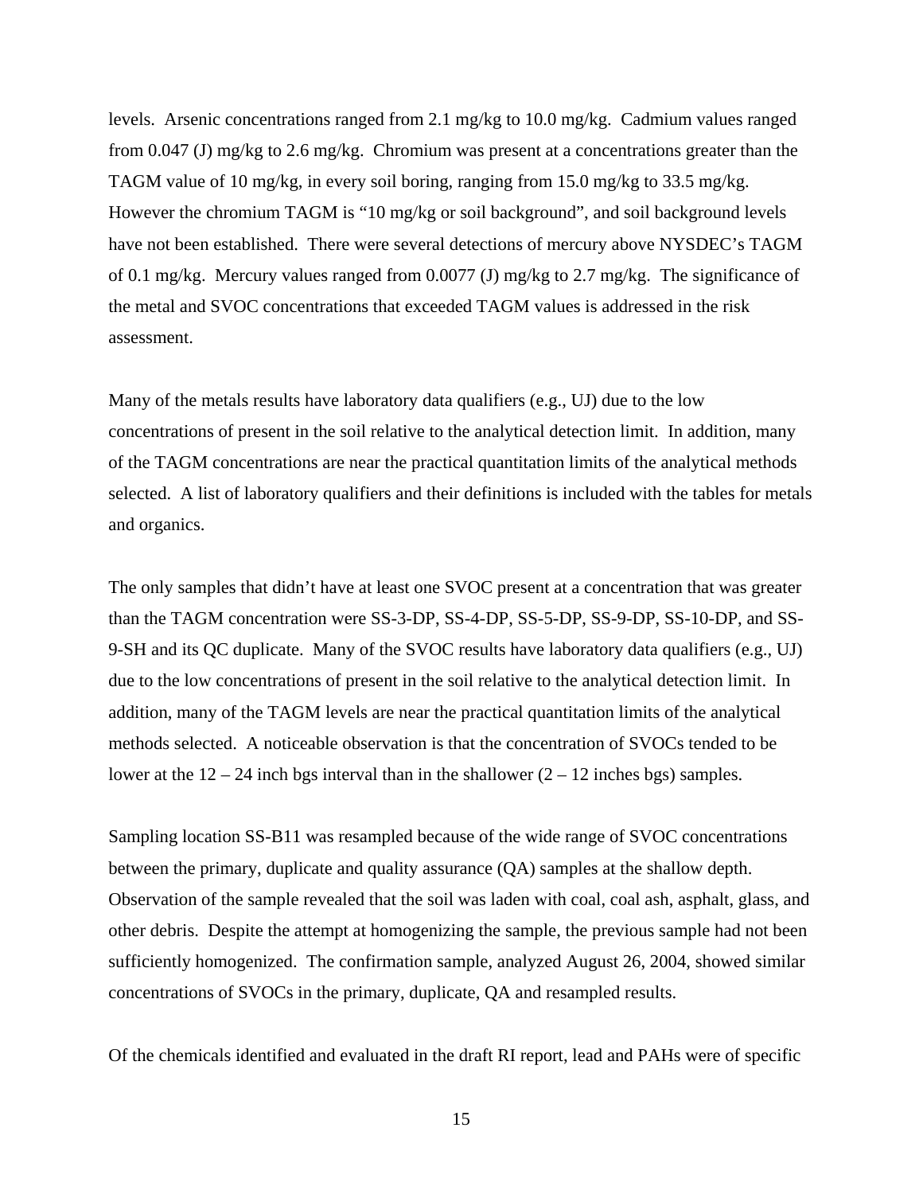levels. Arsenic concentrations ranged from 2.1 mg/kg to 10.0 mg/kg. Cadmium values ranged from 0.047 (J) mg/kg to 2.6 mg/kg. Chromium was present at a concentrations greater than the TAGM value of 10 mg/kg, in every soil boring, ranging from 15.0 mg/kg to 33.5 mg/kg. However the chromium TAGM is "10 mg/kg or soil background", and soil background levels have not been established. There were several detections of mercury above NYSDEC's TAGM of 0.1 mg/kg. Mercury values ranged from 0.0077 (J) mg/kg to 2.7 mg/kg. The significance of the metal and SVOC concentrations that exceeded TAGM values is addressed in the risk assessment.

Many of the metals results have laboratory data qualifiers (e.g., UJ) due to the low concentrations of present in the soil relative to the analytical detection limit. In addition, many of the TAGM concentrations are near the practical quantitation limits of the analytical methods selected. A list of laboratory qualifiers and their definitions is included with the tables for metals and organics.

The only samples that didn't have at least one SVOC present at a concentration that was greater than the TAGM concentration were SS-3-DP, SS-4-DP, SS-5-DP, SS-9-DP, SS-10-DP, and SS-9-SH and its QC duplicate. Many of the SVOC results have laboratory data qualifiers (e.g., UJ) due to the low concentrations of present in the soil relative to the analytical detection limit. In addition, many of the TAGM levels are near the practical quantitation limits of the analytical methods selected. A noticeable observation is that the concentration of SVOCs tended to be lower at the 12 – 24 inch bgs interval than in the shallower (2 – 12 inches bgs) samples.

Sampling location SS-B11 was resampled because of the wide range of SVOC concentrations between the primary, duplicate and quality assurance (QA) samples at the shallow depth. Observation of the sample revealed that the soil was laden with coal, coal ash, asphalt, glass, and other debris. Despite the attempt at homogenizing the sample, the previous sample had not been sufficiently homogenized. The confirmation sample, analyzed August 26, 2004, showed similar concentrations of SVOCs in the primary, duplicate, QA and resampled results.

Of the chemicals identified and evaluated in the draft RI report, lead and PAHs were of specific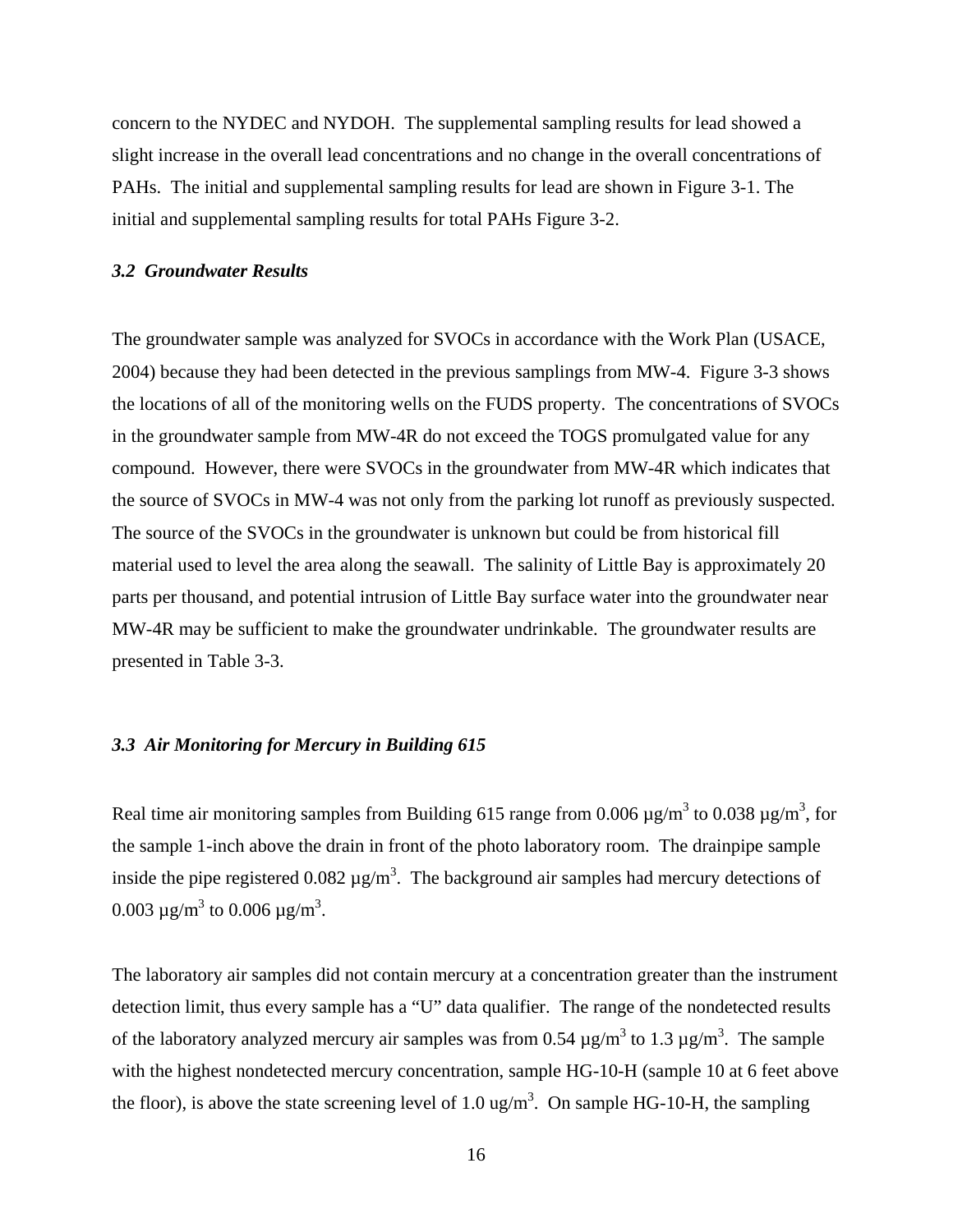concern to the NYDEC and NYDOH. The supplemental sampling results for lead showed a slight increase in the overall lead concentrations and no change in the overall concentrations of PAHs. The initial and supplemental sampling results for lead are shown in Figure 3-1. The initial and supplemental sampling results for total PAHs Figure 3-2.

### *3.2 Groundwater Results*

The groundwater sample was analyzed for SVOCs in accordance with the Work Plan (USACE, 2004) because they had been detected in the previous samplings from MW-4. Figure 3-3 shows the locations of all of the monitoring wells on the FUDS property. The concentrations of SVOCs in the groundwater sample from MW-4R do not exceed the TOGS promulgated value for any compound. However, there were SVOCs in the groundwater from MW-4R which indicates that the source of SVOCs in MW-4 was not only from the parking lot runoff as previously suspected. The source of the SVOCs in the groundwater is unknown but could be from historical fill material used to level the area along the seawall. The salinity of Little Bay is approximately 20 parts per thousand, and potential intrusion of Little Bay surface water into the groundwater near MW-4R may be sufficient to make the groundwater undrinkable. The groundwater results are presented in Table 3-3.

### *3.3 Air Monitoring for Mercury in Building 615*

Real time air monitoring samples from Building 615 range from 0.006 µg/m$^3$ to 0.038 µg/m$^3$, for the sample 1-inch above the drain in front of the photo laboratory room. The drainpipe sample inside the pipe registered 0.082 µg/m$^3$. The background air samples had mercury detections of 0.003 µg/m$^3$ to 0.006 µg/m$^3$.

The laboratory air samples did not contain mercury at a concentration greater than the instrument detection limit, thus every sample has a "U" data qualifier. The range of the nondetected results of the laboratory analyzed mercury air samples was from 0.54 µg/m$^3$ to 1.3 µg/m$^3$. The sample with the highest nondetected mercury concentration, sample HG-10-H (sample 10 at 6 feet above the floor), is above the state screening level of 1.0 ug/m$^3$. On sample HG-10-H, the sampling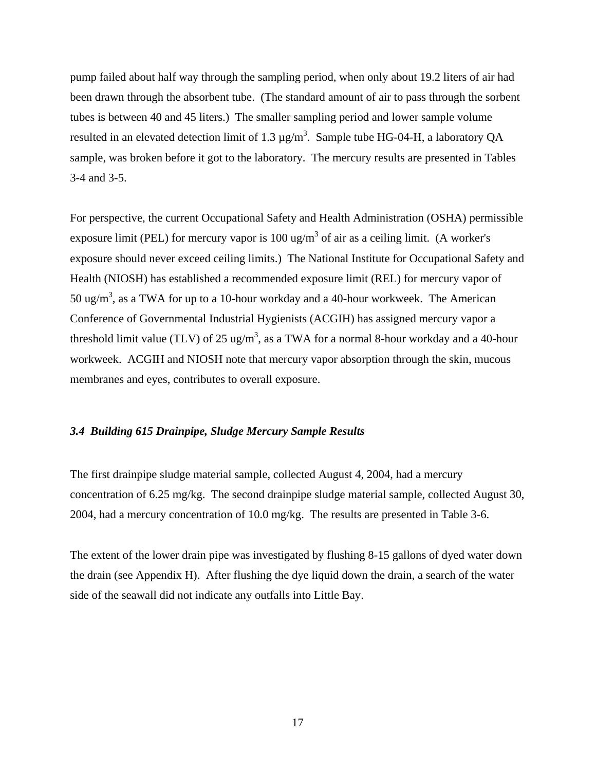pump failed about half way through the sampling period, when only about 19.2 liters of air had been drawn through the absorbent tube. (The standard amount of air to pass through the sorbent tubes is between 40 and 45 liters.) The smaller sampling period and lower sample volume resulted in an elevated detection limit of 1.3 µg/m$^3$. Sample tube HG-04-H, a laboratory QA sample, was broken before it got to the laboratory. The mercury results are presented in Tables 3-4 and 3-5.

For perspective, the current Occupational Safety and Health Administration (OSHA) permissible exposure limit (PEL) for mercury vapor is 100 ug/m$^3$ of air as a ceiling limit. (A worker's exposure should never exceed ceiling limits.) The National Institute for Occupational Safety and Health (NIOSH) has established a recommended exposure limit (REL) for mercury vapor of 50 ug/m$^3$, as a TWA for up to a 10-hour workday and a 40-hour workweek. The American Conference of Governmental Industrial Hygienists (ACGIH) has assigned mercury vapor a threshold limit value (TLV) of 25 ug/m$^3$, as a TWA for a normal 8-hour workday and a 40-hour workweek. ACGIH and NIOSH note that mercury vapor absorption through the skin, mucous membranes and eyes, contributes to overall exposure.

### *3.4 Building 615 Drainpipe, Sludge Mercury Sample Results*

The first drainpipe sludge material sample, collected August 4, 2004, had a mercury concentration of 6.25 mg/kg. The second drainpipe sludge material sample, collected August 30, 2004, had a mercury concentration of 10.0 mg/kg. The results are presented in Table 3-6.

The extent of the lower drain pipe was investigated by flushing 8-15 gallons of dyed water down the drain (see Appendix H). After flushing the dye liquid down the drain, a search of the water side of the seawall did not indicate any outfalls into Little Bay.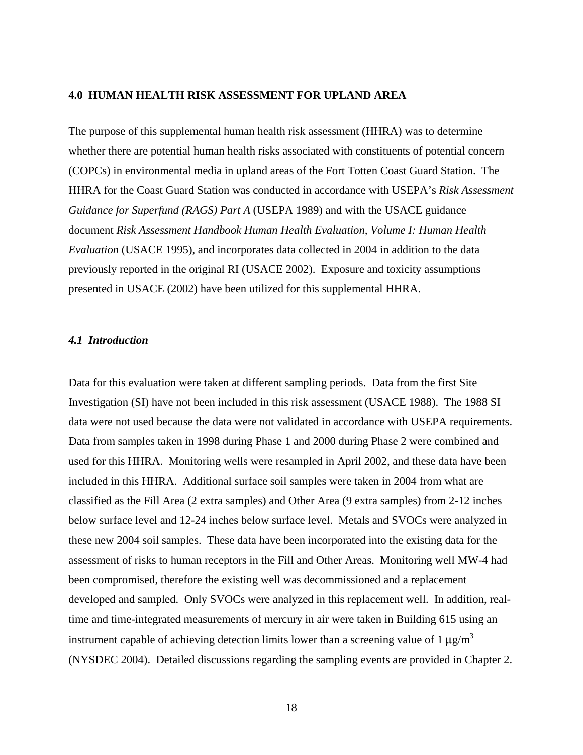# 4.0 HUMAN HEALTH RISK ASSESSMENT FOR UPLAND AREA

The purpose of this supplemental human health risk assessment (HHRA) was to determine whether there are potential human health risks associated with constituents of potential concern (COPCs) in environmental media in upland areas of the Fort Totten Coast Guard Station. The HHRA for the Coast Guard Station was conducted in accordance with USEPA's *Risk Assessment Guidance for Superfund (RAGS) Part A* (USEPA 1989) and with the USACE guidance document *Risk Assessment Handbook Human Health Evaluation, Volume I: Human Health Evaluation* (USACE 1995), and incorporates data collected in 2004 in addition to the data previously reported in the original RI (USACE 2002). Exposure and toxicity assumptions presented in USACE (2002) have been utilized for this supplemental HHRA.

## *4.1 Introduction*

Data for this evaluation were taken at different sampling periods. Data from the first Site Investigation (SI) have not been included in this risk assessment (USACE 1988). The 1988 SI data were not used because the data were not validated in accordance with USEPA requirements. Data from samples taken in 1998 during Phase 1 and 2000 during Phase 2 were combined and used for this HHRA. Monitoring wells were resampled in April 2002, and these data have been included in this HHRA. Additional surface soil samples were taken in 2004 from what are classified as the Fill Area (2 extra samples) and Other Area (9 extra samples) from 2-12 inches below surface level and 12-24 inches below surface level. Metals and SVOCs were analyzed in these new 2004 soil samples. These data have been incorporated into the existing data for the assessment of risks to human receptors in the Fill and Other Areas. Monitoring well MW-4 had been compromised, therefore the existing well was decommissioned and a replacement developed and sampled. Only SVOCs were analyzed in this replacement well. In addition, real-time and time-integrated measurements of mercury in air were taken in Building 615 using an instrument capable of achieving detection limits lower than a screening value of 1 $\mu g/m^3$ (NYSDEC 2004). Detailed discussions regarding the sampling events are provided in Chapter 2.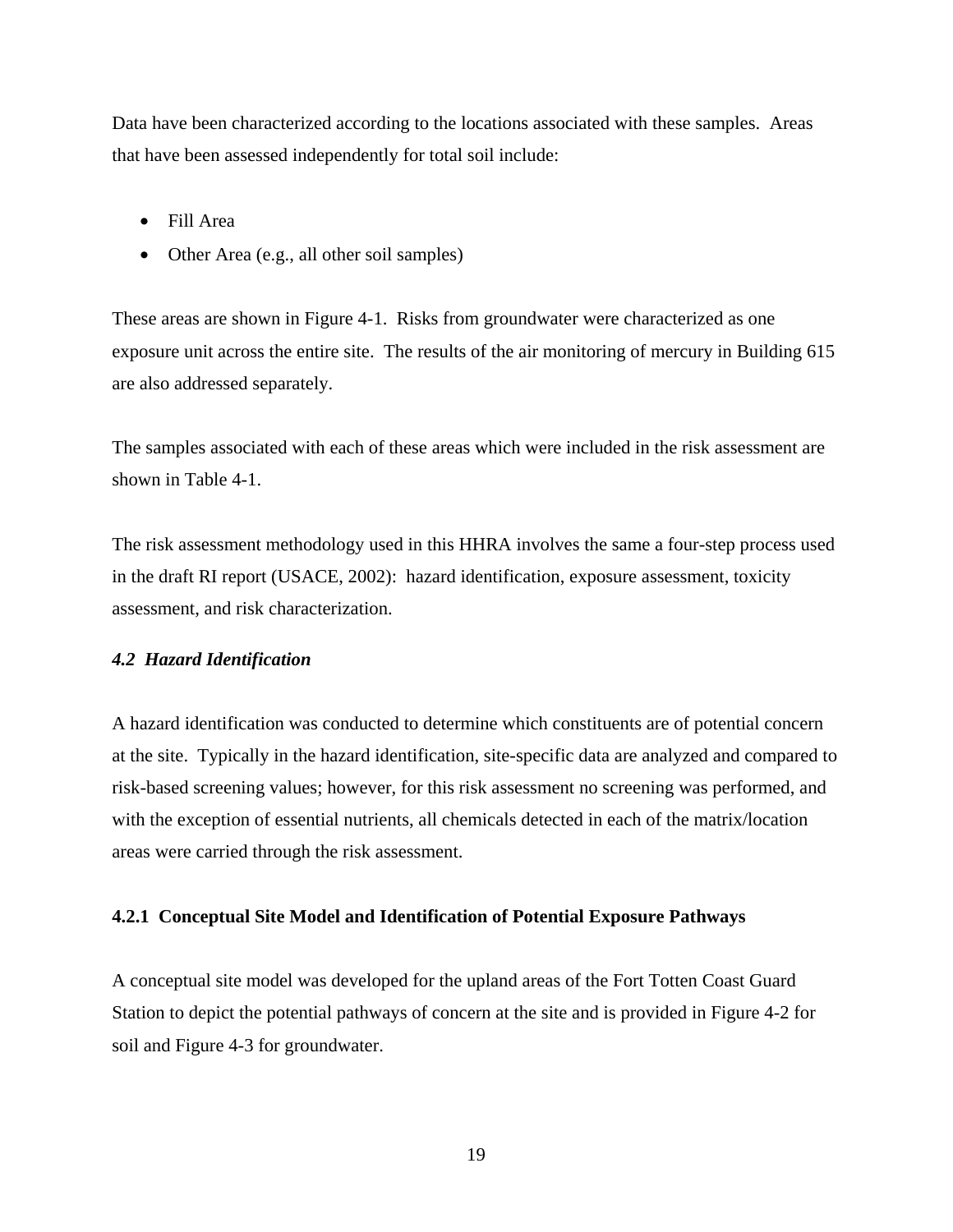Data have been characterized according to the locations associated with these samples. Areas that have been assessed independently for total soil include:

- Fill Area
- Other Area (e.g., all other soil samples)

These areas are shown in Figure 4-1. Risks from groundwater were characterized as one exposure unit across the entire site. The results of the air monitoring of mercury in Building 615 are also addressed separately.

The samples associated with each of these areas which were included in the risk assessment are shown in Table 4-1.

The risk assessment methodology used in this HHRA involves the same a four-step process used in the draft RI report (USACE, 2002): hazard identification, exposure assessment, toxicity assessment, and risk characterization.

### *4.2 Hazard Identification*

A hazard identification was conducted to determine which constituents are of potential concern at the site. Typically in the hazard identification, site-specific data are analyzed and compared to risk-based screening values; however, for this risk assessment no screening was performed, and with the exception of essential nutrients, all chemicals detected in each of the matrix/location areas were carried through the risk assessment.

#### 4.2.1 Conceptual Site Model and Identification of Potential Exposure Pathways

A conceptual site model was developed for the upland areas of the Fort Totten Coast Guard Station to depict the potential pathways of concern at the site and is provided in Figure 4-2 for soil and Figure 4-3 for groundwater.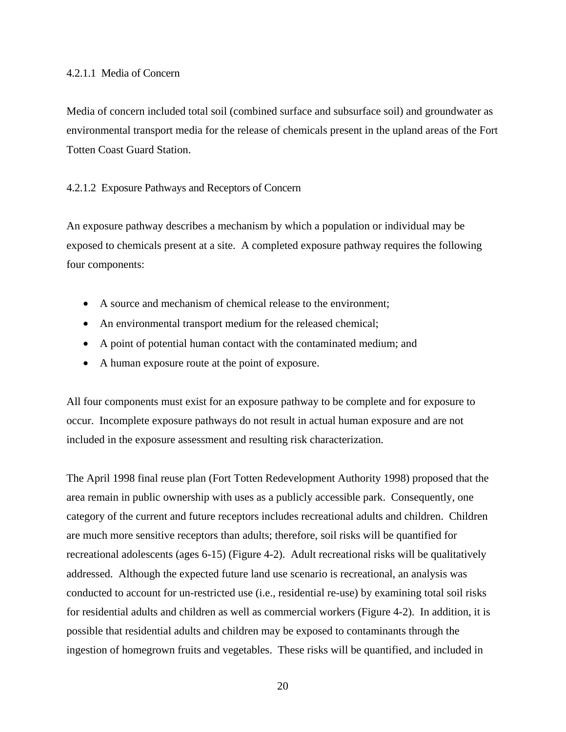#### 4.2.1.1 Media of Concern

Media of concern included total soil (combined surface and subsurface soil) and groundwater as environmental transport media for the release of chemicals present in the upland areas of the Fort Totten Coast Guard Station.

#### 4.2.1.2 Exposure Pathways and Receptors of Concern

An exposure pathway describes a mechanism by which a population or individual may be exposed to chemicals present at a site. A completed exposure pathway requires the following four components:

- A source and mechanism of chemical release to the environment;
- An environmental transport medium for the released chemical;
- A point of potential human contact with the contaminated medium; and
- A human exposure route at the point of exposure.

All four components must exist for an exposure pathway to be complete and for exposure to occur. Incomplete exposure pathways do not result in actual human exposure and are not included in the exposure assessment and resulting risk characterization.

The April 1998 final reuse plan (Fort Totten Redevelopment Authority 1998) proposed that the area remain in public ownership with uses as a publicly accessible park. Consequently, one category of the current and future receptors includes recreational adults and children. Children are much more sensitive receptors than adults; therefore, soil risks will be quantified for recreational adolescents (ages 6-15) (Figure 4-2). Adult recreational risks will be qualitatively addressed. Although the expected future land use scenario is recreational, an analysis was conducted to account for un-restricted use (i.e., residential re-use) by examining total soil risks for residential adults and children as well as commercial workers (Figure 4-2). In addition, it is possible that residential adults and children may be exposed to contaminants through the ingestion of homegrown fruits and vegetables. These risks will be quantified, and included in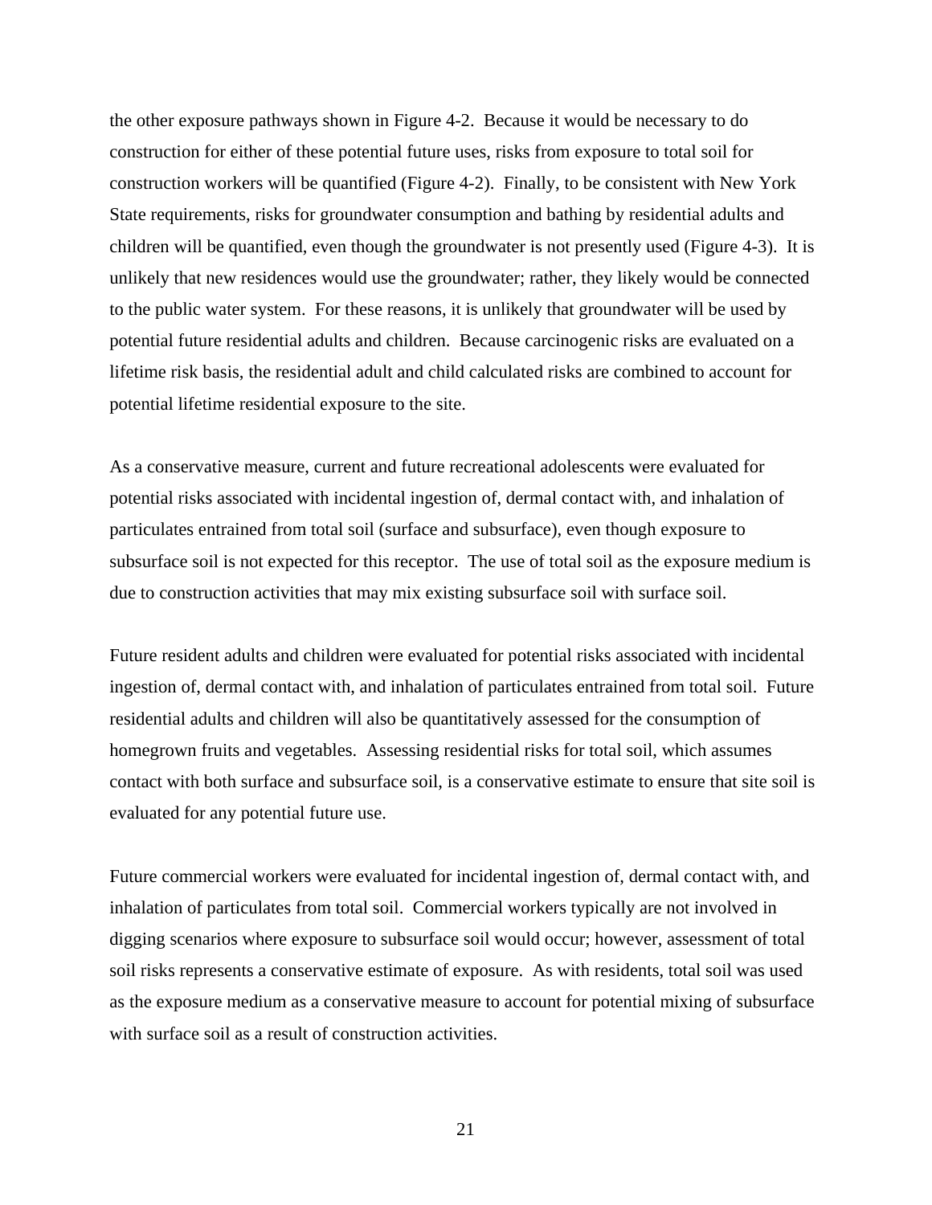the other exposure pathways shown in Figure 4-2. Because it would be necessary to do construction for either of these potential future uses, risks from exposure to total soil for construction workers will be quantified (Figure 4-2). Finally, to be consistent with New York State requirements, risks for groundwater consumption and bathing by residential adults and children will be quantified, even though the groundwater is not presently used (Figure 4-3). It is unlikely that new residences would use the groundwater; rather, they likely would be connected to the public water system. For these reasons, it is unlikely that groundwater will be used by potential future residential adults and children. Because carcinogenic risks are evaluated on a lifetime risk basis, the residential adult and child calculated risks are combined to account for potential lifetime residential exposure to the site.

As a conservative measure, current and future recreational adolescents were evaluated for potential risks associated with incidental ingestion of, dermal contact with, and inhalation of particulates entrained from total soil (surface and subsurface), even though exposure to subsurface soil is not expected for this receptor. The use of total soil as the exposure medium is due to construction activities that may mix existing subsurface soil with surface soil.

Future resident adults and children were evaluated for potential risks associated with incidental ingestion of, dermal contact with, and inhalation of particulates entrained from total soil. Future residential adults and children will also be quantitatively assessed for the consumption of homegrown fruits and vegetables. Assessing residential risks for total soil, which assumes contact with both surface and subsurface soil, is a conservative estimate to ensure that site soil is evaluated for any potential future use.

Future commercial workers were evaluated for incidental ingestion of, dermal contact with, and inhalation of particulates from total soil. Commercial workers typically are not involved in digging scenarios where exposure to subsurface soil would occur; however, assessment of total soil risks represents a conservative estimate of exposure. As with residents, total soil was used as the exposure medium as a conservative measure to account for potential mixing of subsurface with surface soil as a result of construction activities.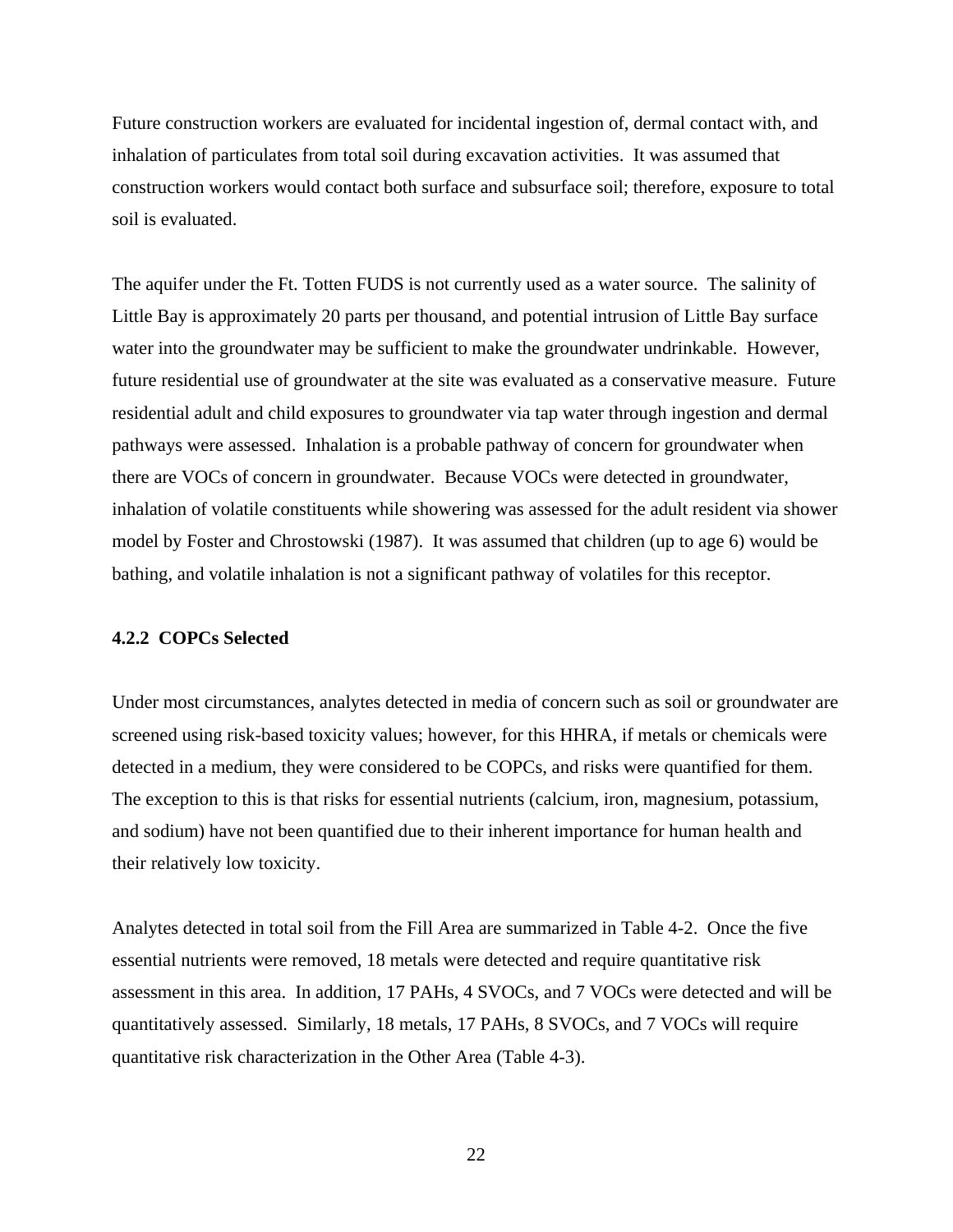Future construction workers are evaluated for incidental ingestion of, dermal contact with, and inhalation of particulates from total soil during excavation activities. It was assumed that construction workers would contact both surface and subsurface soil; therefore, exposure to total soil is evaluated.

The aquifer under the Ft. Totten FUDS is not currently used as a water source. The salinity of Little Bay is approximately 20 parts per thousand, and potential intrusion of Little Bay surface water into the groundwater may be sufficient to make the groundwater undrinkable. However, future residential use of groundwater at the site was evaluated as a conservative measure. Future residential adult and child exposures to groundwater via tap water through ingestion and dermal pathways were assessed. Inhalation is a probable pathway of concern for groundwater when there are VOCs of concern in groundwater. Because VOCs were detected in groundwater, inhalation of volatile constituents while showering was assessed for the adult resident via shower model by Foster and Chrostowski (1987). It was assumed that children (up to age 6) would be bathing, and volatile inhalation is not a significant pathway of volatiles for this receptor.

### 4.2.2 COPCs Selected

Under most circumstances, analytes detected in media of concern such as soil or groundwater are screened using risk-based toxicity values; however, for this HHRA, if metals or chemicals were detected in a medium, they were considered to be COPCs, and risks were quantified for them. The exception to this is that risks for essential nutrients (calcium, iron, magnesium, potassium, and sodium) have not been quantified due to their inherent importance for human health and their relatively low toxicity.

Analytes detected in total soil from the Fill Area are summarized in Table 4-2. Once the five essential nutrients were removed, 18 metals were detected and require quantitative risk assessment in this area. In addition, 17 PAHs, 4 SVOCs, and 7 VOCs were detected and will be quantitatively assessed. Similarly, 18 metals, 17 PAHs, 8 SVOCs, and 7 VOCs will require quantitative risk characterization in the Other Area (Table 4-3).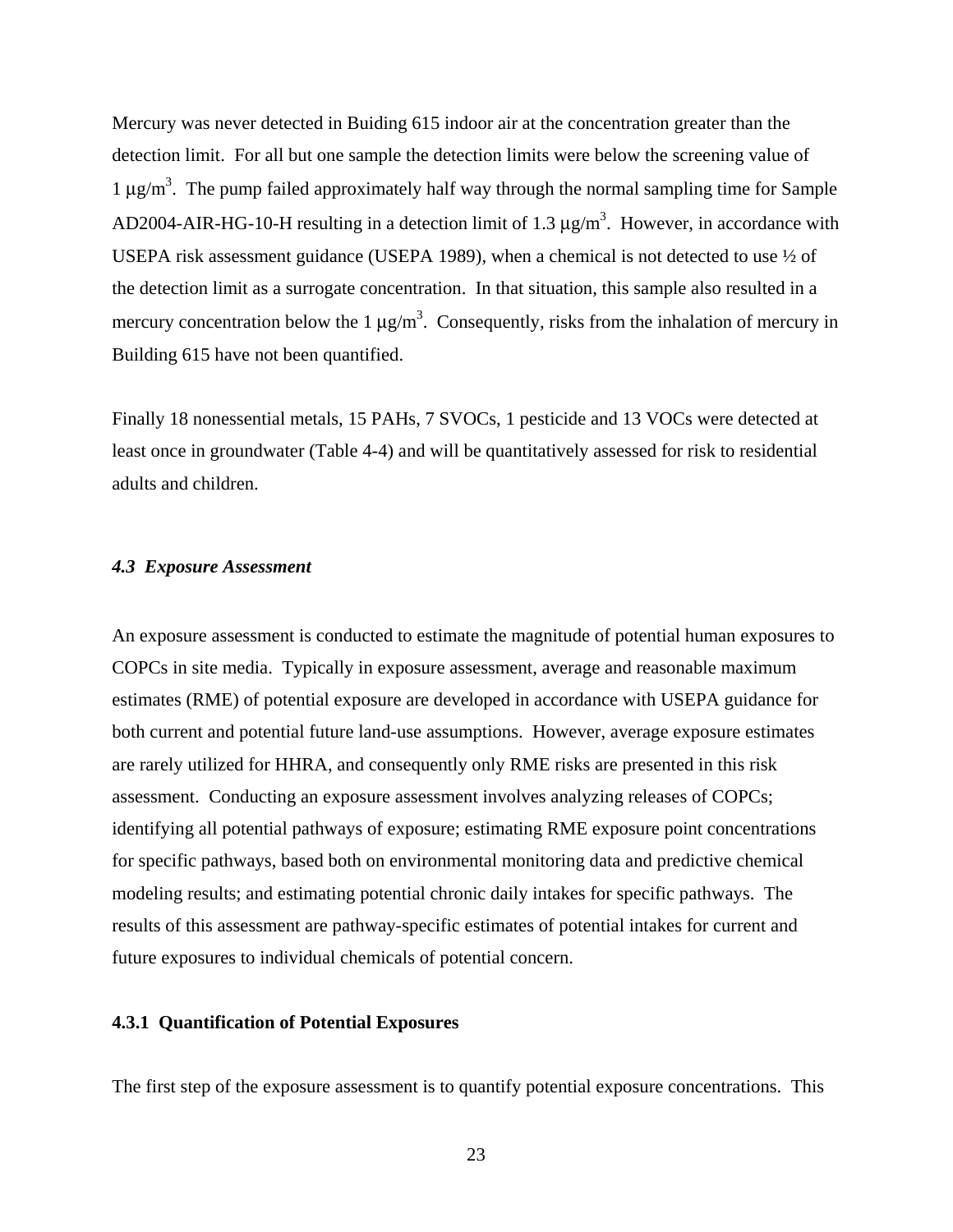Mercury was never detected in Buiding 615 indoor air at the concentration greater than the detection limit. For all but one sample the detection limits were below the screening value of 1 $\mu g/m^3$. The pump failed approximately half way through the normal sampling time for Sample AD2004-AIR-HG-10-H resulting in a detection limit of 1.3 $\mu g/m^3$. However, in accordance with USEPA risk assessment guidance (USEPA 1989), when a chemical is not detected to use ½ of the detection limit as a surrogate concentration. In that situation, this sample also resulted in a mercury concentration below the 1 $\mu g/m^3$. Consequently, risks from the inhalation of mercury in Building 615 have not been quantified.

Finally 18 nonessential metals, 15 PAHs, 7 SVOCs, 1 pesticide and 13 VOCs were detected at least once in groundwater (Table 4-4) and will be quantitatively assessed for risk to residential adults and children.

### *4.3 Exposure Assessment*

An exposure assessment is conducted to estimate the magnitude of potential human exposures to COPCs in site media. Typically in exposure assessment, average and reasonable maximum estimates (RME) of potential exposure are developed in accordance with USEPA guidance for both current and potential future land-use assumptions. However, average exposure estimates are rarely utilized for HHRA, and consequently only RME risks are presented in this risk assessment. Conducting an exposure assessment involves analyzing releases of COPCs; identifying all potential pathways of exposure; estimating RME exposure point concentrations for specific pathways, based both on environmental monitoring data and predictive chemical modeling results; and estimating potential chronic daily intakes for specific pathways. The results of this assessment are pathway-specific estimates of potential intakes for current and future exposures to individual chemicals of potential concern.

#### 4.3.1 Quantification of Potential Exposures

The first step of the exposure assessment is to quantify potential exposure concentrations. This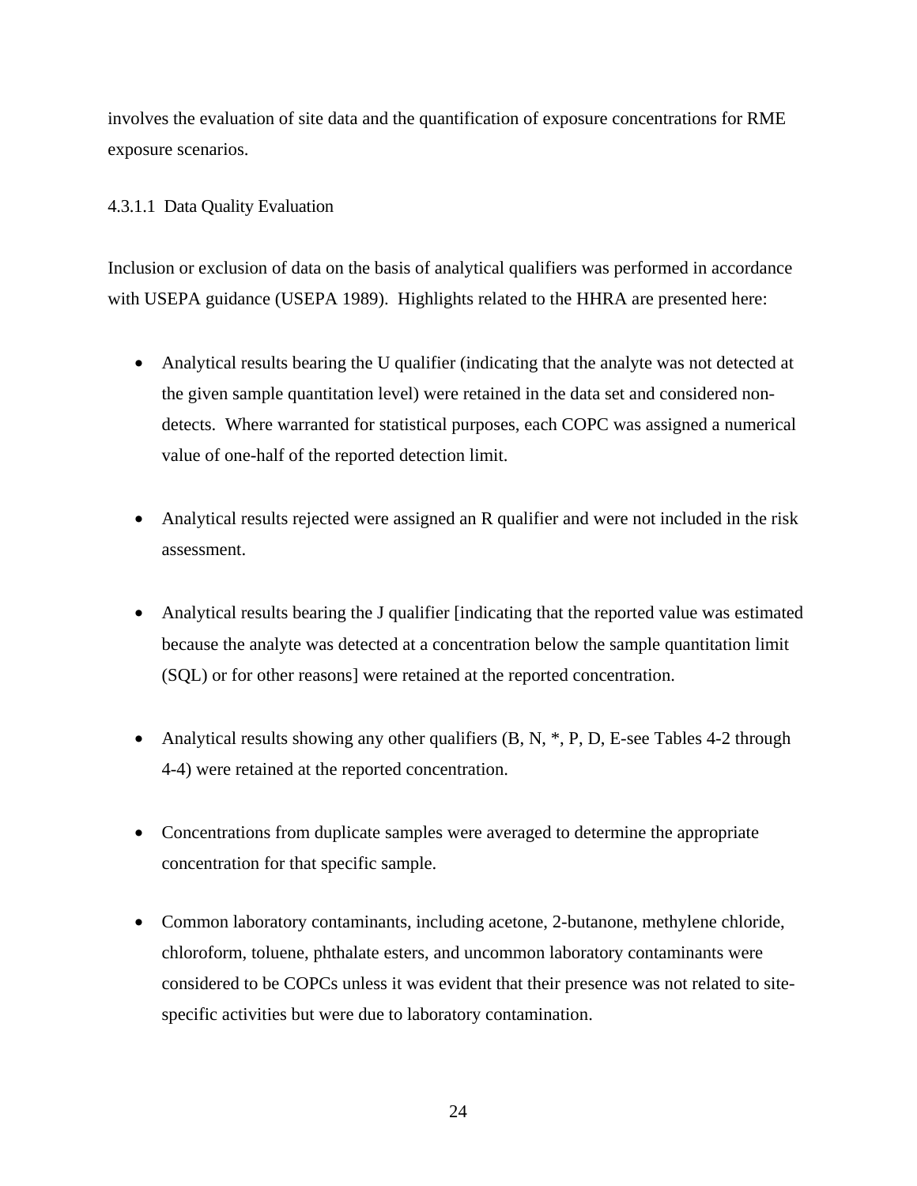involves the evaluation of site data and the quantification of exposure concentrations for RME exposure scenarios.

#### 4.3.1.1 Data Quality Evaluation

Inclusion or exclusion of data on the basis of analytical qualifiers was performed in accordance with USEPA guidance (USEPA 1989). Highlights related to the HHRA are presented here:

- Analytical results bearing the U qualifier (indicating that the analyte was not detected at the given sample quantitation level) were retained in the data set and considered non-detects. Where warranted for statistical purposes, each COPC was assigned a numerical value of one-half of the reported detection limit.

- Analytical results rejected were assigned an R qualifier and were not included in the risk assessment.

- Analytical results bearing the J qualifier [indicating that the reported value was estimated because the analyte was detected at a concentration below the sample quantitation limit (SQL) or for other reasons] were retained at the reported concentration.

- Analytical results showing any other qualifiers (B, N, *, P, D, E-see Tables 4-2 through 4-4) were retained at the reported concentration.

- Concentrations from duplicate samples were averaged to determine the appropriate concentration for that specific sample.

- Common laboratory contaminants, including acetone, 2-butanone, methylene chloride, chloroform, toluene, phthalate esters, and uncommon laboratory contaminants were considered to be COPCs unless it was evident that their presence was not related to site-specific activities but were due to laboratory contamination.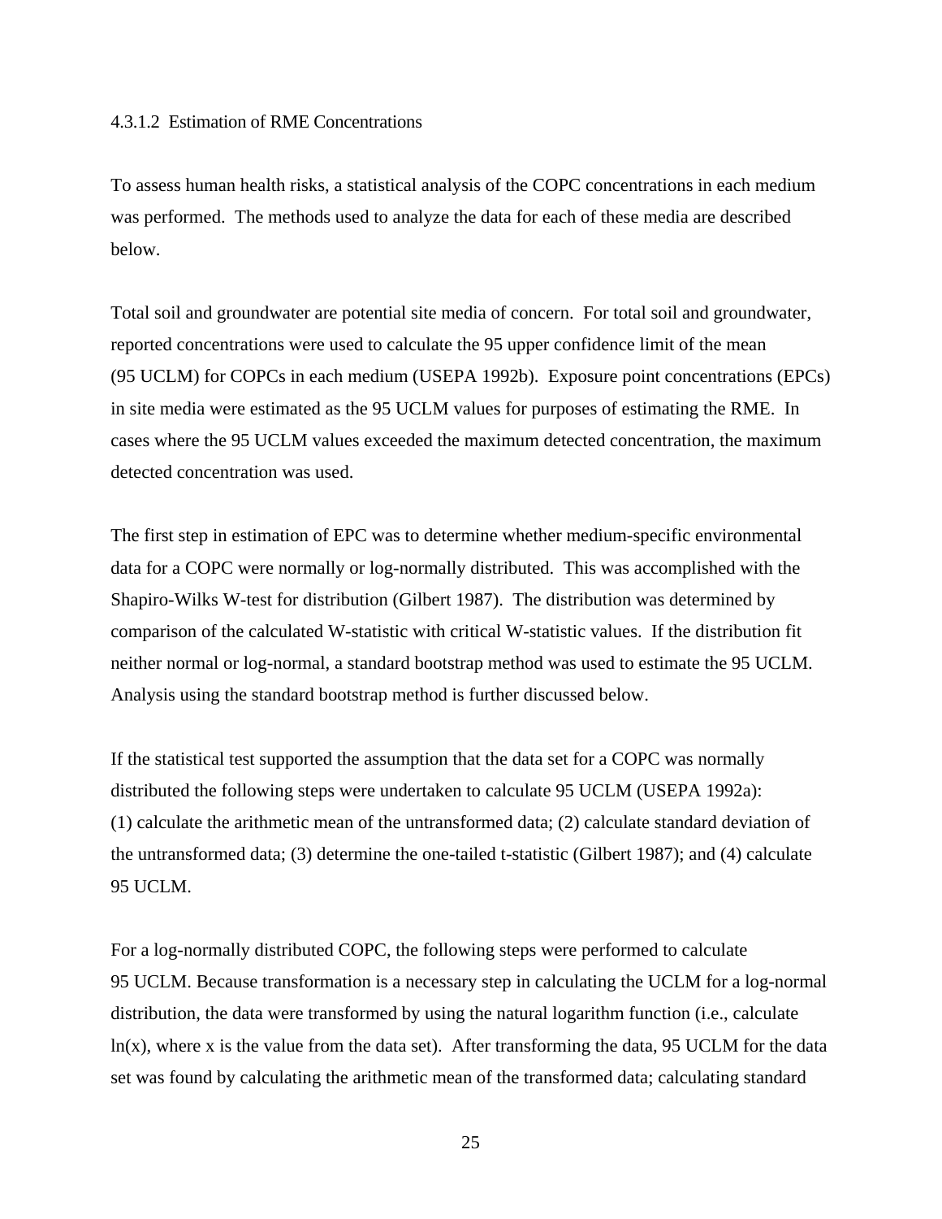#### 4.3.1.2 Estimation of RME Concentrations

To assess human health risks, a statistical analysis of the COPC concentrations in each medium was performed. The methods used to analyze the data for each of these media are described below.

Total soil and groundwater are potential site media of concern. For total soil and groundwater, reported concentrations were used to calculate the 95 upper confidence limit of the mean (95 UCLM) for COPCs in each medium (USEPA 1992b). Exposure point concentrations (EPCs) in site media were estimated as the 95 UCLM values for purposes of estimating the RME. In cases where the 95 UCLM values exceeded the maximum detected concentration, the maximum detected concentration was used.

The first step in estimation of EPC was to determine whether medium-specific environmental data for a COPC were normally or log-normally distributed. This was accomplished with the Shapiro-Wilks W-test for distribution (Gilbert 1987). The distribution was determined by comparison of the calculated W-statistic with critical W-statistic values. If the distribution fit neither normal or log-normal, a standard bootstrap method was used to estimate the 95 UCLM. Analysis using the standard bootstrap method is further discussed below.

If the statistical test supported the assumption that the data set for a COPC was normally distributed the following steps were undertaken to calculate 95 UCLM (USEPA 1992a): (1) calculate the arithmetic mean of the untransformed data; (2) calculate standard deviation of the untransformed data; (3) determine the one-tailed t-statistic (Gilbert 1987); and (4) calculate 95 UCLM.

For a log-normally distributed COPC, the following steps were performed to calculate 95 UCLM. Because transformation is a necessary step in calculating the UCLM for a log-normal distribution, the data were transformed by using the natural logarithm function (i.e., calculate $\ln(x)$, where x is the value from the data set). After transforming the data, 95 UCLM for the data set was found by calculating the arithmetic mean of the transformed data; calculating standard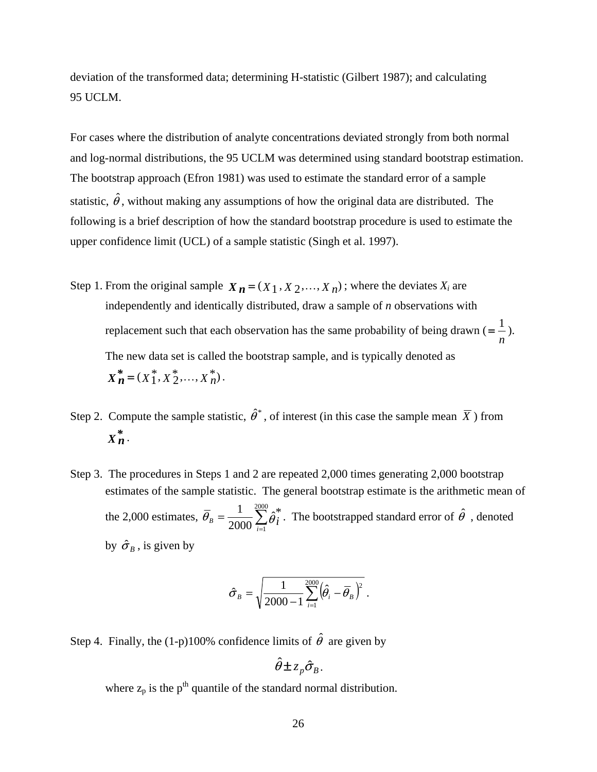deviation of the transformed data; determining H-statistic (Gilbert 1987); and calculating 95 UCLM.

For cases where the distribution of analyte concentrations deviated strongly from both normal and log-normal distributions, the 95 UCLM was determined using standard bootstrap estimation. The bootstrap approach (Efron 1981) was used to estimate the standard error of a sample statistic, $\hat{\theta}$, without making any assumptions of how the original data are distributed. The following is a brief description of how the standard bootstrap procedure is used to estimate the upper confidence limit (UCL) of a sample statistic (Singh et al. 1997).

Step 1. From the original sample $\boldsymbol{X_n} = (X_1, X_2, \ldots, X_n)$; where the deviates $X_i$ are independently and identically distributed, draw a sample of *n* observations with replacement such that each observation has the same probability of being drawn ($= \frac{1}{n}$). The new data set is called the bootstrap sample, and is typically denoted as $\boldsymbol{X_n^*} = (X_1^*, X_2^*, \ldots, X_n^*)$.

Step 2. Compute the sample statistic, $\hat{\theta}^*$, of interest (in this case the sample mean $\overline{X}$) from $\boldsymbol{X_n^*}$.

Step 3. The procedures in Steps 1 and 2 are repeated 2,000 times generating 2,000 bootstrap estimates of the sample statistic. The general bootstrap estimate is the arithmetic mean of the 2,000 estimates, $\overline{\theta}_B = \frac{1}{2000}\sum_{i=1}^{2000}\hat{\theta}_i^*$. The bootstrapped standard error of $\hat{\theta}$, denoted by $\hat{\sigma}_B$, is given by

$$\hat{\sigma}_B = \sqrt{\frac{1}{2000-1}\sum_{i=1}^{2000}\left(\hat{\theta}_i - \overline{\theta}_B\right)^2}\ .$$

Step 4. Finally, the (1-p)100% confidence limits of $\hat{\theta}$ are given by

$$\hat{\theta} \pm z_p \hat{\sigma}_B.$$

where $z_p$ is the $p^{th}$ quantile of the standard normal distribution.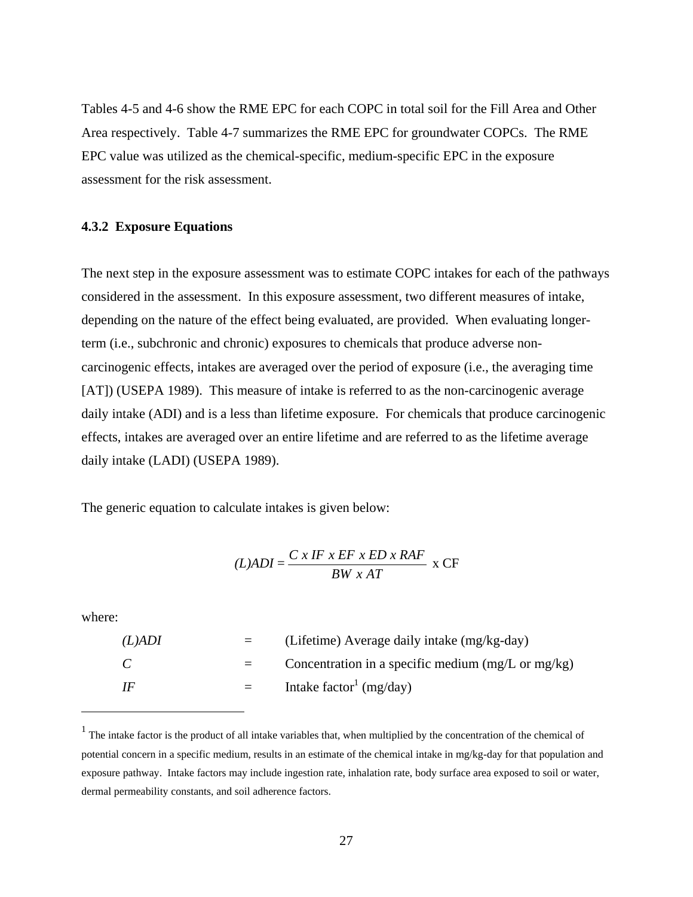Tables 4-5 and 4-6 show the RME EPC for each COPC in total soil for the Fill Area and Other Area respectively. Table 4-7 summarizes the RME EPC for groundwater COPCs. The RME EPC value was utilized as the chemical-specific, medium-specific EPC in the exposure assessment for the risk assessment.

### 4.3.2 Exposure Equations

The next step in the exposure assessment was to estimate COPC intakes for each of the pathways considered in the assessment. In this exposure assessment, two different measures of intake, depending on the nature of the effect being evaluated, are provided. When evaluating longer-term (i.e., subchronic and chronic) exposures to chemicals that produce adverse non-carcinogenic effects, intakes are averaged over the period of exposure (i.e., the averaging time [AT]) (USEPA 1989). This measure of intake is referred to as the non-carcinogenic average daily intake (ADI) and is a less than lifetime exposure. For chemicals that produce carcinogenic effects, intakes are averaged over an entire lifetime and are referred to as the lifetime average daily intake (LADI) (USEPA 1989).

The generic equation to calculate intakes is given below:

$$(L)ADI = \frac{C \ x \ IF \ x \ EF \ x \ ED \ x \ RAF}{BW \ x \ AT} \ \text{x CF}$$

where:

| | | |
|---|---|---|
| $(L)ADI$ | = | (Lifetime) Average daily intake (mg/kg-day) |
| $C$ | = | Concentration in a specific medium (mg/L or mg/kg) |
| $IF$ | = | Intake factor[1] (mg/day) |

[1] The intake factor is the product of all intake variables that, when multiplied by the concentration of the chemical of potential concern in a specific medium, results in an estimate of the chemical intake in mg/kg-day for that population and exposure pathway. Intake factors may include ingestion rate, inhalation rate, body surface area exposed to soil or water, dermal permeability constants, and soil adherence factors.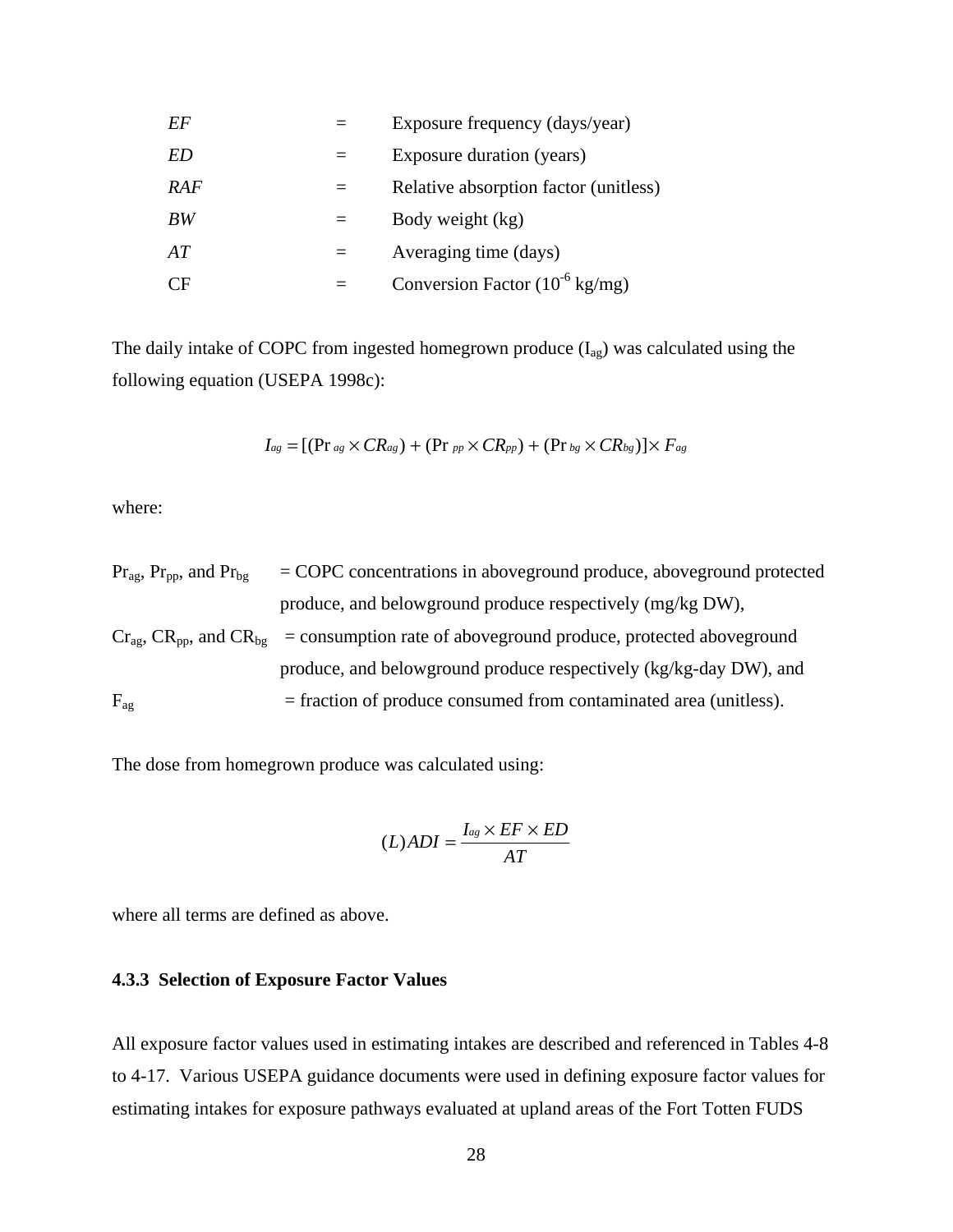| | | |
|---|---|---|
| *EF* | = | Exposure frequency (days/year) |
| *ED* | = | Exposure duration (years) |
| *RAF* | = | Relative absorption factor (unitless) |
| *BW* | = | Body weight (kg) |
| *AT* | = | Averaging time (days) |
| CF | = | Conversion Factor ($10^{-6}$ kg/mg) |

The daily intake of COPC from ingested homegrown produce ($I_{ag}$) was calculated using the following equation (USEPA 1998c):

$$I_{ag} = [(\Pr_{ag} \times CR_{ag}) + (\Pr_{pp} \times CR_{pp}) + (\Pr_{bg} \times CR_{bg})] \times F_{ag}$$

where:

| | |
|---|---|
| $Pr_{ag}$, $Pr_{pp}$, and $Pr_{bg}$ | = COPC concentrations in aboveground produce, aboveground protected produce, and belowground produce respectively (mg/kg DW), |
| $Cr_{ag}$, $CR_{pp}$, and $CR_{bg}$ | = consumption rate of aboveground produce, protected aboveground produce, and belowground produce respectively (kg/kg-day DW), and |
| $F_{ag}$ | = fraction of produce consumed from contaminated area (unitless). |

The dose from homegrown produce was calculated using:

$$(L)ADI = \frac{I_{ag} \times EF \times ED}{AT}$$

where all terms are defined as above.

### 4.3.3 Selection of Exposure Factor Values

All exposure factor values used in estimating intakes are described and referenced in Tables 4-8 to 4-17. Various USEPA guidance documents were used in defining exposure factor values for estimating intakes for exposure pathways evaluated at upland areas of the Fort Totten FUDS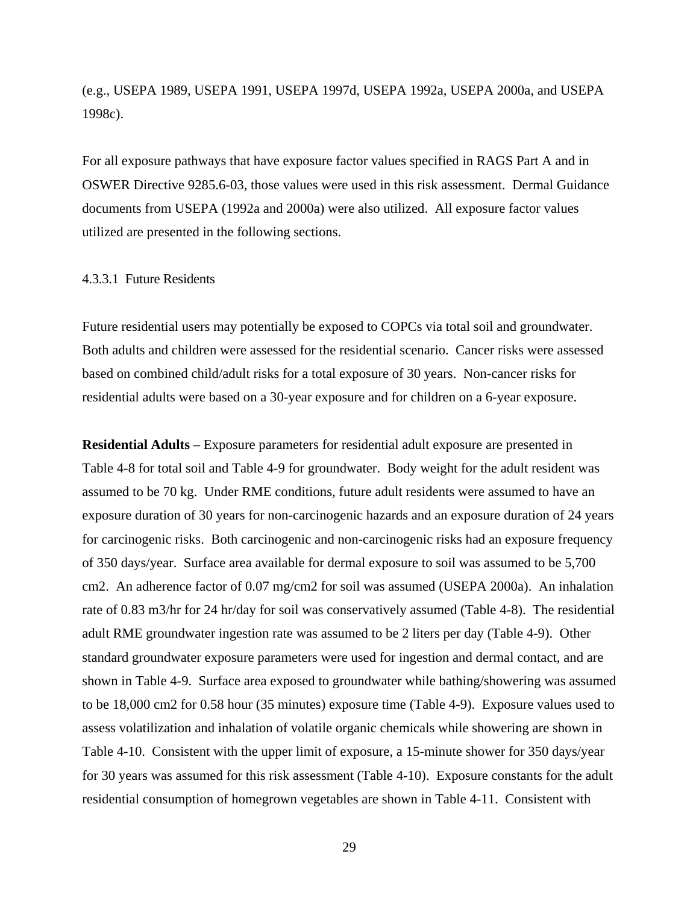(e.g., USEPA 1989, USEPA 1991, USEPA 1997d, USEPA 1992a, USEPA 2000a, and USEPA 1998c).

For all exposure pathways that have exposure factor values specified in RAGS Part A and in OSWER Directive 9285.6-03, those values were used in this risk assessment. Dermal Guidance documents from USEPA (1992a and 2000a) were also utilized. All exposure factor values utilized are presented in the following sections.

#### 4.3.3.1 Future Residents

Future residential users may potentially be exposed to COPCs via total soil and groundwater. Both adults and children were assessed for the residential scenario. Cancer risks were assessed based on combined child/adult risks for a total exposure of 30 years. Non-cancer risks for residential adults were based on a 30-year exposure and for children on a 6-year exposure.

**Residential Adults** – Exposure parameters for residential adult exposure are presented in Table 4-8 for total soil and Table 4-9 for groundwater. Body weight for the adult resident was assumed to be 70 kg. Under RME conditions, future adult residents were assumed to have an exposure duration of 30 years for non-carcinogenic hazards and an exposure duration of 24 years for carcinogenic risks. Both carcinogenic and non-carcinogenic risks had an exposure frequency of 350 days/year. Surface area available for dermal exposure to soil was assumed to be 5,700 cm2. An adherence factor of 0.07 mg/cm2 for soil was assumed (USEPA 2000a). An inhalation rate of 0.83 m3/hr for 24 hr/day for soil was conservatively assumed (Table 4-8). The residential adult RME groundwater ingestion rate was assumed to be 2 liters per day (Table 4-9). Other standard groundwater exposure parameters were used for ingestion and dermal contact, and are shown in Table 4-9. Surface area exposed to groundwater while bathing/showering was assumed to be 18,000 cm2 for 0.58 hour (35 minutes) exposure time (Table 4-9). Exposure values used to assess volatilization and inhalation of volatile organic chemicals while showering are shown in Table 4-10. Consistent with the upper limit of exposure, a 15-minute shower for 350 days/year for 30 years was assumed for this risk assessment (Table 4-10). Exposure constants for the adult residential consumption of homegrown vegetables are shown in Table 4-11. Consistent with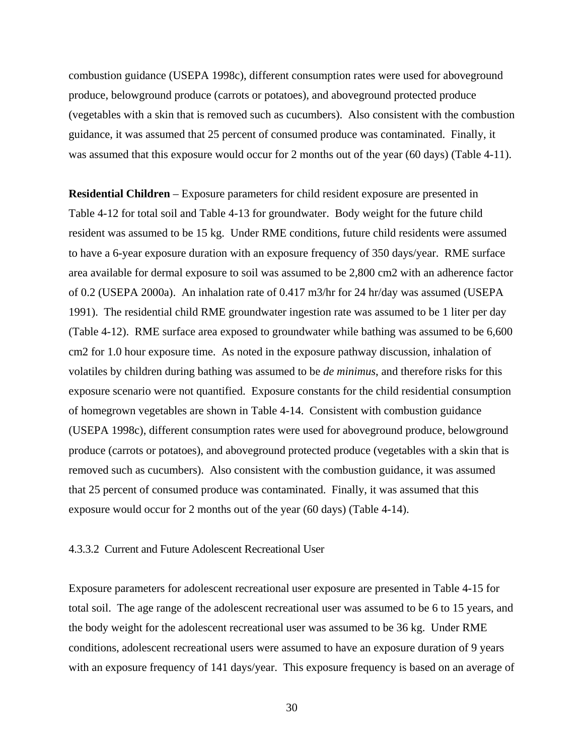combustion guidance (USEPA 1998c), different consumption rates were used for aboveground produce, belowground produce (carrots or potatoes), and aboveground protected produce (vegetables with a skin that is removed such as cucumbers). Also consistent with the combustion guidance, it was assumed that 25 percent of consumed produce was contaminated. Finally, it was assumed that this exposure would occur for 2 months out of the year (60 days) (Table 4-11).

**Residential Children** – Exposure parameters for child resident exposure are presented in Table 4-12 for total soil and Table 4-13 for groundwater. Body weight for the future child resident was assumed to be 15 kg. Under RME conditions, future child residents were assumed to have a 6-year exposure duration with an exposure frequency of 350 days/year. RME surface area available for dermal exposure to soil was assumed to be 2,800 cm2 with an adherence factor of 0.2 (USEPA 2000a). An inhalation rate of 0.417 m3/hr for 24 hr/day was assumed (USEPA 1991). The residential child RME groundwater ingestion rate was assumed to be 1 liter per day (Table 4-12). RME surface area exposed to groundwater while bathing was assumed to be 6,600 cm2 for 1.0 hour exposure time. As noted in the exposure pathway discussion, inhalation of volatiles by children during bathing was assumed to be *de minimus*, and therefore risks for this exposure scenario were not quantified. Exposure constants for the child residential consumption of homegrown vegetables are shown in Table 4-14. Consistent with combustion guidance (USEPA 1998c), different consumption rates were used for aboveground produce, belowground produce (carrots or potatoes), and aboveground protected produce (vegetables with a skin that is removed such as cucumbers). Also consistent with the combustion guidance, it was assumed that 25 percent of consumed produce was contaminated. Finally, it was assumed that this exposure would occur for 2 months out of the year (60 days) (Table 4-14).

#### 4.3.3.2 Current and Future Adolescent Recreational User

Exposure parameters for adolescent recreational user exposure are presented in Table 4-15 for total soil. The age range of the adolescent recreational user was assumed to be 6 to 15 years, and the body weight for the adolescent recreational user was assumed to be 36 kg. Under RME conditions, adolescent recreational users were assumed to have an exposure duration of 9 years with an exposure frequency of 141 days/year. This exposure frequency is based on an average of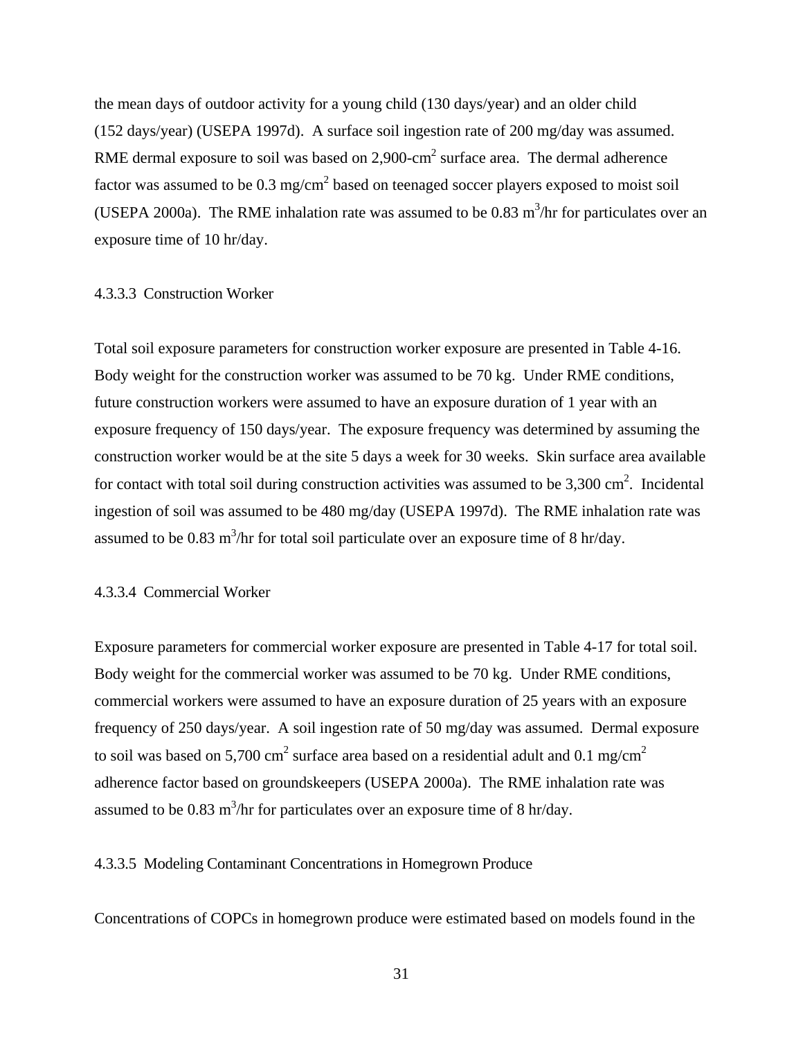the mean days of outdoor activity for a young child (130 days/year) and an older child (152 days/year) (USEPA 1997d). A surface soil ingestion rate of 200 mg/day was assumed. RME dermal exposure to soil was based on 2,900-$cm^2$ surface area. The dermal adherence factor was assumed to be 0.3 $mg/cm^2$ based on teenaged soccer players exposed to moist soil (USEPA 2000a). The RME inhalation rate was assumed to be 0.83 $m^3/hr$ for particulates over an exposure time of 10 hr/day.

#### 4.3.3.3 Construction Worker

Total soil exposure parameters for construction worker exposure are presented in Table 4-16. Body weight for the construction worker was assumed to be 70 kg. Under RME conditions, future construction workers were assumed to have an exposure duration of 1 year with an exposure frequency of 150 days/year. The exposure frequency was determined by assuming the construction worker would be at the site 5 days a week for 30 weeks. Skin surface area available for contact with total soil during construction activities was assumed to be 3,300 $cm^2$. Incidental ingestion of soil was assumed to be 480 mg/day (USEPA 1997d). The RME inhalation rate was assumed to be 0.83 $m^3/hr$ for total soil particulate over an exposure time of 8 hr/day.

#### 4.3.3.4 Commercial Worker

Exposure parameters for commercial worker exposure are presented in Table 4-17 for total soil. Body weight for the commercial worker was assumed to be 70 kg. Under RME conditions, commercial workers were assumed to have an exposure duration of 25 years with an exposure frequency of 250 days/year. A soil ingestion rate of 50 mg/day was assumed. Dermal exposure to soil was based on 5,700 $cm^2$ surface area based on a residential adult and 0.1 $mg/cm^2$ adherence factor based on groundskeepers (USEPA 2000a). The RME inhalation rate was assumed to be 0.83 $m^3/hr$ for particulates over an exposure time of 8 hr/day.

#### 4.3.3.5 Modeling Contaminant Concentrations in Homegrown Produce

Concentrations of COPCs in homegrown produce were estimated based on models found in the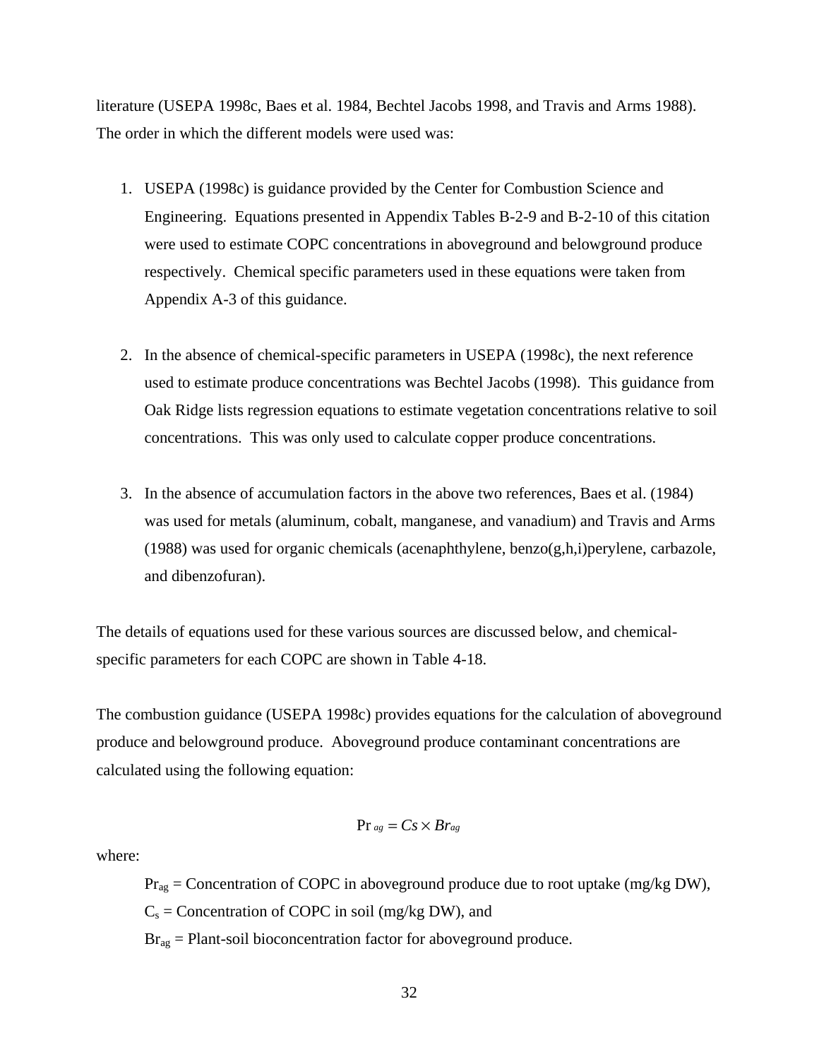literature (USEPA 1998c, Baes et al. 1984, Bechtel Jacobs 1998, and Travis and Arms 1988). The order in which the different models were used was:

1. USEPA (1998c) is guidance provided by the Center for Combustion Science and Engineering. Equations presented in Appendix Tables B-2-9 and B-2-10 of this citation were used to estimate COPC concentrations in aboveground and belowground produce respectively. Chemical specific parameters used in these equations were taken from Appendix A-3 of this guidance.

2. In the absence of chemical-specific parameters in USEPA (1998c), the next reference used to estimate produce concentrations was Bechtel Jacobs (1998). This guidance from Oak Ridge lists regression equations to estimate vegetation concentrations relative to soil concentrations. This was only used to calculate copper produce concentrations.

3. In the absence of accumulation factors in the above two references, Baes et al. (1984) was used for metals (aluminum, cobalt, manganese, and vanadium) and Travis and Arms (1988) was used for organic chemicals (acenaphthylene, benzo(g,h,i)perylene, carbazole, and dibenzofuran).

The details of equations used for these various sources are discussed below, and chemical-specific parameters for each COPC are shown in Table 4-18.

The combustion guidance (USEPA 1998c) provides equations for the calculation of aboveground produce and belowground produce. Aboveground produce contaminant concentrations are calculated using the following equation:

$$\Pr_{ag} = Cs \times Br_{ag}$$

where:

$\Pr_{ag}$ = Concentration of COPC in aboveground produce due to root uptake (mg/kg DW),

$C_s$ = Concentration of COPC in soil (mg/kg DW), and

$Br_{ag}$ = Plant-soil bioconcentration factor for aboveground produce.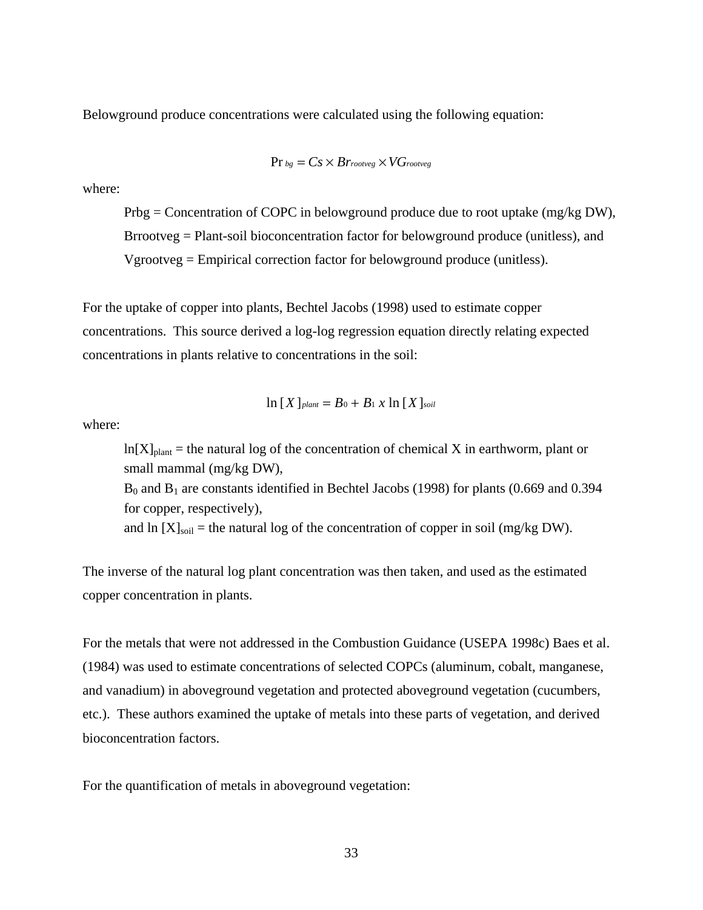Belowground produce concentrations were calculated using the following equation:

$$\Pr_{bg} = Cs \times Br_{rootveg} \times VG_{rootveg}$$

where:

> Prbg = Concentration of COPC in belowground produce due to root uptake (mg/kg DW),
> Brrootveg = Plant-soil bioconcentration factor for belowground produce (unitless), and
> Vgrootveg = Empirical correction factor for belowground produce (unitless).

For the uptake of copper into plants, Bechtel Jacobs (1998) used to estimate copper concentrations. This source derived a log-log regression equation directly relating expected concentrations in plants relative to concentrations in the soil:

$$\ln [X]_{plant} = B_0 + B_1 \, x \, \ln [X]_{soil}$$

where:

> $\ln[X]_{plant}$ = the natural log of the concentration of chemical X in earthworm, plant or small mammal (mg/kg DW),
> $B_0$ and $B_1$ are constants identified in Bechtel Jacobs (1998) for plants (0.669 and 0.394 for copper, respectively),
> and $\ln [X]_{soil}$ = the natural log of the concentration of copper in soil (mg/kg DW).

The inverse of the natural log plant concentration was then taken, and used as the estimated copper concentration in plants.

For the metals that were not addressed in the Combustion Guidance (USEPA 1998c) Baes et al. (1984) was used to estimate concentrations of selected COPCs (aluminum, cobalt, manganese, and vanadium) in aboveground vegetation and protected aboveground vegetation (cucumbers, etc.). These authors examined the uptake of metals into these parts of vegetation, and derived bioconcentration factors.

For the quantification of metals in aboveground vegetation: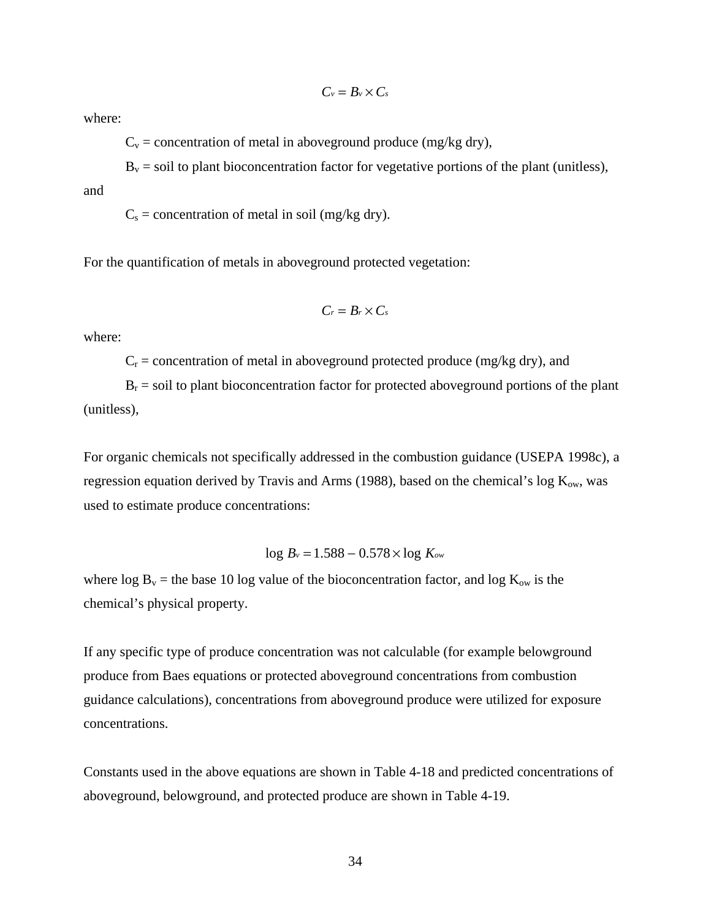$$C_v = B_v \times C_s$$

where:

$C_v$ = concentration of metal in aboveground produce (mg/kg dry),

$B_v$ = soil to plant bioconcentration factor for vegetative portions of the plant (unitless), and

$C_s$ = concentration of metal in soil (mg/kg dry).

For the quantification of metals in aboveground protected vegetation:

$$C_r = B_r \times C_s$$

where:

$C_r$ = concentration of metal in aboveground protected produce (mg/kg dry), and

$B_r$ = soil to plant bioconcentration factor for protected aboveground portions of the plant (unitless),

For organic chemicals not specifically addressed in the combustion guidance (USEPA 1998c), a regression equation derived by Travis and Arms (1988), based on the chemical's log $K_{ow}$, was used to estimate produce concentrations:

$$\log B_v = 1.588 - 0.578 \times \log K_{ow}$$

where log $B_v$ = the base 10 log value of the bioconcentration factor, and log $K_{ow}$ is the chemical's physical property.

If any specific type of produce concentration was not calculable (for example belowground produce from Baes equations or protected aboveground concentrations from combustion guidance calculations), concentrations from aboveground produce were utilized for exposure concentrations.

Constants used in the above equations are shown in Table 4-18 and predicted concentrations of aboveground, belowground, and protected produce are shown in Table 4-19.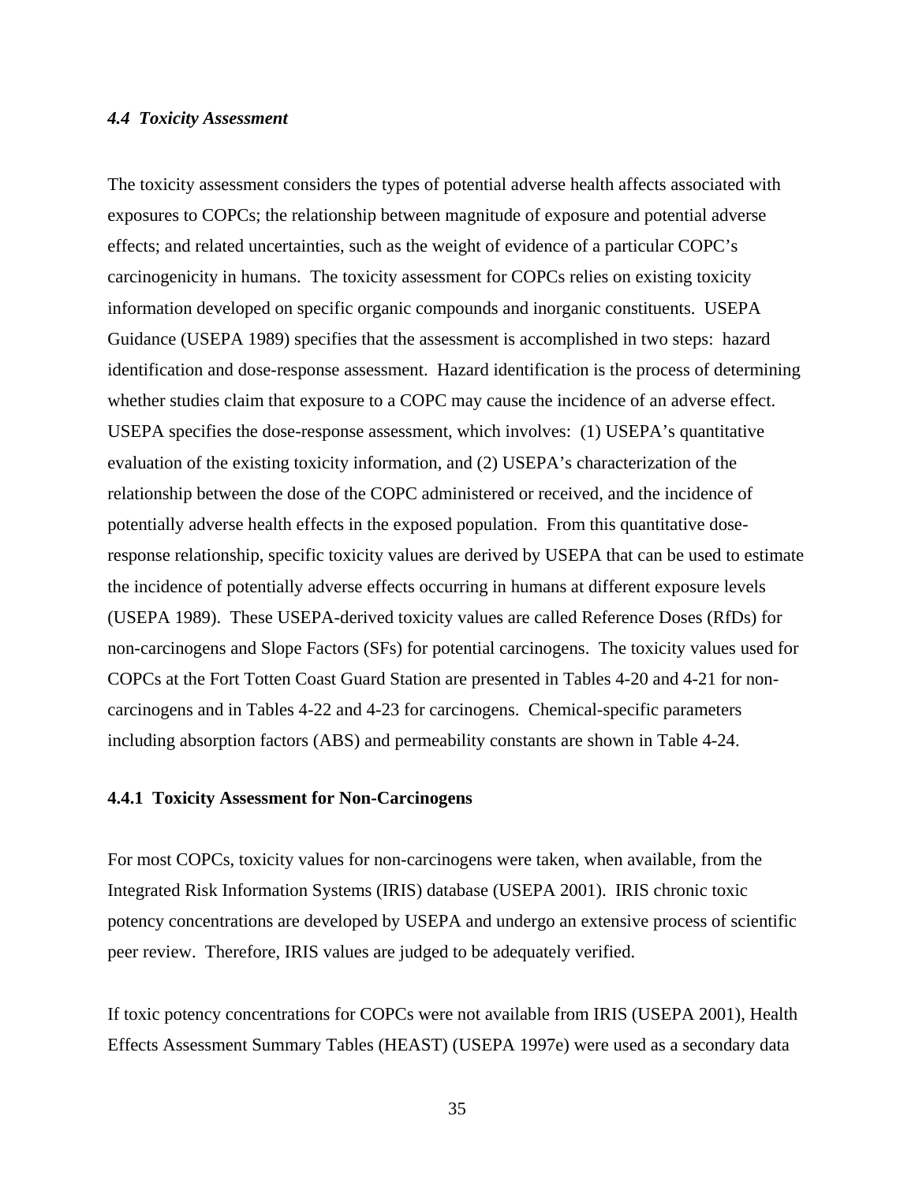### *4.4 Toxicity Assessment*

The toxicity assessment considers the types of potential adverse health affects associated with exposures to COPCs; the relationship between magnitude of exposure and potential adverse effects; and related uncertainties, such as the weight of evidence of a particular COPC's carcinogenicity in humans. The toxicity assessment for COPCs relies on existing toxicity information developed on specific organic compounds and inorganic constituents. USEPA Guidance (USEPA 1989) specifies that the assessment is accomplished in two steps: hazard identification and dose-response assessment. Hazard identification is the process of determining whether studies claim that exposure to a COPC may cause the incidence of an adverse effect. USEPA specifies the dose-response assessment, which involves: (1) USEPA's quantitative evaluation of the existing toxicity information, and (2) USEPA's characterization of the relationship between the dose of the COPC administered or received, and the incidence of potentially adverse health effects in the exposed population. From this quantitative dose-response relationship, specific toxicity values are derived by USEPA that can be used to estimate the incidence of potentially adverse effects occurring in humans at different exposure levels (USEPA 1989). These USEPA-derived toxicity values are called Reference Doses (RfDs) for non-carcinogens and Slope Factors (SFs) for potential carcinogens. The toxicity values used for COPCs at the Fort Totten Coast Guard Station are presented in Tables 4-20 and 4-21 for non-carcinogens and in Tables 4-22 and 4-23 for carcinogens. Chemical-specific parameters including absorption factors (ABS) and permeability constants are shown in Table 4-24.

#### **4.4.1 Toxicity Assessment for Non-Carcinogens**

For most COPCs, toxicity values for non-carcinogens were taken, when available, from the Integrated Risk Information Systems (IRIS) database (USEPA 2001). IRIS chronic toxic potency concentrations are developed by USEPA and undergo an extensive process of scientific peer review. Therefore, IRIS values are judged to be adequately verified.

If toxic potency concentrations for COPCs were not available from IRIS (USEPA 2001), Health Effects Assessment Summary Tables (HEAST) (USEPA 1997e) were used as a secondary data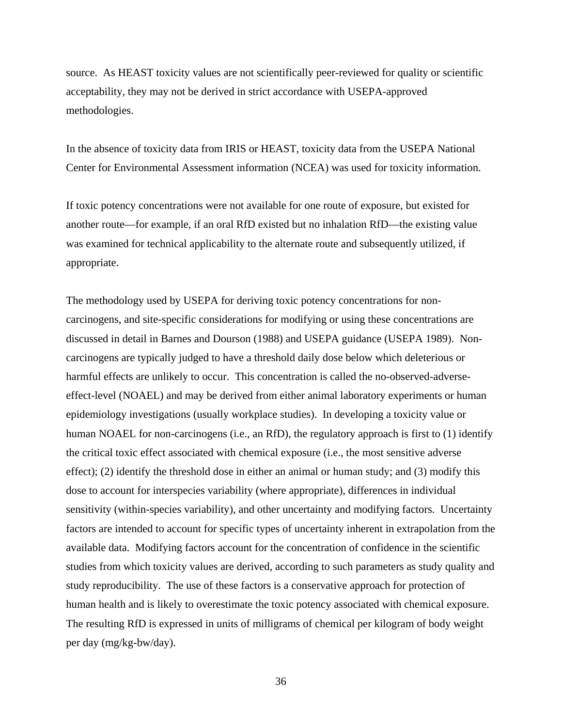source. As HEAST toxicity values are not scientifically peer-reviewed for quality or scientific acceptability, they may not be derived in strict accordance with USEPA-approved methodologies.

In the absence of toxicity data from IRIS or HEAST, toxicity data from the USEPA National Center for Environmental Assessment information (NCEA) was used for toxicity information.

If toxic potency concentrations were not available for one route of exposure, but existed for another route—for example, if an oral RfD existed but no inhalation RfD—the existing value was examined for technical applicability to the alternate route and subsequently utilized, if appropriate.

The methodology used by USEPA for deriving toxic potency concentrations for non-carcinogens, and site-specific considerations for modifying or using these concentrations are discussed in detail in Barnes and Dourson (1988) and USEPA guidance (USEPA 1989). Non-carcinogens are typically judged to have a threshold daily dose below which deleterious or harmful effects are unlikely to occur. This concentration is called the no-observed-adverse-effect-level (NOAEL) and may be derived from either animal laboratory experiments or human epidemiology investigations (usually workplace studies). In developing a toxicity value or human NOAEL for non-carcinogens (i.e., an RfD), the regulatory approach is first to (1) identify the critical toxic effect associated with chemical exposure (i.e., the most sensitive adverse effect); (2) identify the threshold dose in either an animal or human study; and (3) modify this dose to account for interspecies variability (where appropriate), differences in individual sensitivity (within-species variability), and other uncertainty and modifying factors. Uncertainty factors are intended to account for specific types of uncertainty inherent in extrapolation from the available data. Modifying factors account for the concentration of confidence in the scientific studies from which toxicity values are derived, according to such parameters as study quality and study reproducibility. The use of these factors is a conservative approach for protection of human health and is likely to overestimate the toxic potency associated with chemical exposure. The resulting RfD is expressed in units of milligrams of chemical per kilogram of body weight per day (mg/kg-bw/day).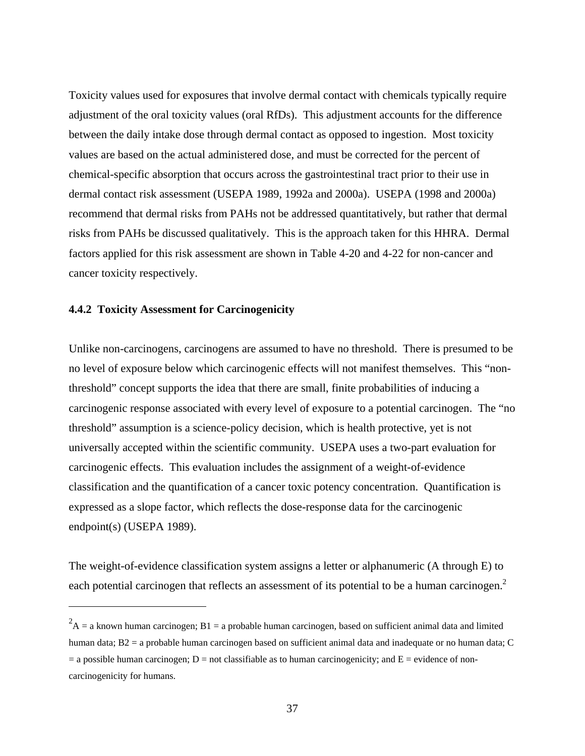Toxicity values used for exposures that involve dermal contact with chemicals typically require adjustment of the oral toxicity values (oral RfDs). This adjustment accounts for the difference between the daily intake dose through dermal contact as opposed to ingestion. Most toxicity values are based on the actual administered dose, and must be corrected for the percent of chemical-specific absorption that occurs across the gastrointestinal tract prior to their use in dermal contact risk assessment (USEPA 1989, 1992a and 2000a). USEPA (1998 and 2000a) recommend that dermal risks from PAHs not be addressed quantitatively, but rather that dermal risks from PAHs be discussed qualitatively. This is the approach taken for this HHRA. Dermal factors applied for this risk assessment are shown in Table 4-20 and 4-22 for non-cancer and cancer toxicity respectively.

#### 4.4.2 Toxicity Assessment for Carcinogenicity

Unlike non-carcinogens, carcinogens are assumed to have no threshold. There is presumed to be no level of exposure below which carcinogenic effects will not manifest themselves. This "non-threshold" concept supports the idea that there are small, finite probabilities of inducing a carcinogenic response associated with every level of exposure to a potential carcinogen. The "no threshold" assumption is a science-policy decision, which is health protective, yet is not universally accepted within the scientific community. USEPA uses a two-part evaluation for carcinogenic effects. This evaluation includes the assignment of a weight-of-evidence classification and the quantification of a cancer toxic potency concentration. Quantification is expressed as a slope factor, which reflects the dose-response data for the carcinogenic endpoint(s) (USEPA 1989).

The weight-of-evidence classification system assigns a letter or alphanumeric (A through E) to each potential carcinogen that reflects an assessment of its potential to be a human carcinogen.[2]

---

[2] A = a known human carcinogen; B1 = a probable human carcinogen, based on sufficient animal data and limited human data; B2 = a probable human carcinogen based on sufficient animal data and inadequate or no human data; C = a possible human carcinogen; D = not classifiable as to human carcinogenicity; and E = evidence of non-carcinogenicity for humans.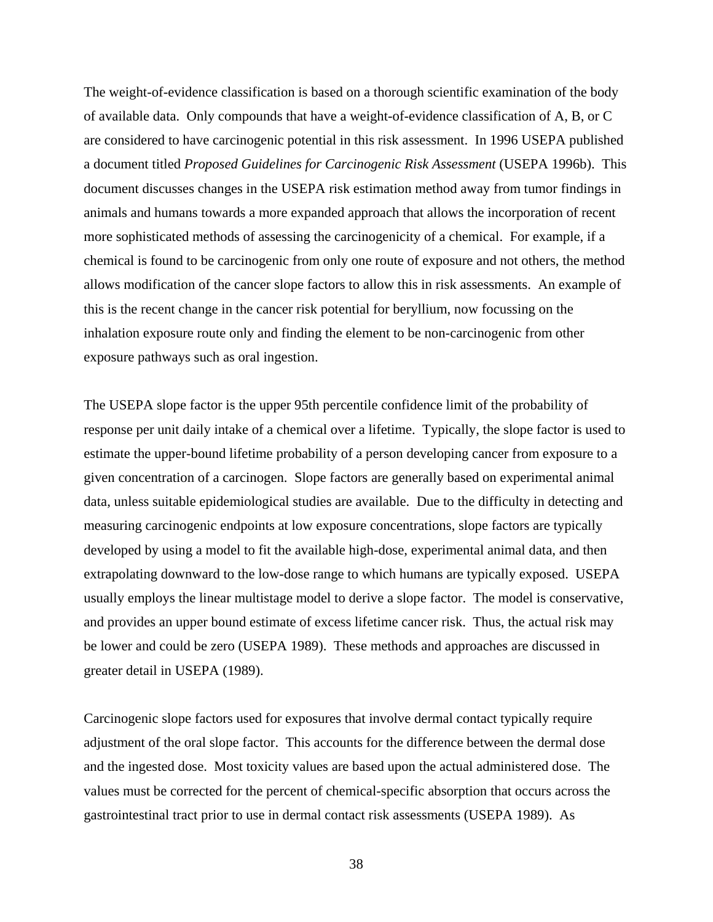The weight-of-evidence classification is based on a thorough scientific examination of the body of available data. Only compounds that have a weight-of-evidence classification of A, B, or C are considered to have carcinogenic potential in this risk assessment. In 1996 USEPA published a document titled *Proposed Guidelines for Carcinogenic Risk Assessment* (USEPA 1996b). This document discusses changes in the USEPA risk estimation method away from tumor findings in animals and humans towards a more expanded approach that allows the incorporation of recent more sophisticated methods of assessing the carcinogenicity of a chemical. For example, if a chemical is found to be carcinogenic from only one route of exposure and not others, the method allows modification of the cancer slope factors to allow this in risk assessments. An example of this is the recent change in the cancer risk potential for beryllium, now focussing on the inhalation exposure route only and finding the element to be non-carcinogenic from other exposure pathways such as oral ingestion.

The USEPA slope factor is the upper 95th percentile confidence limit of the probability of response per unit daily intake of a chemical over a lifetime. Typically, the slope factor is used to estimate the upper-bound lifetime probability of a person developing cancer from exposure to a given concentration of a carcinogen. Slope factors are generally based on experimental animal data, unless suitable epidemiological studies are available. Due to the difficulty in detecting and measuring carcinogenic endpoints at low exposure concentrations, slope factors are typically developed by using a model to fit the available high-dose, experimental animal data, and then extrapolating downward to the low-dose range to which humans are typically exposed. USEPA usually employs the linear multistage model to derive a slope factor. The model is conservative, and provides an upper bound estimate of excess lifetime cancer risk. Thus, the actual risk may be lower and could be zero (USEPA 1989). These methods and approaches are discussed in greater detail in USEPA (1989).

Carcinogenic slope factors used for exposures that involve dermal contact typically require adjustment of the oral slope factor. This accounts for the difference between the dermal dose and the ingested dose. Most toxicity values are based upon the actual administered dose. The values must be corrected for the percent of chemical-specific absorption that occurs across the gastrointestinal tract prior to use in dermal contact risk assessments (USEPA 1989). As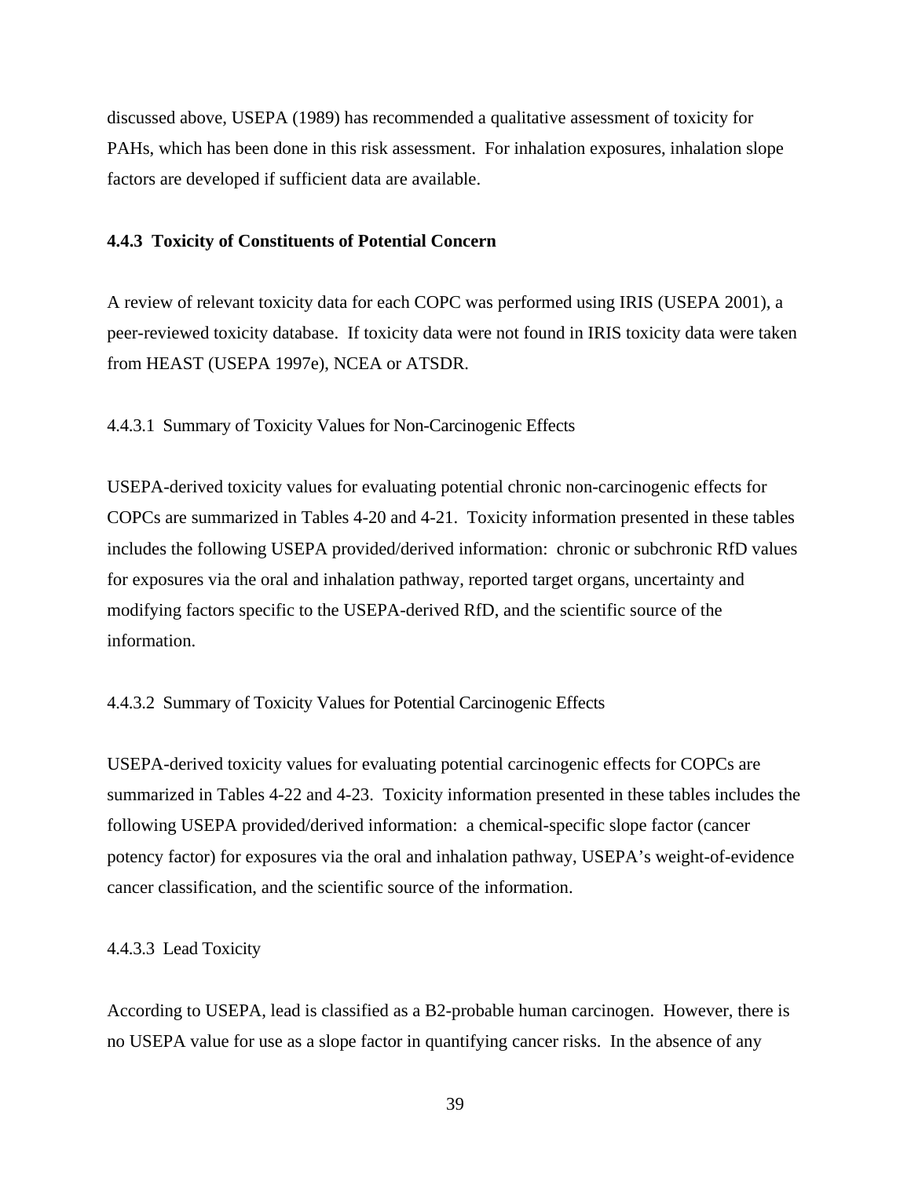discussed above, USEPA (1989) has recommended a qualitative assessment of toxicity for PAHs, which has been done in this risk assessment. For inhalation exposures, inhalation slope factors are developed if sufficient data are available.

### 4.4.3 Toxicity of Constituents of Potential Concern

A review of relevant toxicity data for each COPC was performed using IRIS (USEPA 2001), a peer-reviewed toxicity database. If toxicity data were not found in IRIS toxicity data were taken from HEAST (USEPA 1997e), NCEA or ATSDR.

#### 4.4.3.1 Summary of Toxicity Values for Non-Carcinogenic Effects

USEPA-derived toxicity values for evaluating potential chronic non-carcinogenic effects for COPCs are summarized in Tables 4-20 and 4-21. Toxicity information presented in these tables includes the following USEPA provided/derived information: chronic or subchronic RfD values for exposures via the oral and inhalation pathway, reported target organs, uncertainty and modifying factors specific to the USEPA-derived RfD, and the scientific source of the information.

#### 4.4.3.2 Summary of Toxicity Values for Potential Carcinogenic Effects

USEPA-derived toxicity values for evaluating potential carcinogenic effects for COPCs are summarized in Tables 4-22 and 4-23. Toxicity information presented in these tables includes the following USEPA provided/derived information: a chemical-specific slope factor (cancer potency factor) for exposures via the oral and inhalation pathway, USEPA's weight-of-evidence cancer classification, and the scientific source of the information.

#### 4.4.3.3 Lead Toxicity

According to USEPA, lead is classified as a B2-probable human carcinogen. However, there is no USEPA value for use as a slope factor in quantifying cancer risks. In the absence of any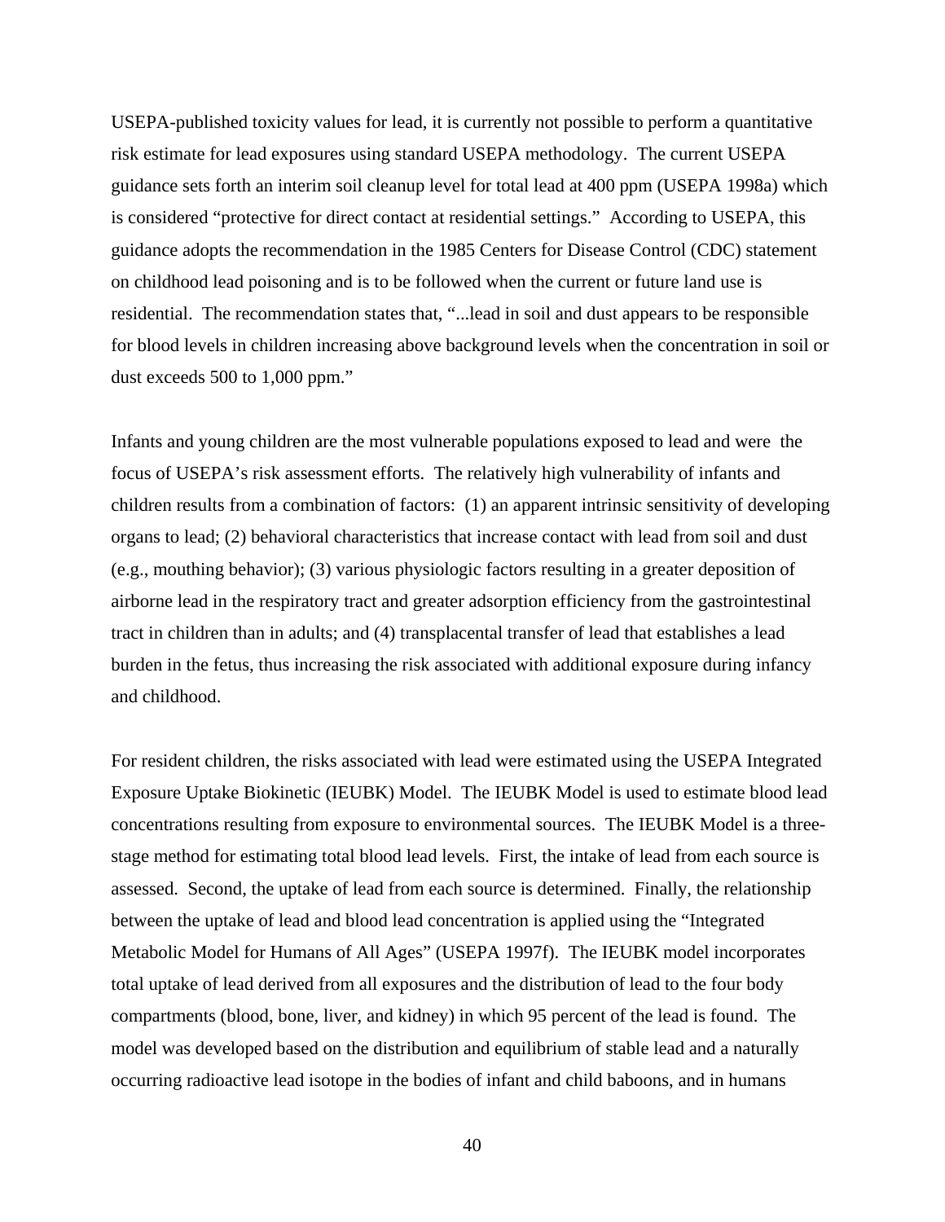USEPA-published toxicity values for lead, it is currently not possible to perform a quantitative risk estimate for lead exposures using standard USEPA methodology. The current USEPA guidance sets forth an interim soil cleanup level for total lead at 400 ppm (USEPA 1998a) which is considered "protective for direct contact at residential settings." According to USEPA, this guidance adopts the recommendation in the 1985 Centers for Disease Control (CDC) statement on childhood lead poisoning and is to be followed when the current or future land use is residential. The recommendation states that, "...lead in soil and dust appears to be responsible for blood levels in children increasing above background levels when the concentration in soil or dust exceeds 500 to 1,000 ppm."

Infants and young children are the most vulnerable populations exposed to lead and were the focus of USEPA's risk assessment efforts. The relatively high vulnerability of infants and children results from a combination of factors: (1) an apparent intrinsic sensitivity of developing organs to lead; (2) behavioral characteristics that increase contact with lead from soil and dust (e.g., mouthing behavior); (3) various physiologic factors resulting in a greater deposition of airborne lead in the respiratory tract and greater adsorption efficiency from the gastrointestinal tract in children than in adults; and (4) transplacental transfer of lead that establishes a lead burden in the fetus, thus increasing the risk associated with additional exposure during infancy and childhood.

For resident children, the risks associated with lead were estimated using the USEPA Integrated Exposure Uptake Biokinetic (IEUBK) Model. The IEUBK Model is used to estimate blood lead concentrations resulting from exposure to environmental sources. The IEUBK Model is a three-stage method for estimating total blood lead levels. First, the intake of lead from each source is assessed. Second, the uptake of lead from each source is determined. Finally, the relationship between the uptake of lead and blood lead concentration is applied using the "Integrated Metabolic Model for Humans of All Ages" (USEPA 1997f). The IEUBK model incorporates total uptake of lead derived from all exposures and the distribution of lead to the four body compartments (blood, bone, liver, and kidney) in which 95 percent of the lead is found. The model was developed based on the distribution and equilibrium of stable lead and a naturally occurring radioactive lead isotope in the bodies of infant and child baboons, and in humans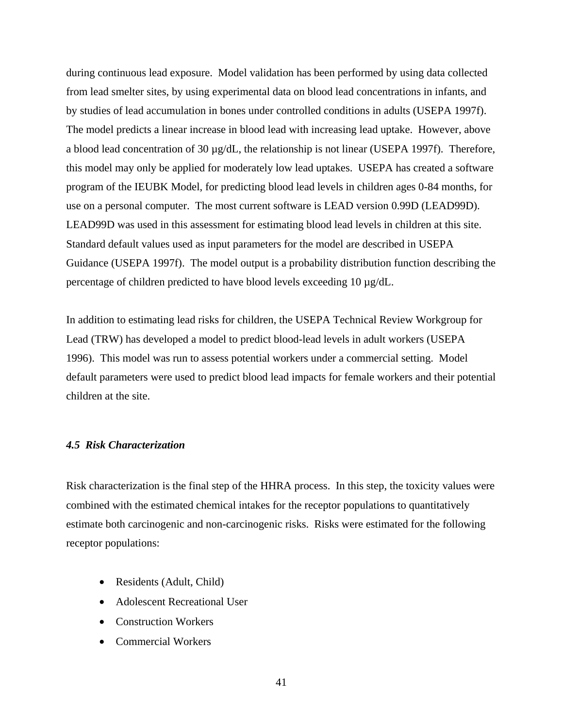during continuous lead exposure. Model validation has been performed by using data collected from lead smelter sites, by using experimental data on blood lead concentrations in infants, and by studies of lead accumulation in bones under controlled conditions in adults (USEPA 1997f). The model predicts a linear increase in blood lead with increasing lead uptake. However, above a blood lead concentration of 30 µg/dL, the relationship is not linear (USEPA 1997f). Therefore, this model may only be applied for moderately low lead uptakes. USEPA has created a software program of the IEUBK Model, for predicting blood lead levels in children ages 0-84 months, for use on a personal computer. The most current software is LEAD version 0.99D (LEAD99D). LEAD99D was used in this assessment for estimating blood lead levels in children at this site. Standard default values used as input parameters for the model are described in USEPA Guidance (USEPA 1997f). The model output is a probability distribution function describing the percentage of children predicted to have blood levels exceeding 10 µg/dL.

In addition to estimating lead risks for children, the USEPA Technical Review Workgroup for Lead (TRW) has developed a model to predict blood-lead levels in adult workers (USEPA 1996). This model was run to assess potential workers under a commercial setting. Model default parameters were used to predict blood lead impacts for female workers and their potential children at the site.

### *4.5 Risk Characterization*

Risk characterization is the final step of the HHRA process. In this step, the toxicity values were combined with the estimated chemical intakes for the receptor populations to quantitatively estimate both carcinogenic and non-carcinogenic risks. Risks were estimated for the following receptor populations:

- Residents (Adult, Child)
- Adolescent Recreational User
- Construction Workers
- Commercial Workers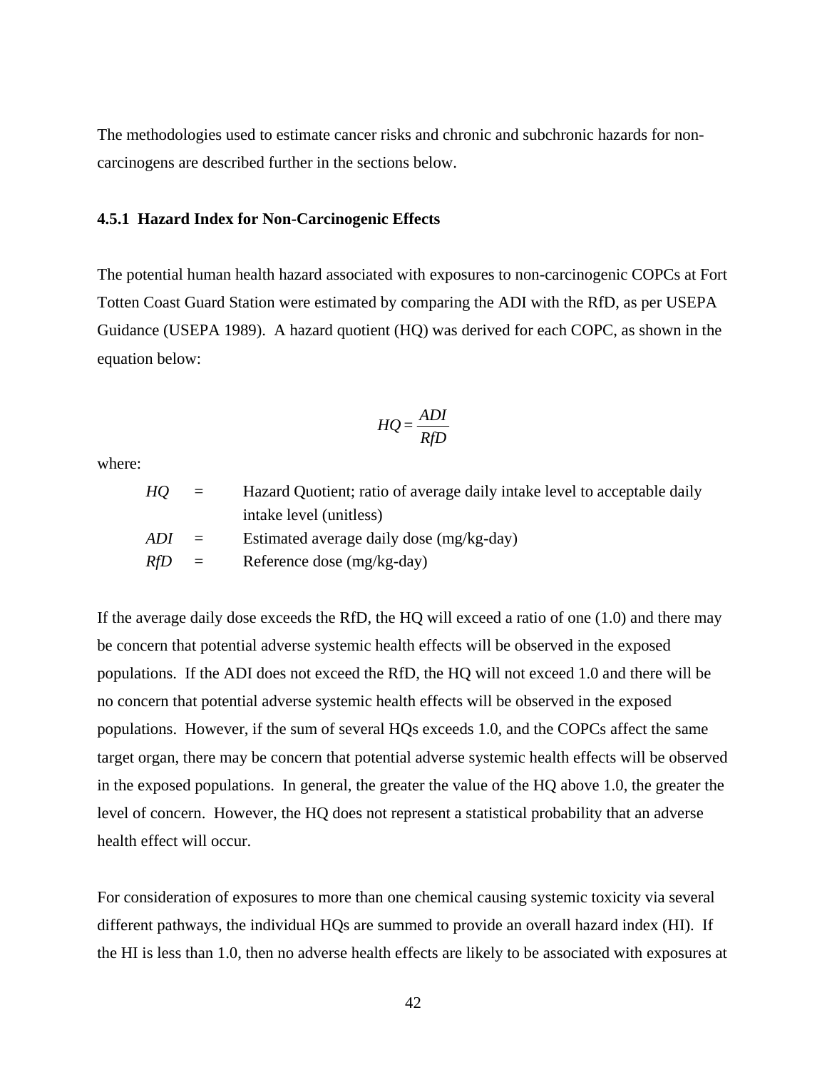The methodologies used to estimate cancer risks and chronic and subchronic hazards for non-carcinogens are described further in the sections below.

### 4.5.1 Hazard Index for Non-Carcinogenic Effects

The potential human health hazard associated with exposures to non-carcinogenic COPCs at Fort Totten Coast Guard Station were estimated by comparing the ADI with the RfD, as per USEPA Guidance (USEPA 1989). A hazard quotient (HQ) was derived for each COPC, as shown in the equation below:

$$HQ = \frac{ADI}{RfD}$$

where:

| | | |
|---|---|---|
| *HQ* | = | Hazard Quotient; ratio of average daily intake level to acceptable daily intake level (unitless) |
| *ADI* | = | Estimated average daily dose (mg/kg-day) |
| *RfD* | = | Reference dose (mg/kg-day) |

If the average daily dose exceeds the RfD, the HQ will exceed a ratio of one (1.0) and there may be concern that potential adverse systemic health effects will be observed in the exposed populations. If the ADI does not exceed the RfD, the HQ will not exceed 1.0 and there will be no concern that potential adverse systemic health effects will be observed in the exposed populations. However, if the sum of several HQs exceeds 1.0, and the COPCs affect the same target organ, there may be concern that potential adverse systemic health effects will be observed in the exposed populations. In general, the greater the value of the HQ above 1.0, the greater the level of concern. However, the HQ does not represent a statistical probability that an adverse health effect will occur.

For consideration of exposures to more than one chemical causing systemic toxicity via several different pathways, the individual HQs are summed to provide an overall hazard index (HI). If the HI is less than 1.0, then no adverse health effects are likely to be associated with exposures at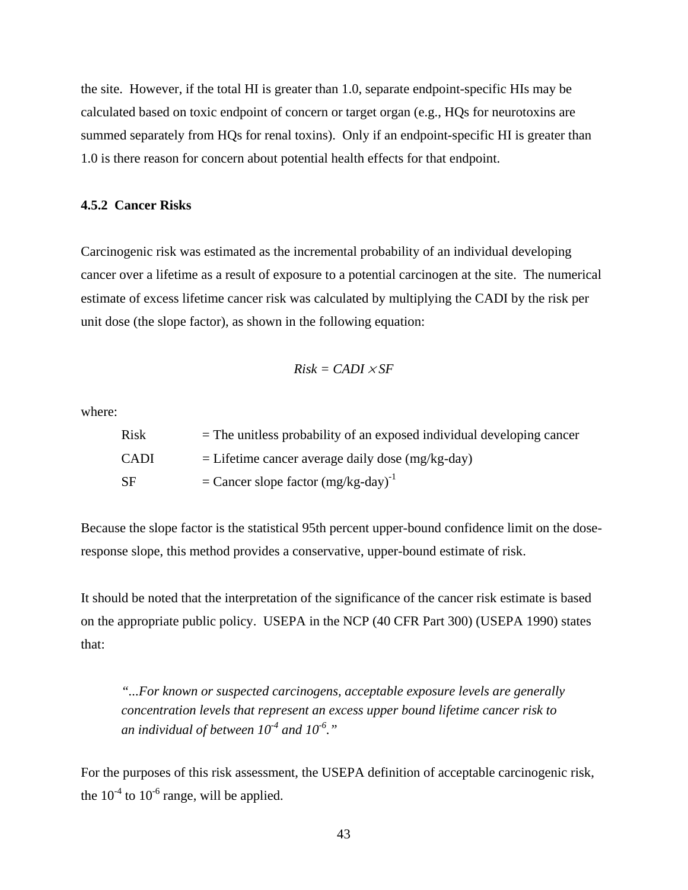the site. However, if the total HI is greater than 1.0, separate endpoint-specific HIs may be calculated based on toxic endpoint of concern or target organ (e.g., HQs for neurotoxins are summed separately from HQs for renal toxins). Only if an endpoint-specific HI is greater than 1.0 is there reason for concern about potential health effects for that endpoint.

### 4.5.2 Cancer Risks

Carcinogenic risk was estimated as the incremental probability of an individual developing cancer over a lifetime as a result of exposure to a potential carcinogen at the site. The numerical estimate of excess lifetime cancer risk was calculated by multiplying the CADI by the risk per unit dose (the slope factor), as shown in the following equation:

$$Risk = CADI \times SF$$

where:

| | |
|---|---|
| Risk | = The unitless probability of an exposed individual developing cancer |
| CADI | = Lifetime cancer average daily dose (mg/kg-day) |
| SF | = Cancer slope factor $(\text{mg/kg-day})^{-1}$ |

Because the slope factor is the statistical 95th percent upper-bound confidence limit on the dose-response slope, this method provides a conservative, upper-bound estimate of risk.

It should be noted that the interpretation of the significance of the cancer risk estimate is based on the appropriate public policy. USEPA in the NCP (40 CFR Part 300) (USEPA 1990) states that:

> *"...For known or suspected carcinogens, acceptable exposure levels are generally concentration levels that represent an excess upper bound lifetime cancer risk to an individual of between $10^{-4}$ and $10^{-6}$."*

For the purposes of this risk assessment, the USEPA definition of acceptable carcinogenic risk, the $10^{-4}$ to $10^{-6}$ range, will be applied.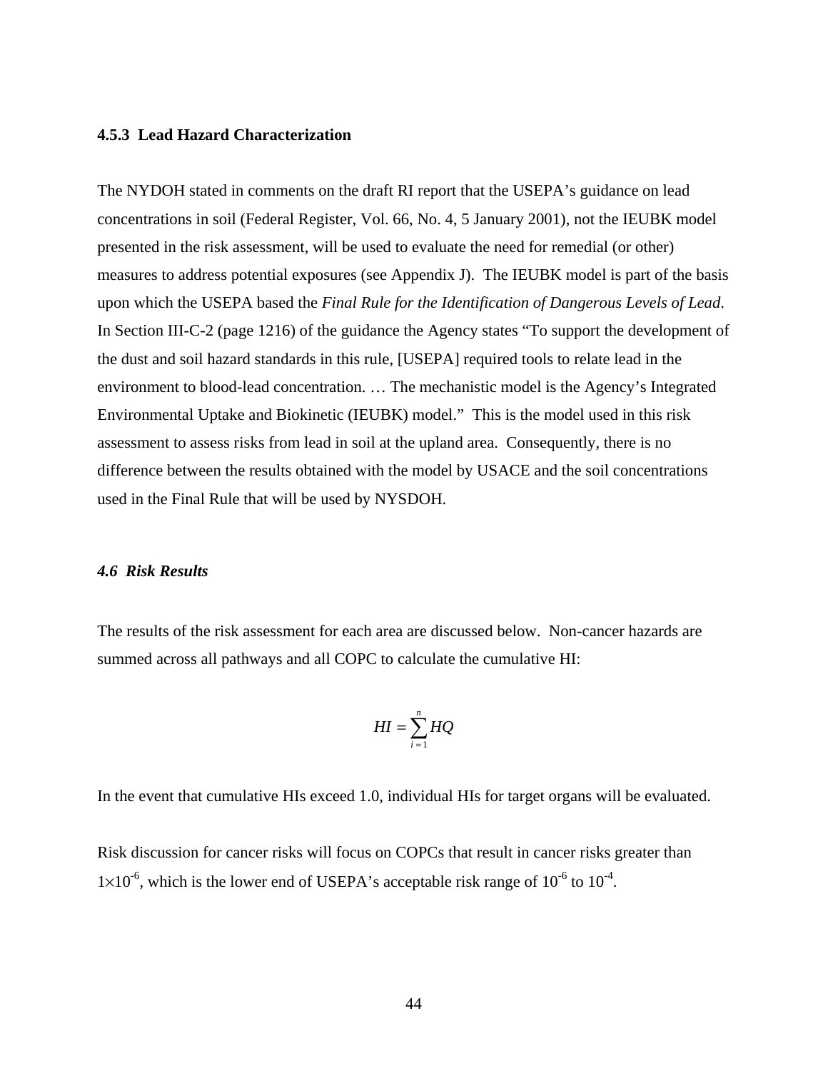### 4.5.3 Lead Hazard Characterization

The NYDOH stated in comments on the draft RI report that the USEPA's guidance on lead concentrations in soil (Federal Register, Vol. 66, No. 4, 5 January 2001), not the IEUBK model presented in the risk assessment, will be used to evaluate the need for remedial (or other) measures to address potential exposures (see Appendix J). The IEUBK model is part of the basis upon which the USEPA based the *Final Rule for the Identification of Dangerous Levels of Lead*. In Section III-C-2 (page 1216) of the guidance the Agency states "To support the development of the dust and soil hazard standards in this rule, [USEPA] required tools to relate lead in the environment to blood-lead concentration. … The mechanistic model is the Agency's Integrated Environmental Uptake and Biokinetic (IEUBK) model." This is the model used in this risk assessment to assess risks from lead in soil at the upland area. Consequently, there is no difference between the results obtained with the model by USACE and the soil concentrations used in the Final Rule that will be used by NYSDOH.

## *4.6 Risk Results*

The results of the risk assessment for each area are discussed below. Non-cancer hazards are summed across all pathways and all COPC to calculate the cumulative HI:

$$HI = \sum_{i=1}^{n} HQ$$

In the event that cumulative HIs exceed 1.0, individual HIs for target organs will be evaluated.

Risk discussion for cancer risks will focus on COPCs that result in cancer risks greater than $1\times10^{-6}$, which is the lower end of USEPA's acceptable risk range of $10^{-6}$ to $10^{-4}$.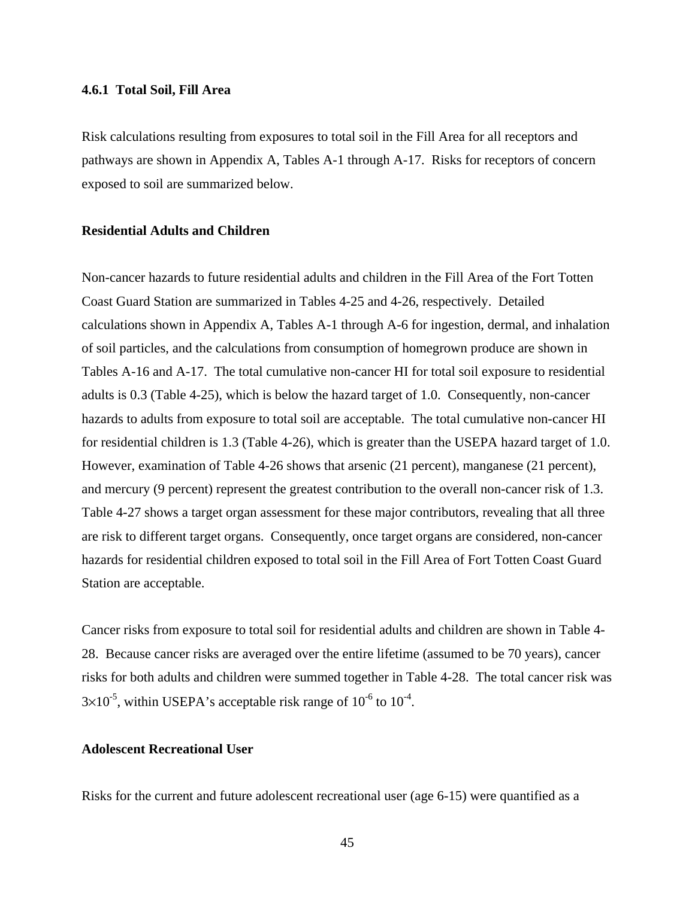### 4.6.1 Total Soil, Fill Area

Risk calculations resulting from exposures to total soil in the Fill Area for all receptors and pathways are shown in Appendix A, Tables A-1 through A-17. Risks for receptors of concern exposed to soil are summarized below.

**Residential Adults and Children**

Non-cancer hazards to future residential adults and children in the Fill Area of the Fort Totten Coast Guard Station are summarized in Tables 4-25 and 4-26, respectively. Detailed calculations shown in Appendix A, Tables A-1 through A-6 for ingestion, dermal, and inhalation of soil particles, and the calculations from consumption of homegrown produce are shown in Tables A-16 and A-17. The total cumulative non-cancer HI for total soil exposure to residential adults is 0.3 (Table 4-25), which is below the hazard target of 1.0. Consequently, non-cancer hazards to adults from exposure to total soil are acceptable. The total cumulative non-cancer HI for residential children is 1.3 (Table 4-26), which is greater than the USEPA hazard target of 1.0. However, examination of Table 4-26 shows that arsenic (21 percent), manganese (21 percent), and mercury (9 percent) represent the greatest contribution to the overall non-cancer risk of 1.3. Table 4-27 shows a target organ assessment for these major contributors, revealing that all three are risk to different target organs. Consequently, once target organs are considered, non-cancer hazards for residential children exposed to total soil in the Fill Area of Fort Totten Coast Guard Station are acceptable.

Cancer risks from exposure to total soil for residential adults and children are shown in Table 4-28. Because cancer risks are averaged over the entire lifetime (assumed to be 70 years), cancer risks for both adults and children were summed together in Table 4-28. The total cancer risk was $3\times10^{-5}$, within USEPA's acceptable risk range of $10^{-6}$ to $10^{-4}$.

**Adolescent Recreational User**

Risks for the current and future adolescent recreational user (age 6-15) were quantified as a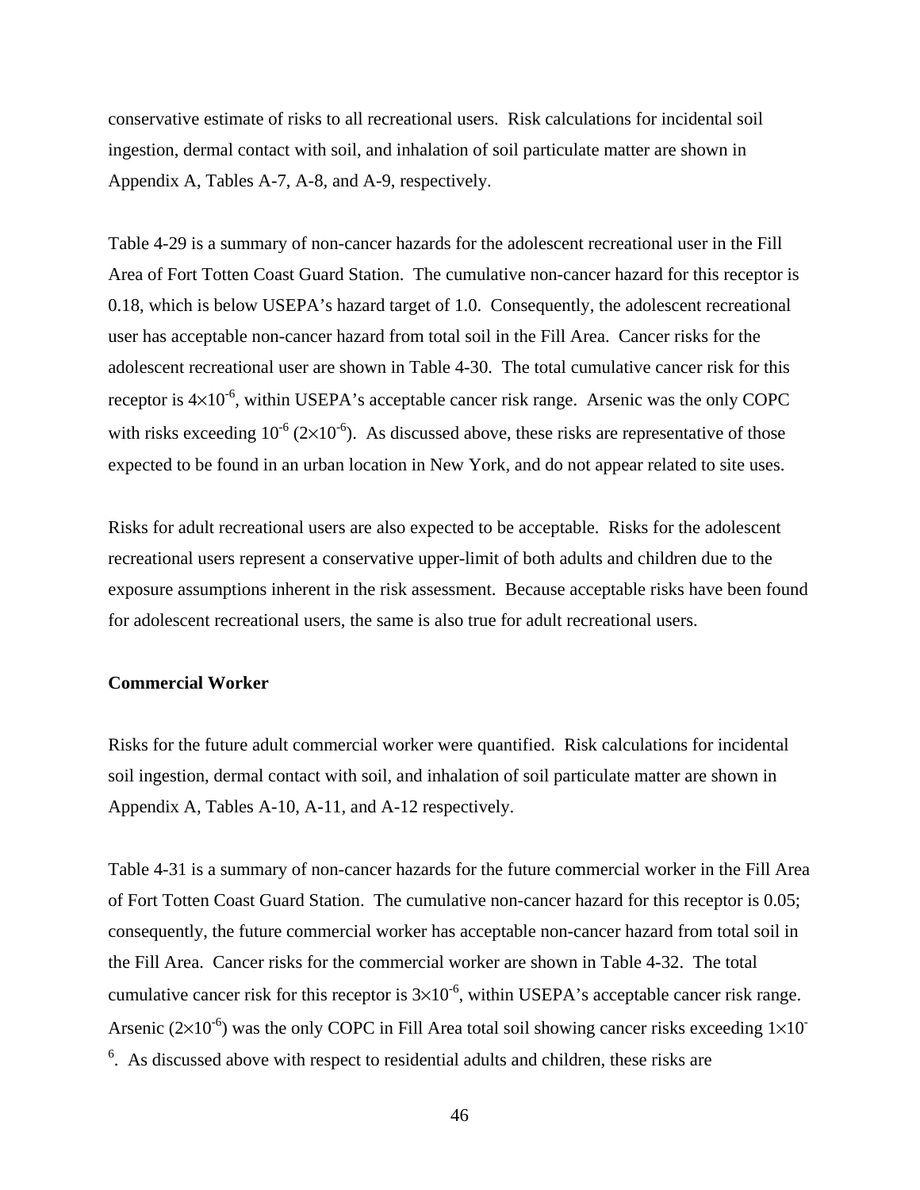conservative estimate of risks to all recreational users. Risk calculations for incidental soil ingestion, dermal contact with soil, and inhalation of soil particulate matter are shown in Appendix A, Tables A-7, A-8, and A-9, respectively.

Table 4-29 is a summary of non-cancer hazards for the adolescent recreational user in the Fill Area of Fort Totten Coast Guard Station. The cumulative non-cancer hazard for this receptor is 0.18, which is below USEPA's hazard target of 1.0. Consequently, the adolescent recreational user has acceptable non-cancer hazard from total soil in the Fill Area. Cancer risks for the adolescent recreational user are shown in Table 4-30. The total cumulative cancer risk for this receptor is $4\times10^{-6}$, within USEPA's acceptable cancer risk range. Arsenic was the only COPC with risks exceeding $10^{-6}$ ($2\times10^{-6}$). As discussed above, these risks are representative of those expected to be found in an urban location in New York, and do not appear related to site uses.

Risks for adult recreational users are also expected to be acceptable. Risks for the adolescent recreational users represent a conservative upper-limit of both adults and children due to the exposure assumptions inherent in the risk assessment. Because acceptable risks have been found for adolescent recreational users, the same is also true for adult recreational users.

**Commercial Worker**

Risks for the future adult commercial worker were quantified. Risk calculations for incidental soil ingestion, dermal contact with soil, and inhalation of soil particulate matter are shown in Appendix A, Tables A-10, A-11, and A-12 respectively.

Table 4-31 is a summary of non-cancer hazards for the future commercial worker in the Fill Area of Fort Totten Coast Guard Station. The cumulative non-cancer hazard for this receptor is 0.05; consequently, the future commercial worker has acceptable non-cancer hazard from total soil in the Fill Area. Cancer risks for the commercial worker are shown in Table 4-32. The total cumulative cancer risk for this receptor is $3\times10^{-6}$, within USEPA's acceptable cancer risk range. Arsenic ($2\times10^{-6}$) was the only COPC in Fill Area total soil showing cancer risks exceeding $1\times10^{-6}$. As discussed above with respect to residential adults and children, these risks are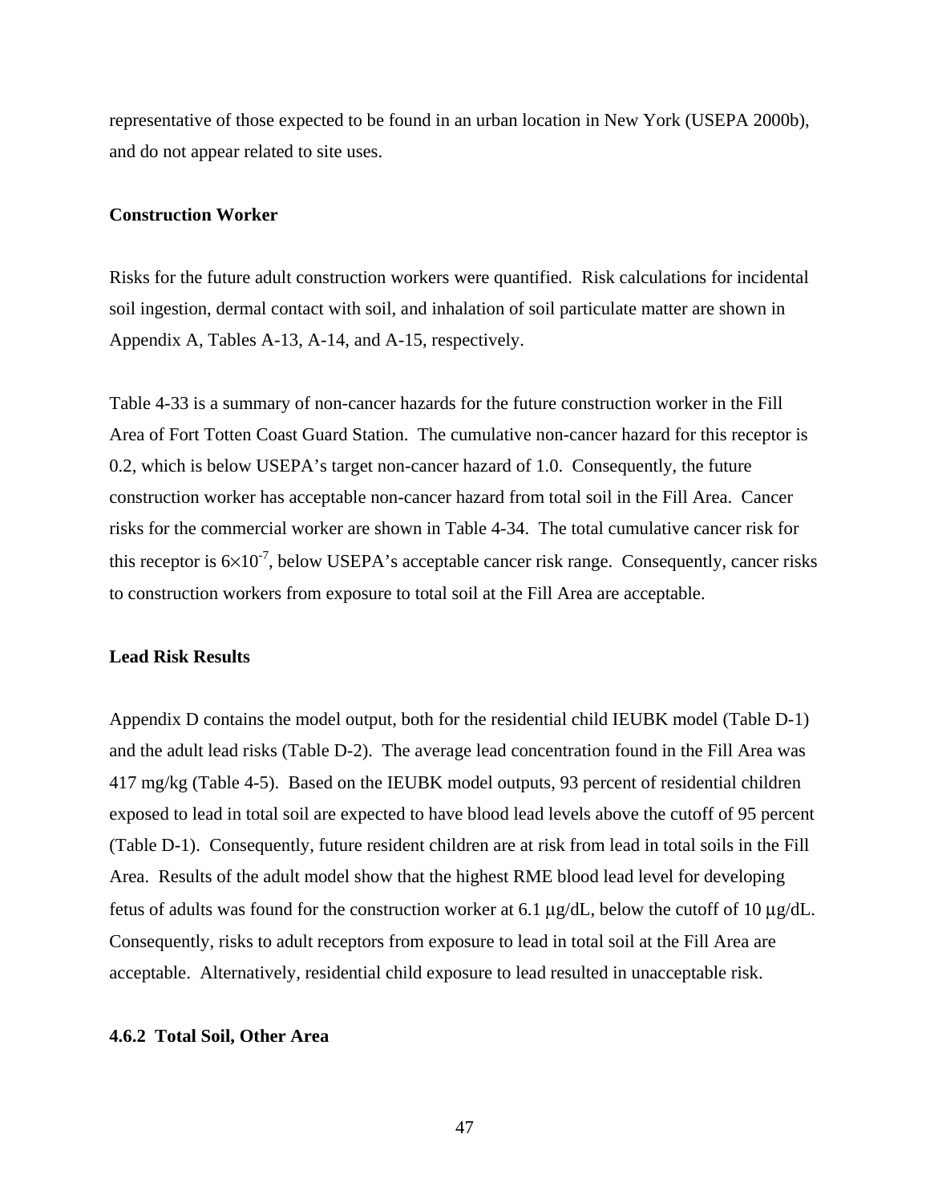representative of those expected to be found in an urban location in New York (USEPA 2000b), and do not appear related to site uses.

**Construction Worker**

Risks for the future adult construction workers were quantified. Risk calculations for incidental soil ingestion, dermal contact with soil, and inhalation of soil particulate matter are shown in Appendix A, Tables A-13, A-14, and A-15, respectively.

Table 4-33 is a summary of non-cancer hazards for the future construction worker in the Fill Area of Fort Totten Coast Guard Station. The cumulative non-cancer hazard for this receptor is 0.2, which is below USEPA's target non-cancer hazard of 1.0. Consequently, the future construction worker has acceptable non-cancer hazard from total soil in the Fill Area. Cancer risks for the commercial worker are shown in Table 4-34. The total cumulative cancer risk for this receptor is $6 \times 10^{-7}$, below USEPA's acceptable cancer risk range. Consequently, cancer risks to construction workers from exposure to total soil at the Fill Area are acceptable.

**Lead Risk Results**

Appendix D contains the model output, both for the residential child IEUBK model (Table D-1) and the adult lead risks (Table D-2). The average lead concentration found in the Fill Area was 417 mg/kg (Table 4-5). Based on the IEUBK model outputs, 93 percent of residential children exposed to lead in total soil are expected to have blood lead levels above the cutoff of 95 percent (Table D-1). Consequently, future resident children are at risk from lead in total soils in the Fill Area. Results of the adult model show that the highest RME blood lead level for developing fetus of adults was found for the construction worker at 6.1 µg/dL, below the cutoff of 10 µg/dL. Consequently, risks to adult receptors from exposure to lead in total soil at the Fill Area are acceptable. Alternatively, residential child exposure to lead resulted in unacceptable risk.

### 4.6.2 Total Soil, Other Area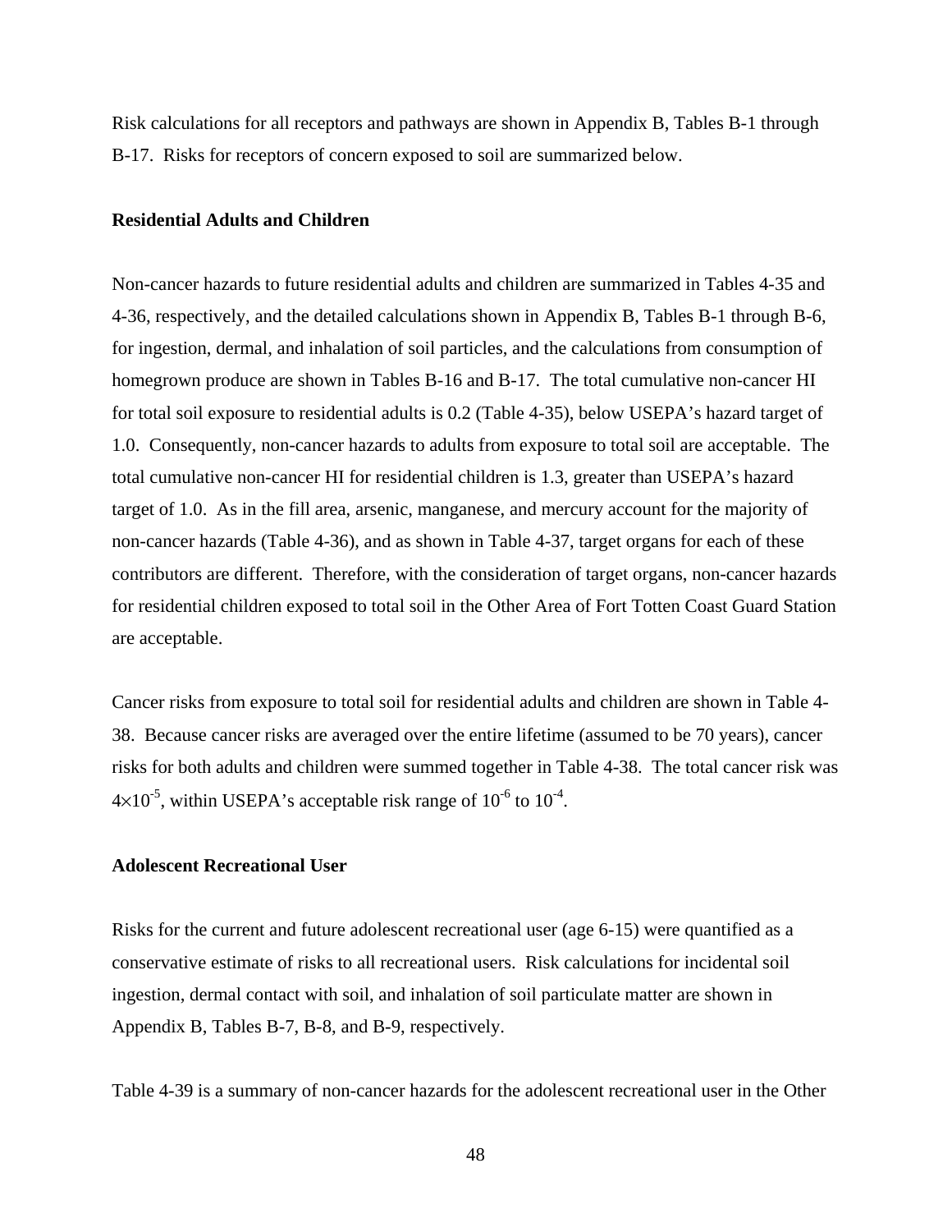Risk calculations for all receptors and pathways are shown in Appendix B, Tables B-1 through B-17. Risks for receptors of concern exposed to soil are summarized below.

**Residential Adults and Children**

Non-cancer hazards to future residential adults and children are summarized in Tables 4-35 and 4-36, respectively, and the detailed calculations shown in Appendix B, Tables B-1 through B-6, for ingestion, dermal, and inhalation of soil particles, and the calculations from consumption of homegrown produce are shown in Tables B-16 and B-17. The total cumulative non-cancer HI for total soil exposure to residential adults is 0.2 (Table 4-35), below USEPA's hazard target of 1.0. Consequently, non-cancer hazards to adults from exposure to total soil are acceptable. The total cumulative non-cancer HI for residential children is 1.3, greater than USEPA's hazard target of 1.0. As in the fill area, arsenic, manganese, and mercury account for the majority of non-cancer hazards (Table 4-36), and as shown in Table 4-37, target organs for each of these contributors are different. Therefore, with the consideration of target organs, non-cancer hazards for residential children exposed to total soil in the Other Area of Fort Totten Coast Guard Station are acceptable.

Cancer risks from exposure to total soil for residential adults and children are shown in Table 4-38. Because cancer risks are averaged over the entire lifetime (assumed to be 70 years), cancer risks for both adults and children were summed together in Table 4-38. The total cancer risk was $4\times10^{-5}$, within USEPA's acceptable risk range of $10^{-6}$ to $10^{-4}$.

**Adolescent Recreational User**

Risks for the current and future adolescent recreational user (age 6-15) were quantified as a conservative estimate of risks to all recreational users. Risk calculations for incidental soil ingestion, dermal contact with soil, and inhalation of soil particulate matter are shown in Appendix B, Tables B-7, B-8, and B-9, respectively.

Table 4-39 is a summary of non-cancer hazards for the adolescent recreational user in the Other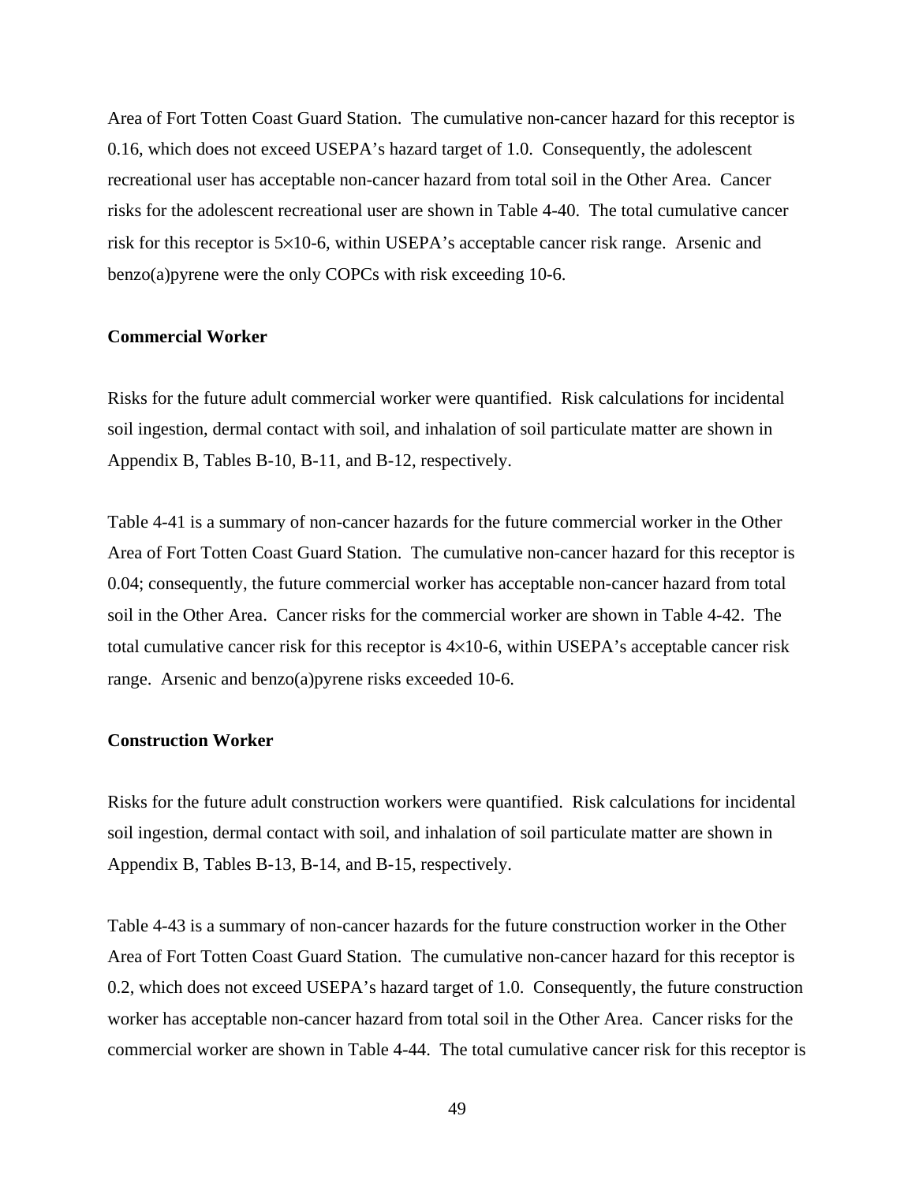Area of Fort Totten Coast Guard Station. The cumulative non-cancer hazard for this receptor is 0.16, which does not exceed USEPA's hazard target of 1.0. Consequently, the adolescent recreational user has acceptable non-cancer hazard from total soil in the Other Area. Cancer risks for the adolescent recreational user are shown in Table 4-40. The total cumulative cancer risk for this receptor is $5 \times 10^{-6}$, within USEPA's acceptable cancer risk range. Arsenic and benzo(a)pyrene were the only COPCs with risk exceeding $10^{-6}$.

**Commercial Worker**

Risks for the future adult commercial worker were quantified. Risk calculations for incidental soil ingestion, dermal contact with soil, and inhalation of soil particulate matter are shown in Appendix B, Tables B-10, B-11, and B-12, respectively.

Table 4-41 is a summary of non-cancer hazards for the future commercial worker in the Other Area of Fort Totten Coast Guard Station. The cumulative non-cancer hazard for this receptor is 0.04; consequently, the future commercial worker has acceptable non-cancer hazard from total soil in the Other Area. Cancer risks for the commercial worker are shown in Table 4-42. The total cumulative cancer risk for this receptor is $4 \times 10^{-6}$, within USEPA's acceptable cancer risk range. Arsenic and benzo(a)pyrene risks exceeded $10^{-6}$.

**Construction Worker**

Risks for the future adult construction workers were quantified. Risk calculations for incidental soil ingestion, dermal contact with soil, and inhalation of soil particulate matter are shown in Appendix B, Tables B-13, B-14, and B-15, respectively.

Table 4-43 is a summary of non-cancer hazards for the future construction worker in the Other Area of Fort Totten Coast Guard Station. The cumulative non-cancer hazard for this receptor is 0.2, which does not exceed USEPA's hazard target of 1.0. Consequently, the future construction worker has acceptable non-cancer hazard from total soil in the Other Area. Cancer risks for the commercial worker are shown in Table 4-44. The total cumulative cancer risk for this receptor is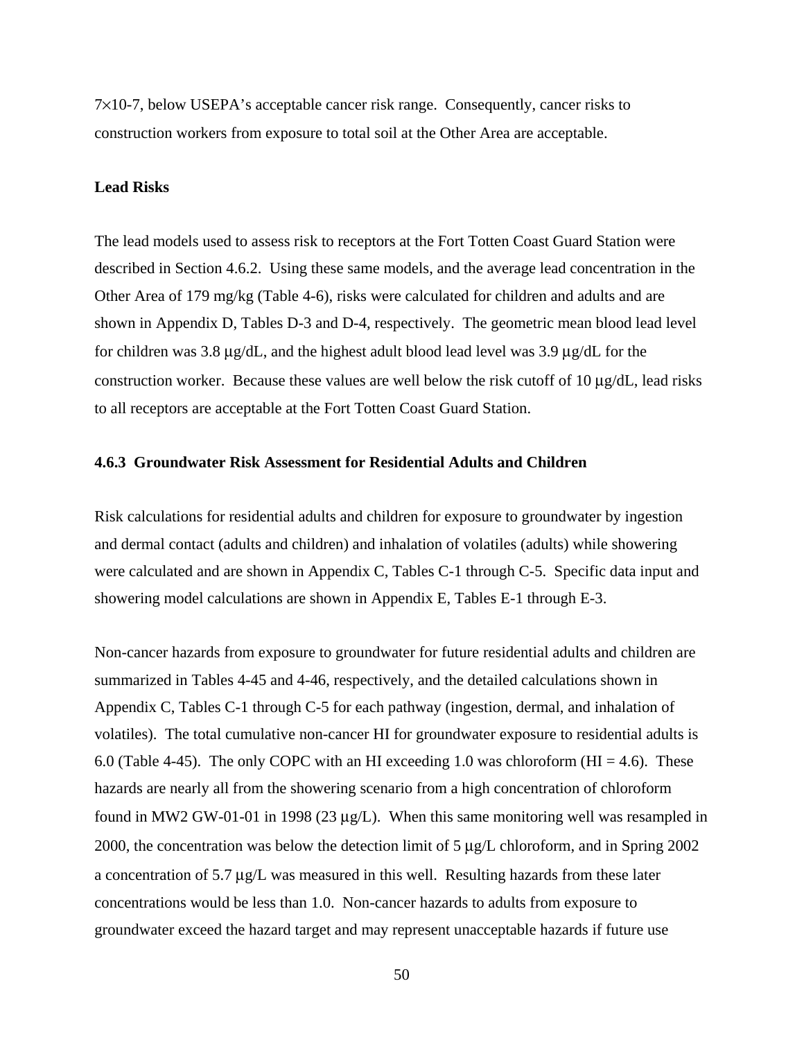$7 \times 10^{-7}$, below USEPA's acceptable cancer risk range. Consequently, cancer risks to construction workers from exposure to total soil at the Other Area are acceptable.

**Lead Risks**

The lead models used to assess risk to receptors at the Fort Totten Coast Guard Station were described in Section 4.6.2. Using these same models, and the average lead concentration in the Other Area of 179 mg/kg (Table 4-6), risks were calculated for children and adults and are shown in Appendix D, Tables D-3 and D-4, respectively. The geometric mean blood lead level for children was 3.8 μg/dL, and the highest adult blood lead level was 3.9 μg/dL for the construction worker. Because these values are well below the risk cutoff of 10 μg/dL, lead risks to all receptors are acceptable at the Fort Totten Coast Guard Station.

### 4.6.3 Groundwater Risk Assessment for Residential Adults and Children

Risk calculations for residential adults and children for exposure to groundwater by ingestion and dermal contact (adults and children) and inhalation of volatiles (adults) while showering were calculated and are shown in Appendix C, Tables C-1 through C-5. Specific data input and showering model calculations are shown in Appendix E, Tables E-1 through E-3.

Non-cancer hazards from exposure to groundwater for future residential adults and children are summarized in Tables 4-45 and 4-46, respectively, and the detailed calculations shown in Appendix C, Tables C-1 through C-5 for each pathway (ingestion, dermal, and inhalation of volatiles). The total cumulative non-cancer HI for groundwater exposure to residential adults is 6.0 (Table 4-45). The only COPC with an HI exceeding 1.0 was chloroform (HI = 4.6). These hazards are nearly all from the showering scenario from a high concentration of chloroform found in MW2 GW-01-01 in 1998 (23 μg/L). When this same monitoring well was resampled in 2000, the concentration was below the detection limit of 5 μg/L chloroform, and in Spring 2002 a concentration of 5.7 μg/L was measured in this well. Resulting hazards from these later concentrations would be less than 1.0. Non-cancer hazards to adults from exposure to groundwater exceed the hazard target and may represent unacceptable hazards if future use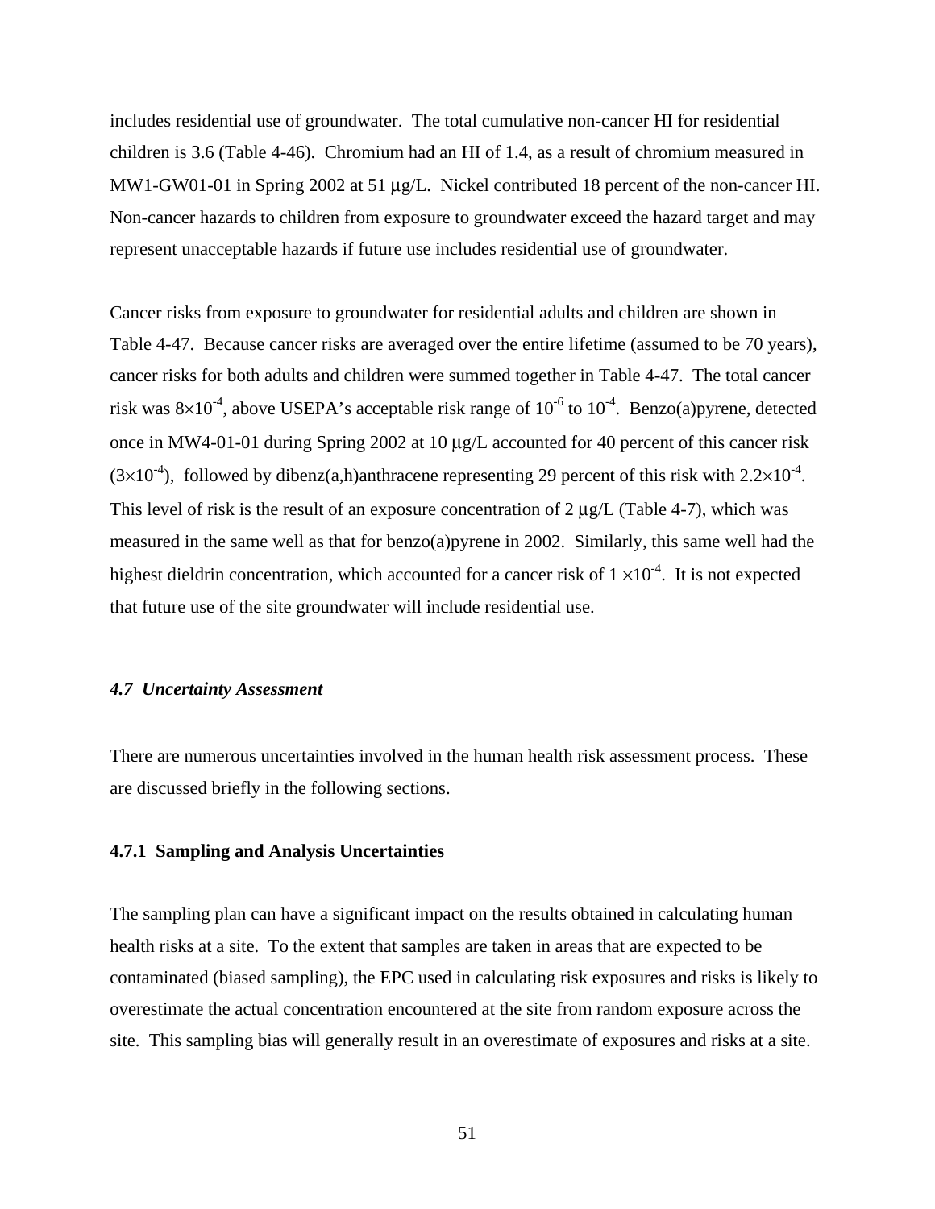includes residential use of groundwater. The total cumulative non-cancer HI for residential children is 3.6 (Table 4-46). Chromium had an HI of 1.4, as a result of chromium measured in MW1-GW01-01 in Spring 2002 at 51 μg/L. Nickel contributed 18 percent of the non-cancer HI. Non-cancer hazards to children from exposure to groundwater exceed the hazard target and may represent unacceptable hazards if future use includes residential use of groundwater.

Cancer risks from exposure to groundwater for residential adults and children are shown in Table 4-47. Because cancer risks are averaged over the entire lifetime (assumed to be 70 years), cancer risks for both adults and children were summed together in Table 4-47. The total cancer risk was $8 \times 10^{-4}$, above USEPA's acceptable risk range of $10^{-6}$ to $10^{-4}$. Benzo(a)pyrene, detected once in MW4-01-01 during Spring 2002 at 10 μg/L accounted for 40 percent of this cancer risk ($3 \times 10^{-4}$), followed by dibenz(a,h)anthracene representing 29 percent of this risk with $2.2 \times 10^{-4}$. This level of risk is the result of an exposure concentration of 2 μg/L (Table 4-7), which was measured in the same well as that for benzo(a)pyrene in 2002. Similarly, this same well had the highest dieldrin concentration, which accounted for a cancer risk of $1 \times 10^{-4}$. It is not expected that future use of the site groundwater will include residential use.

### *4.7 Uncertainty Assessment*

There are numerous uncertainties involved in the human health risk assessment process. These are discussed briefly in the following sections.

#### 4.7.1 Sampling and Analysis Uncertainties

The sampling plan can have a significant impact on the results obtained in calculating human health risks at a site. To the extent that samples are taken in areas that are expected to be contaminated (biased sampling), the EPC used in calculating risk exposures and risks is likely to overestimate the actual concentration encountered at the site from random exposure across the site. This sampling bias will generally result in an overestimate of exposures and risks at a site.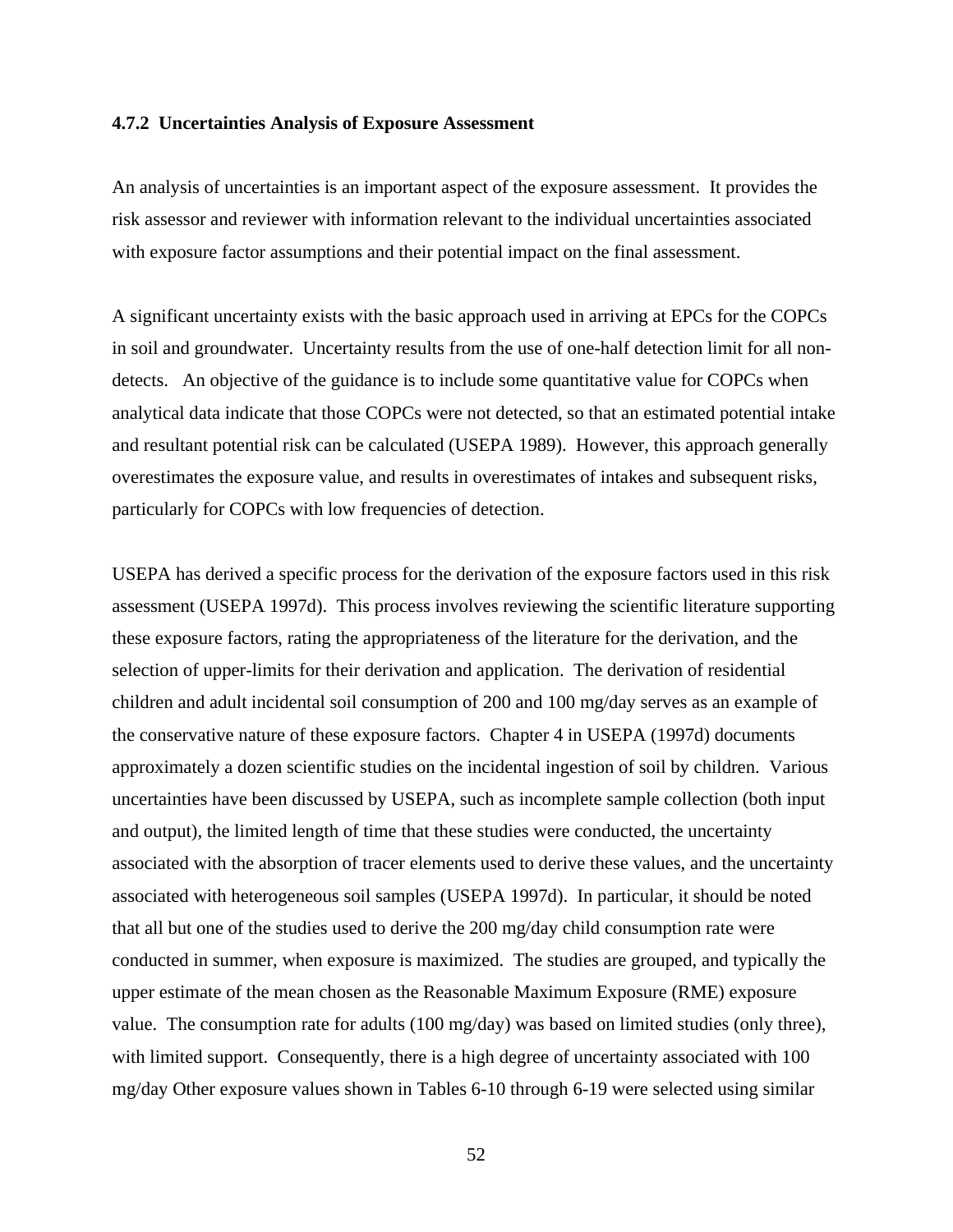### 4.7.2 Uncertainties Analysis of Exposure Assessment

An analysis of uncertainties is an important aspect of the exposure assessment. It provides the risk assessor and reviewer with information relevant to the individual uncertainties associated with exposure factor assumptions and their potential impact on the final assessment.

A significant uncertainty exists with the basic approach used in arriving at EPCs for the COPCs in soil and groundwater. Uncertainty results from the use of one-half detection limit for all non-detects. An objective of the guidance is to include some quantitative value for COPCs when analytical data indicate that those COPCs were not detected, so that an estimated potential intake and resultant potential risk can be calculated (USEPA 1989). However, this approach generally overestimates the exposure value, and results in overestimates of intakes and subsequent risks, particularly for COPCs with low frequencies of detection.

USEPA has derived a specific process for the derivation of the exposure factors used in this risk assessment (USEPA 1997d). This process involves reviewing the scientific literature supporting these exposure factors, rating the appropriateness of the literature for the derivation, and the selection of upper-limits for their derivation and application. The derivation of residential children and adult incidental soil consumption of 200 and 100 mg/day serves as an example of the conservative nature of these exposure factors. Chapter 4 in USEPA (1997d) documents approximately a dozen scientific studies on the incidental ingestion of soil by children. Various uncertainties have been discussed by USEPA, such as incomplete sample collection (both input and output), the limited length of time that these studies were conducted, the uncertainty associated with the absorption of tracer elements used to derive these values, and the uncertainty associated with heterogeneous soil samples (USEPA 1997d). In particular, it should be noted that all but one of the studies used to derive the 200 mg/day child consumption rate were conducted in summer, when exposure is maximized. The studies are grouped, and typically the upper estimate of the mean chosen as the Reasonable Maximum Exposure (RME) exposure value. The consumption rate for adults (100 mg/day) was based on limited studies (only three), with limited support. Consequently, there is a high degree of uncertainty associated with 100 mg/day Other exposure values shown in Tables 6-10 through 6-19 were selected using similar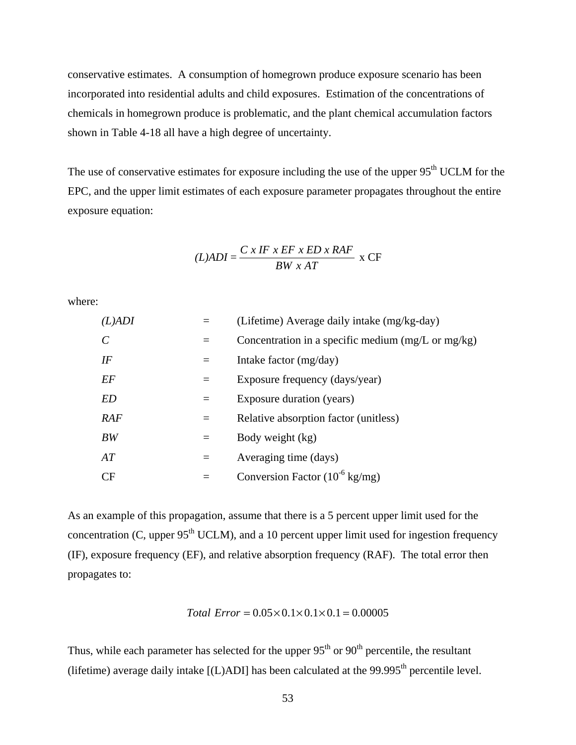conservative estimates. A consumption of homegrown produce exposure scenario has been incorporated into residential adults and child exposures. Estimation of the concentrations of chemicals in homegrown produce is problematic, and the plant chemical accumulation factors shown in Table 4-18 all have a high degree of uncertainty.

The use of conservative estimates for exposure including the use of the upper 95th UCLM for the EPC, and the upper limit estimates of each exposure parameter propagates throughout the entire exposure equation:

$$(L)ADI = \frac{C \ x \ IF \ x \ EF \ x \ ED \ x \ RAF}{BW \ x \ AT} \text{ x CF}$$

where:

| | | |
|---|---|---|
| *(L)ADI* | = | (Lifetime) Average daily intake (mg/kg-day) |
| *C* | = | Concentration in a specific medium (mg/L or mg/kg) |
| *IF* | = | Intake factor (mg/day) |
| *EF* | = | Exposure frequency (days/year) |
| *ED* | = | Exposure duration (years) |
| *RAF* | = | Relative absorption factor (unitless) |
| *BW* | = | Body weight (kg) |
| *AT* | = | Averaging time (days) |
| CF | = | Conversion Factor ($10^{-6}$ kg/mg) |

As an example of this propagation, assume that there is a 5 percent upper limit used for the concentration (C, upper 95th UCLM), and a 10 percent upper limit used for ingestion frequency (IF), exposure frequency (EF), and relative absorption frequency (RAF). The total error then propagates to:

$$Total \ Error = 0.05 \times 0.1 \times 0.1 \times 0.1 = 0.00005$$

Thus, while each parameter has selected for the upper 95th or 90th percentile, the resultant (lifetime) average daily intake [(L)ADI] has been calculated at the 99.995th percentile level.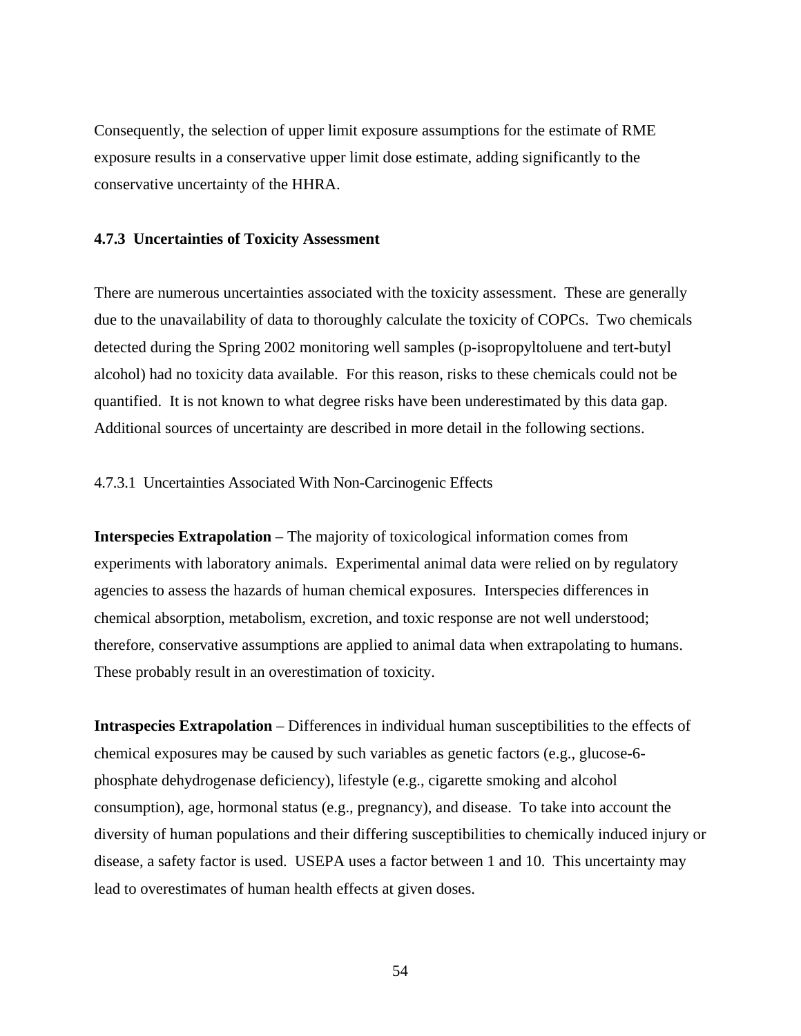Consequently, the selection of upper limit exposure assumptions for the estimate of RME exposure results in a conservative upper limit dose estimate, adding significantly to the conservative uncertainty of the HHRA.

### 4.7.3 Uncertainties of Toxicity Assessment

There are numerous uncertainties associated with the toxicity assessment. These are generally due to the unavailability of data to thoroughly calculate the toxicity of COPCs. Two chemicals detected during the Spring 2002 monitoring well samples (p-isopropyltoluene and tert-butyl alcohol) had no toxicity data available. For this reason, risks to these chemicals could not be quantified. It is not known to what degree risks have been underestimated by this data gap. Additional sources of uncertainty are described in more detail in the following sections.

#### 4.7.3.1 Uncertainties Associated With Non-Carcinogenic Effects

**Interspecies Extrapolation** – The majority of toxicological information comes from experiments with laboratory animals. Experimental animal data were relied on by regulatory agencies to assess the hazards of human chemical exposures. Interspecies differences in chemical absorption, metabolism, excretion, and toxic response are not well understood; therefore, conservative assumptions are applied to animal data when extrapolating to humans. These probably result in an overestimation of toxicity.

**Intraspecies Extrapolation** – Differences in individual human susceptibilities to the effects of chemical exposures may be caused by such variables as genetic factors (e.g., glucose-6-phosphate dehydrogenase deficiency), lifestyle (e.g., cigarette smoking and alcohol consumption), age, hormonal status (e.g., pregnancy), and disease. To take into account the diversity of human populations and their differing susceptibilities to chemically induced injury or disease, a safety factor is used. USEPA uses a factor between 1 and 10. This uncertainty may lead to overestimates of human health effects at given doses.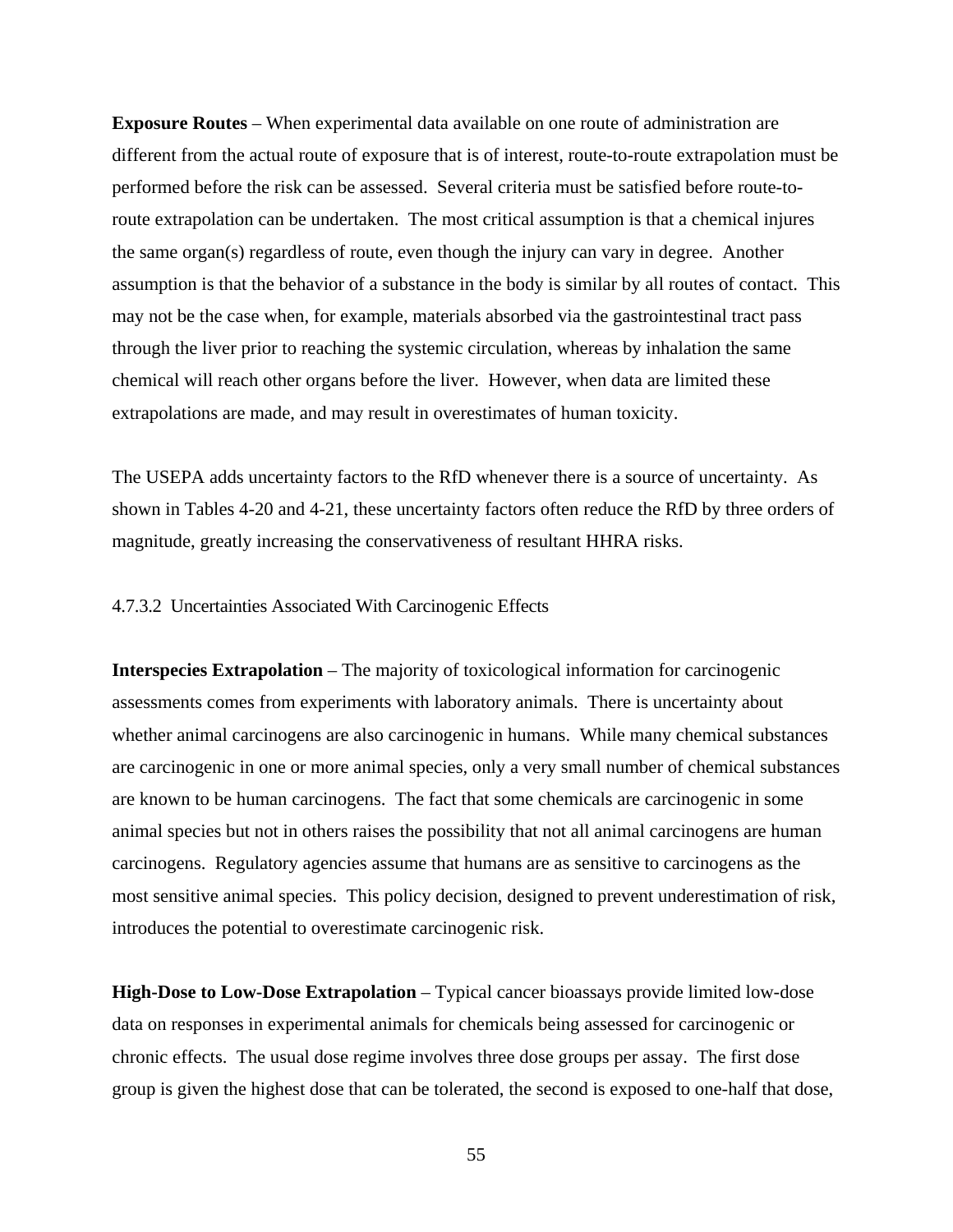**Exposure Routes** – When experimental data available on one route of administration are different from the actual route of exposure that is of interest, route-to-route extrapolation must be performed before the risk can be assessed. Several criteria must be satisfied before route-to-route extrapolation can be undertaken. The most critical assumption is that a chemical injures the same organ(s) regardless of route, even though the injury can vary in degree. Another assumption is that the behavior of a substance in the body is similar by all routes of contact. This may not be the case when, for example, materials absorbed via the gastrointestinal tract pass through the liver prior to reaching the systemic circulation, whereas by inhalation the same chemical will reach other organs before the liver. However, when data are limited these extrapolations are made, and may result in overestimates of human toxicity.

The USEPA adds uncertainty factors to the RfD whenever there is a source of uncertainty. As shown in Tables 4-20 and 4-21, these uncertainty factors often reduce the RfD by three orders of magnitude, greatly increasing the conservativeness of resultant HHRA risks.

#### 4.7.3.2 Uncertainties Associated With Carcinogenic Effects

**Interspecies Extrapolation** – The majority of toxicological information for carcinogenic assessments comes from experiments with laboratory animals. There is uncertainty about whether animal carcinogens are also carcinogenic in humans. While many chemical substances are carcinogenic in one or more animal species, only a very small number of chemical substances are known to be human carcinogens. The fact that some chemicals are carcinogenic in some animal species but not in others raises the possibility that not all animal carcinogens are human carcinogens. Regulatory agencies assume that humans are as sensitive to carcinogens as the most sensitive animal species. This policy decision, designed to prevent underestimation of risk, introduces the potential to overestimate carcinogenic risk.

**High-Dose to Low-Dose Extrapolation** – Typical cancer bioassays provide limited low-dose data on responses in experimental animals for chemicals being assessed for carcinogenic or chronic effects. The usual dose regime involves three dose groups per assay. The first dose group is given the highest dose that can be tolerated, the second is exposed to one-half that dose,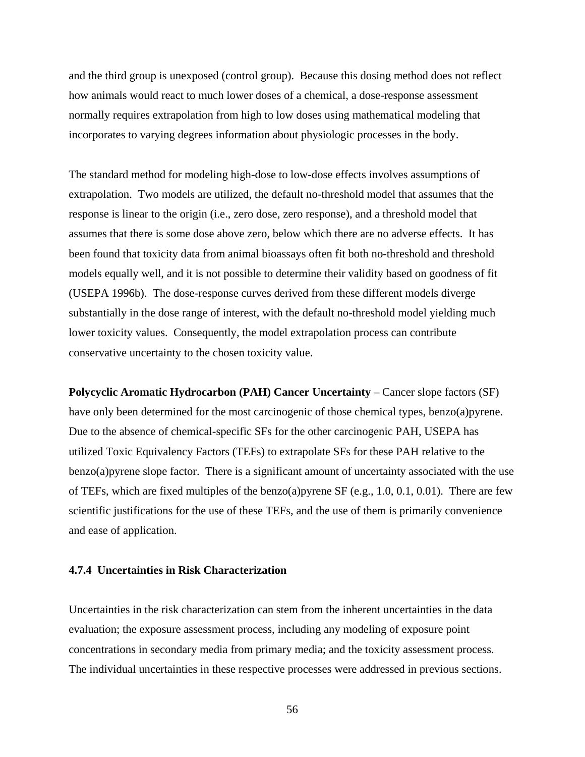and the third group is unexposed (control group). Because this dosing method does not reflect how animals would react to much lower doses of a chemical, a dose-response assessment normally requires extrapolation from high to low doses using mathematical modeling that incorporates to varying degrees information about physiologic processes in the body.

The standard method for modeling high-dose to low-dose effects involves assumptions of extrapolation. Two models are utilized, the default no-threshold model that assumes that the response is linear to the origin (i.e., zero dose, zero response), and a threshold model that assumes that there is some dose above zero, below which there are no adverse effects. It has been found that toxicity data from animal bioassays often fit both no-threshold and threshold models equally well, and it is not possible to determine their validity based on goodness of fit (USEPA 1996b). The dose-response curves derived from these different models diverge substantially in the dose range of interest, with the default no-threshold model yielding much lower toxicity values. Consequently, the model extrapolation process can contribute conservative uncertainty to the chosen toxicity value.

**Polycyclic Aromatic Hydrocarbon (PAH) Cancer Uncertainty** – Cancer slope factors (SF) have only been determined for the most carcinogenic of those chemical types, benzo(a)pyrene. Due to the absence of chemical-specific SFs for the other carcinogenic PAH, USEPA has utilized Toxic Equivalency Factors (TEFs) to extrapolate SFs for these PAH relative to the benzo(a)pyrene slope factor. There is a significant amount of uncertainty associated with the use of TEFs, which are fixed multiples of the benzo(a)pyrene SF (e.g., 1.0, 0.1, 0.01). There are few scientific justifications for the use of these TEFs, and the use of them is primarily convenience and ease of application.

### 4.7.4 Uncertainties in Risk Characterization

Uncertainties in the risk characterization can stem from the inherent uncertainties in the data evaluation; the exposure assessment process, including any modeling of exposure point concentrations in secondary media from primary media; and the toxicity assessment process. The individual uncertainties in these respective processes were addressed in previous sections.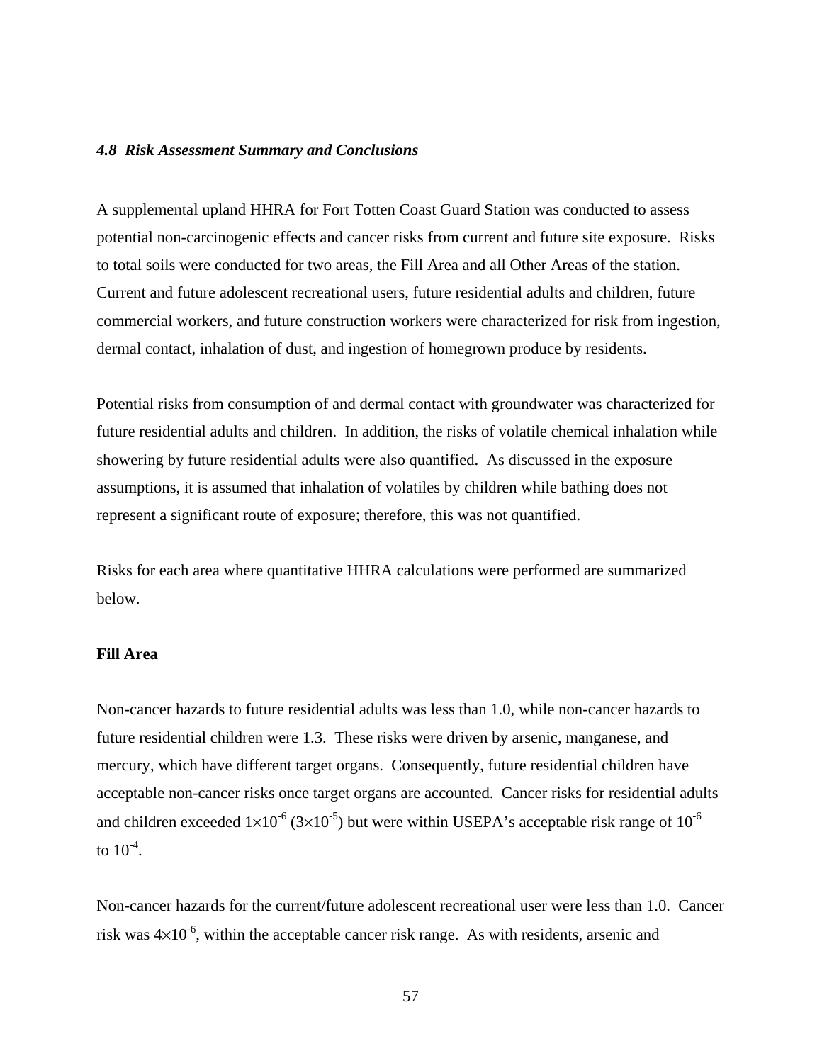### *4.8 Risk Assessment Summary and Conclusions*

A supplemental upland HHRA for Fort Totten Coast Guard Station was conducted to assess potential non-carcinogenic effects and cancer risks from current and future site exposure. Risks to total soils were conducted for two areas, the Fill Area and all Other Areas of the station. Current and future adolescent recreational users, future residential adults and children, future commercial workers, and future construction workers were characterized for risk from ingestion, dermal contact, inhalation of dust, and ingestion of homegrown produce by residents.

Potential risks from consumption of and dermal contact with groundwater was characterized for future residential adults and children. In addition, the risks of volatile chemical inhalation while showering by future residential adults were also quantified. As discussed in the exposure assumptions, it is assumed that inhalation of volatiles by children while bathing does not represent a significant route of exposure; therefore, this was not quantified.

Risks for each area where quantitative HHRA calculations were performed are summarized below.

**Fill Area**

Non-cancer hazards to future residential adults was less than 1.0, while non-cancer hazards to future residential children were 1.3. These risks were driven by arsenic, manganese, and mercury, which have different target organs. Consequently, future residential children have acceptable non-cancer risks once target organs are accounted. Cancer risks for residential adults and children exceeded $1\times10^{-6}$ ($3\times10^{-5}$) but were within USEPA's acceptable risk range of $10^{-6}$ to $10^{-4}$.

Non-cancer hazards for the current/future adolescent recreational user were less than 1.0. Cancer risk was $4\times10^{-6}$, within the acceptable cancer risk range. As with residents, arsenic and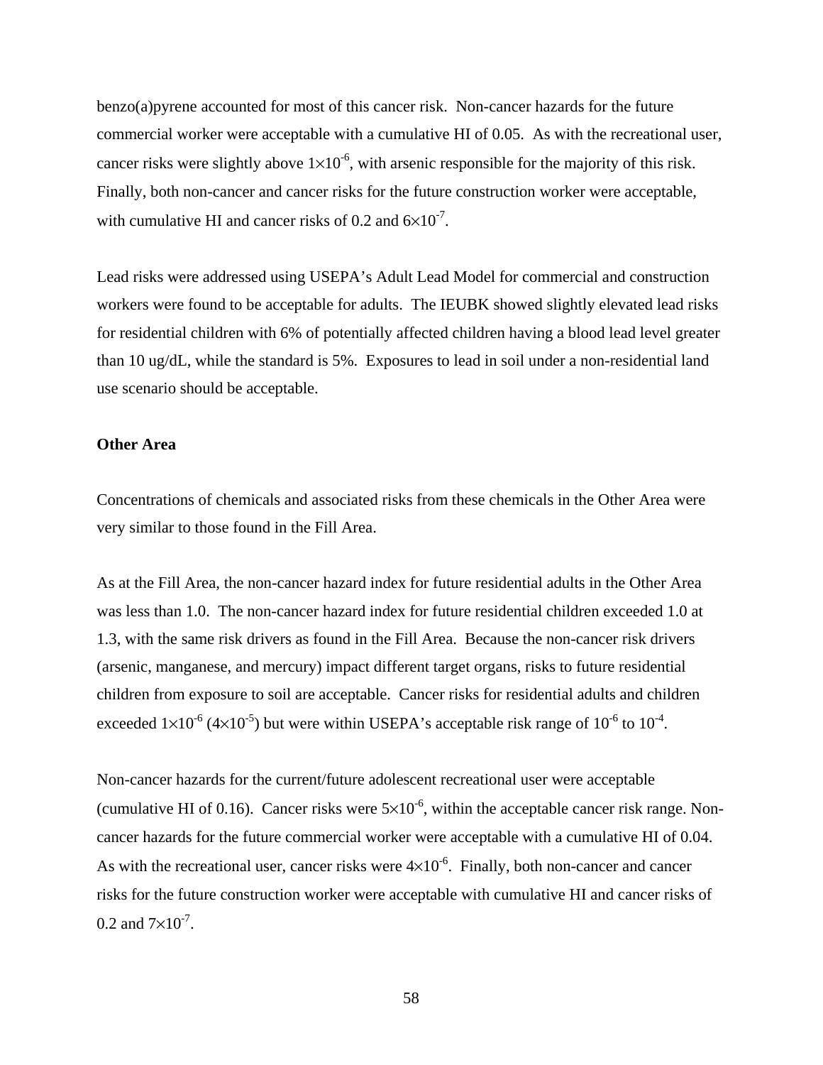benzo(a)pyrene accounted for most of this cancer risk. Non-cancer hazards for the future commercial worker were acceptable with a cumulative HI of 0.05. As with the recreational user, cancer risks were slightly above $1\times10^{-6}$, with arsenic responsible for the majority of this risk. Finally, both non-cancer and cancer risks for the future construction worker were acceptable, with cumulative HI and cancer risks of 0.2 and $6\times10^{-7}$.

Lead risks were addressed using USEPA's Adult Lead Model for commercial and construction workers were found to be acceptable for adults. The IEUBK showed slightly elevated lead risks for residential children with 6% of potentially affected children having a blood lead level greater than 10 ug/dL, while the standard is 5%. Exposures to lead in soil under a non-residential land use scenario should be acceptable.

**Other Area**

Concentrations of chemicals and associated risks from these chemicals in the Other Area were very similar to those found in the Fill Area.

As at the Fill Area, the non-cancer hazard index for future residential adults in the Other Area was less than 1.0. The non-cancer hazard index for future residential children exceeded 1.0 at 1.3, with the same risk drivers as found in the Fill Area. Because the non-cancer risk drivers (arsenic, manganese, and mercury) impact different target organs, risks to future residential children from exposure to soil are acceptable. Cancer risks for residential adults and children exceeded $1\times10^{-6}$ ($4\times10^{-5}$) but were within USEPA's acceptable risk range of $10^{-6}$ to $10^{-4}$.

Non-cancer hazards for the current/future adolescent recreational user were acceptable (cumulative HI of 0.16). Cancer risks were $5\times10^{-6}$, within the acceptable cancer risk range. Non-cancer hazards for the future commercial worker were acceptable with a cumulative HI of 0.04. As with the recreational user, cancer risks were $4\times10^{-6}$. Finally, both non-cancer and cancer risks for the future construction worker were acceptable with cumulative HI and cancer risks of 0.2 and $7\times10^{-7}$.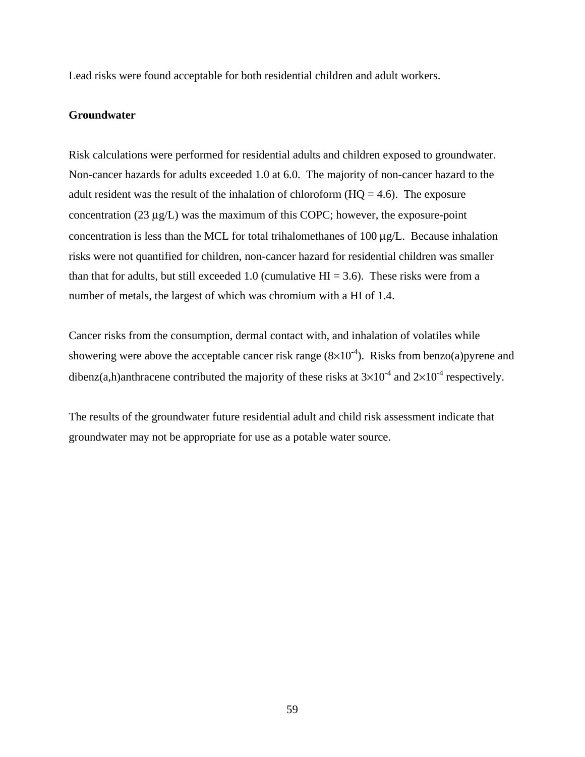Lead risks were found acceptable for both residential children and adult workers.

**Groundwater**

Risk calculations were performed for residential adults and children exposed to groundwater. Non-cancer hazards for adults exceeded 1.0 at 6.0. The majority of non-cancer hazard to the adult resident was the result of the inhalation of chloroform (HQ = 4.6). The exposure concentration (23 μg/L) was the maximum of this COPC; however, the exposure-point concentration is less than the MCL for total trihalomethanes of 100 μg/L. Because inhalation risks were not quantified for children, non-cancer hazard for residential children was smaller than that for adults, but still exceeded 1.0 (cumulative HI = 3.6). These risks were from a number of metals, the largest of which was chromium with a HI of 1.4.

Cancer risks from the consumption, dermal contact with, and inhalation of volatiles while showering were above the acceptable cancer risk range ($8 \times 10^{-4}$). Risks from benzo(a)pyrene and dibenz(a,h)anthracene contributed the majority of these risks at $3 \times 10^{-4}$ and $2 \times 10^{-4}$ respectively.

The results of the groundwater future residential adult and child risk assessment indicate that groundwater may not be appropriate for use as a potable water source.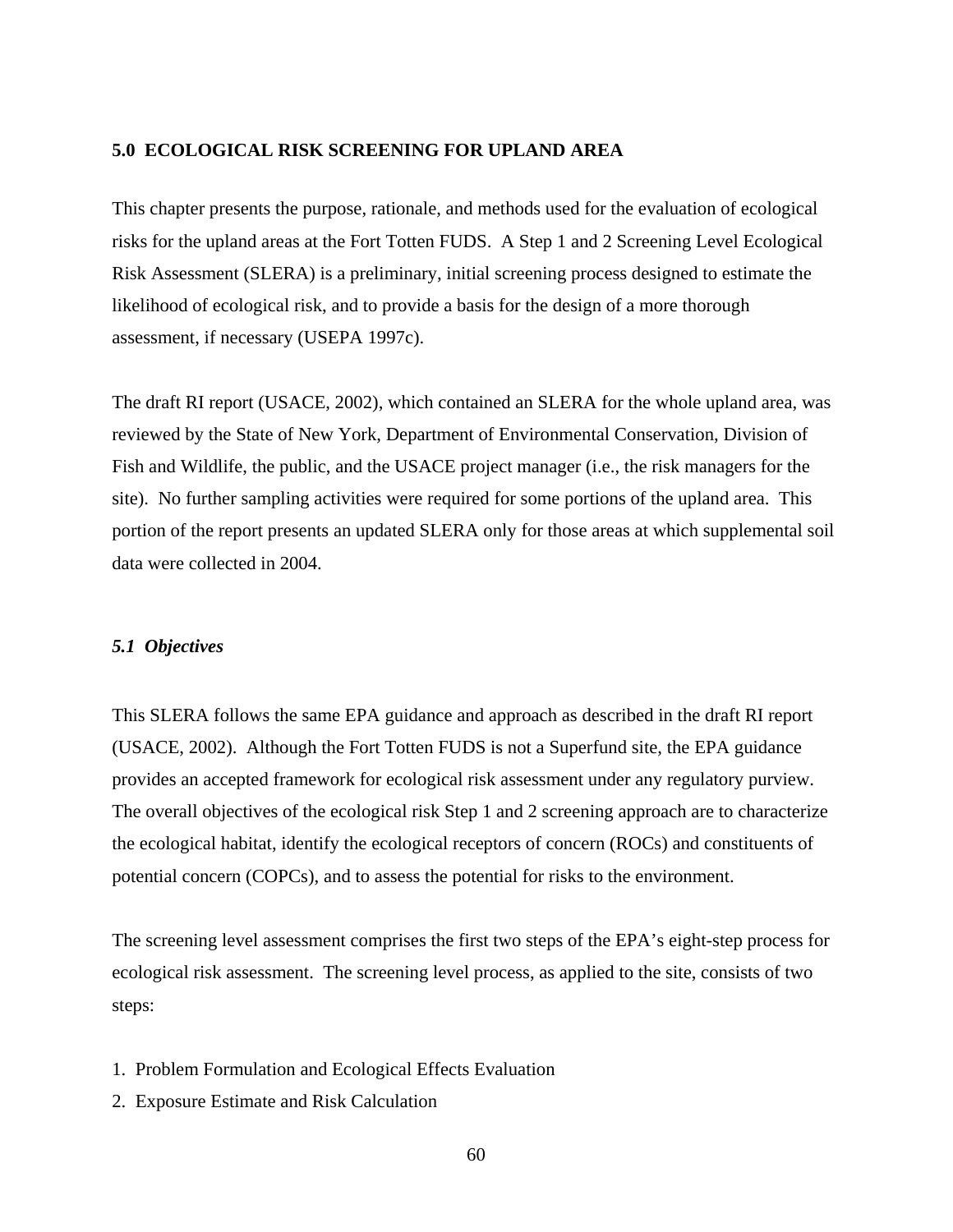## 5.0 ECOLOGICAL RISK SCREENING FOR UPLAND AREA

This chapter presents the purpose, rationale, and methods used for the evaluation of ecological risks for the upland areas at the Fort Totten FUDS. A Step 1 and 2 Screening Level Ecological Risk Assessment (SLERA) is a preliminary, initial screening process designed to estimate the likelihood of ecological risk, and to provide a basis for the design of a more thorough assessment, if necessary (USEPA 1997c).

The draft RI report (USACE, 2002), which contained an SLERA for the whole upland area, was reviewed by the State of New York, Department of Environmental Conservation, Division of Fish and Wildlife, the public, and the USACE project manager (i.e., the risk managers for the site). No further sampling activities were required for some portions of the upland area. This portion of the report presents an updated SLERA only for those areas at which supplemental soil data were collected in 2004.

### *5.1 Objectives*

This SLERA follows the same EPA guidance and approach as described in the draft RI report (USACE, 2002). Although the Fort Totten FUDS is not a Superfund site, the EPA guidance provides an accepted framework for ecological risk assessment under any regulatory purview. The overall objectives of the ecological risk Step 1 and 2 screening approach are to characterize the ecological habitat, identify the ecological receptors of concern (ROCs) and constituents of potential concern (COPCs), and to assess the potential for risks to the environment.

The screening level assessment comprises the first two steps of the EPA's eight-step process for ecological risk assessment. The screening level process, as applied to the site, consists of two steps:

1. Problem Formulation and Ecological Effects Evaluation
2. Exposure Estimate and Risk Calculation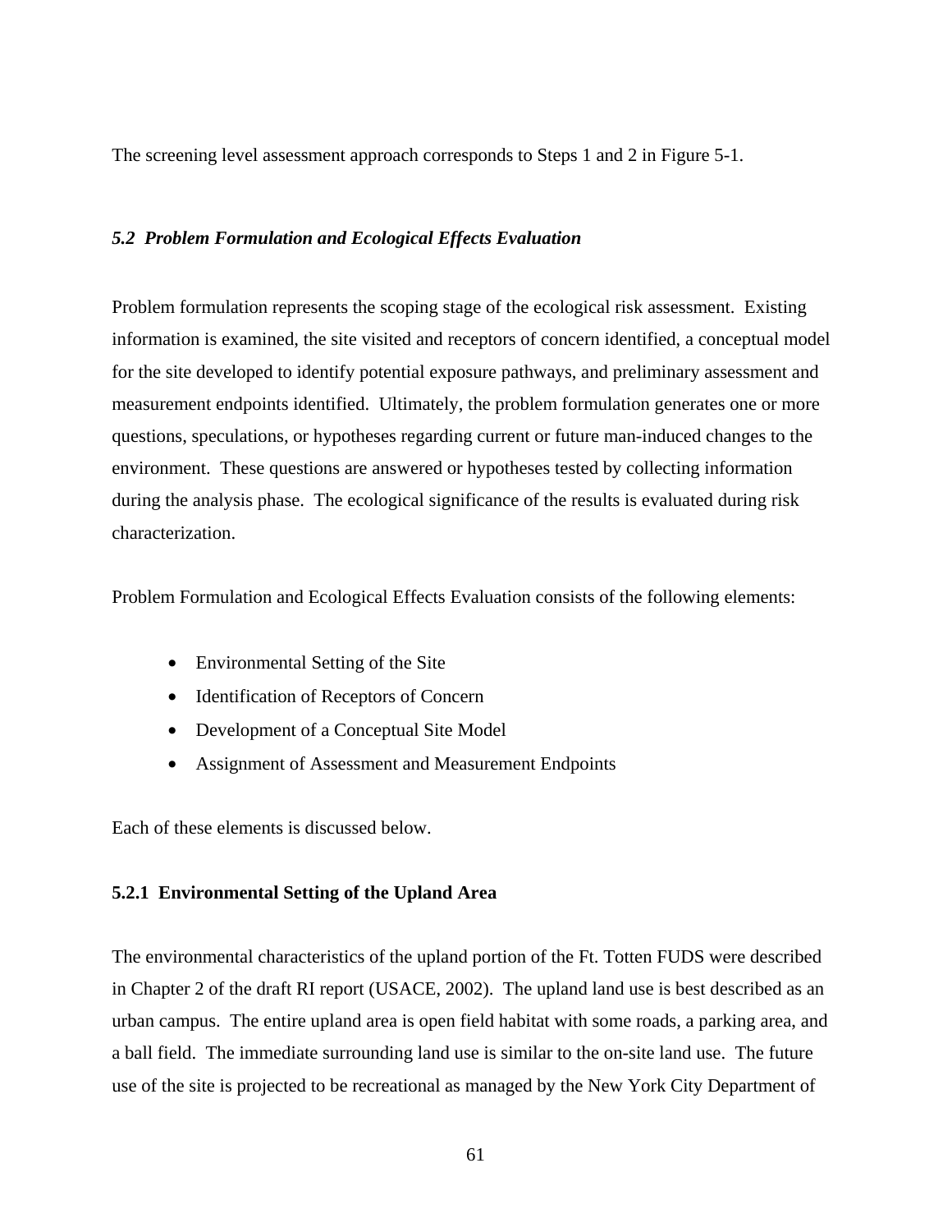The screening level assessment approach corresponds to Steps 1 and 2 in Figure 5-1.

### *5.2 Problem Formulation and Ecological Effects Evaluation*

Problem formulation represents the scoping stage of the ecological risk assessment. Existing information is examined, the site visited and receptors of concern identified, a conceptual model for the site developed to identify potential exposure pathways, and preliminary assessment and measurement endpoints identified. Ultimately, the problem formulation generates one or more questions, speculations, or hypotheses regarding current or future man-induced changes to the environment. These questions are answered or hypotheses tested by collecting information during the analysis phase. The ecological significance of the results is evaluated during risk characterization.

Problem Formulation and Ecological Effects Evaluation consists of the following elements:

- Environmental Setting of the Site
- Identification of Receptors of Concern
- Development of a Conceptual Site Model
- Assignment of Assessment and Measurement Endpoints

Each of these elements is discussed below.

#### 5.2.1 Environmental Setting of the Upland Area

The environmental characteristics of the upland portion of the Ft. Totten FUDS were described in Chapter 2 of the draft RI report (USACE, 2002). The upland land use is best described as an urban campus. The entire upland area is open field habitat with some roads, a parking area, and a ball field. The immediate surrounding land use is similar to the on-site land use. The future use of the site is projected to be recreational as managed by the New York City Department of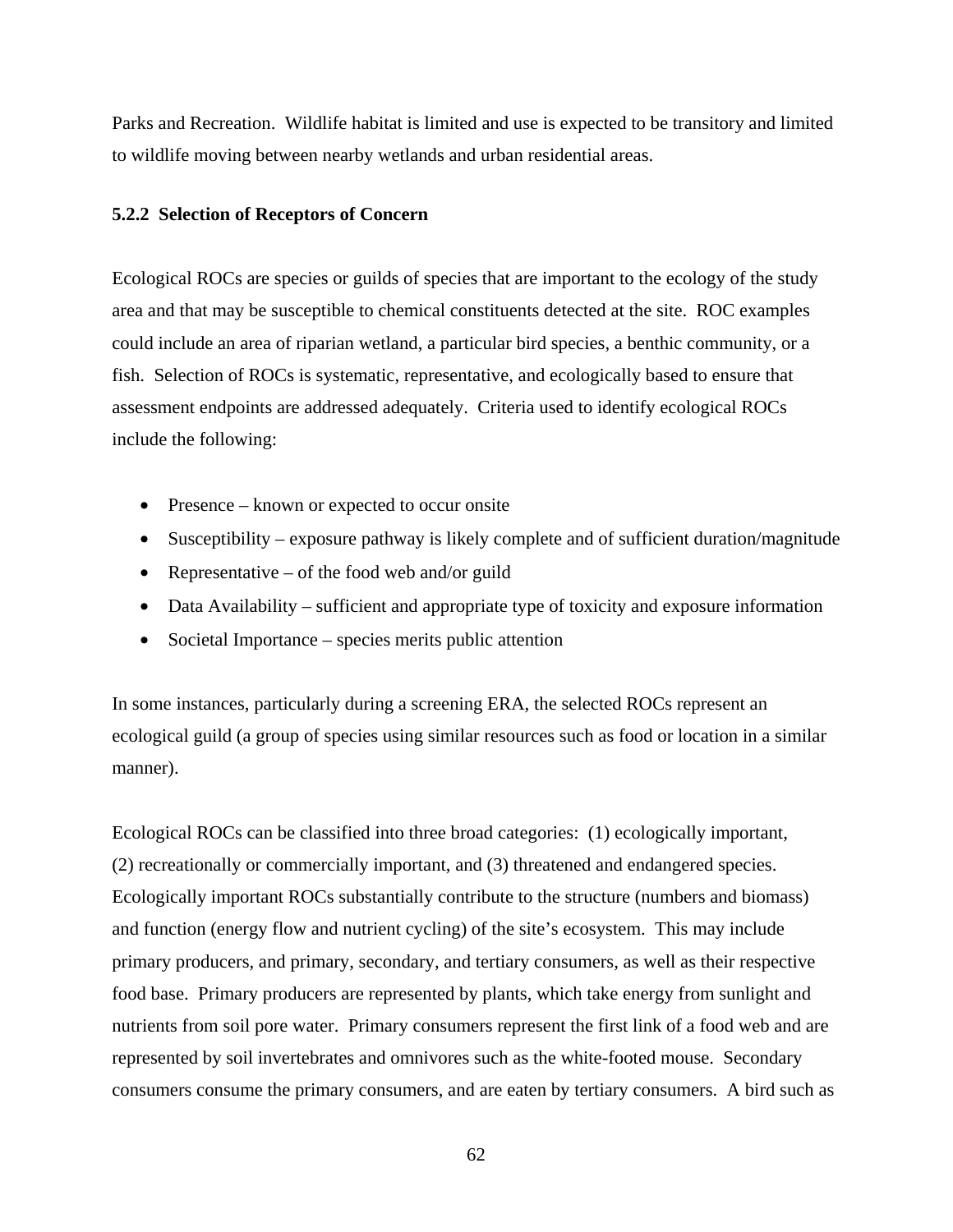Parks and Recreation. Wildlife habitat is limited and use is expected to be transitory and limited to wildlife moving between nearby wetlands and urban residential areas.

### 5.2.2 Selection of Receptors of Concern

Ecological ROCs are species or guilds of species that are important to the ecology of the study area and that may be susceptible to chemical constituents detected at the site. ROC examples could include an area of riparian wetland, a particular bird species, a benthic community, or a fish. Selection of ROCs is systematic, representative, and ecologically based to ensure that assessment endpoints are addressed adequately. Criteria used to identify ecological ROCs include the following:

- Presence – known or expected to occur onsite
- Susceptibility – exposure pathway is likely complete and of sufficient duration/magnitude
- Representative – of the food web and/or guild
- Data Availability – sufficient and appropriate type of toxicity and exposure information
- Societal Importance – species merits public attention

In some instances, particularly during a screening ERA, the selected ROCs represent an ecological guild (a group of species using similar resources such as food or location in a similar manner).

Ecological ROCs can be classified into three broad categories: (1) ecologically important, (2) recreationally or commercially important, and (3) threatened and endangered species. Ecologically important ROCs substantially contribute to the structure (numbers and biomass) and function (energy flow and nutrient cycling) of the site's ecosystem. This may include primary producers, and primary, secondary, and tertiary consumers, as well as their respective food base. Primary producers are represented by plants, which take energy from sunlight and nutrients from soil pore water. Primary consumers represent the first link of a food web and are represented by soil invertebrates and omnivores such as the white-footed mouse. Secondary consumers consume the primary consumers, and are eaten by tertiary consumers. A bird such as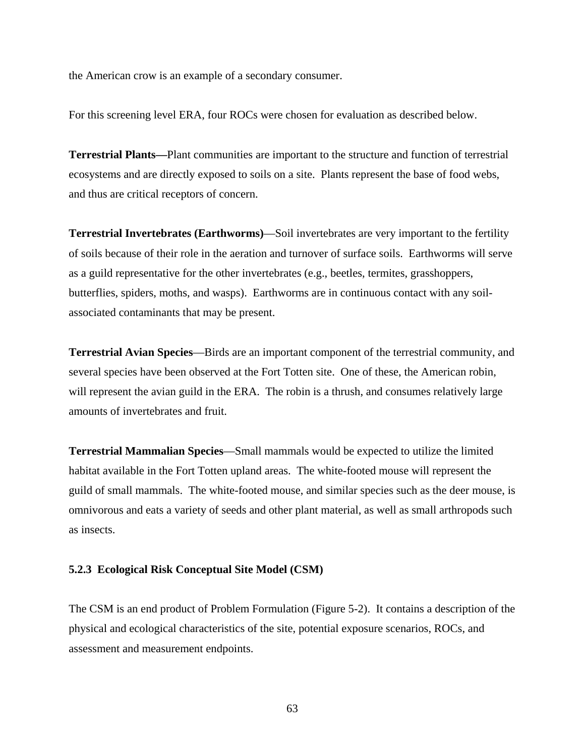the American crow is an example of a secondary consumer.

For this screening level ERA, four ROCs were chosen for evaluation as described below.

**Terrestrial Plants—**Plant communities are important to the structure and function of terrestrial ecosystems and are directly exposed to soils on a site. Plants represent the base of food webs, and thus are critical receptors of concern.

**Terrestrial Invertebrates (Earthworms)**—Soil invertebrates are very important to the fertility of soils because of their role in the aeration and turnover of surface soils. Earthworms will serve as a guild representative for the other invertebrates (e.g., beetles, termites, grasshoppers, butterflies, spiders, moths, and wasps). Earthworms are in continuous contact with any soil-associated contaminants that may be present.

**Terrestrial Avian Species**—Birds are an important component of the terrestrial community, and several species have been observed at the Fort Totten site. One of these, the American robin, will represent the avian guild in the ERA. The robin is a thrush, and consumes relatively large amounts of invertebrates and fruit.

**Terrestrial Mammalian Species**—Small mammals would be expected to utilize the limited habitat available in the Fort Totten upland areas. The white-footed mouse will represent the guild of small mammals. The white-footed mouse, and similar species such as the deer mouse, is omnivorous and eats a variety of seeds and other plant material, as well as small arthropods such as insects.

### 5.2.3 Ecological Risk Conceptual Site Model (CSM)

The CSM is an end product of Problem Formulation (Figure 5-2). It contains a description of the physical and ecological characteristics of the site, potential exposure scenarios, ROCs, and assessment and measurement endpoints.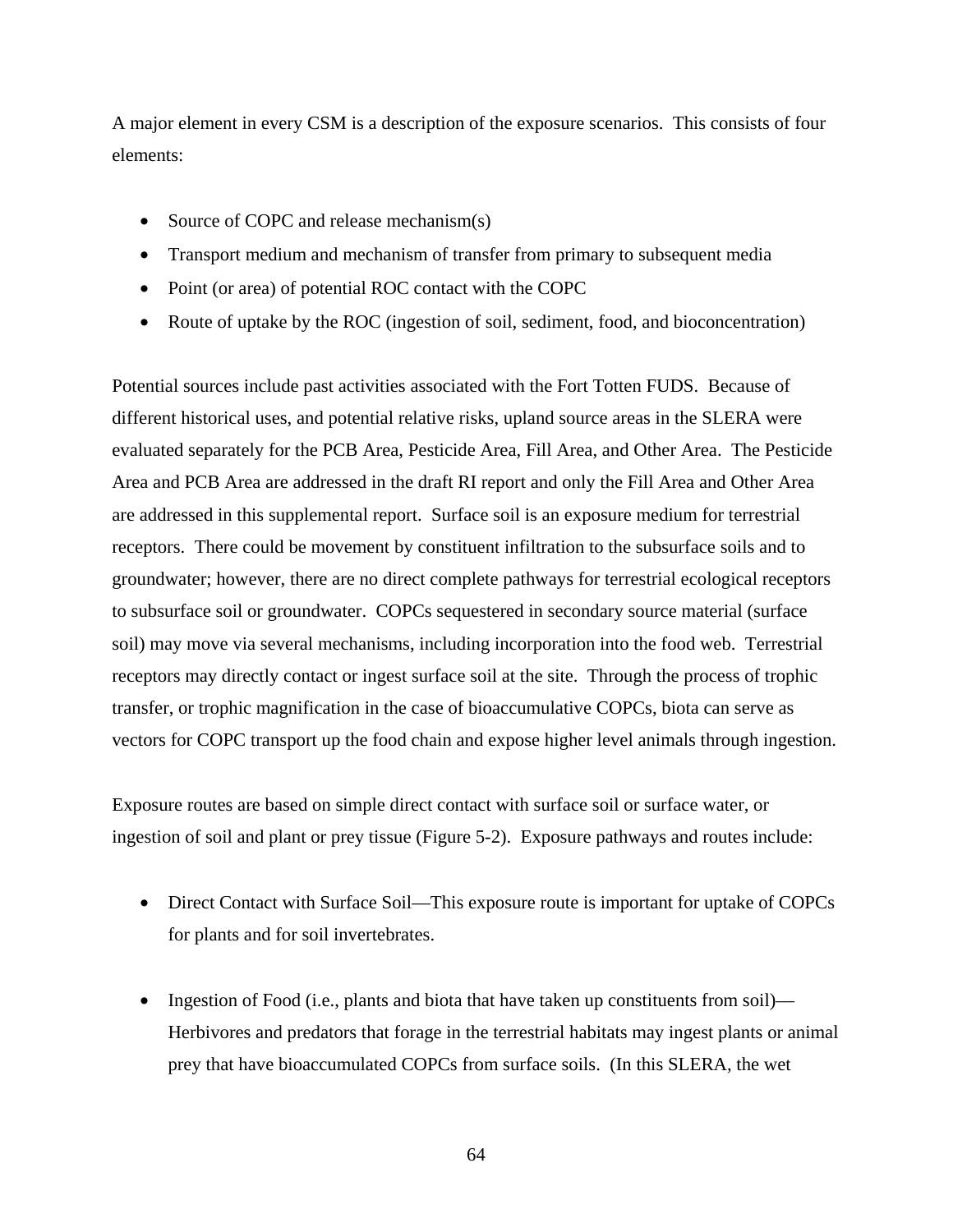A major element in every CSM is a description of the exposure scenarios. This consists of four elements:

- Source of COPC and release mechanism(s)
- Transport medium and mechanism of transfer from primary to subsequent media
- Point (or area) of potential ROC contact with the COPC
- Route of uptake by the ROC (ingestion of soil, sediment, food, and bioconcentration)

Potential sources include past activities associated with the Fort Totten FUDS. Because of different historical uses, and potential relative risks, upland source areas in the SLERA were evaluated separately for the PCB Area, Pesticide Area, Fill Area, and Other Area. The Pesticide Area and PCB Area are addressed in the draft RI report and only the Fill Area and Other Area are addressed in this supplemental report. Surface soil is an exposure medium for terrestrial receptors. There could be movement by constituent infiltration to the subsurface soils and to groundwater; however, there are no direct complete pathways for terrestrial ecological receptors to subsurface soil or groundwater. COPCs sequestered in secondary source material (surface soil) may move via several mechanisms, including incorporation into the food web. Terrestrial receptors may directly contact or ingest surface soil at the site. Through the process of trophic transfer, or trophic magnification in the case of bioaccumulative COPCs, biota can serve as vectors for COPC transport up the food chain and expose higher level animals through ingestion.

Exposure routes are based on simple direct contact with surface soil or surface water, or ingestion of soil and plant or prey tissue (Figure 5-2). Exposure pathways and routes include:

- Direct Contact with Surface Soil—This exposure route is important for uptake of COPCs for plants and for soil invertebrates.

- Ingestion of Food (i.e., plants and biota that have taken up constituents from soil)—Herbivores and predators that forage in the terrestrial habitats may ingest plants or animal prey that have bioaccumulated COPCs from surface soils. (In this SLERA, the wet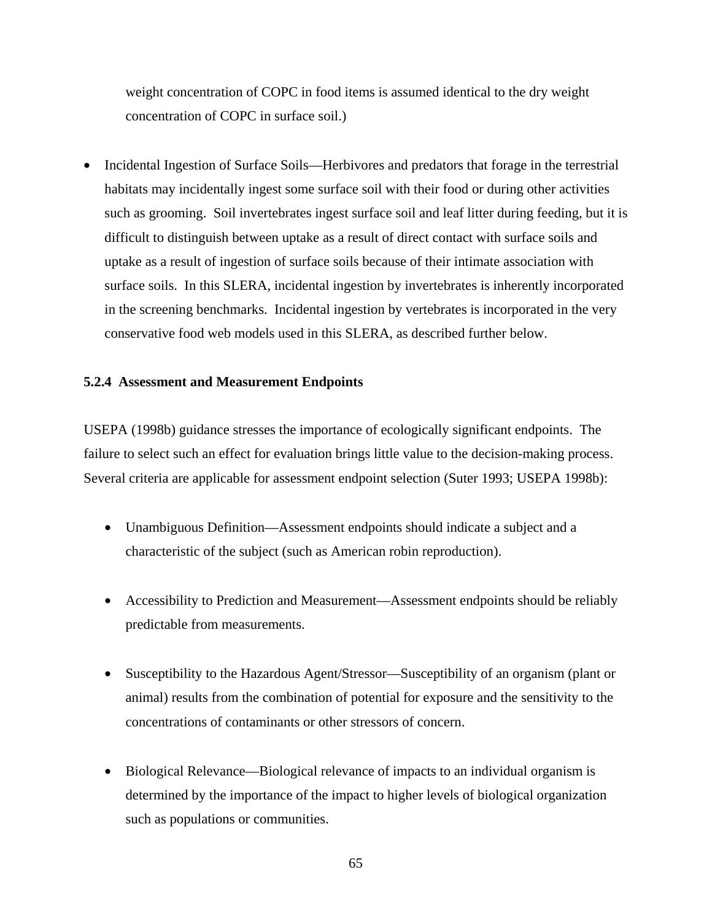weight concentration of COPC in food items is assumed identical to the dry weight concentration of COPC in surface soil.)

- Incidental Ingestion of Surface Soils—Herbivores and predators that forage in the terrestrial habitats may incidentally ingest some surface soil with their food or during other activities such as grooming. Soil invertebrates ingest surface soil and leaf litter during feeding, but it is difficult to distinguish between uptake as a result of direct contact with surface soils and uptake as a result of ingestion of surface soils because of their intimate association with surface soils. In this SLERA, incidental ingestion by invertebrates is inherently incorporated in the screening benchmarks. Incidental ingestion by vertebrates is incorporated in the very conservative food web models used in this SLERA, as described further below.

### 5.2.4 Assessment and Measurement Endpoints

USEPA (1998b) guidance stresses the importance of ecologically significant endpoints. The failure to select such an effect for evaluation brings little value to the decision-making process. Several criteria are applicable for assessment endpoint selection (Suter 1993; USEPA 1998b):

- Unambiguous Definition—Assessment endpoints should indicate a subject and a characteristic of the subject (such as American robin reproduction).

- Accessibility to Prediction and Measurement—Assessment endpoints should be reliably predictable from measurements.

- Susceptibility to the Hazardous Agent/Stressor—Susceptibility of an organism (plant or animal) results from the combination of potential for exposure and the sensitivity to the concentrations of contaminants or other stressors of concern.

- Biological Relevance—Biological relevance of impacts to an individual organism is determined by the importance of the impact to higher levels of biological organization such as populations or communities.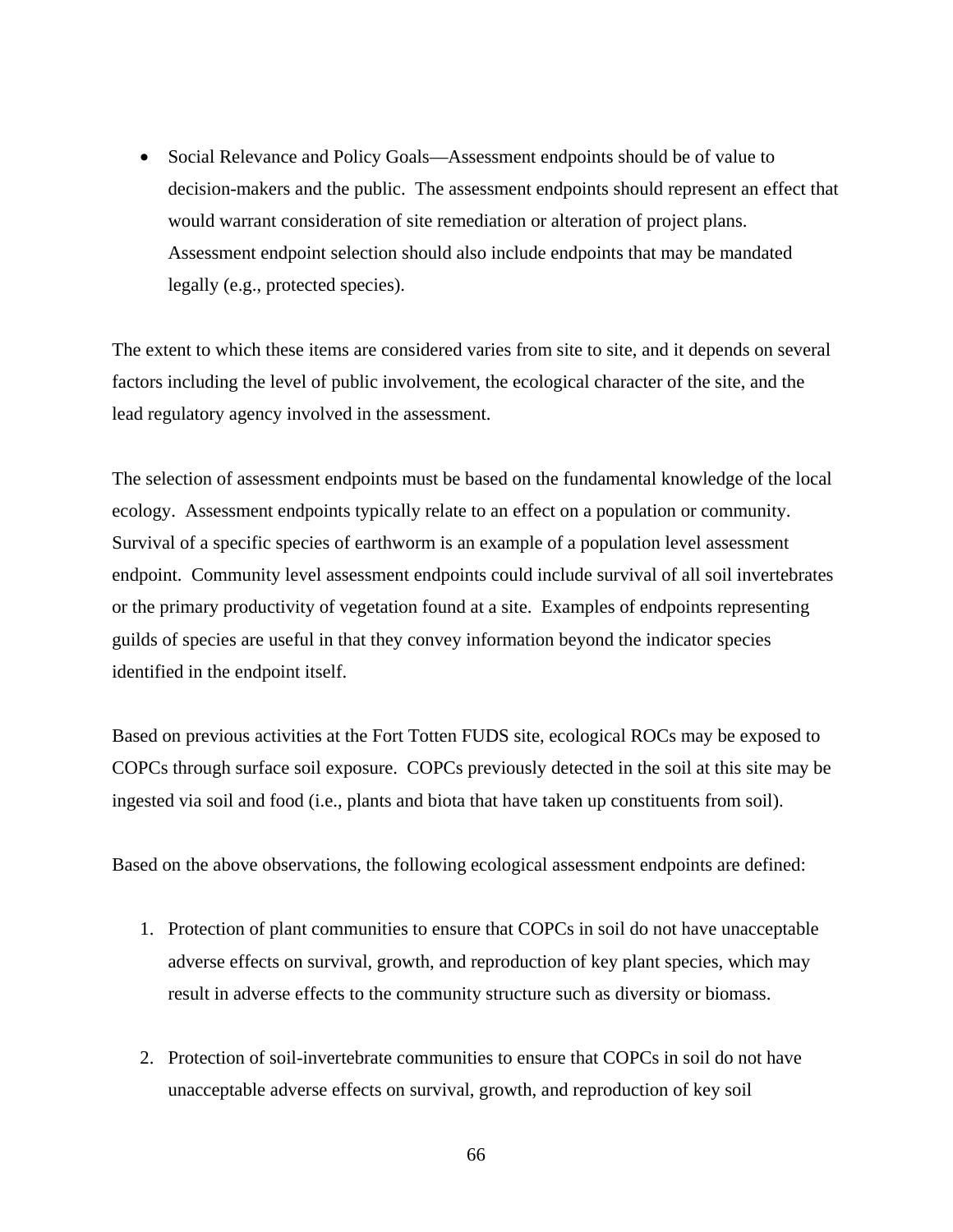- Social Relevance and Policy Goals—Assessment endpoints should be of value to decision-makers and the public. The assessment endpoints should represent an effect that would warrant consideration of site remediation or alteration of project plans. Assessment endpoint selection should also include endpoints that may be mandated legally (e.g., protected species).

The extent to which these items are considered varies from site to site, and it depends on several factors including the level of public involvement, the ecological character of the site, and the lead regulatory agency involved in the assessment.

The selection of assessment endpoints must be based on the fundamental knowledge of the local ecology. Assessment endpoints typically relate to an effect on a population or community. Survival of a specific species of earthworm is an example of a population level assessment endpoint. Community level assessment endpoints could include survival of all soil invertebrates or the primary productivity of vegetation found at a site. Examples of endpoints representing guilds of species are useful in that they convey information beyond the indicator species identified in the endpoint itself.

Based on previous activities at the Fort Totten FUDS site, ecological ROCs may be exposed to COPCs through surface soil exposure. COPCs previously detected in the soil at this site may be ingested via soil and food (i.e., plants and biota that have taken up constituents from soil).

Based on the above observations, the following ecological assessment endpoints are defined:

1. Protection of plant communities to ensure that COPCs in soil do not have unacceptable adverse effects on survival, growth, and reproduction of key plant species, which may result in adverse effects to the community structure such as diversity or biomass.

2. Protection of soil-invertebrate communities to ensure that COPCs in soil do not have unacceptable adverse effects on survival, growth, and reproduction of key soil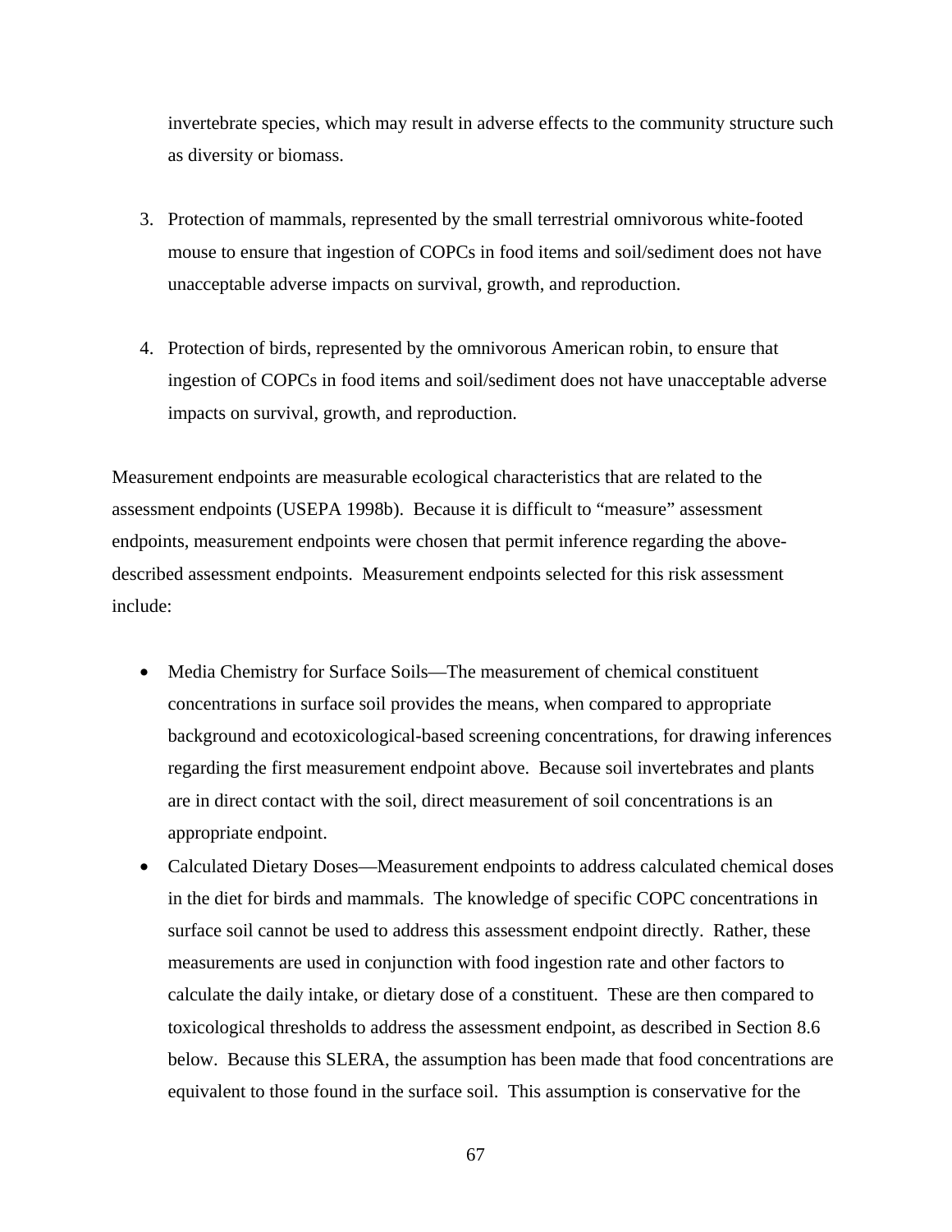invertebrate species, which may result in adverse effects to the community structure such as diversity or biomass.

3. Protection of mammals, represented by the small terrestrial omnivorous white-footed mouse to ensure that ingestion of COPCs in food items and soil/sediment does not have unacceptable adverse impacts on survival, growth, and reproduction.

4. Protection of birds, represented by the omnivorous American robin, to ensure that ingestion of COPCs in food items and soil/sediment does not have unacceptable adverse impacts on survival, growth, and reproduction.

Measurement endpoints are measurable ecological characteristics that are related to the assessment endpoints (USEPA 1998b). Because it is difficult to "measure" assessment endpoints, measurement endpoints were chosen that permit inference regarding the above-described assessment endpoints. Measurement endpoints selected for this risk assessment include:

- Media Chemistry for Surface Soils—The measurement of chemical constituent concentrations in surface soil provides the means, when compared to appropriate background and ecotoxicological-based screening concentrations, for drawing inferences regarding the first measurement endpoint above. Because soil invertebrates and plants are in direct contact with the soil, direct measurement of soil concentrations is an appropriate endpoint.
- Calculated Dietary Doses—Measurement endpoints to address calculated chemical doses in the diet for birds and mammals. The knowledge of specific COPC concentrations in surface soil cannot be used to address this assessment endpoint directly. Rather, these measurements are used in conjunction with food ingestion rate and other factors to calculate the daily intake, or dietary dose of a constituent. These are then compared to toxicological thresholds to address the assessment endpoint, as described in Section 8.6 below. Because this SLERA, the assumption has been made that food concentrations are equivalent to those found in the surface soil. This assumption is conservative for the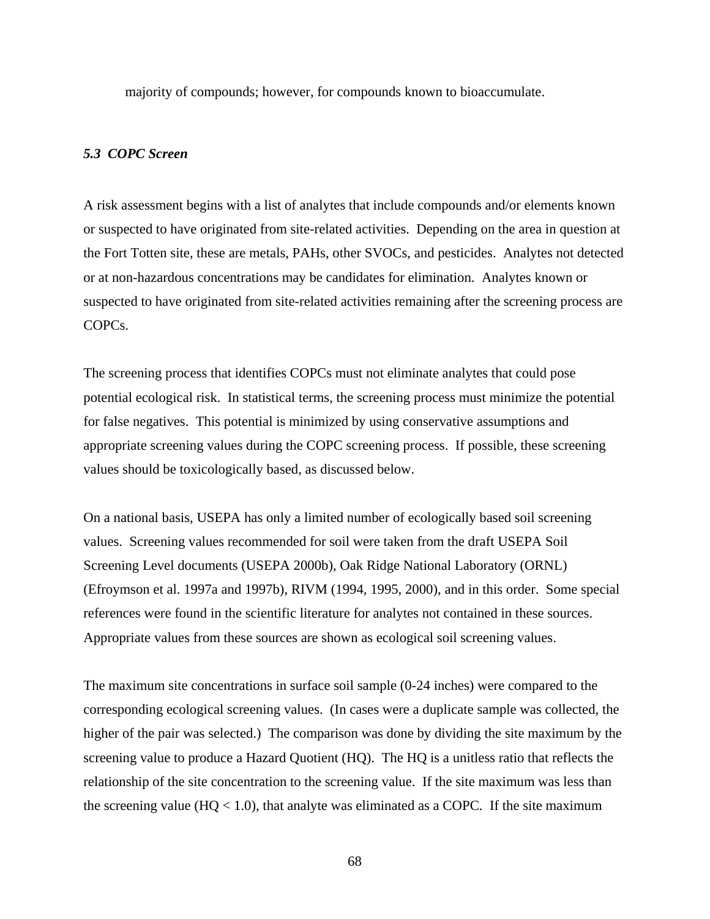majority of compounds; however, for compounds known to bioaccumulate.

### *5.3 COPC Screen*

A risk assessment begins with a list of analytes that include compounds and/or elements known or suspected to have originated from site-related activities. Depending on the area in question at the Fort Totten site, these are metals, PAHs, other SVOCs, and pesticides. Analytes not detected or at non-hazardous concentrations may be candidates for elimination. Analytes known or suspected to have originated from site-related activities remaining after the screening process are COPCs.

The screening process that identifies COPCs must not eliminate analytes that could pose potential ecological risk. In statistical terms, the screening process must minimize the potential for false negatives. This potential is minimized by using conservative assumptions and appropriate screening values during the COPC screening process. If possible, these screening values should be toxicologically based, as discussed below.

On a national basis, USEPA has only a limited number of ecologically based soil screening values. Screening values recommended for soil were taken from the draft USEPA Soil Screening Level documents (USEPA 2000b), Oak Ridge National Laboratory (ORNL) (Efroymson et al. 1997a and 1997b), RIVM (1994, 1995, 2000), and in this order. Some special references were found in the scientific literature for analytes not contained in these sources. Appropriate values from these sources are shown as ecological soil screening values.

The maximum site concentrations in surface soil sample (0-24 inches) were compared to the corresponding ecological screening values. (In cases were a duplicate sample was collected, the higher of the pair was selected.) The comparison was done by dividing the site maximum by the screening value to produce a Hazard Quotient (HQ). The HQ is a unitless ratio that reflects the relationship of the site concentration to the screening value. If the site maximum was less than the screening value ($HQ < 1.0$), that analyte was eliminated as a COPC. If the site maximum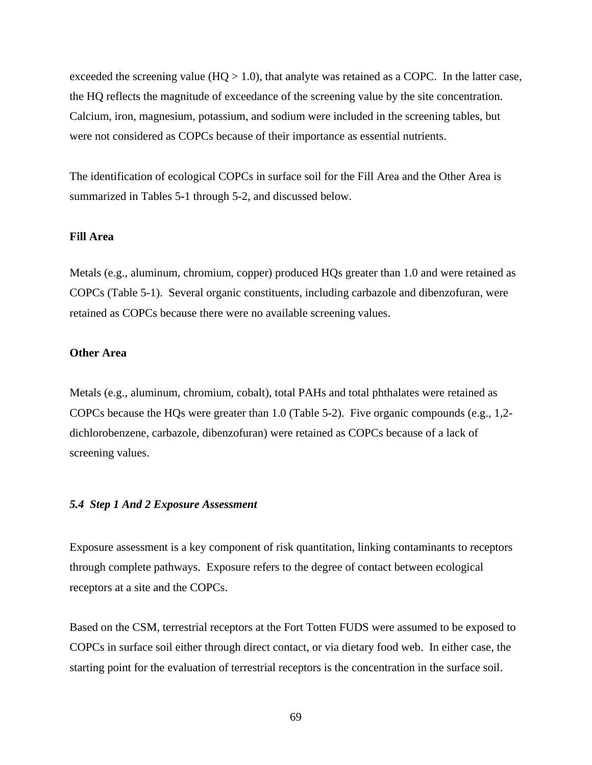exceeded the screening value (HQ > 1.0), that analyte was retained as a COPC. In the latter case, the HQ reflects the magnitude of exceedance of the screening value by the site concentration. Calcium, iron, magnesium, potassium, and sodium were included in the screening tables, but were not considered as COPCs because of their importance as essential nutrients.

The identification of ecological COPCs in surface soil for the Fill Area and the Other Area is summarized in Tables 5-1 through 5-2, and discussed below.

**Fill Area**

Metals (e.g., aluminum, chromium, copper) produced HQs greater than 1.0 and were retained as COPCs (Table 5-1). Several organic constituents, including carbazole and dibenzofuran, were retained as COPCs because there were no available screening values.

**Other Area**

Metals (e.g., aluminum, chromium, cobalt), total PAHs and total phthalates were retained as COPCs because the HQs were greater than 1.0 (Table 5-2). Five organic compounds (e.g., 1,2-dichlorobenzene, carbazole, dibenzofuran) were retained as COPCs because of a lack of screening values.

### *5.4 Step 1 And 2 Exposure Assessment*

Exposure assessment is a key component of risk quantitation, linking contaminants to receptors through complete pathways. Exposure refers to the degree of contact between ecological receptors at a site and the COPCs.

Based on the CSM, terrestrial receptors at the Fort Totten FUDS were assumed to be exposed to COPCs in surface soil either through direct contact, or via dietary food web. In either case, the starting point for the evaluation of terrestrial receptors is the concentration in the surface soil.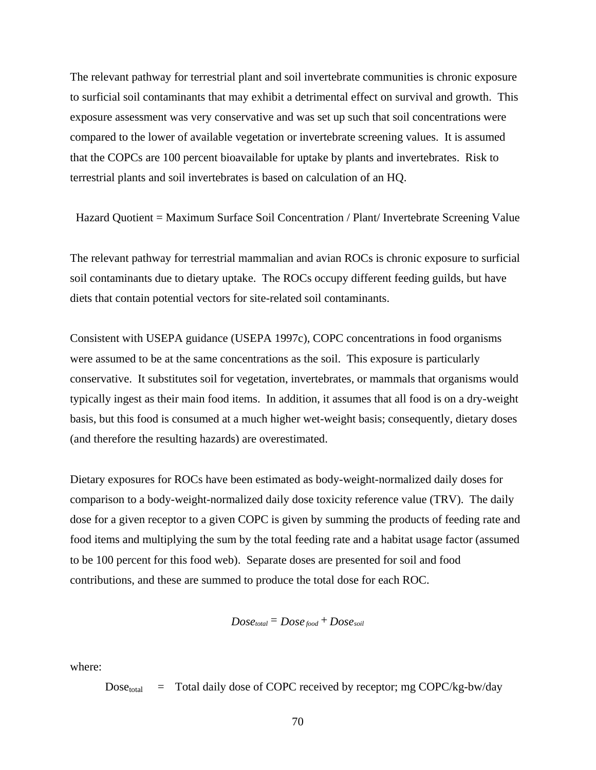The relevant pathway for terrestrial plant and soil invertebrate communities is chronic exposure to surficial soil contaminants that may exhibit a detrimental effect on survival and growth. This exposure assessment was very conservative and was set up such that soil concentrations were compared to the lower of available vegetation or invertebrate screening values. It is assumed that the COPCs are 100 percent bioavailable for uptake by plants and invertebrates. Risk to terrestrial plants and soil invertebrates is based on calculation of an HQ.

Hazard Quotient = Maximum Surface Soil Concentration / Plant/ Invertebrate Screening Value

The relevant pathway for terrestrial mammalian and avian ROCs is chronic exposure to surficial soil contaminants due to dietary uptake. The ROCs occupy different feeding guilds, but have diets that contain potential vectors for site-related soil contaminants.

Consistent with USEPA guidance (USEPA 1997c), COPC concentrations in food organisms were assumed to be at the same concentrations as the soil. This exposure is particularly conservative. It substitutes soil for vegetation, invertebrates, or mammals that organisms would typically ingest as their main food items. In addition, it assumes that all food is on a dry-weight basis, but this food is consumed at a much higher wet-weight basis; consequently, dietary doses (and therefore the resulting hazards) are overestimated.

Dietary exposures for ROCs have been estimated as body-weight-normalized daily doses for comparison to a body-weight-normalized daily dose toxicity reference value (TRV). The daily dose for a given receptor to a given COPC is given by summing the products of feeding rate and food items and multiplying the sum by the total feeding rate and a habitat usage factor (assumed to be 100 percent for this food web). Separate doses are presented for soil and food contributions, and these are summed to produce the total dose for each ROC.

$$Dose_{total} = Dose_{food} + Dose_{soil}$$

where:

$Dose_{total}$ = Total daily dose of COPC received by receptor; mg COPC/kg-bw/day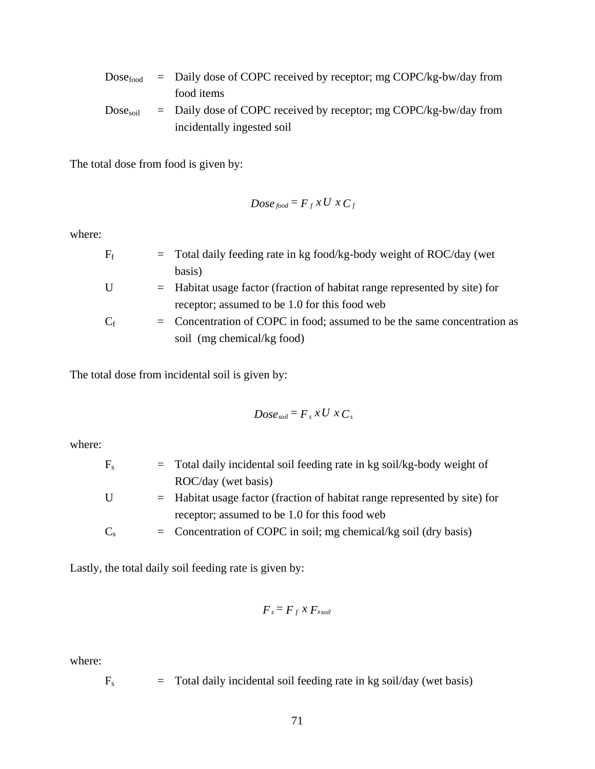$Dose_{food}$ = Daily dose of COPC received by receptor; mg COPC/kg-bw/day from food items

$Dose_{soil}$ = Daily dose of COPC received by receptor; mg COPC/kg-bw/day from incidentally ingested soil

The total dose from food is given by:

$$Dose_{food} = F_f \times U \times C_f$$

where:

$F_f$ = Total daily feeding rate in kg food/kg-body weight of ROC/day (wet basis)

$U$ = Habitat usage factor (fraction of habitat range represented by site) for receptor; assumed to be 1.0 for this food web

$C_f$ = Concentration of COPC in food; assumed to be the same concentration as soil (mg chemical/kg food)

The total dose from incidental soil is given by:

$$Dose_{soil} = F_s \times U \times C_s$$

where:

$F_s$ = Total daily incidental soil feeding rate in kg soil/kg-body weight of ROC/day (wet basis)

$U$ = Habitat usage factor (fraction of habitat range represented by site) for receptor; assumed to be 1.0 for this food web

$C_s$ = Concentration of COPC in soil; mg chemical/kg soil (dry basis)

Lastly, the total daily soil feeding rate is given by:

$$F_s = F_f \times F_{xsoil}$$

where:

$F_s$ = Total daily incidental soil feeding rate in kg soil/day (wet basis)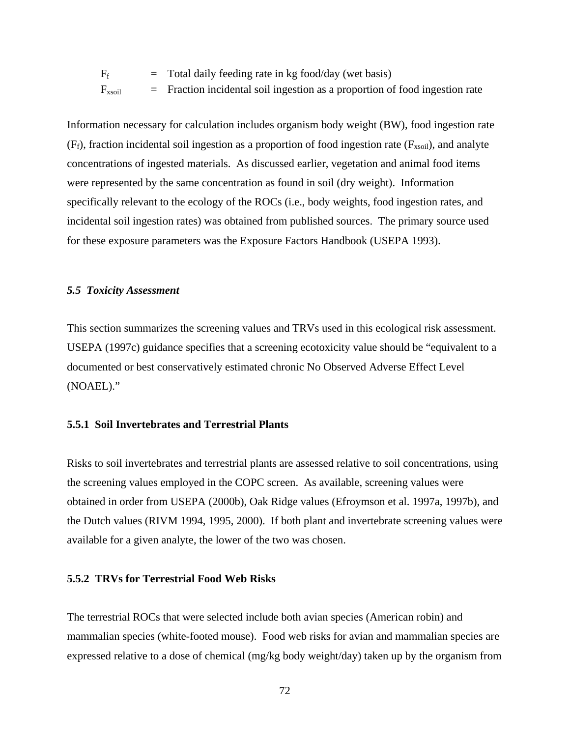$F_f$ = Total daily feeding rate in kg food/day (wet basis)

$F_{xsoil}$ = Fraction incidental soil ingestion as a proportion of food ingestion rate

Information necessary for calculation includes organism body weight (BW), food ingestion rate ($F_f$), fraction incidental soil ingestion as a proportion of food ingestion rate ($F_{xsoil}$), and analyte concentrations of ingested materials. As discussed earlier, vegetation and animal food items were represented by the same concentration as found in soil (dry weight). Information specifically relevant to the ecology of the ROCs (i.e., body weights, food ingestion rates, and incidental soil ingestion rates) was obtained from published sources. The primary source used for these exposure parameters was the Exposure Factors Handbook (USEPA 1993).

### *5.5 Toxicity Assessment*

This section summarizes the screening values and TRVs used in this ecological risk assessment. USEPA (1997c) guidance specifies that a screening ecotoxicity value should be "equivalent to a documented or best conservatively estimated chronic No Observed Adverse Effect Level (NOAEL)."

#### 5.5.1 Soil Invertebrates and Terrestrial Plants

Risks to soil invertebrates and terrestrial plants are assessed relative to soil concentrations, using the screening values employed in the COPC screen. As available, screening values were obtained in order from USEPA (2000b), Oak Ridge values (Efroymson et al. 1997a, 1997b), and the Dutch values (RIVM 1994, 1995, 2000). If both plant and invertebrate screening values were available for a given analyte, the lower of the two was chosen.

#### 5.5.2 TRVs for Terrestrial Food Web Risks

The terrestrial ROCs that were selected include both avian species (American robin) and mammalian species (white-footed mouse). Food web risks for avian and mammalian species are expressed relative to a dose of chemical (mg/kg body weight/day) taken up by the organism from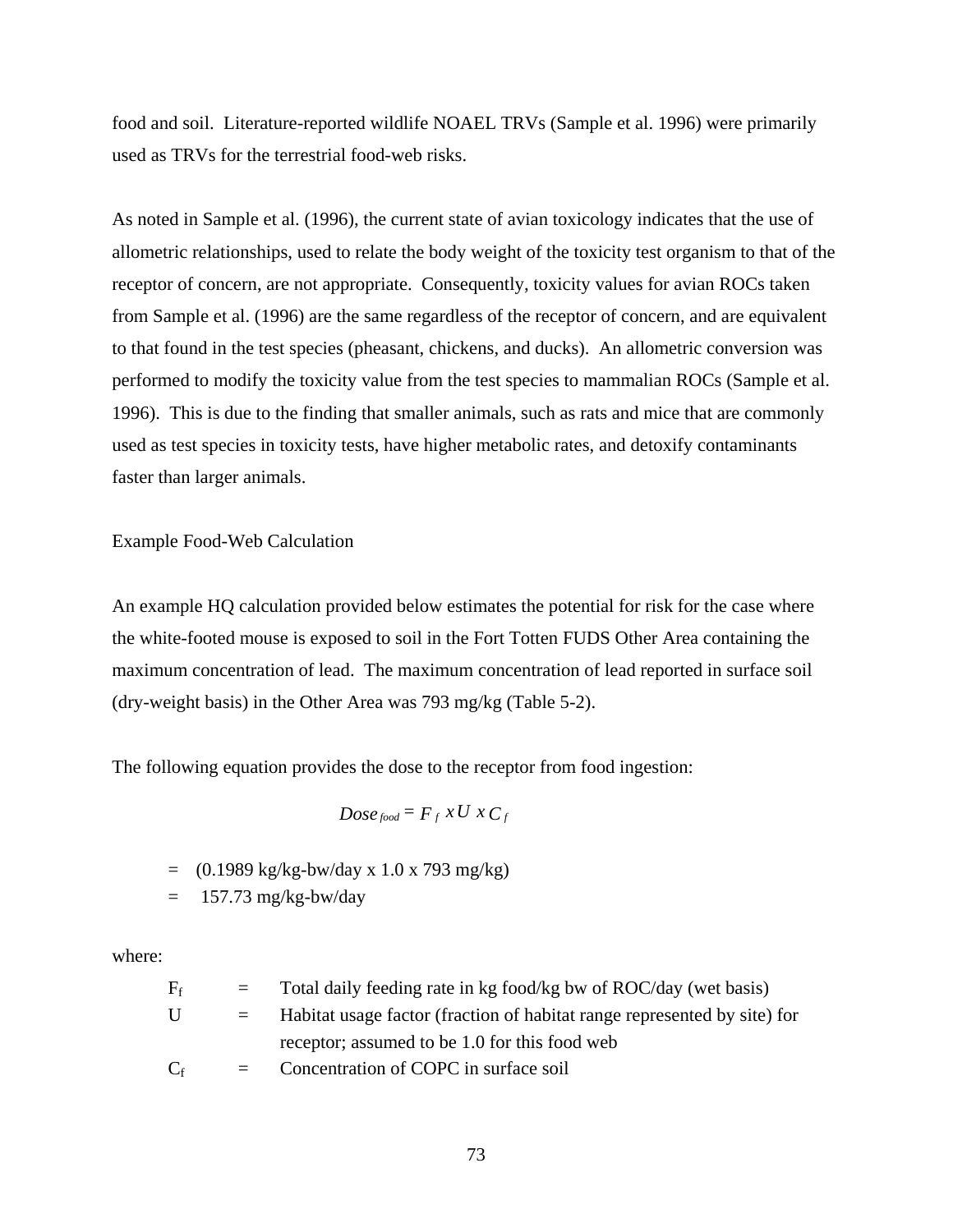food and soil. Literature-reported wildlife NOAEL TRVs (Sample et al. 1996) were primarily used as TRVs for the terrestrial food-web risks.

As noted in Sample et al. (1996), the current state of avian toxicology indicates that the use of allometric relationships, used to relate the body weight of the toxicity test organism to that of the receptor of concern, are not appropriate. Consequently, toxicity values for avian ROCs taken from Sample et al. (1996) are the same regardless of the receptor of concern, and are equivalent to that found in the test species (pheasant, chickens, and ducks). An allometric conversion was performed to modify the toxicity value from the test species to mammalian ROCs (Sample et al. 1996). This is due to the finding that smaller animals, such as rats and mice that are commonly used as test species in toxicity tests, have higher metabolic rates, and detoxify contaminants faster than larger animals.

Example Food-Web Calculation

An example HQ calculation provided below estimates the potential for risk for the case where the white-footed mouse is exposed to soil in the Fort Totten FUDS Other Area containing the maximum concentration of lead. The maximum concentration of lead reported in surface soil (dry-weight basis) in the Other Area was 793 mg/kg (Table 5-2).

The following equation provides the dose to the receptor from food ingestion:

$$Dose_{food} = F_f \; x \, U \; x \, C_f$$

= (0.1989 kg/kg-bw/day x 1.0 x 793 mg/kg)

= 157.73 mg/kg-bw/day

where:

| | | |
|---|---|---|
| $F_f$ | = | Total daily feeding rate in kg food/kg bw of ROC/day (wet basis) |
| U | = | Habitat usage factor (fraction of habitat range represented by site) for receptor; assumed to be 1.0 for this food web |
| $C_f$ | = | Concentration of COPC in surface soil |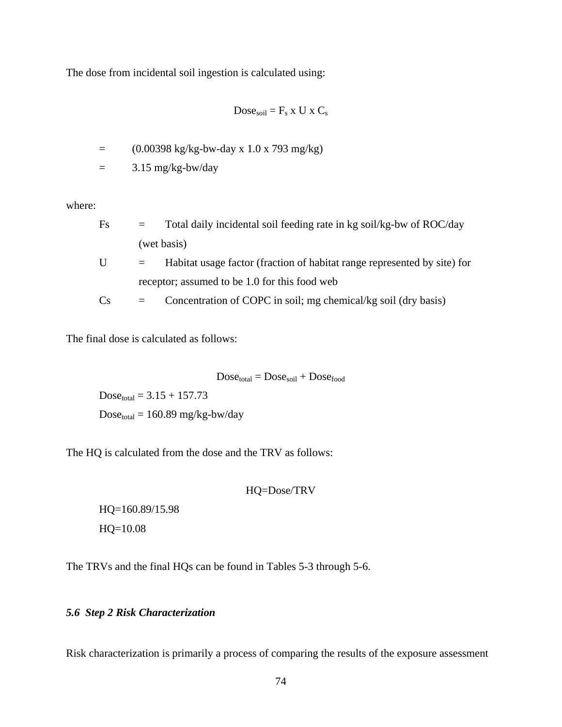The dose from incidental soil ingestion is calculated using:

$$Dose_{soil} = F_s \times U \times C_s$$

= (0.00398 kg/kg-bw-day x 1.0 x 793 mg/kg)

= 3.15 mg/kg-bw/day

where:

Fs = Total daily incidental soil feeding rate in kg soil/kg-bw of ROC/day (wet basis)

U = Habitat usage factor (fraction of habitat range represented by site) for receptor; assumed to be 1.0 for this food web

Cs = Concentration of COPC in soil; mg chemical/kg soil (dry basis)

The final dose is calculated as follows:

$$Dose_{total} = Dose_{soil} + Dose_{food}$$

$Dose_{total} = 3.15 + 157.73$

$Dose_{total} = 160.89$ mg/kg-bw/day

The HQ is calculated from the dose and the TRV as follows:

$$HQ = Dose/TRV$$

HQ=160.89/15.98

HQ=10.08

The TRVs and the final HQs can be found in Tables 5-3 through 5-6.

### *5.6 Step 2 Risk Characterization*

Risk characterization is primarily a process of comparing the results of the exposure assessment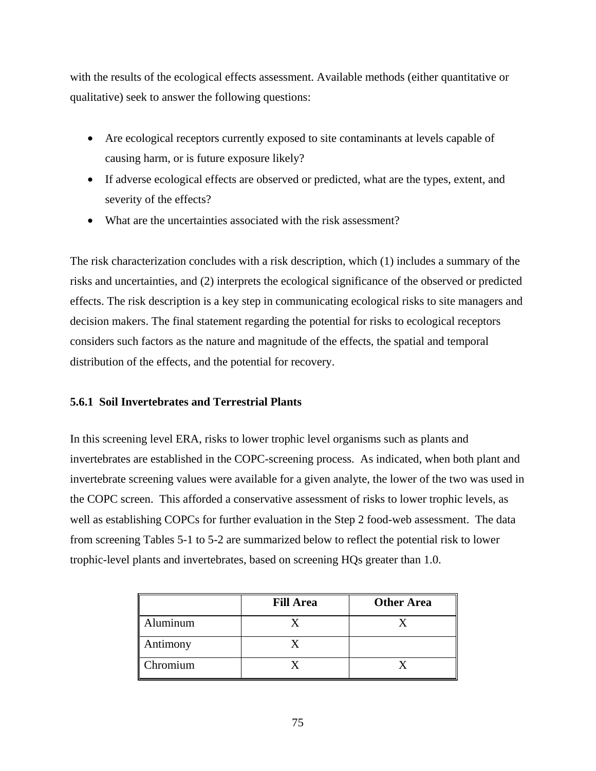with the results of the ecological effects assessment. Available methods (either quantitative or qualitative) seek to answer the following questions:

- Are ecological receptors currently exposed to site contaminants at levels capable of causing harm, or is future exposure likely?
- If adverse ecological effects are observed or predicted, what are the types, extent, and severity of the effects?
- What are the uncertainties associated with the risk assessment?

The risk characterization concludes with a risk description, which (1) includes a summary of the risks and uncertainties, and (2) interprets the ecological significance of the observed or predicted effects. The risk description is a key step in communicating ecological risks to site managers and decision makers. The final statement regarding the potential for risks to ecological receptors considers such factors as the nature and magnitude of the effects, the spatial and temporal distribution of the effects, and the potential for recovery.

### 5.6.1 Soil Invertebrates and Terrestrial Plants

In this screening level ERA, risks to lower trophic level organisms such as plants and invertebrates are established in the COPC-screening process. As indicated, when both plant and invertebrate screening values were available for a given analyte, the lower of the two was used in the COPC screen. This afforded a conservative assessment of risks to lower trophic levels, as well as establishing COPCs for further evaluation in the Step 2 food-web assessment. The data from screening Tables 5-1 to 5-2 are summarized below to reflect the potential risk to lower trophic-level plants and invertebrates, based on screening HQs greater than 1.0.

| | Fill Area | Other Area |
|---|---|---|
| Aluminum | X | X |
| Antimony | X | |
| Chromium | X | X |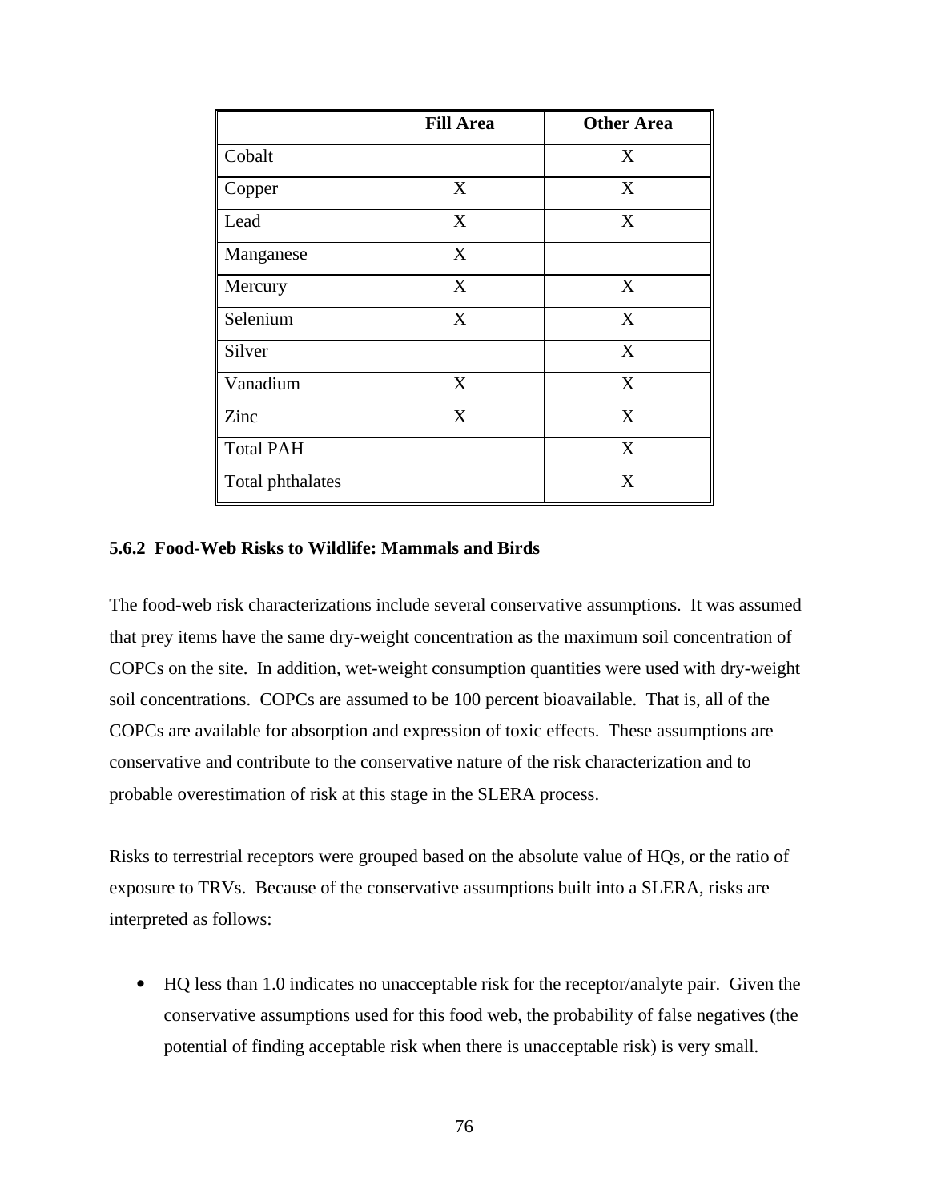| | Fill Area | Other Area |
|---|---|---|
| Cobalt | | X |
| Copper | X | X |
| Lead | X | X |
| Manganese | X | |
| Mercury | X | X |
| Selenium | X | X |
| Silver | | X |
| Vanadium | X | X |
| Zinc | X | X |
| Total PAH | | X |
| Total phthalates | | X |

### 5.6.2 Food-Web Risks to Wildlife: Mammals and Birds

The food-web risk characterizations include several conservative assumptions. It was assumed that prey items have the same dry-weight concentration as the maximum soil concentration of COPCs on the site. In addition, wet-weight consumption quantities were used with dry-weight soil concentrations. COPCs are assumed to be 100 percent bioavailable. That is, all of the COPCs are available for absorption and expression of toxic effects. These assumptions are conservative and contribute to the conservative nature of the risk characterization and to probable overestimation of risk at this stage in the SLERA process.

Risks to terrestrial receptors were grouped based on the absolute value of HQs, or the ratio of exposure to TRVs. Because of the conservative assumptions built into a SLERA, risks are interpreted as follows:

- HQ less than 1.0 indicates no unacceptable risk for the receptor/analyte pair. Given the conservative assumptions used for this food web, the probability of false negatives (the potential of finding acceptable risk when there is unacceptable risk) is very small.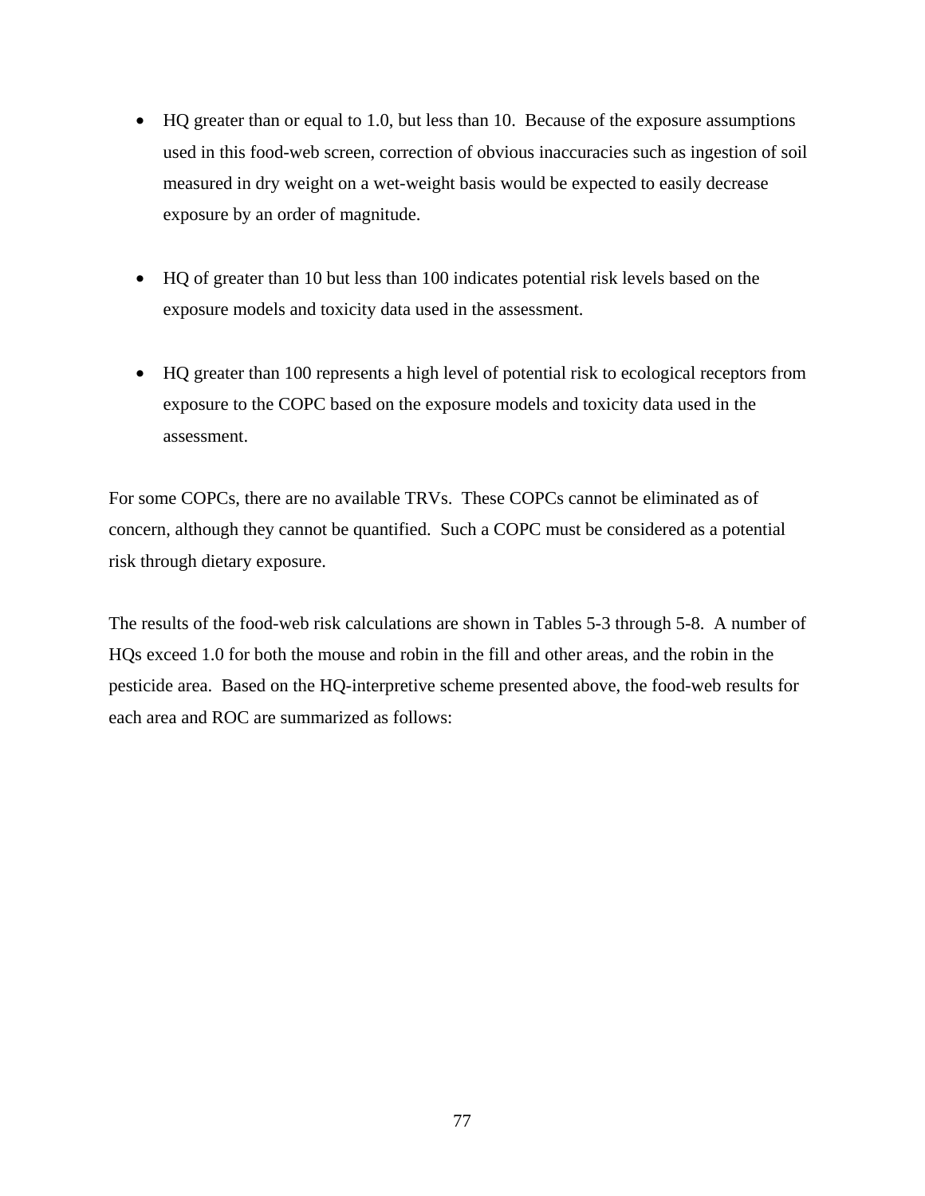- HQ greater than or equal to 1.0, but less than 10. Because of the exposure assumptions used in this food-web screen, correction of obvious inaccuracies such as ingestion of soil measured in dry weight on a wet-weight basis would be expected to easily decrease exposure by an order of magnitude.

- HQ of greater than 10 but less than 100 indicates potential risk levels based on the exposure models and toxicity data used in the assessment.

- HQ greater than 100 represents a high level of potential risk to ecological receptors from exposure to the COPC based on the exposure models and toxicity data used in the assessment.

For some COPCs, there are no available TRVs. These COPCs cannot be eliminated as of concern, although they cannot be quantified. Such a COPC must be considered as a potential risk through dietary exposure.

The results of the food-web risk calculations are shown in Tables 5-3 through 5-8. A number of HQs exceed 1.0 for both the mouse and robin in the fill and other areas, and the robin in the pesticide area. Based on the HQ-interpretive scheme presented above, the food-web results for each area and ROC are summarized as follows: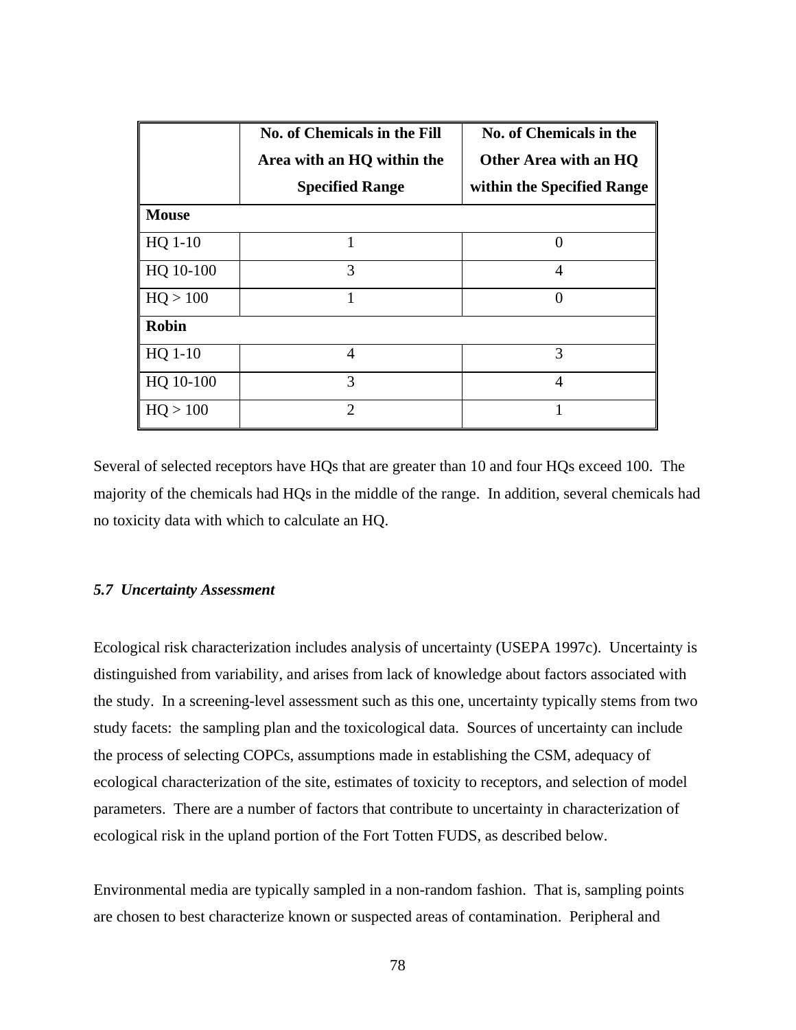| | No. of Chemicals in the Fill Area with an HQ within the Specified Range | No. of Chemicals in the Other Area with an HQ within the Specified Range |
|---|---|---|
| **Mouse** | | |
| HQ 1-10 | 1 | 0 |
| HQ 10-100 | 3 | 4 |
| HQ > 100 | 1 | 0 |
| **Robin** | | |
| HQ 1-10 | 4 | 3 |
| HQ 10-100 | 3 | 4 |
| HQ > 100 | 2 | 1 |

Several of selected receptors have HQs that are greater than 10 and four HQs exceed 100. The majority of the chemicals had HQs in the middle of the range. In addition, several chemicals had no toxicity data with which to calculate an HQ.

### *5.7 Uncertainty Assessment*

Ecological risk characterization includes analysis of uncertainty (USEPA 1997c). Uncertainty is distinguished from variability, and arises from lack of knowledge about factors associated with the study. In a screening-level assessment such as this one, uncertainty typically stems from two study facets: the sampling plan and the toxicological data. Sources of uncertainty can include the process of selecting COPCs, assumptions made in establishing the CSM, adequacy of ecological characterization of the site, estimates of toxicity to receptors, and selection of model parameters. There are a number of factors that contribute to uncertainty in characterization of ecological risk in the upland portion of the Fort Totten FUDS, as described below.

Environmental media are typically sampled in a non-random fashion. That is, sampling points are chosen to best characterize known or suspected areas of contamination. Peripheral and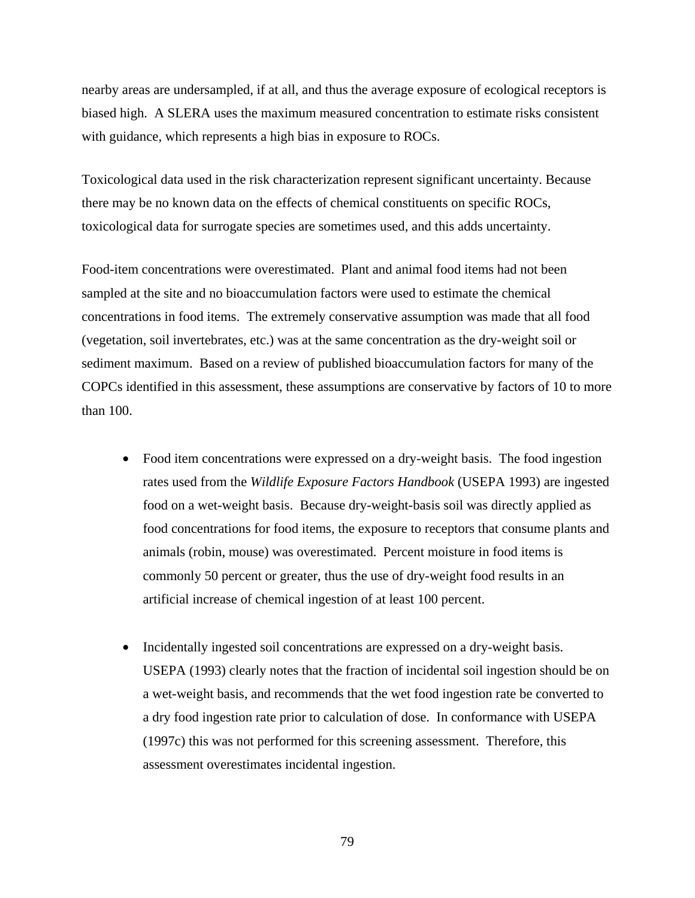nearby areas are undersampled, if at all, and thus the average exposure of ecological receptors is biased high. A SLERA uses the maximum measured concentration to estimate risks consistent with guidance, which represents a high bias in exposure to ROCs.

Toxicological data used in the risk characterization represent significant uncertainty. Because there may be no known data on the effects of chemical constituents on specific ROCs, toxicological data for surrogate species are sometimes used, and this adds uncertainty.

Food-item concentrations were overestimated. Plant and animal food items had not been sampled at the site and no bioaccumulation factors were used to estimate the chemical concentrations in food items. The extremely conservative assumption was made that all food (vegetation, soil invertebrates, etc.) was at the same concentration as the dry-weight soil or sediment maximum. Based on a review of published bioaccumulation factors for many of the COPCs identified in this assessment, these assumptions are conservative by factors of 10 to more than 100.

- Food item concentrations were expressed on a dry-weight basis. The food ingestion rates used from the *Wildlife Exposure Factors Handbook* (USEPA 1993) are ingested food on a wet-weight basis. Because dry-weight-basis soil was directly applied as food concentrations for food items, the exposure to receptors that consume plants and animals (robin, mouse) was overestimated. Percent moisture in food items is commonly 50 percent or greater, thus the use of dry-weight food results in an artificial increase of chemical ingestion of at least 100 percent.

- Incidentally ingested soil concentrations are expressed on a dry-weight basis. USEPA (1993) clearly notes that the fraction of incidental soil ingestion should be on a wet-weight basis, and recommends that the wet food ingestion rate be converted to a dry food ingestion rate prior to calculation of dose. In conformance with USEPA (1997c) this was not performed for this screening assessment. Therefore, this assessment overestimates incidental ingestion.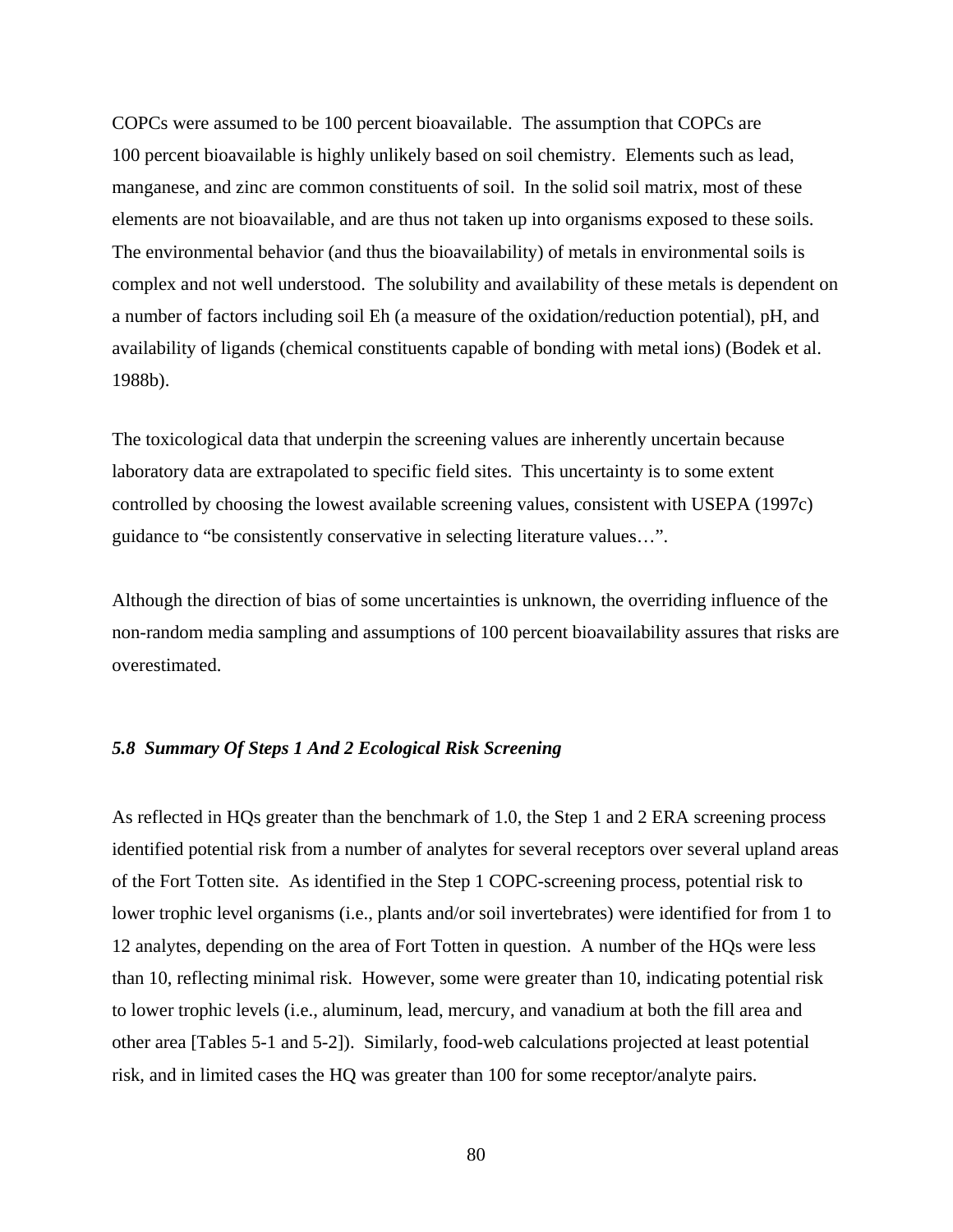COPCs were assumed to be 100 percent bioavailable. The assumption that COPCs are 100 percent bioavailable is highly unlikely based on soil chemistry. Elements such as lead, manganese, and zinc are common constituents of soil. In the solid soil matrix, most of these elements are not bioavailable, and are thus not taken up into organisms exposed to these soils. The environmental behavior (and thus the bioavailability) of metals in environmental soils is complex and not well understood. The solubility and availability of these metals is dependent on a number of factors including soil Eh (a measure of the oxidation/reduction potential), pH, and availability of ligands (chemical constituents capable of bonding with metal ions) (Bodek et al. 1988b).

The toxicological data that underpin the screening values are inherently uncertain because laboratory data are extrapolated to specific field sites. This uncertainty is to some extent controlled by choosing the lowest available screening values, consistent with USEPA (1997c) guidance to "be consistently conservative in selecting literature values…".

Although the direction of bias of some uncertainties is unknown, the overriding influence of the non-random media sampling and assumptions of 100 percent bioavailability assures that risks are overestimated.

### *5.8 Summary Of Steps 1 And 2 Ecological Risk Screening*

As reflected in HQs greater than the benchmark of 1.0, the Step 1 and 2 ERA screening process identified potential risk from a number of analytes for several receptors over several upland areas of the Fort Totten site. As identified in the Step 1 COPC-screening process, potential risk to lower trophic level organisms (i.e., plants and/or soil invertebrates) were identified for from 1 to 12 analytes, depending on the area of Fort Totten in question. A number of the HQs were less than 10, reflecting minimal risk. However, some were greater than 10, indicating potential risk to lower trophic levels (i.e., aluminum, lead, mercury, and vanadium at both the fill area and other area [Tables 5-1 and 5-2]). Similarly, food-web calculations projected at least potential risk, and in limited cases the HQ was greater than 100 for some receptor/analyte pairs.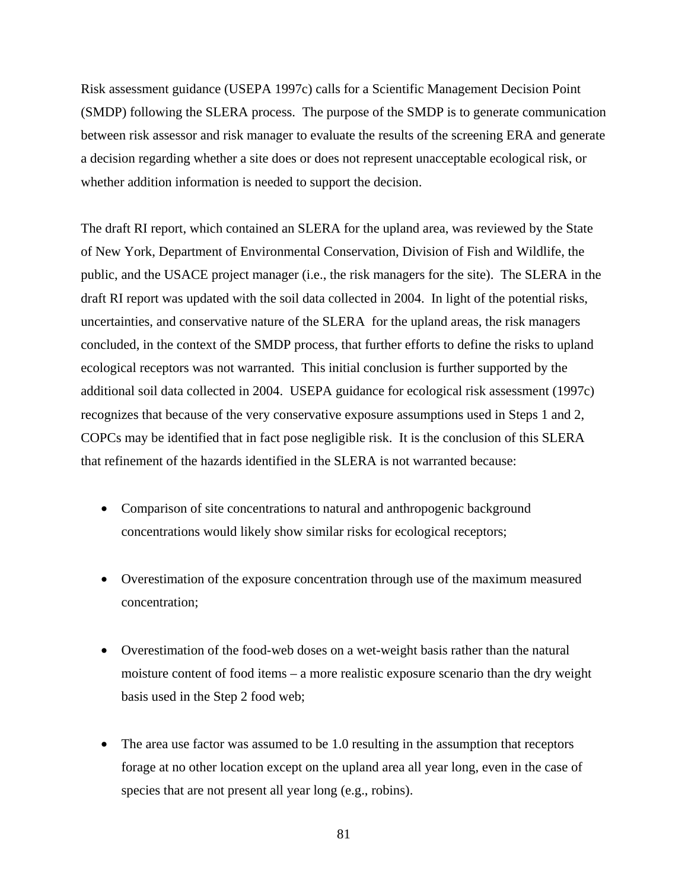Risk assessment guidance (USEPA 1997c) calls for a Scientific Management Decision Point (SMDP) following the SLERA process. The purpose of the SMDP is to generate communication between risk assessor and risk manager to evaluate the results of the screening ERA and generate a decision regarding whether a site does or does not represent unacceptable ecological risk, or whether addition information is needed to support the decision.

The draft RI report, which contained an SLERA for the upland area, was reviewed by the State of New York, Department of Environmental Conservation, Division of Fish and Wildlife, the public, and the USACE project manager (i.e., the risk managers for the site). The SLERA in the draft RI report was updated with the soil data collected in 2004. In light of the potential risks, uncertainties, and conservative nature of the SLERA for the upland areas, the risk managers concluded, in the context of the SMDP process, that further efforts to define the risks to upland ecological receptors was not warranted. This initial conclusion is further supported by the additional soil data collected in 2004. USEPA guidance for ecological risk assessment (1997c) recognizes that because of the very conservative exposure assumptions used in Steps 1 and 2, COPCs may be identified that in fact pose negligible risk. It is the conclusion of this SLERA that refinement of the hazards identified in the SLERA is not warranted because:

- Comparison of site concentrations to natural and anthropogenic background concentrations would likely show similar risks for ecological receptors;

- Overestimation of the exposure concentration through use of the maximum measured concentration;

- Overestimation of the food-web doses on a wet-weight basis rather than the natural moisture content of food items – a more realistic exposure scenario than the dry weight basis used in the Step 2 food web;

- The area use factor was assumed to be 1.0 resulting in the assumption that receptors forage at no other location except on the upland area all year long, even in the case of species that are not present all year long (e.g., robins).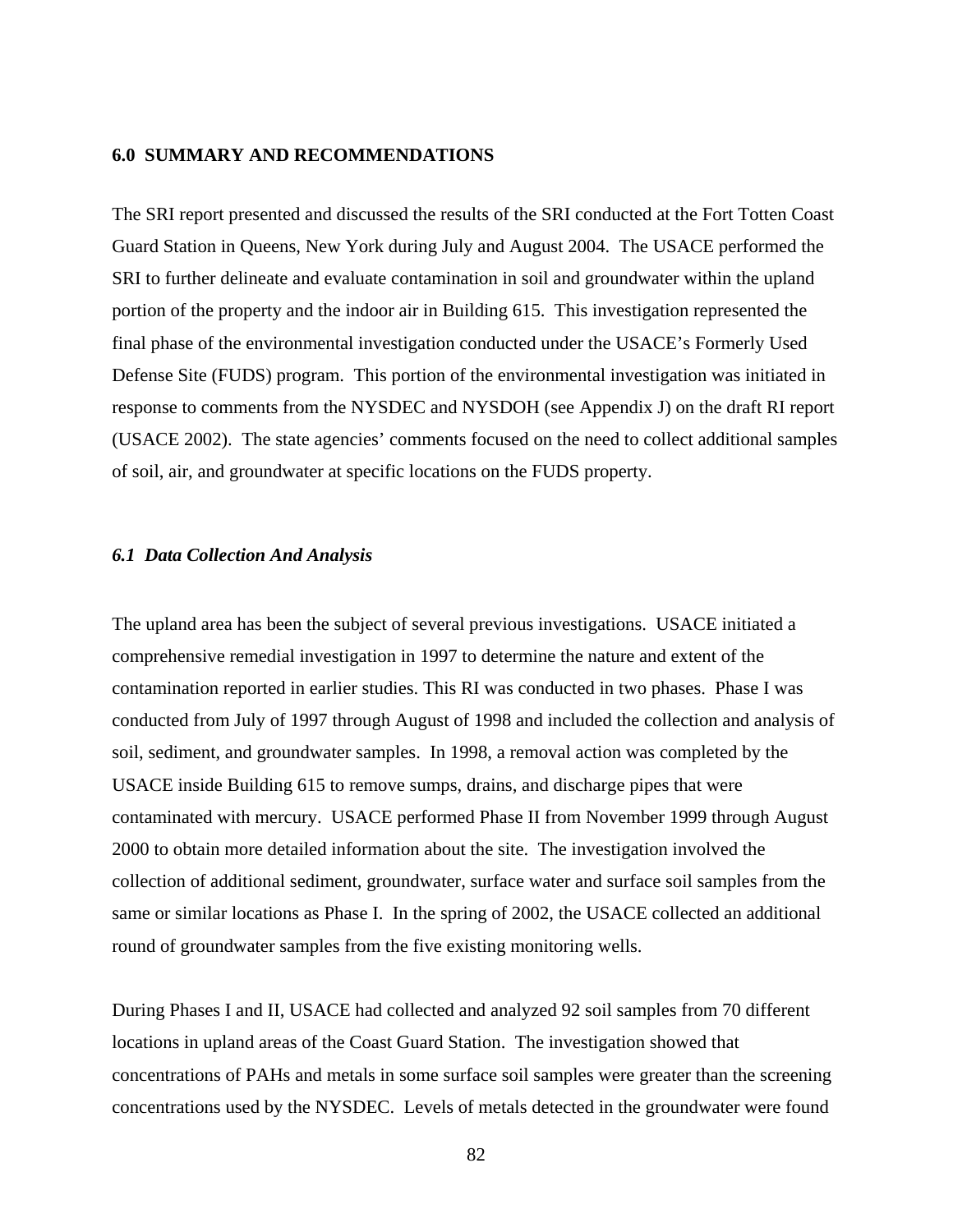## 6.0 SUMMARY AND RECOMMENDATIONS

The SRI report presented and discussed the results of the SRI conducted at the Fort Totten Coast Guard Station in Queens, New York during July and August 2004. The USACE performed the SRI to further delineate and evaluate contamination in soil and groundwater within the upland portion of the property and the indoor air in Building 615. This investigation represented the final phase of the environmental investigation conducted under the USACE's Formerly Used Defense Site (FUDS) program. This portion of the environmental investigation was initiated in response to comments from the NYSDEC and NYSDOH (see Appendix J) on the draft RI report (USACE 2002). The state agencies' comments focused on the need to collect additional samples of soil, air, and groundwater at specific locations on the FUDS property.

### *6.1 Data Collection And Analysis*

The upland area has been the subject of several previous investigations. USACE initiated a comprehensive remedial investigation in 1997 to determine the nature and extent of the contamination reported in earlier studies. This RI was conducted in two phases. Phase I was conducted from July of 1997 through August of 1998 and included the collection and analysis of soil, sediment, and groundwater samples. In 1998, a removal action was completed by the USACE inside Building 615 to remove sumps, drains, and discharge pipes that were contaminated with mercury. USACE performed Phase II from November 1999 through August 2000 to obtain more detailed information about the site. The investigation involved the collection of additional sediment, groundwater, surface water and surface soil samples from the same or similar locations as Phase I. In the spring of 2002, the USACE collected an additional round of groundwater samples from the five existing monitoring wells.

During Phases I and II, USACE had collected and analyzed 92 soil samples from 70 different locations in upland areas of the Coast Guard Station. The investigation showed that concentrations of PAHs and metals in some surface soil samples were greater than the screening concentrations used by the NYSDEC. Levels of metals detected in the groundwater were found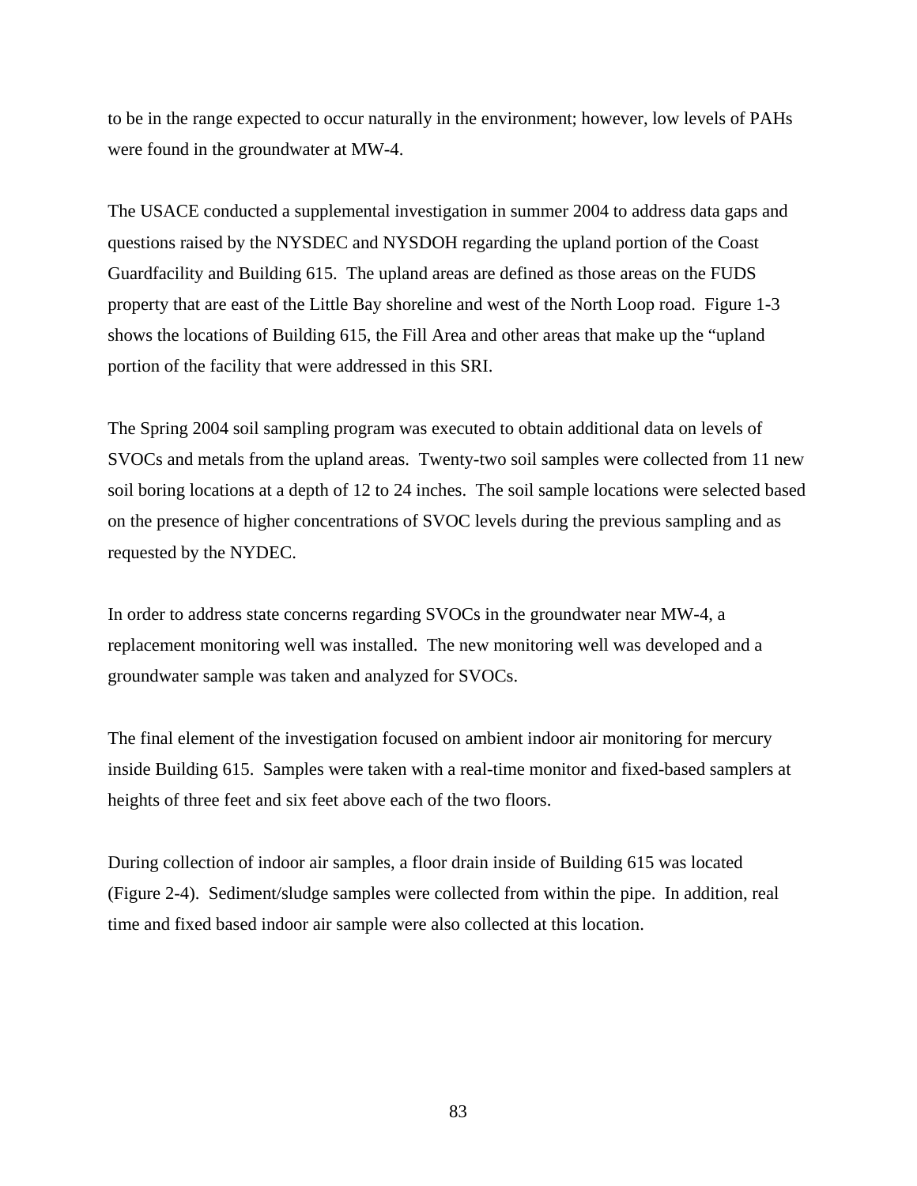to be in the range expected to occur naturally in the environment; however, low levels of PAHs were found in the groundwater at MW-4.

The USACE conducted a supplemental investigation in summer 2004 to address data gaps and questions raised by the NYSDEC and NYSDOH regarding the upland portion of the Coast Guardfacility and Building 615. The upland areas are defined as those areas on the FUDS property that are east of the Little Bay shoreline and west of the North Loop road. Figure 1-3 shows the locations of Building 615, the Fill Area and other areas that make up the "upland portion of the facility that were addressed in this SRI.

The Spring 2004 soil sampling program was executed to obtain additional data on levels of SVOCs and metals from the upland areas. Twenty-two soil samples were collected from 11 new soil boring locations at a depth of 12 to 24 inches. The soil sample locations were selected based on the presence of higher concentrations of SVOC levels during the previous sampling and as requested by the NYDEC.

In order to address state concerns regarding SVOCs in the groundwater near MW-4, a replacement monitoring well was installed. The new monitoring well was developed and a groundwater sample was taken and analyzed for SVOCs.

The final element of the investigation focused on ambient indoor air monitoring for mercury inside Building 615. Samples were taken with a real-time monitor and fixed-based samplers at heights of three feet and six feet above each of the two floors.

During collection of indoor air samples, a floor drain inside of Building 615 was located (Figure 2-4). Sediment/sludge samples were collected from within the pipe. In addition, real time and fixed based indoor air sample were also collected at this location.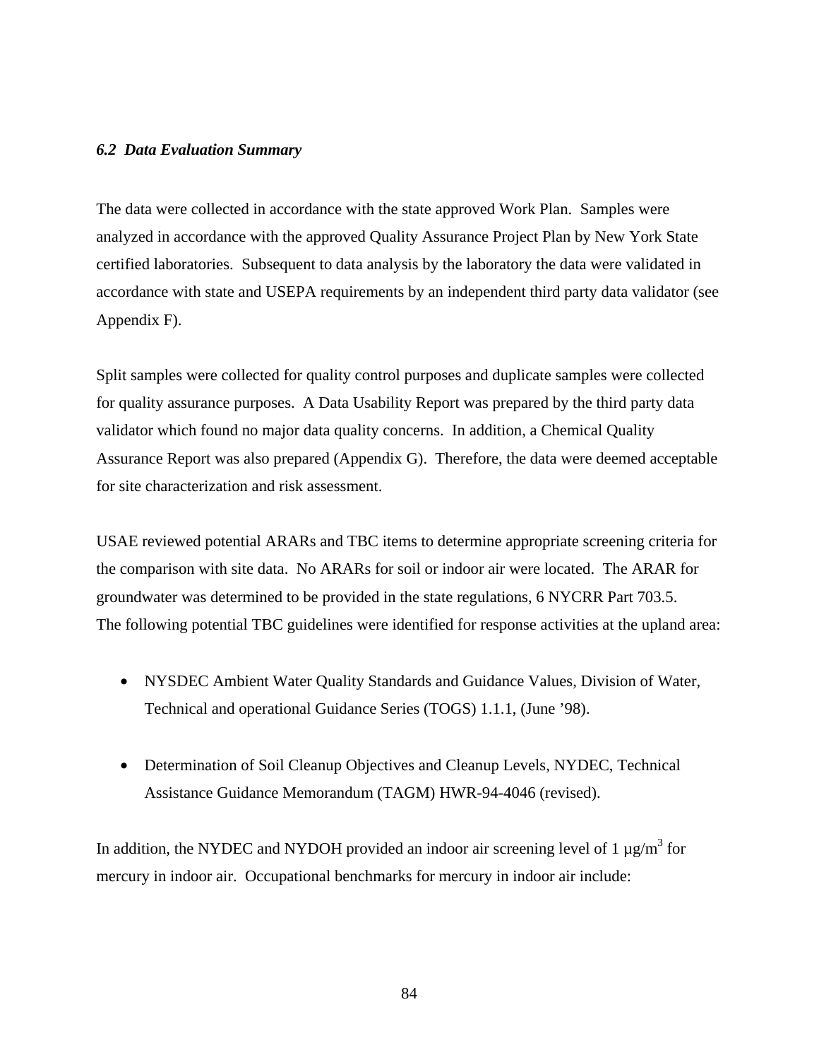### *6.2 Data Evaluation Summary*

The data were collected in accordance with the state approved Work Plan. Samples were analyzed in accordance with the approved Quality Assurance Project Plan by New York State certified laboratories. Subsequent to data analysis by the laboratory the data were validated in accordance with state and USEPA requirements by an independent third party data validator (see Appendix F).

Split samples were collected for quality control purposes and duplicate samples were collected for quality assurance purposes. A Data Usability Report was prepared by the third party data validator which found no major data quality concerns. In addition, a Chemical Quality Assurance Report was also prepared (Appendix G). Therefore, the data were deemed acceptable for site characterization and risk assessment.

USAE reviewed potential ARARs and TBC items to determine appropriate screening criteria for the comparison with site data. No ARARs for soil or indoor air were located. The ARAR for groundwater was determined to be provided in the state regulations, 6 NYCRR Part 703.5. The following potential TBC guidelines were identified for response activities at the upland area:

- NYSDEC Ambient Water Quality Standards and Guidance Values, Division of Water, Technical and operational Guidance Series (TOGS) 1.1.1, (June '98).

- Determination of Soil Cleanup Objectives and Cleanup Levels, NYDEC, Technical Assistance Guidance Memorandum (TAGM) HWR-94-4046 (revised).

In addition, the NYDEC and NYDOH provided an indoor air screening level of 1 $\mu g/m^3$ for mercury in indoor air. Occupational benchmarks for mercury in indoor air include: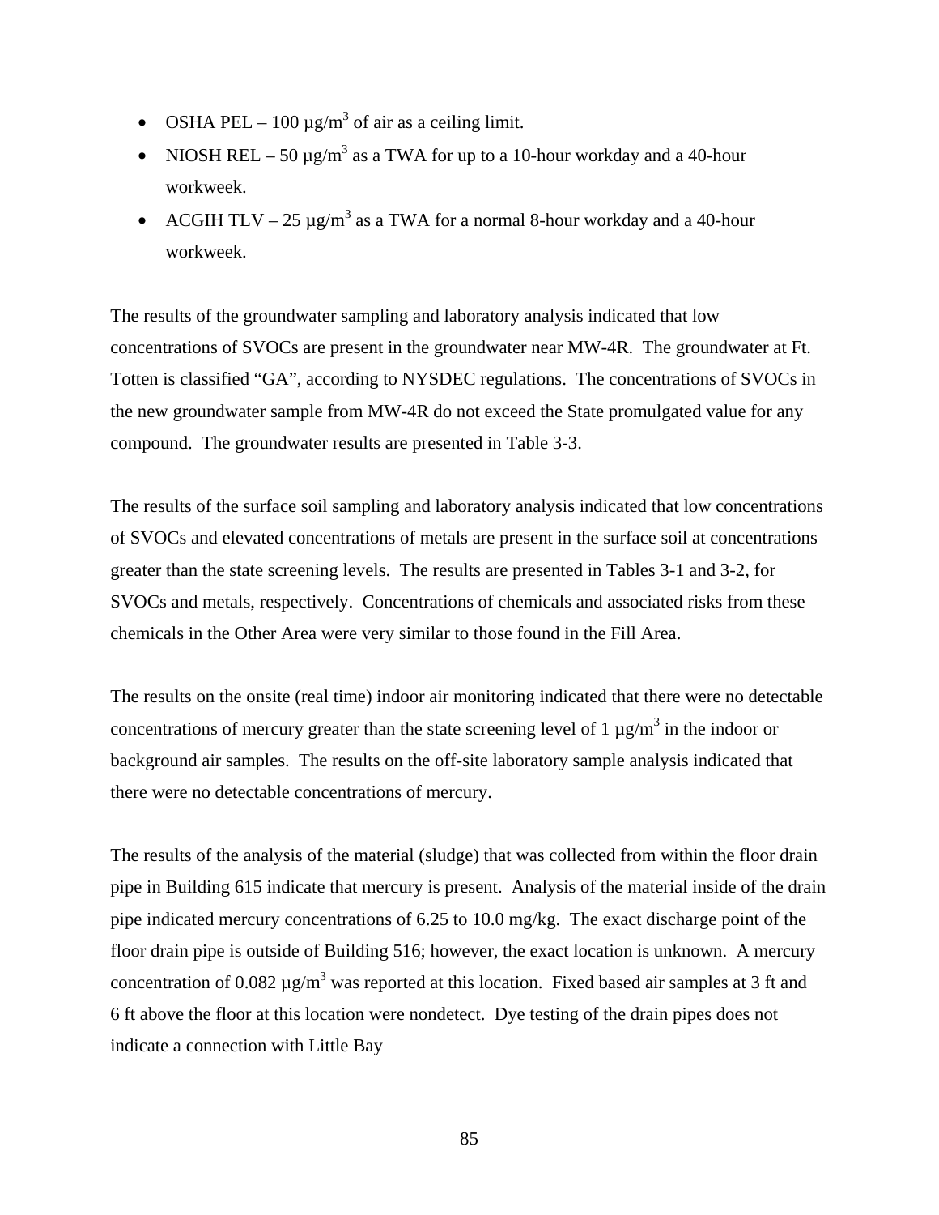- OSHA PEL – 100 µg/m$^3$ of air as a ceiling limit.
- NIOSH REL – 50 µg/m$^3$ as a TWA for up to a 10-hour workday and a 40-hour workweek.
- ACGIH TLV – 25 µg/m$^3$ as a TWA for a normal 8-hour workday and a 40-hour workweek.

The results of the groundwater sampling and laboratory analysis indicated that low concentrations of SVOCs are present in the groundwater near MW-4R. The groundwater at Ft. Totten is classified "GA", according to NYSDEC regulations. The concentrations of SVOCs in the new groundwater sample from MW-4R do not exceed the State promulgated value for any compound. The groundwater results are presented in Table 3-3.

The results of the surface soil sampling and laboratory analysis indicated that low concentrations of SVOCs and elevated concentrations of metals are present in the surface soil at concentrations greater than the state screening levels. The results are presented in Tables 3-1 and 3-2, for SVOCs and metals, respectively. Concentrations of chemicals and associated risks from these chemicals in the Other Area were very similar to those found in the Fill Area.

The results on the onsite (real time) indoor air monitoring indicated that there were no detectable concentrations of mercury greater than the state screening level of 1 µg/m$^3$ in the indoor or background air samples. The results on the off-site laboratory sample analysis indicated that there were no detectable concentrations of mercury.

The results of the analysis of the material (sludge) that was collected from within the floor drain pipe in Building 615 indicate that mercury is present. Analysis of the material inside of the drain pipe indicated mercury concentrations of 6.25 to 10.0 mg/kg. The exact discharge point of the floor drain pipe is outside of Building 516; however, the exact location is unknown. A mercury concentration of 0.082 µg/m$^3$ was reported at this location. Fixed based air samples at 3 ft and 6 ft above the floor at this location were nondetect. Dye testing of the drain pipes does not indicate a connection with Little Bay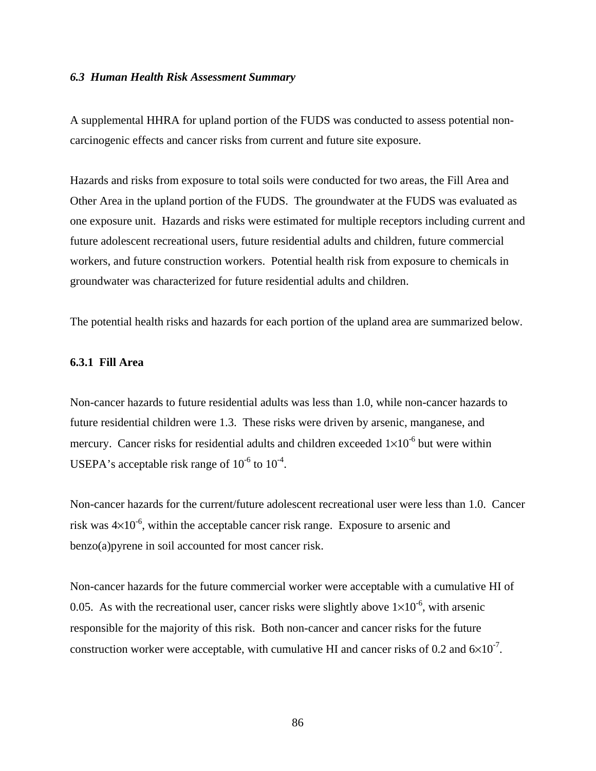### *6.3 Human Health Risk Assessment Summary*

A supplemental HHRA for upland portion of the FUDS was conducted to assess potential non-carcinogenic effects and cancer risks from current and future site exposure.

Hazards and risks from exposure to total soils were conducted for two areas, the Fill Area and Other Area in the upland portion of the FUDS. The groundwater at the FUDS was evaluated as one exposure unit. Hazards and risks were estimated for multiple receptors including current and future adolescent recreational users, future residential adults and children, future commercial workers, and future construction workers. Potential health risk from exposure to chemicals in groundwater was characterized for future residential adults and children.

The potential health risks and hazards for each portion of the upland area are summarized below.

#### 6.3.1 Fill Area

Non-cancer hazards to future residential adults was less than 1.0, while non-cancer hazards to future residential children were 1.3. These risks were driven by arsenic, manganese, and mercury. Cancer risks for residential adults and children exceeded $1\times10^{-6}$ but were within USEPA's acceptable risk range of $10^{-6}$ to $10^{-4}$.

Non-cancer hazards for the current/future adolescent recreational user were less than 1.0. Cancer risk was $4\times10^{-6}$, within the acceptable cancer risk range. Exposure to arsenic and benzo(a)pyrene in soil accounted for most cancer risk.

Non-cancer hazards for the future commercial worker were acceptable with a cumulative HI of 0.05. As with the recreational user, cancer risks were slightly above $1\times10^{-6}$, with arsenic responsible for the majority of this risk. Both non-cancer and cancer risks for the future construction worker were acceptable, with cumulative HI and cancer risks of 0.2 and $6\times10^{-7}$.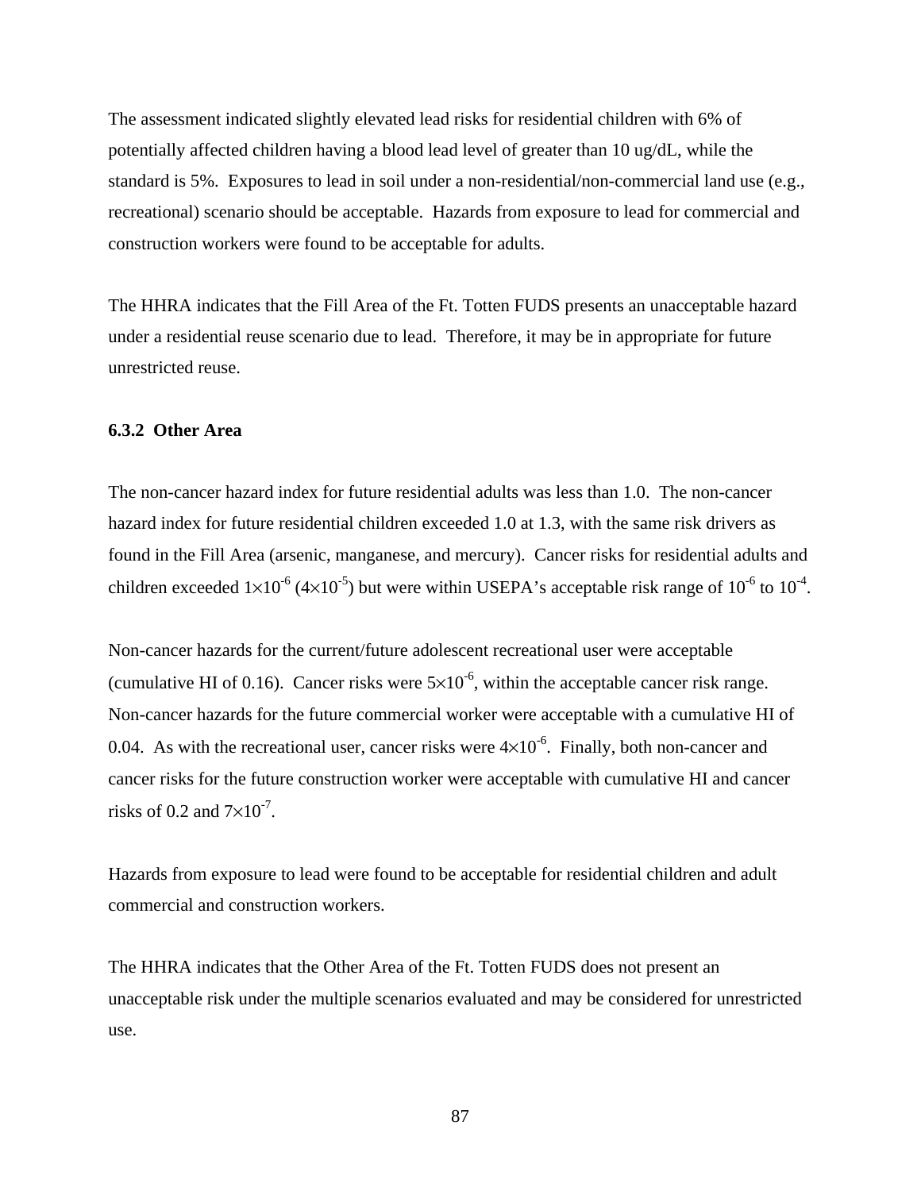The assessment indicated slightly elevated lead risks for residential children with 6% of potentially affected children having a blood lead level of greater than 10 ug/dL, while the standard is 5%. Exposures to lead in soil under a non-residential/non-commercial land use (e.g., recreational) scenario should be acceptable. Hazards from exposure to lead for commercial and construction workers were found to be acceptable for adults.

The HHRA indicates that the Fill Area of the Ft. Totten FUDS presents an unacceptable hazard under a residential reuse scenario due to lead. Therefore, it may be in appropriate for future unrestricted reuse.

### 6.3.2 Other Area

The non-cancer hazard index for future residential adults was less than 1.0. The non-cancer hazard index for future residential children exceeded 1.0 at 1.3, with the same risk drivers as found in the Fill Area (arsenic, manganese, and mercury). Cancer risks for residential adults and children exceeded $1\times10^{-6}$ ($4\times10^{-5}$) but were within USEPA's acceptable risk range of $10^{-6}$ to $10^{-4}$.

Non-cancer hazards for the current/future adolescent recreational user were acceptable (cumulative HI of 0.16). Cancer risks were $5\times10^{-6}$, within the acceptable cancer risk range. Non-cancer hazards for the future commercial worker were acceptable with a cumulative HI of 0.04. As with the recreational user, cancer risks were $4\times10^{-6}$. Finally, both non-cancer and cancer risks for the future construction worker were acceptable with cumulative HI and cancer risks of 0.2 and $7\times10^{-7}$.

Hazards from exposure to lead were found to be acceptable for residential children and adult commercial and construction workers.

The HHRA indicates that the Other Area of the Ft. Totten FUDS does not present an unacceptable risk under the multiple scenarios evaluated and may be considered for unrestricted use.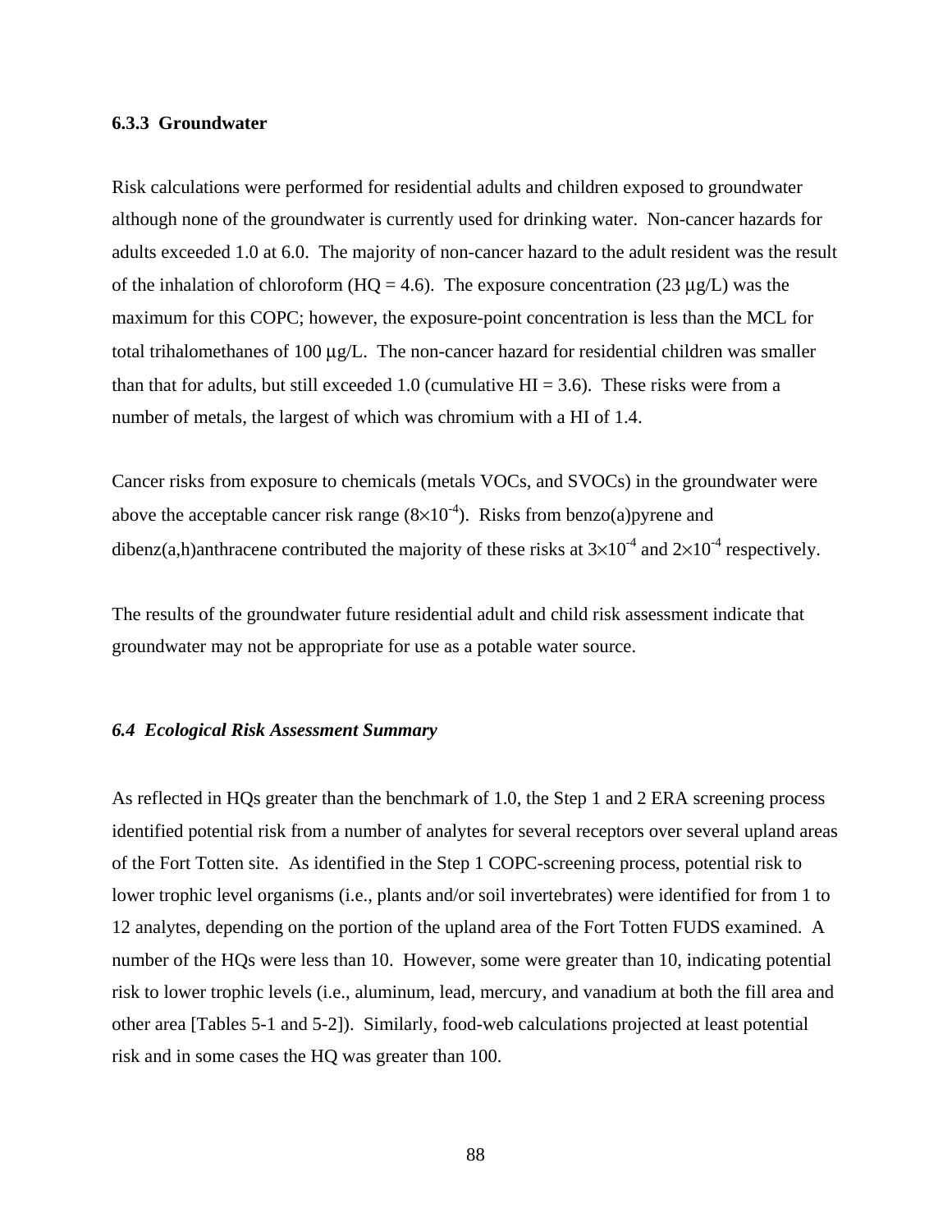### 6.3.3 Groundwater

Risk calculations were performed for residential adults and children exposed to groundwater although none of the groundwater is currently used for drinking water. Non-cancer hazards for adults exceeded 1.0 at 6.0. The majority of non-cancer hazard to the adult resident was the result of the inhalation of chloroform (HQ = 4.6). The exposure concentration (23 μg/L) was the maximum for this COPC; however, the exposure-point concentration is less than the MCL for total trihalomethanes of 100 μg/L. The non-cancer hazard for residential children was smaller than that for adults, but still exceeded 1.0 (cumulative HI = 3.6). These risks were from a number of metals, the largest of which was chromium with a HI of 1.4.

Cancer risks from exposure to chemicals (metals VOCs, and SVOCs) in the groundwater were above the acceptable cancer risk range ($8 \times 10^{-4}$). Risks from benzo(a)pyrene and dibenz(a,h)anthracene contributed the majority of these risks at $3 \times 10^{-4}$ and $2 \times 10^{-4}$ respectively.

The results of the groundwater future residential adult and child risk assessment indicate that groundwater may not be appropriate for use as a potable water source.

## *6.4 Ecological Risk Assessment Summary*

As reflected in HQs greater than the benchmark of 1.0, the Step 1 and 2 ERA screening process identified potential risk from a number of analytes for several receptors over several upland areas of the Fort Totten site. As identified in the Step 1 COPC-screening process, potential risk to lower trophic level organisms (i.e., plants and/or soil invertebrates) were identified for from 1 to 12 analytes, depending on the portion of the upland area of the Fort Totten FUDS examined. A number of the HQs were less than 10. However, some were greater than 10, indicating potential risk to lower trophic levels (i.e., aluminum, lead, mercury, and vanadium at both the fill area and other area [Tables 5-1 and 5-2]). Similarly, food-web calculations projected at least potential risk and in some cases the HQ was greater than 100.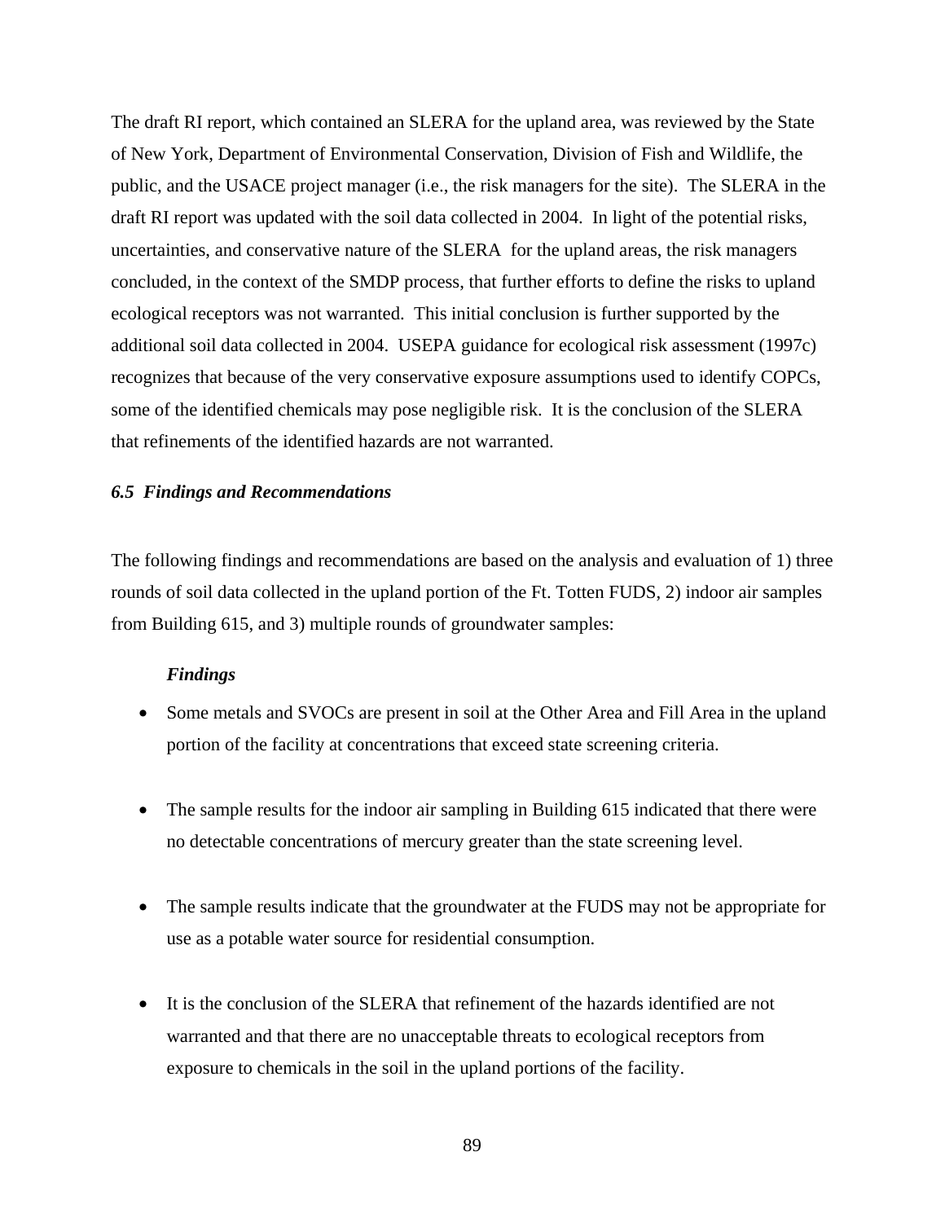The draft RI report, which contained an SLERA for the upland area, was reviewed by the State of New York, Department of Environmental Conservation, Division of Fish and Wildlife, the public, and the USACE project manager (i.e., the risk managers for the site). The SLERA in the draft RI report was updated with the soil data collected in 2004. In light of the potential risks, uncertainties, and conservative nature of the SLERA for the upland areas, the risk managers concluded, in the context of the SMDP process, that further efforts to define the risks to upland ecological receptors was not warranted. This initial conclusion is further supported by the additional soil data collected in 2004. USEPA guidance for ecological risk assessment (1997c) recognizes that because of the very conservative exposure assumptions used to identify COPCs, some of the identified chemicals may pose negligible risk. It is the conclusion of the SLERA that refinements of the identified hazards are not warranted.

### *6.5 Findings and Recommendations*

The following findings and recommendations are based on the analysis and evaluation of 1) three rounds of soil data collected in the upland portion of the Ft. Totten FUDS, 2) indoor air samples from Building 615, and 3) multiple rounds of groundwater samples:

***Findings***

- Some metals and SVOCs are present in soil at the Other Area and Fill Area in the upland portion of the facility at concentrations that exceed state screening criteria.

- The sample results for the indoor air sampling in Building 615 indicated that there were no detectable concentrations of mercury greater than the state screening level.

- The sample results indicate that the groundwater at the FUDS may not be appropriate for use as a potable water source for residential consumption.

- It is the conclusion of the SLERA that refinement of the hazards identified are not warranted and that there are no unacceptable threats to ecological receptors from exposure to chemicals in the soil in the upland portions of the facility.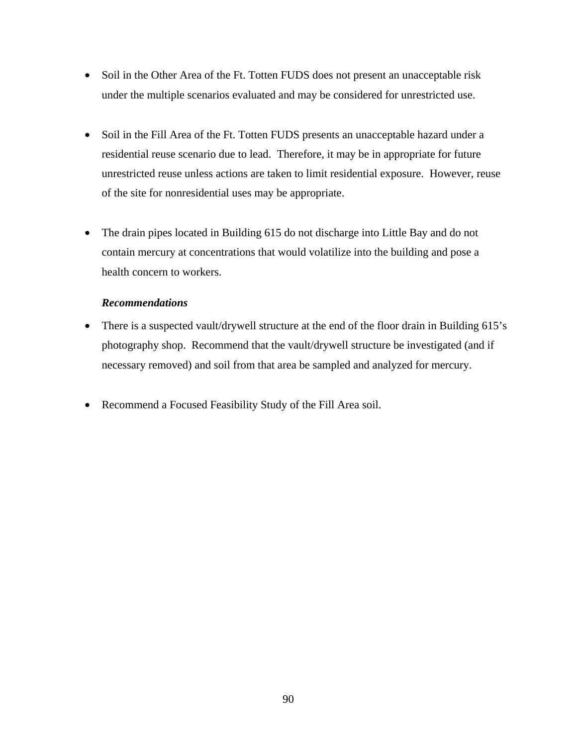- Soil in the Other Area of the Ft. Totten FUDS does not present an unacceptable risk under the multiple scenarios evaluated and may be considered for unrestricted use.

- Soil in the Fill Area of the Ft. Totten FUDS presents an unacceptable hazard under a residential reuse scenario due to lead. Therefore, it may be in appropriate for future unrestricted reuse unless actions are taken to limit residential exposure. However, reuse of the site for nonresidential uses may be appropriate.

- The drain pipes located in Building 615 do not discharge into Little Bay and do not contain mercury at concentrations that would volatilize into the building and pose a health concern to workers.

***Recommendations***

- There is a suspected vault/drywell structure at the end of the floor drain in Building 615's photography shop. Recommend that the vault/drywell structure be investigated (and if necessary removed) and soil from that area be sampled and analyzed for mercury.

- Recommend a Focused Feasibility Study of the Fill Area soil.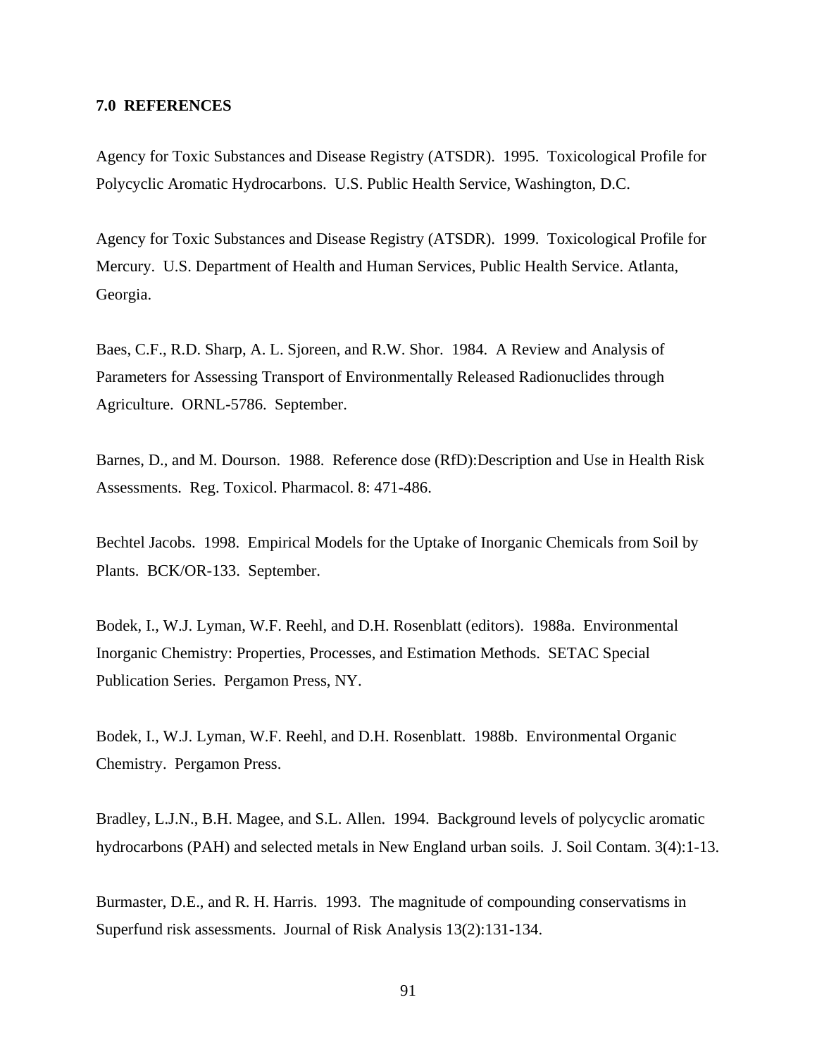## 7.0 REFERENCES

Agency for Toxic Substances and Disease Registry (ATSDR). 1995. Toxicological Profile for Polycyclic Aromatic Hydrocarbons. U.S. Public Health Service, Washington, D.C.

Agency for Toxic Substances and Disease Registry (ATSDR). 1999. Toxicological Profile for Mercury. U.S. Department of Health and Human Services, Public Health Service. Atlanta, Georgia.

Baes, C.F., R.D. Sharp, A. L. Sjoreen, and R.W. Shor. 1984. A Review and Analysis of Parameters for Assessing Transport of Environmentally Released Radionuclides through Agriculture. ORNL-5786. September.

Barnes, D., and M. Dourson. 1988. Reference dose (RfD):Description and Use in Health Risk Assessments. Reg. Toxicol. Pharmacol. 8: 471-486.

Bechtel Jacobs. 1998. Empirical Models for the Uptake of Inorganic Chemicals from Soil by Plants. BCK/OR-133. September.

Bodek, I., W.J. Lyman, W.F. Reehl, and D.H. Rosenblatt (editors). 1988a. Environmental Inorganic Chemistry: Properties, Processes, and Estimation Methods. SETAC Special Publication Series. Pergamon Press, NY.

Bodek, I., W.J. Lyman, W.F. Reehl, and D.H. Rosenblatt. 1988b. Environmental Organic Chemistry. Pergamon Press.

Bradley, L.J.N., B.H. Magee, and S.L. Allen. 1994. Background levels of polycyclic aromatic hydrocarbons (PAH) and selected metals in New England urban soils. J. Soil Contam. 3(4):1-13.

Burmaster, D.E., and R. H. Harris. 1993. The magnitude of compounding conservatisms in Superfund risk assessments. Journal of Risk Analysis 13(2):131-134.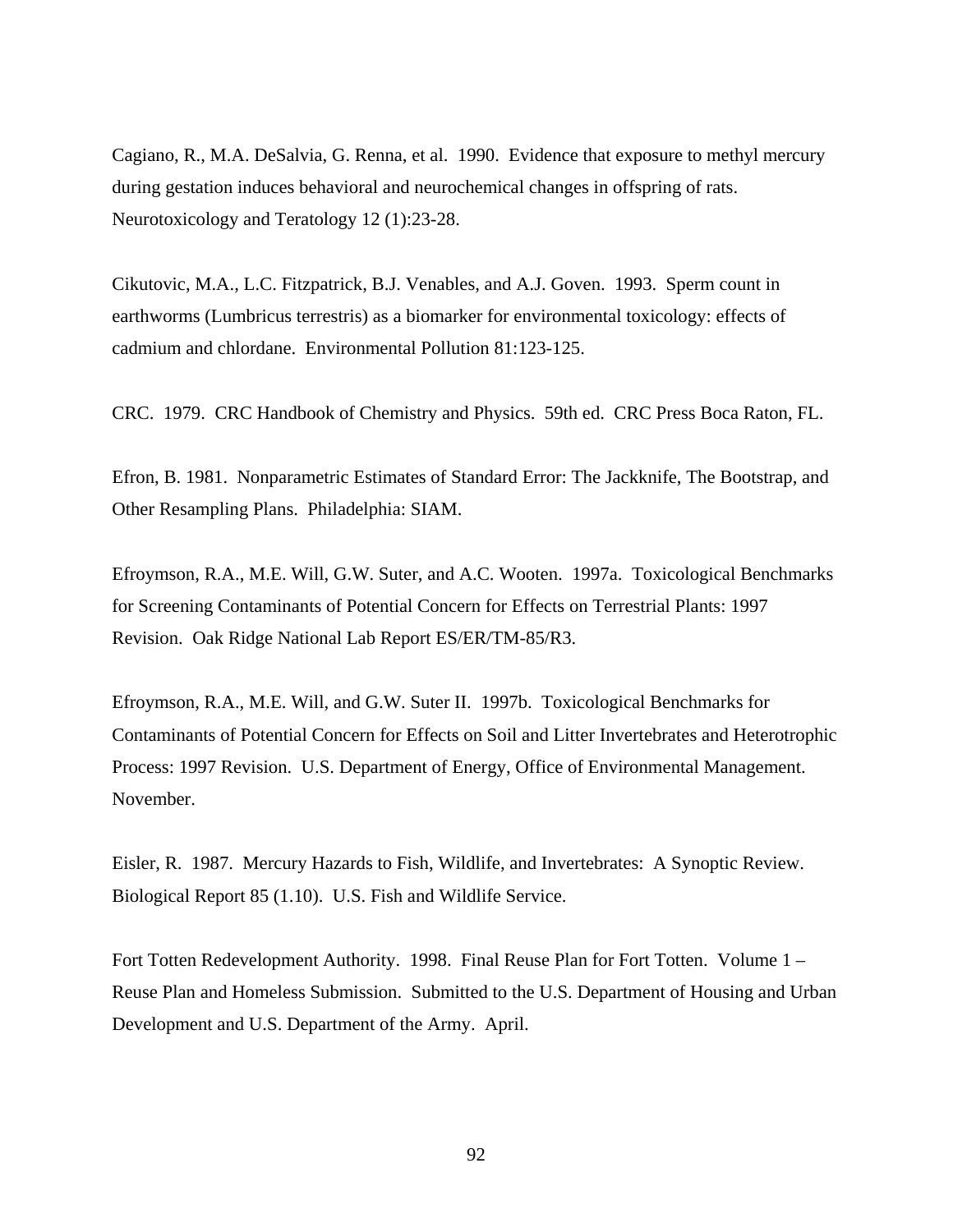Cagiano, R., M.A. DeSalvia, G. Renna, et al. 1990. Evidence that exposure to methyl mercury during gestation induces behavioral and neurochemical changes in offspring of rats. Neurotoxicology and Teratology 12 (1):23-28.

Cikutovic, M.A., L.C. Fitzpatrick, B.J. Venables, and A.J. Goven. 1993. Sperm count in earthworms (Lumbricus terrestris) as a biomarker for environmental toxicology: effects of cadmium and chlordane. Environmental Pollution 81:123-125.

CRC. 1979. CRC Handbook of Chemistry and Physics. 59th ed. CRC Press Boca Raton, FL.

Efron, B. 1981. Nonparametric Estimates of Standard Error: The Jackknife, The Bootstrap, and Other Resampling Plans. Philadelphia: SIAM.

Efroymson, R.A., M.E. Will, G.W. Suter, and A.C. Wooten. 1997a. Toxicological Benchmarks for Screening Contaminants of Potential Concern for Effects on Terrestrial Plants: 1997 Revision. Oak Ridge National Lab Report ES/ER/TM-85/R3.

Efroymson, R.A., M.E. Will, and G.W. Suter II. 1997b. Toxicological Benchmarks for Contaminants of Potential Concern for Effects on Soil and Litter Invertebrates and Heterotrophic Process: 1997 Revision. U.S. Department of Energy, Office of Environmental Management. November.

Eisler, R. 1987. Mercury Hazards to Fish, Wildlife, and Invertebrates: A Synoptic Review. Biological Report 85 (1.10). U.S. Fish and Wildlife Service.

Fort Totten Redevelopment Authority. 1998. Final Reuse Plan for Fort Totten. Volume 1 – Reuse Plan and Homeless Submission. Submitted to the U.S. Department of Housing and Urban Development and U.S. Department of the Army. April.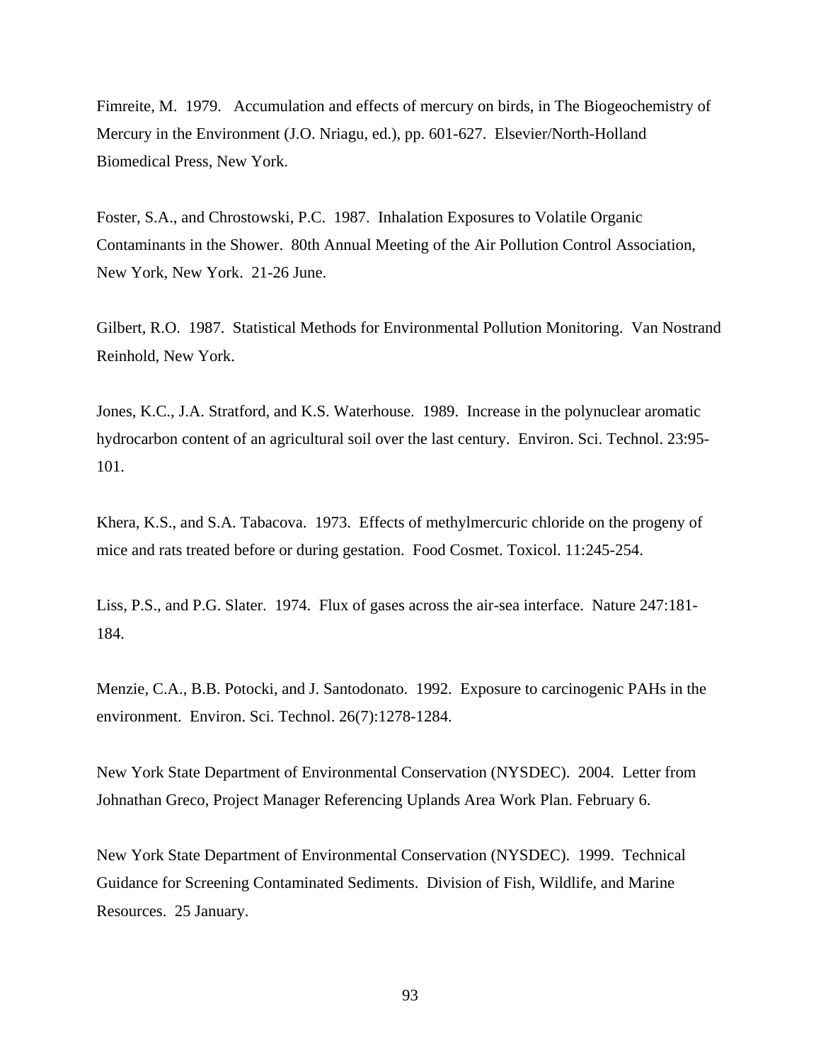Fimreite, M. 1979. Accumulation and effects of mercury on birds, in The Biogeochemistry of Mercury in the Environment (J.O. Nriagu, ed.), pp. 601-627. Elsevier/North-Holland Biomedical Press, New York.

Foster, S.A., and Chrostowski, P.C. 1987. Inhalation Exposures to Volatile Organic Contaminants in the Shower. 80th Annual Meeting of the Air Pollution Control Association, New York, New York. 21-26 June.

Gilbert, R.O. 1987. Statistical Methods for Environmental Pollution Monitoring. Van Nostrand Reinhold, New York.

Jones, K.C., J.A. Stratford, and K.S. Waterhouse. 1989. Increase in the polynuclear aromatic hydrocarbon content of an agricultural soil over the last century. Environ. Sci. Technol. 23:95-101.

Khera, K.S., and S.A. Tabacova. 1973. Effects of methylmercuric chloride on the progeny of mice and rats treated before or during gestation. Food Cosmet. Toxicol. 11:245-254.

Liss, P.S., and P.G. Slater. 1974. Flux of gases across the air-sea interface. Nature 247:181-184.

Menzie, C.A., B.B. Potocki, and J. Santodonato. 1992. Exposure to carcinogenic PAHs in the environment. Environ. Sci. Technol. 26(7):1278-1284.

New York State Department of Environmental Conservation (NYSDEC). 2004. Letter from Johnathan Greco, Project Manager Referencing Uplands Area Work Plan. February 6.

New York State Department of Environmental Conservation (NYSDEC). 1999. Technical Guidance for Screening Contaminated Sediments. Division of Fish, Wildlife, and Marine Resources. 25 January.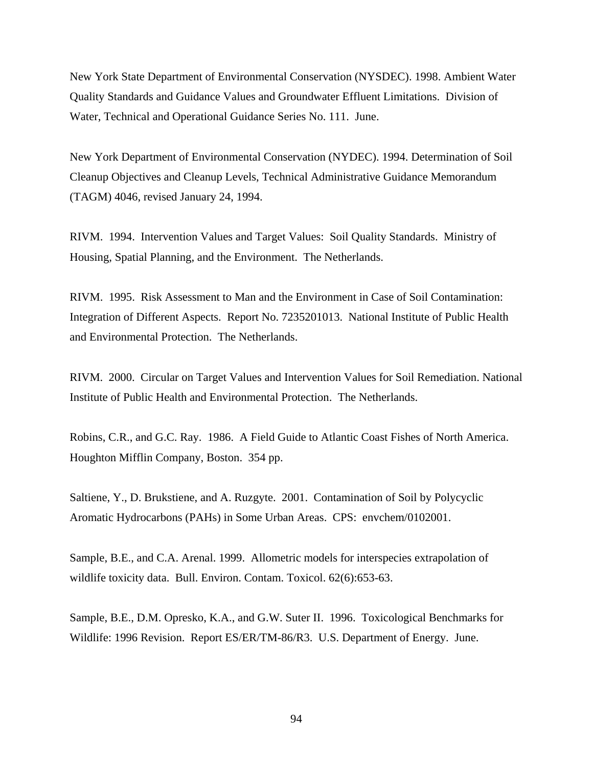New York State Department of Environmental Conservation (NYSDEC). 1998. Ambient Water Quality Standards and Guidance Values and Groundwater Effluent Limitations. Division of Water, Technical and Operational Guidance Series No. 111. June.

New York Department of Environmental Conservation (NYDEC). 1994. Determination of Soil Cleanup Objectives and Cleanup Levels, Technical Administrative Guidance Memorandum (TAGM) 4046, revised January 24, 1994.

RIVM. 1994. Intervention Values and Target Values: Soil Quality Standards. Ministry of Housing, Spatial Planning, and the Environment. The Netherlands.

RIVM. 1995. Risk Assessment to Man and the Environment in Case of Soil Contamination: Integration of Different Aspects. Report No. 7235201013. National Institute of Public Health and Environmental Protection. The Netherlands.

RIVM. 2000. Circular on Target Values and Intervention Values for Soil Remediation. National Institute of Public Health and Environmental Protection. The Netherlands.

Robins, C.R., and G.C. Ray. 1986. A Field Guide to Atlantic Coast Fishes of North America. Houghton Mifflin Company, Boston. 354 pp.

Saltiene, Y., D. Brukstiene, and A. Ruzgyte. 2001. Contamination of Soil by Polycyclic Aromatic Hydrocarbons (PAHs) in Some Urban Areas. CPS: envchem/0102001.

Sample, B.E., and C.A. Arenal. 1999. Allometric models for interspecies extrapolation of wildlife toxicity data. Bull. Environ. Contam. Toxicol. 62(6):653-63.

Sample, B.E., D.M. Opresko, K.A., and G.W. Suter II. 1996. Toxicological Benchmarks for Wildlife: 1996 Revision. Report ES/ER/TM-86/R3. U.S. Department of Energy. June.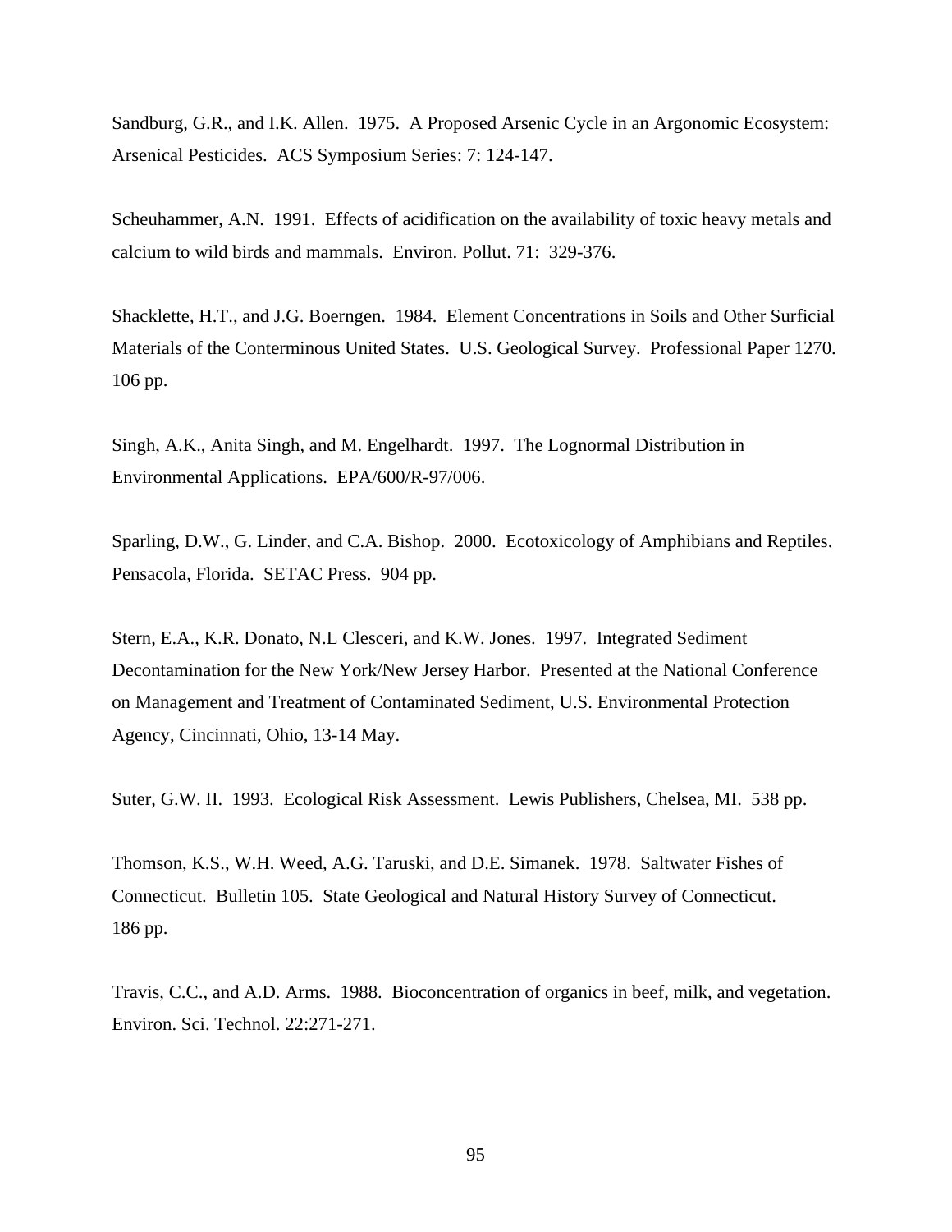Sandburg, G.R., and I.K. Allen. 1975. A Proposed Arsenic Cycle in an Argonomic Ecosystem: Arsenical Pesticides. ACS Symposium Series: 7: 124-147.

Scheuhammer, A.N. 1991. Effects of acidification on the availability of toxic heavy metals and calcium to wild birds and mammals. Environ. Pollut. 71: 329-376.

Shacklette, H.T., and J.G. Boerngen. 1984. Element Concentrations in Soils and Other Surficial Materials of the Conterminous United States. U.S. Geological Survey. Professional Paper 1270. 106 pp.

Singh, A.K., Anita Singh, and M. Engelhardt. 1997. The Lognormal Distribution in Environmental Applications. EPA/600/R-97/006.

Sparling, D.W., G. Linder, and C.A. Bishop. 2000. Ecotoxicology of Amphibians and Reptiles. Pensacola, Florida. SETAC Press. 904 pp.

Stern, E.A., K.R. Donato, N.L Clesceri, and K.W. Jones. 1997. Integrated Sediment Decontamination for the New York/New Jersey Harbor. Presented at the National Conference on Management and Treatment of Contaminated Sediment, U.S. Environmental Protection Agency, Cincinnati, Ohio, 13-14 May.

Suter, G.W. II. 1993. Ecological Risk Assessment. Lewis Publishers, Chelsea, MI. 538 pp.

Thomson, K.S., W.H. Weed, A.G. Taruski, and D.E. Simanek. 1978. Saltwater Fishes of Connecticut. Bulletin 105. State Geological and Natural History Survey of Connecticut. 186 pp.

Travis, C.C., and A.D. Arms. 1988. Bioconcentration of organics in beef, milk, and vegetation. Environ. Sci. Technol. 22:271-271.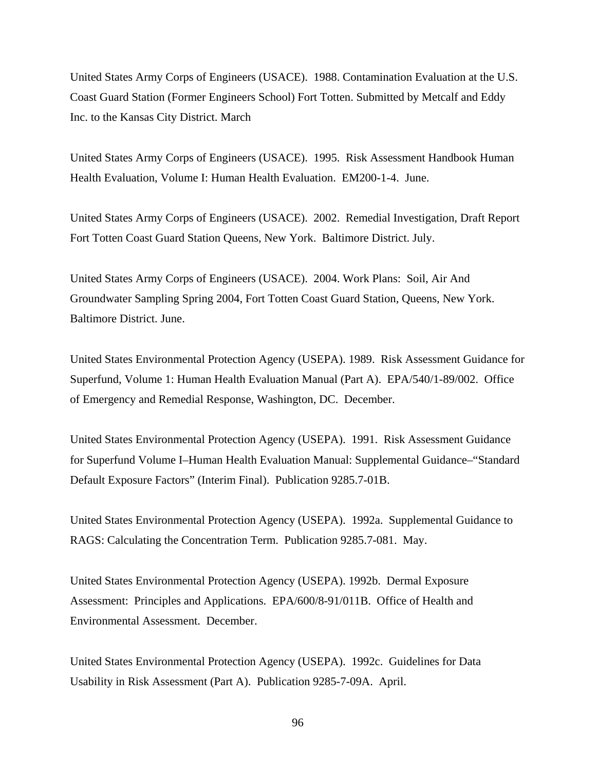United States Army Corps of Engineers (USACE). 1988. Contamination Evaluation at the U.S. Coast Guard Station (Former Engineers School) Fort Totten. Submitted by Metcalf and Eddy Inc. to the Kansas City District. March

United States Army Corps of Engineers (USACE). 1995. Risk Assessment Handbook Human Health Evaluation, Volume I: Human Health Evaluation. EM200-1-4. June.

United States Army Corps of Engineers (USACE). 2002. Remedial Investigation, Draft Report Fort Totten Coast Guard Station Queens, New York. Baltimore District. July.

United States Army Corps of Engineers (USACE). 2004. Work Plans: Soil, Air And Groundwater Sampling Spring 2004, Fort Totten Coast Guard Station, Queens, New York. Baltimore District. June.

United States Environmental Protection Agency (USEPA). 1989. Risk Assessment Guidance for Superfund, Volume 1: Human Health Evaluation Manual (Part A). EPA/540/1-89/002. Office of Emergency and Remedial Response, Washington, DC. December.

United States Environmental Protection Agency (USEPA). 1991. Risk Assessment Guidance for Superfund Volume I–Human Health Evaluation Manual: Supplemental Guidance–"Standard Default Exposure Factors" (Interim Final). Publication 9285.7-01B.

United States Environmental Protection Agency (USEPA). 1992a. Supplemental Guidance to RAGS: Calculating the Concentration Term. Publication 9285.7-081. May.

United States Environmental Protection Agency (USEPA). 1992b. Dermal Exposure Assessment: Principles and Applications. EPA/600/8-91/011B. Office of Health and Environmental Assessment. December.

United States Environmental Protection Agency (USEPA). 1992c. Guidelines for Data Usability in Risk Assessment (Part A). Publication 9285-7-09A. April.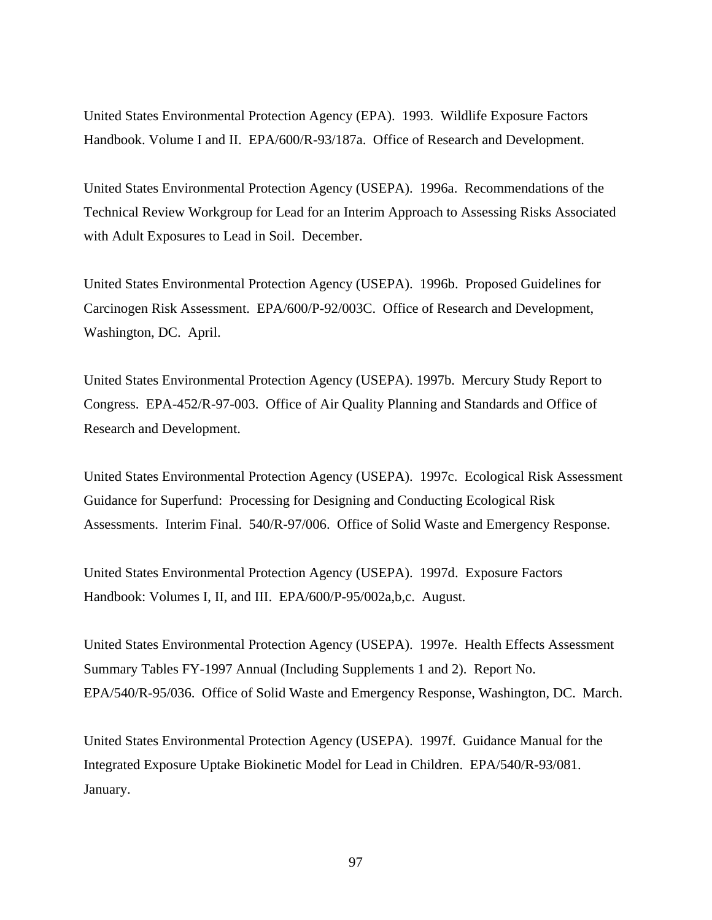United States Environmental Protection Agency (EPA). 1993. Wildlife Exposure Factors Handbook. Volume I and II. EPA/600/R-93/187a. Office of Research and Development.

United States Environmental Protection Agency (USEPA). 1996a. Recommendations of the Technical Review Workgroup for Lead for an Interim Approach to Assessing Risks Associated with Adult Exposures to Lead in Soil. December.

United States Environmental Protection Agency (USEPA). 1996b. Proposed Guidelines for Carcinogen Risk Assessment. EPA/600/P-92/003C. Office of Research and Development, Washington, DC. April.

United States Environmental Protection Agency (USEPA). 1997b. Mercury Study Report to Congress. EPA-452/R-97-003. Office of Air Quality Planning and Standards and Office of Research and Development.

United States Environmental Protection Agency (USEPA). 1997c. Ecological Risk Assessment Guidance for Superfund: Processing for Designing and Conducting Ecological Risk Assessments. Interim Final. 540/R-97/006. Office of Solid Waste and Emergency Response.

United States Environmental Protection Agency (USEPA). 1997d. Exposure Factors Handbook: Volumes I, II, and III. EPA/600/P-95/002a,b,c. August.

United States Environmental Protection Agency (USEPA). 1997e. Health Effects Assessment Summary Tables FY-1997 Annual (Including Supplements 1 and 2). Report No. EPA/540/R-95/036. Office of Solid Waste and Emergency Response, Washington, DC. March.

United States Environmental Protection Agency (USEPA). 1997f. Guidance Manual for the Integrated Exposure Uptake Biokinetic Model for Lead in Children. EPA/540/R-93/081. January.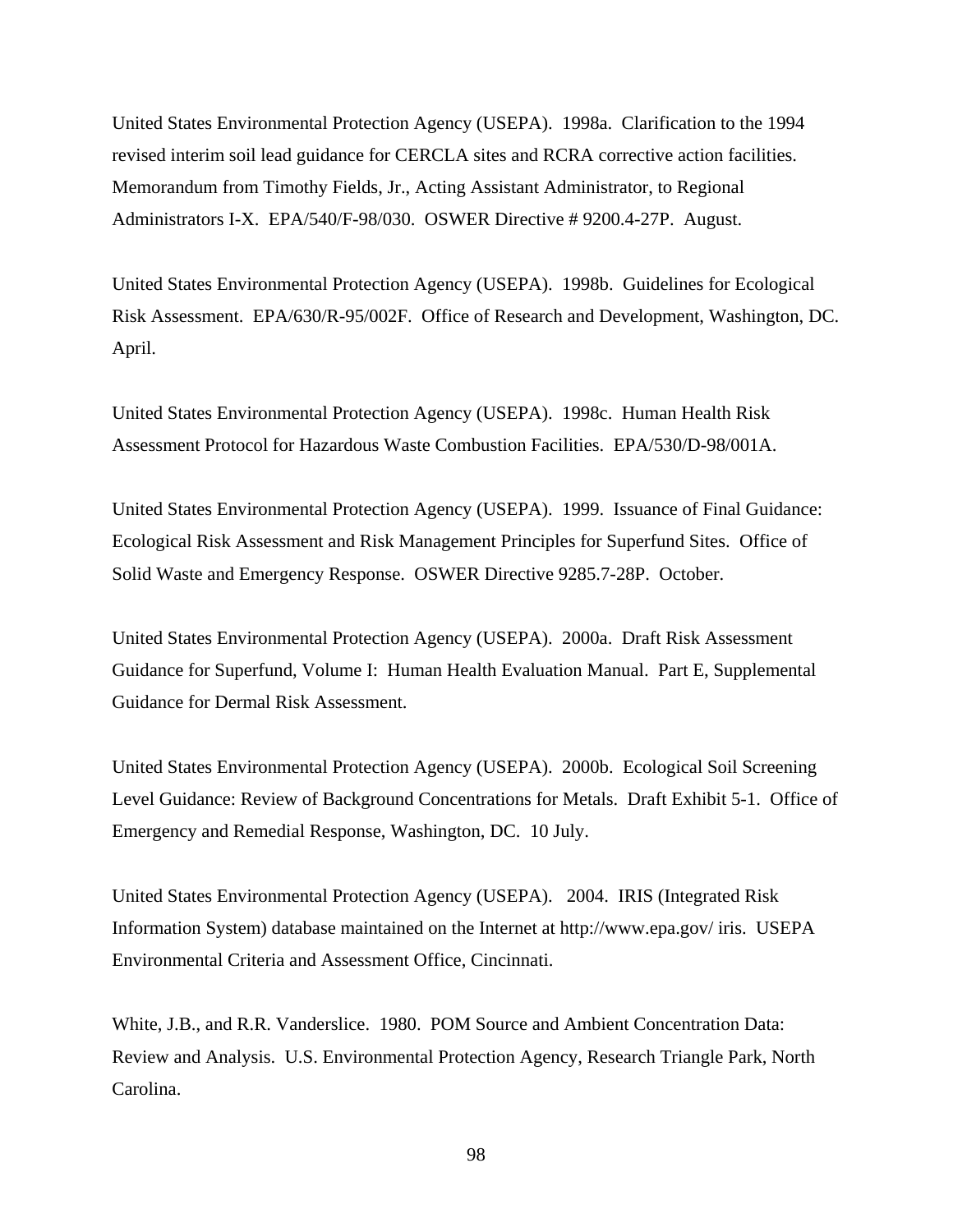United States Environmental Protection Agency (USEPA). 1998a. Clarification to the 1994 revised interim soil lead guidance for CERCLA sites and RCRA corrective action facilities. Memorandum from Timothy Fields, Jr., Acting Assistant Administrator, to Regional Administrators I-X. EPA/540/F-98/030. OSWER Directive # 9200.4-27P. August.

United States Environmental Protection Agency (USEPA). 1998b. Guidelines for Ecological Risk Assessment. EPA/630/R-95/002F. Office of Research and Development, Washington, DC. April.

United States Environmental Protection Agency (USEPA). 1998c. Human Health Risk Assessment Protocol for Hazardous Waste Combustion Facilities. EPA/530/D-98/001A.

United States Environmental Protection Agency (USEPA). 1999. Issuance of Final Guidance: Ecological Risk Assessment and Risk Management Principles for Superfund Sites. Office of Solid Waste and Emergency Response. OSWER Directive 9285.7-28P. October.

United States Environmental Protection Agency (USEPA). 2000a. Draft Risk Assessment Guidance for Superfund, Volume I: Human Health Evaluation Manual. Part E, Supplemental Guidance for Dermal Risk Assessment.

United States Environmental Protection Agency (USEPA). 2000b. Ecological Soil Screening Level Guidance: Review of Background Concentrations for Metals. Draft Exhibit 5-1. Office of Emergency and Remedial Response, Washington, DC. 10 July.

United States Environmental Protection Agency (USEPA). 2004. IRIS (Integrated Risk Information System) database maintained on the Internet at http://www.epa.gov/ iris. USEPA Environmental Criteria and Assessment Office, Cincinnati.

White, J.B., and R.R. Vanderslice. 1980. POM Source and Ambient Concentration Data: Review and Analysis. U.S. Environmental Protection Agency, Research Triangle Park, North Carolina.